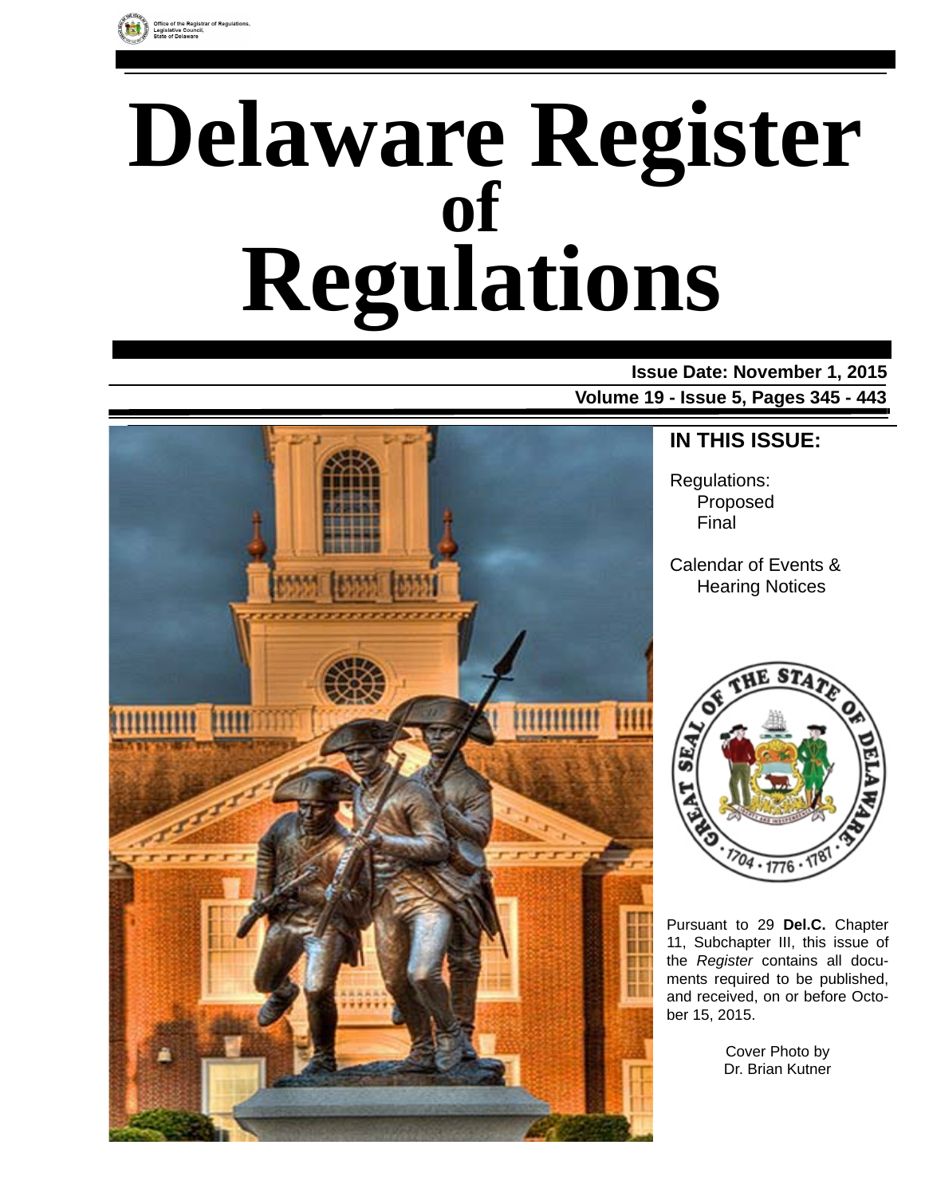Office of the Registrar of Regulations, Legislative Council, State of Delaware

# Delaware Register of Regulations

**Issue Date: November 1, 2015**

**Volume 19 - Issue 5, Pages 345 - 443**

## IN THIS ISSUE:

Regulations:
- Proposed
- Final

Calendar of Events & Hearing Notices

Pursuant to 29 **Del.C.** Chapter 11, Subchapter III, this issue of the *Register* contains all documents required to be published, and received, on or before October 15, 2015.

Cover Photo by Dr. Brian Kutner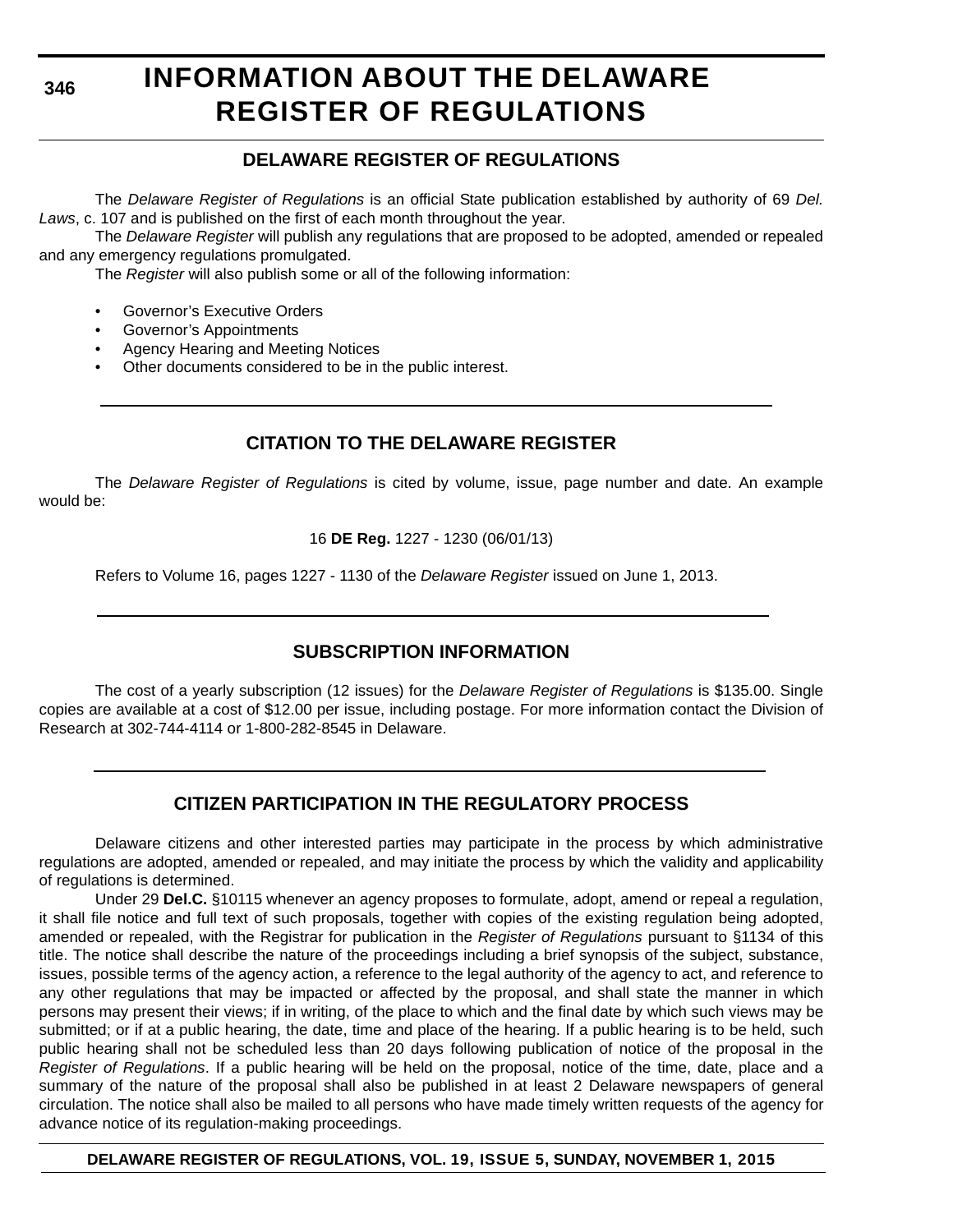# INFORMATION ABOUT THE DELAWARE REGISTER OF REGULATIONS

## DELAWARE REGISTER OF REGULATIONS

The *Delaware Register of Regulations* is an official State publication established by authority of 69 *Del. Laws*, c. 107 and is published on the first of each month throughout the year.

The *Delaware Register* will publish any regulations that are proposed to be adopted, amended or repealed and any emergency regulations promulgated.

The *Register* will also publish some or all of the following information:

- Governor's Executive Orders
- Governor's Appointments
- Agency Hearing and Meeting Notices
- Other documents considered to be in the public interest.

## CITATION TO THE DELAWARE REGISTER

The *Delaware Register of Regulations* is cited by volume, issue, page number and date. An example would be:

16 **DE Reg.** 1227 - 1230 (06/01/13)

Refers to Volume 16, pages 1227 - 1130 of the *Delaware Register* issued on June 1, 2013.

## SUBSCRIPTION INFORMATION

The cost of a yearly subscription (12 issues) for the *Delaware Register of Regulations* is $135.00. Single copies are available at a cost of $12.00 per issue, including postage. For more information contact the Division of Research at 302-744-4114 or 1-800-282-8545 in Delaware.

## CITIZEN PARTICIPATION IN THE REGULATORY PROCESS

Delaware citizens and other interested parties may participate in the process by which administrative regulations are adopted, amended or repealed, and may initiate the process by which the validity and applicability of regulations is determined.

Under 29 **Del.C.** §10115 whenever an agency proposes to formulate, adopt, amend or repeal a regulation, it shall file notice and full text of such proposals, together with copies of the existing regulation being adopted, amended or repealed, with the Registrar for publication in the *Register of Regulations* pursuant to §1134 of this title. The notice shall describe the nature of the proceedings including a brief synopsis of the subject, substance, issues, possible terms of the agency action, a reference to the legal authority of the agency to act, and reference to any other regulations that may be impacted or affected by the proposal, and shall state the manner in which persons may present their views; if in writing, of the place to which and the final date by which such views may be submitted; or if at a public hearing, the date, time and place of the hearing. If a public hearing is to be held, such public hearing shall not be scheduled less than 20 days following publication of notice of the proposal in the *Register of Regulations*. If a public hearing will be held on the proposal, notice of the time, date, place and a summary of the nature of the proposal shall also be published in at least 2 Delaware newspapers of general circulation. The notice shall also be mailed to all persons who have made timely written requests of the agency for advance notice of its regulation-making proceedings.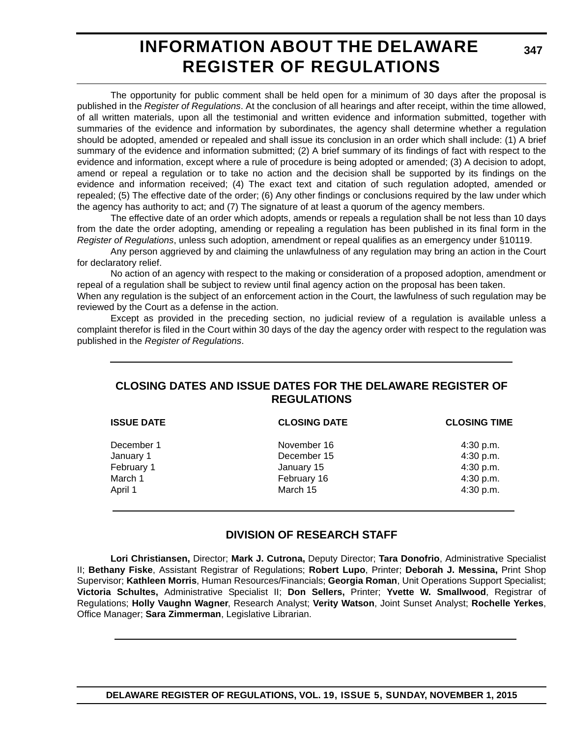The opportunity for public comment shall be held open for a minimum of 30 days after the proposal is published in the *Register of Regulations*. At the conclusion of all hearings and after receipt, within the time allowed, of all written materials, upon all the testimonial and written evidence and information submitted, together with summaries of the evidence and information by subordinates, the agency shall determine whether a regulation should be adopted, amended or repealed and shall issue its conclusion in an order which shall include: (1) A brief summary of the evidence and information submitted; (2) A brief summary of its findings of fact with respect to the evidence and information, except where a rule of procedure is being adopted or amended; (3) A decision to adopt, amend or repeal a regulation or to take no action and the decision shall be supported by its findings on the evidence and information received; (4) The exact text and citation of such regulation adopted, amended or repealed; (5) The effective date of the order; (6) Any other findings or conclusions required by the law under which the agency has authority to act; and (7) The signature of at least a quorum of the agency members.

The effective date of an order which adopts, amends or repeals a regulation shall be not less than 10 days from the date the order adopting, amending or repealing a regulation has been published in its final form in the *Register of Regulations*, unless such adoption, amendment or repeal qualifies as an emergency under §10119.

Any person aggrieved by and claiming the unlawfulness of any regulation may bring an action in the Court for declaratory relief.

No action of an agency with respect to the making or consideration of a proposed adoption, amendment or repeal of a regulation shall be subject to review until final agency action on the proposal has been taken.
When any regulation is the subject of an enforcement action in the Court, the lawfulness of such regulation may be reviewed by the Court as a defense in the action.

Except as provided in the preceding section, no judicial review of a regulation is available unless a complaint therefor is filed in the Court within 30 days of the day the agency order with respect to the regulation was published in the *Register of Regulations*.

## CLOSING DATES AND ISSUE DATES FOR THE DELAWARE REGISTER OF REGULATIONS

| ISSUE DATE | CLOSING DATE | CLOSING TIME |
|---|---|---|
| December 1 | November 16 | 4:30 p.m. |
| January 1 | December 15 | 4:30 p.m. |
| February 1 | January 15 | 4:30 p.m. |
| March 1 | February 16 | 4:30 p.m. |
| April 1 | March 15 | 4:30 p.m. |

## DIVISION OF RESEARCH STAFF

**Lori Christiansen,** Director; **Mark J. Cutrona,** Deputy Director; **Tara Donofrio**, Administrative Specialist II; **Bethany Fiske**, Assistant Registrar of Regulations; **Robert Lupo**, Printer; **Deborah J. Messina,** Print Shop Supervisor; **Kathleen Morris**, Human Resources/Financials; **Georgia Roman**, Unit Operations Support Specialist; **Victoria Schultes,** Administrative Specialist II; **Don Sellers,** Printer; **Yvette W. Smallwood**, Registrar of Regulations; **Holly Vaughn Wagner**, Research Analyst; **Verity Watson**, Joint Sunset Analyst; **Rochelle Yerkes**, Office Manager; **Sara Zimmerman**, Legislative Librarian.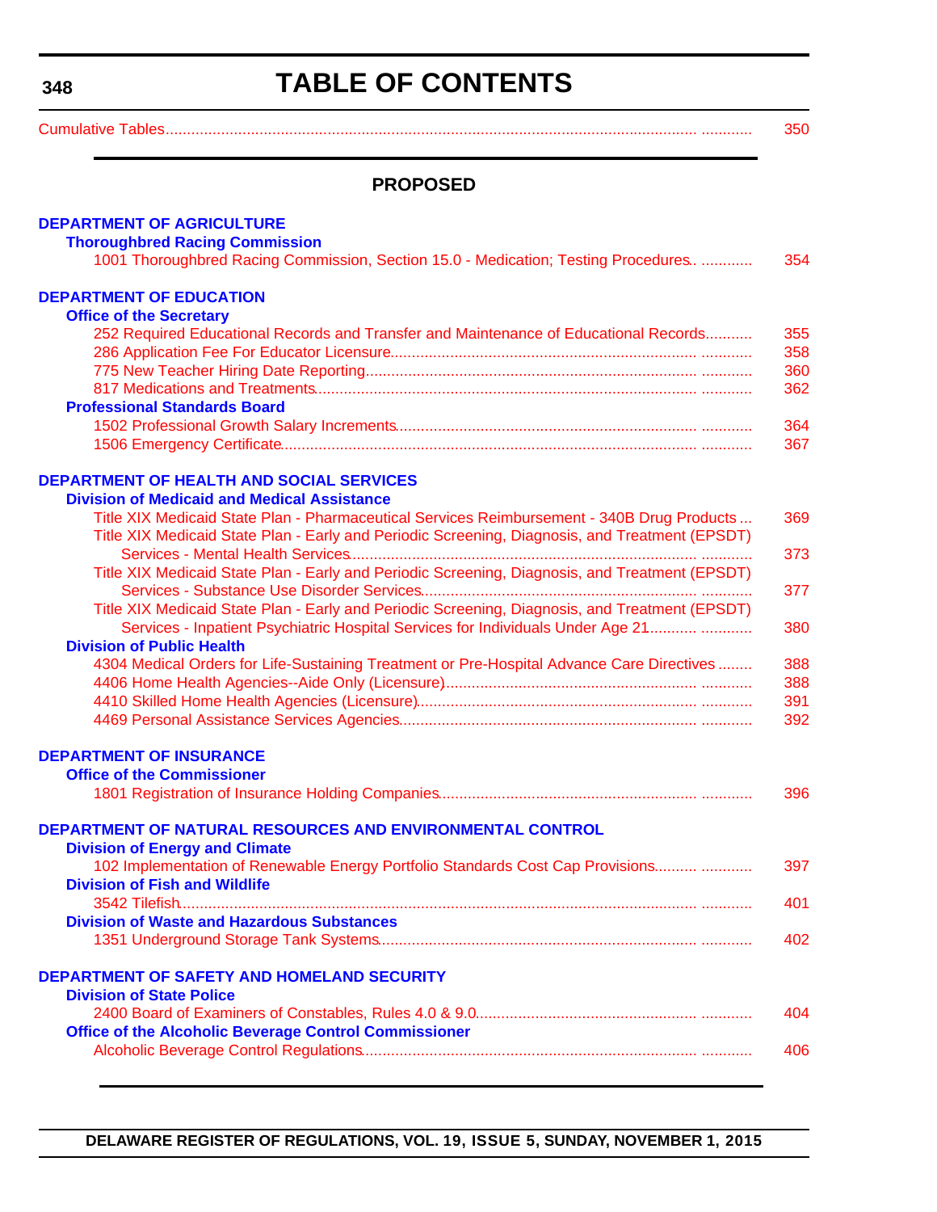# TABLE OF CONTENTS

Cumulative Tables ............ 350

## PROPOSED

### DEPARTMENT OF AGRICULTURE

**Thoroughbred Racing Commission**

1001 Thoroughbred Racing Commission, Section 15.0 - Medication; Testing Procedures.. ............ 354

### DEPARTMENT OF EDUCATION

**Office of the Secretary**

252 Required Educational Records and Transfer and Maintenance of Educational Records........... 355

286 Application Fee For Educator Licensure............ 358

775 New Teacher Hiring Date Reporting............ 360

817 Medications and Treatments............ 362

**Professional Standards Board**

1502 Professional Growth Salary Increments............ 364

1506 Emergency Certificate............ 367

### DEPARTMENT OF HEALTH AND SOCIAL SERVICES

**Division of Medicaid and Medical Assistance**

Title XIX Medicaid State Plan - Pharmaceutical Services Reimbursement - 340B Drug Products ... 369

Title XIX Medicaid State Plan - Early and Periodic Screening, Diagnosis, and Treatment (EPSDT) Services - Mental Health Services............ 373

Title XIX Medicaid State Plan - Early and Periodic Screening, Diagnosis, and Treatment (EPSDT) Services - Substance Use Disorder Services............ 377

Title XIX Medicaid State Plan - Early and Periodic Screening, Diagnosis, and Treatment (EPSDT) Services - Inpatient Psychiatric Hospital Services for Individuals Under Age 21........... 380

**Division of Public Health**

4304 Medical Orders for Life-Sustaining Treatment or Pre-Hospital Advance Care Directives ........ 388

4406 Home Health Agencies--Aide Only (Licensure)............ 388

4410 Skilled Home Health Agencies (Licensure)............ 391

4469 Personal Assistance Services Agencies............ 392

### DEPARTMENT OF INSURANCE

**Office of the Commissioner**

1801 Registration of Insurance Holding Companies............ 396

### DEPARTMENT OF NATURAL RESOURCES AND ENVIRONMENTAL CONTROL

**Division of Energy and Climate**

102 Implementation of Renewable Energy Portfolio Standards Cost Cap Provisions.......... 397

**Division of Fish and Wildlife**

3542 Tilefish............ 401

**Division of Waste and Hazardous Substances**

1351 Underground Storage Tank Systems............ 402

### DEPARTMENT OF SAFETY AND HOMELAND SECURITY

**Division of State Police**

2400 Board of Examiners of Constables, Rules 4.0 & 9.0............ 404

**Office of the Alcoholic Beverage Control Commissioner**

Alcoholic Beverage Control Regulations............ 406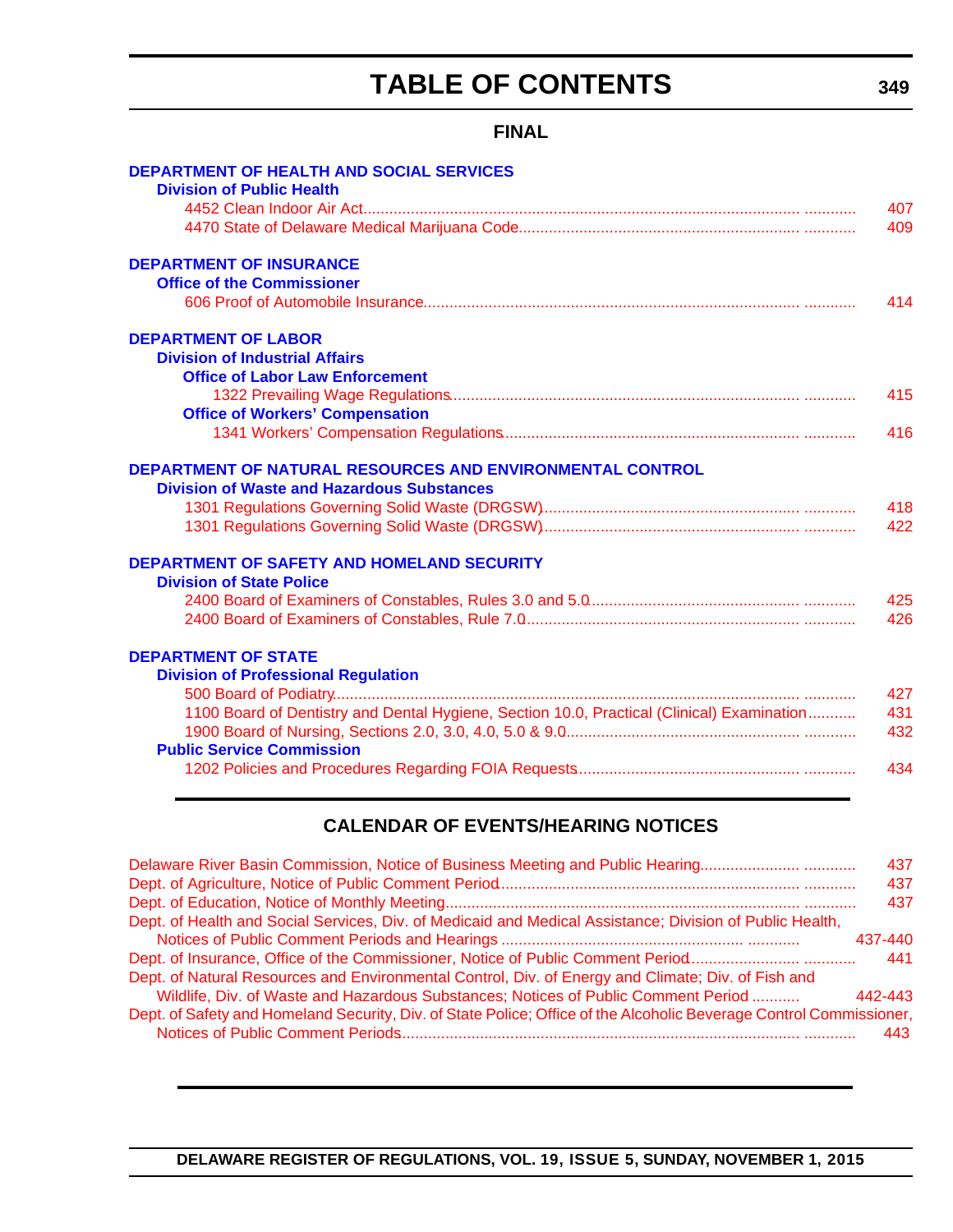# TABLE OF CONTENTS

## FINAL

**DEPARTMENT OF HEALTH AND SOCIAL SERVICES**

**Division of Public Health**

4452 Clean Indoor Air Act ........ 407

4470 State of Delaware Medical Marijuana Code ........ 409

**DEPARTMENT OF INSURANCE**

**Office of the Commissioner**

606 Proof of Automobile Insurance ........ 414

**DEPARTMENT OF LABOR**

**Division of Industrial Affairs**

**Office of Labor Law Enforcement**

1322 Prevailing Wage Regulations ........ 415

**Office of Workers' Compensation**

1341 Workers' Compensation Regulations ........ 416

**DEPARTMENT OF NATURAL RESOURCES AND ENVIRONMENTAL CONTROL**

**Division of Waste and Hazardous Substances**

1301 Regulations Governing Solid Waste (DRGSW) ........ 418

1301 Regulations Governing Solid Waste (DRGSW) ........ 422

**DEPARTMENT OF SAFETY AND HOMELAND SECURITY**

**Division of State Police**

2400 Board of Examiners of Constables, Rules 3.0 and 5.0 ........ 425

2400 Board of Examiners of Constables, Rule 7.0 ........ 426

**DEPARTMENT OF STATE**

**Division of Professional Regulation**

500 Board of Podiatry ........ 427

1100 Board of Dentistry and Dental Hygiene, Section 10.0, Practical (Clinical) Examination ........ 431

1900 Board of Nursing, Sections 2.0, 3.0, 4.0, 5.0 & 9.0 ........ 432

**Public Service Commission**

1202 Policies and Procedures Regarding FOIA Requests ........ 434

## CALENDAR OF EVENTS/HEARING NOTICES

Delaware River Basin Commission, Notice of Business Meeting and Public Hearing ........ 437

Dept. of Agriculture, Notice of Public Comment Period ........ 437

Dept. of Education, Notice of Monthly Meeting ........ 437

Dept. of Health and Social Services, Div. of Medicaid and Medical Assistance; Division of Public Health, Notices of Public Comment Periods and Hearings ........ 437-440

Dept. of Insurance, Office of the Commissioner, Notice of Public Comment Period ........ 441

Dept. of Natural Resources and Environmental Control, Div. of Energy and Climate; Div. of Fish and Wildlife, Div. of Waste and Hazardous Substances; Notices of Public Comment Period ........ 442-443

Dept. of Safety and Homeland Security, Div. of State Police; Office of the Alcoholic Beverage Control Commissioner, Notices of Public Comment Periods ........ 443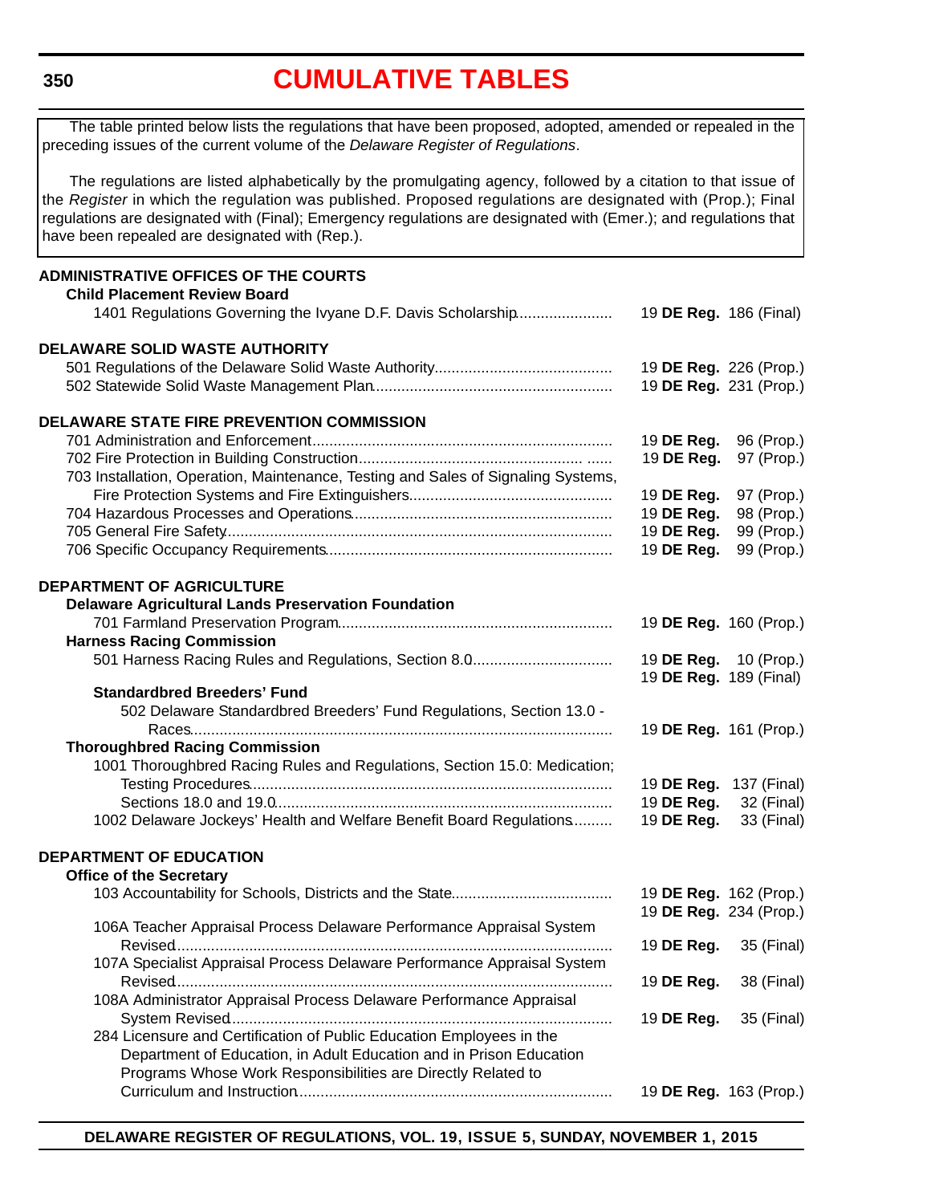# CUMULATIVE TABLES

The table printed below lists the regulations that have been proposed, adopted, amended or repealed in the preceding issues of the current volume of the *Delaware Register of Regulations*.

The regulations are listed alphabetically by the promulgating agency, followed by a citation to that issue of the *Register* in which the regulation was published. Proposed regulations are designated with (Prop.); Final regulations are designated with (Final); Emergency regulations are designated with (Emer.); and regulations that have been repealed are designated with (Rep.).

**ADMINISTRATIVE OFFICES OF THE COURTS**

**Child Placement Review Board**

1401 Regulations Governing the Ivyane D.F. Davis Scholarship ...................... 19 **DE Reg.** 186 (Final)

**DELAWARE SOLID WASTE AUTHORITY**

501 Regulations of the Delaware Solid Waste Authority ........................................ 19 **DE Reg.** 226 (Prop.)

502 Statewide Solid Waste Management Plan ........................................................ 19 **DE Reg.** 231 (Prop.)

**DELAWARE STATE FIRE PREVENTION COMMISSION**

701 Administration and Enforcement ...................................................................... 19 **DE Reg.** 96 (Prop.)

702 Fire Protection in Building Construction ........................................................... 19 **DE Reg.** 97 (Prop.)

703 Installation, Operation, Maintenance, Testing and Sales of Signaling Systems, Fire Protection Systems and Fire Extinguishers ................................................ 19 **DE Reg.** 97 (Prop.)

704 Hazardous Processes and Operations ............................................................. 19 **DE Reg.** 98 (Prop.)

705 General Fire Safety ........................................................................................... 19 **DE Reg.** 99 (Prop.)

706 Specific Occupancy Requirements ................................................................... 19 **DE Reg.** 99 (Prop.)

**DEPARTMENT OF AGRICULTURE**

**Delaware Agricultural Lands Preservation Foundation**

701 Farmland Preservation Program ................................................................ 19 **DE Reg.** 160 (Prop.)

**Harness Racing Commission**

501 Harness Racing Rules and Regulations, Section 8.0 ................................ 19 **DE Reg.** 10 (Prop.)
19 **DE Reg.** 189 (Final)

**Standardbred Breeders' Fund**

502 Delaware Standardbred Breeders' Fund Regulations, Section 13.0 - Races ................................................................................................... 19 **DE Reg.** 161 (Prop.)

**Thoroughbred Racing Commission**

1001 Thoroughbred Racing Rules and Regulations, Section 15.0: Medication; Testing Procedures ........................................................................ 19 **DE Reg.** 137 (Final)

Sections 18.0 and 19.0 ............................................................................. 19 **DE Reg.** 32 (Final)

1002 Delaware Jockeys' Health and Welfare Benefit Board Regulations ......... 19 **DE Reg.** 33 (Final)

**DEPARTMENT OF EDUCATION**

**Office of the Secretary**

103 Accountability for Schools, Districts and the State ..................................... 19 **DE Reg.** 162 (Prop.)
19 **DE Reg.** 234 (Prop.)

106A Teacher Appraisal Process Delaware Performance Appraisal System Revised ................................................................................................. 19 **DE Reg.** 35 (Final)

107A Specialist Appraisal Process Delaware Performance Appraisal System Revised ................................................................................................. 19 **DE Reg.** 38 (Final)

108A Administrator Appraisal Process Delaware Performance Appraisal System Revised ..................................................................................... 19 **DE Reg.** 35 (Final)

284 Licensure and Certification of Public Education Employees in the Department of Education, in Adult Education and in Prison Education Programs Whose Work Responsibilities are Directly Related to Curriculum and Instruction .................................................................... 19 **DE Reg.** 163 (Prop.)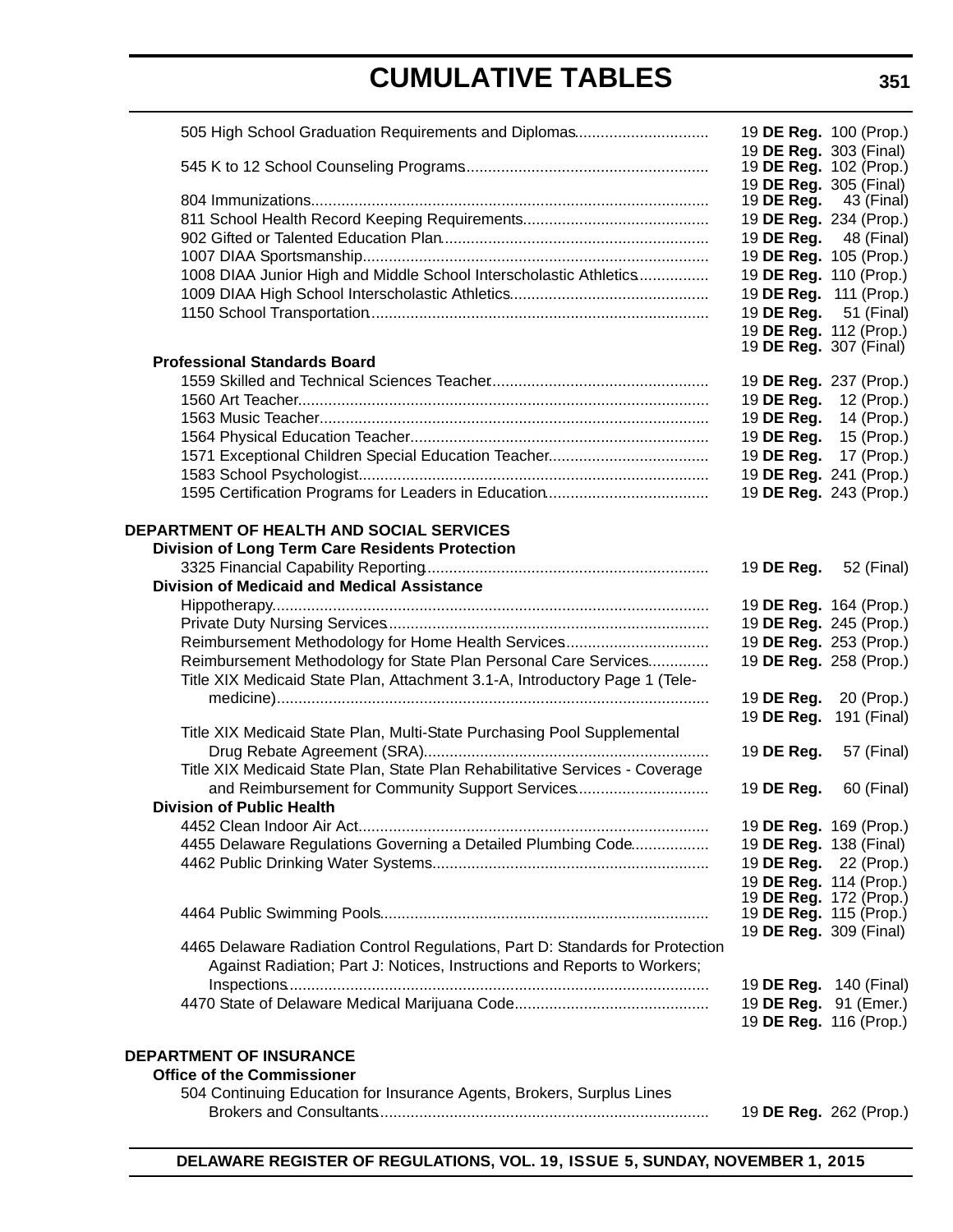# CUMULATIVE TABLES

| Regulation | Citation |
|---|---|
| 505 High School Graduation Requirements and Diplomas | 19 **DE Reg.** 100 (Prop.) |
| | 19 **DE Reg.** 303 (Final) |
| 545 K to 12 School Counseling Programs | 19 **DE Reg.** 102 (Prop.) |
| | 19 **DE Reg.** 305 (Final) |
| 804 Immunizations | 19 **DE Reg.** 43 (Final) |
| 811 School Health Record Keeping Requirements | 19 **DE Reg.** 234 (Prop.) |
| 902 Gifted or Talented Education Plan | 19 **DE Reg.** 48 (Final) |
| 1007 DIAA Sportsmanship | 19 **DE Reg.** 105 (Prop.) |
| 1008 DIAA Junior High and Middle School Interscholastic Athletics | 19 **DE Reg.** 110 (Prop.) |
| 1009 DIAA High School Interscholastic Athletics | 19 **DE Reg.** 111 (Prop.) |
| 1150 School Transportation | 19 **DE Reg.** 51 (Final) |
| | 19 **DE Reg.** 112 (Prop.) |
| | 19 **DE Reg.** 307 (Final) |
| **Professional Standards Board** | |
| 1559 Skilled and Technical Sciences Teacher | 19 **DE Reg.** 237 (Prop.) |
| 1560 Art Teacher | 19 **DE Reg.** 12 (Prop.) |
| 1563 Music Teacher | 19 **DE Reg.** 14 (Prop.) |
| 1564 Physical Education Teacher | 19 **DE Reg.** 15 (Prop.) |
| 1571 Exceptional Children Special Education Teacher | 19 **DE Reg.** 17 (Prop.) |
| 1583 School Psychologist | 19 **DE Reg.** 241 (Prop.) |
| 1595 Certification Programs for Leaders in Education | 19 **DE Reg.** 243 (Prop.) |
| | |
| **DEPARTMENT OF HEALTH AND SOCIAL SERVICES** | |
| **Division of Long Term Care Residents Protection** | |
| 3325 Financial Capability Reporting | 19 **DE Reg.** 52 (Final) |
| **Division of Medicaid and Medical Assistance** | |
| Hippotherapy | 19 **DE Reg.** 164 (Prop.) |
| Private Duty Nursing Services | 19 **DE Reg.** 245 (Prop.) |
| Reimbursement Methodology for Home Health Services | 19 **DE Reg.** 253 (Prop.) |
| Reimbursement Methodology for State Plan Personal Care Services | 19 **DE Reg.** 258 (Prop.) |
| Title XIX Medicaid State Plan, Attachment 3.1-A, Introductory Page 1 (Tele-medicine) | 19 **DE Reg.** 20 (Prop.) |
| | 19 **DE Reg.** 191 (Final) |
| Title XIX Medicaid State Plan, Multi-State Purchasing Pool Supplemental Drug Rebate Agreement (SRA) | 19 **DE Reg.** 57 (Final) |
| Title XIX Medicaid State Plan, State Plan Rehabilitative Services - Coverage and Reimbursement for Community Support Services | 19 **DE Reg.** 60 (Final) |
| **Division of Public Health** | |
| 4452 Clean Indoor Air Act | 19 **DE Reg.** 169 (Prop.) |
| 4455 Delaware Regulations Governing a Detailed Plumbing Code | 19 **DE Reg.** 138 (Final) |
| 4462 Public Drinking Water Systems | 19 **DE Reg.** 22 (Prop.) |
| | 19 **DE Reg.** 114 (Prop.) |
| | 19 **DE Reg.** 172 (Prop.) |
| 4464 Public Swimming Pools | 19 **DE Reg.** 115 (Prop.) |
| | 19 **DE Reg.** 309 (Final) |
| 4465 Delaware Radiation Control Regulations, Part D: Standards for Protection Against Radiation; Part J: Notices, Instructions and Reports to Workers; Inspections | 19 **DE Reg.** 140 (Final) |
| 4470 State of Delaware Medical Marijuana Code | 19 **DE Reg.** 91 (Emer.) |
| | 19 **DE Reg.** 116 (Prop.) |
| | |
| **DEPARTMENT OF INSURANCE** | |
| **Office of the Commissioner** | |
| 504 Continuing Education for Insurance Agents, Brokers, Surplus Lines Brokers and Consultants | 19 **DE Reg.** 262 (Prop.) |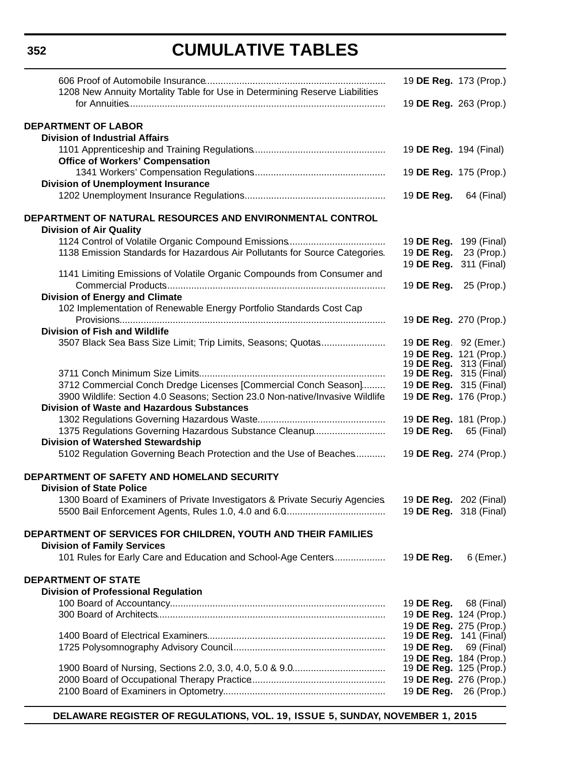# CUMULATIVE TABLES

606 Proof of Automobile Insurance.................................................................... 19 **DE Reg.** 173 (Prop.)

1208 New Annuity Mortality Table for Use in Determining Reserve Liabilities for Annuities................................................................................................ 19 **DE Reg.** 263 (Prop.)

**DEPARTMENT OF LABOR**

**Division of Industrial Affairs**

1101 Apprenticeship and Training Regulations................................................. 19 **DE Reg.** 194 (Final)

**Office of Workers' Compensation**

1341 Workers' Compensation Regulations................................................. 19 **DE Reg.** 175 (Prop.)

**Division of Unemployment Insurance**

1202 Unemployment Insurance Regulations..................................................... 19 **DE Reg.** 64 (Final)

**DEPARTMENT OF NATURAL RESOURCES AND ENVIRONMENTAL CONTROL**

**Division of Air Quality**

1124 Control of Volatile Organic Compound Emissions.................................... 19 **DE Reg.** 199 (Final)

1138 Emission Standards for Hazardous Air Pollutants for Source Categories. 19 **DE Reg.** 23 (Prop.)
19 **DE Reg.** 311 (Final)

1141 Limiting Emissions of Volatile Organic Compounds from Consumer and Commercial Products.................................................................................. 19 **DE Reg.** 25 (Prop.)

**Division of Energy and Climate**

102 Implementation of Renewable Energy Portfolio Standards Cost Cap Provisions................................................................................................... 19 **DE Reg.** 270 (Prop.)

**Division of Fish and Wildlife**

3507 Black Sea Bass Size Limit; Trip Limits, Seasons; Quotas........................ 19 **DE Reg**. 92 (Emer.)
19 **DE Reg.** 121 (Prop.)
19 **DE Reg.** 313 (Final)

3711 Conch Minimum Size Limits...................................................................... 19 **DE Reg.** 315 (Final)

3712 Commercial Conch Dredge Licenses [Commercial Conch Season]......... 19 **DE Reg.** 315 (Final)

3900 Wildlife: Section 4.0 Seasons; Section 23.0 Non-native/Invasive Wildlife 19 **DE Reg.** 176 (Prop.)

**Division of Waste and Hazardous Substances**

1302 Regulations Governing Hazardous Waste................................................ 19 **DE Reg.** 181 (Prop.)

1375 Regulations Governing Hazardous Substance Cleanup.......................... 19 **DE Reg.** 65 (Final)

**Division of Watershed Stewardship**

5102 Regulation Governing Beach Protection and the Use of Beaches........... 19 **DE Reg.** 274 (Prop.)

**DEPARTMENT OF SAFETY AND HOMELAND SECURITY**

**Division of State Police**

1300 Board of Examiners of Private Investigators & Private Securiy Agencies 19 **DE Reg.** 202 (Final)

5500 Bail Enforcement Agents, Rules 1.0, 4.0 and 6.0..................................... 19 **DE Reg.** 318 (Final)

**DEPARTMENT OF SERVICES FOR CHILDREN, YOUTH AND THEIR FAMILIES**

**Division of Family Services**

101 Rules for Early Care and Education and School-Age Centers................... 19 **DE Reg.** 6 (Emer.)

**DEPARTMENT OF STATE**

**Division of Professional Regulation**

100 Board of Accountancy................................................................................. 19 **DE Reg.** 68 (Final)

300 Board of Architects..................................................................................... 19 **DE Reg.** 124 (Prop.)
19 **DE Reg.** 275 (Prop.)

1400 Board of Electrical Examiners................................................................... 19 **DE Reg.** 141 (Final)

1725 Polysomnography Advisory Council.......................................................... 19 **DE Reg.** 69 (Final)
19 **DE Reg.** 184 (Prop.)

1900 Board of Nursing, Sections 2.0, 3.0, 4.0, 5.0 & 9.0.................................. 19 **DE Reg.** 125 (Prop.)

2000 Board of Occupational Therapy Practice.................................................. 19 **DE Reg.** 276 (Prop.)

2100 Board of Examiners in Optometry............................................................. 19 **DE Reg.** 26 (Prop.)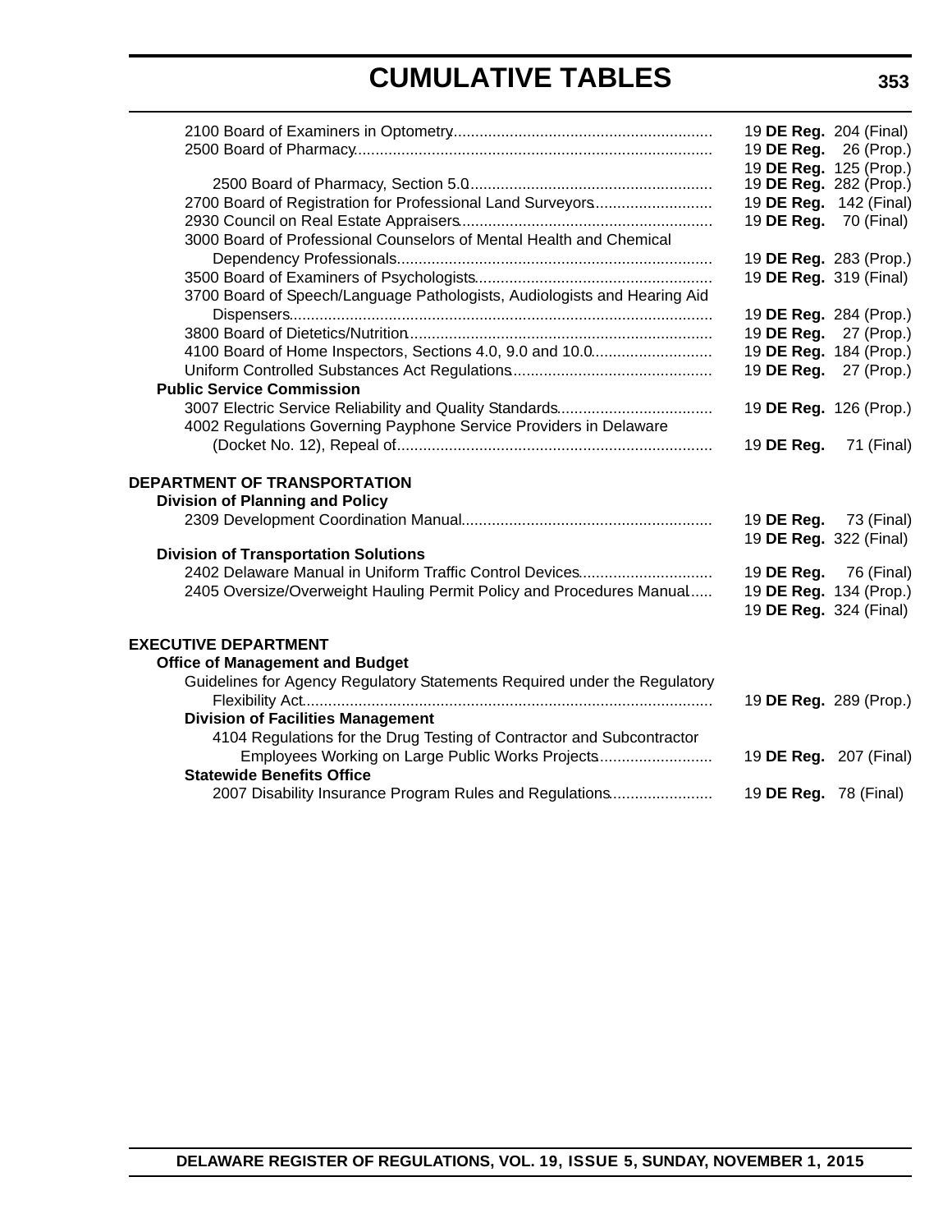2100 Board of Examiners in Optometry ........ 19 **DE Reg.** 204 (Final)
2500 Board of Pharmacy ........ 19 **DE Reg.** 26 (Prop.)
19 **DE Reg.** 125 (Prop.)
2500 Board of Pharmacy, Section 5.0 ........ 19 **DE Reg.** 282 (Prop.)
2700 Board of Registration for Professional Land Surveyors ........ 19 **DE Reg.** 142 (Final)
2930 Council on Real Estate Appraisers ........ 19 **DE Reg.** 70 (Final)
3000 Board of Professional Counselors of Mental Health and Chemical Dependency Professionals ........ 19 **DE Reg.** 283 (Prop.)
3500 Board of Examiners of Psychologists ........ 19 **DE Reg.** 319 (Final)
3700 Board of Speech/Language Pathologists, Audiologists and Hearing Aid Dispensers ........ 19 **DE Reg.** 284 (Prop.)
3800 Board of Dietetics/Nutrition ........ 19 **DE Reg.** 27 (Prop.)
4100 Board of Home Inspectors, Sections 4.0, 9.0 and 10.0 ........ 19 **DE Reg.** 184 (Prop.)
Uniform Controlled Substances Act Regulations ........ 19 **DE Reg.** 27 (Prop.)

**Public Service Commission**
3007 Electric Service Reliability and Quality Standards ........ 19 **DE Reg.** 126 (Prop.)
4002 Regulations Governing Payphone Service Providers in Delaware (Docket No. 12), Repeal of ........ 19 **DE Reg.** 71 (Final)

**DEPARTMENT OF TRANSPORTATION**

**Division of Planning and Policy**
2309 Development Coordination Manual ........ 19 **DE Reg.** 73 (Final)
19 **DE Reg.** 322 (Final)

**Division of Transportation Solutions**
2402 Delaware Manual in Uniform Traffic Control Devices ........ 19 **DE Reg.** 76 (Final)
2405 Oversize/Overweight Hauling Permit Policy and Procedures Manual ........ 19 **DE Reg.** 134 (Prop.)
19 **DE Reg.** 324 (Final)

**EXECUTIVE DEPARTMENT**

**Office of Management and Budget**
Guidelines for Agency Regulatory Statements Required under the Regulatory Flexibility Act ........ 19 **DE Reg.** 289 (Prop.)

**Division of Facilities Management**
4104 Regulations for the Drug Testing of Contractor and Subcontractor Employees Working on Large Public Works Projects ........ 19 **DE Reg.** 207 (Final)

**Statewide Benefits Office**
2007 Disability Insurance Program Rules and Regulations ........ 19 **DE Reg.** 78 (Final)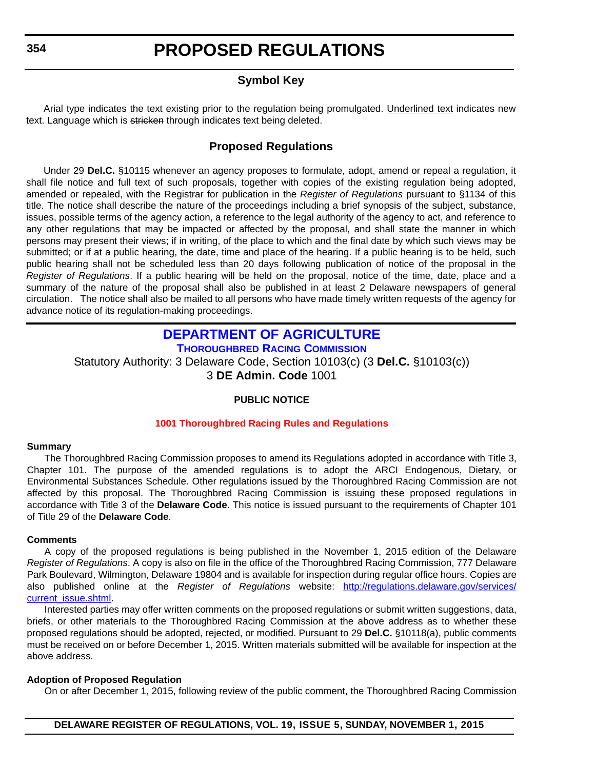# PROPOSED REGULATIONS

## Symbol Key

Arial type indicates the text existing prior to the regulation being promulgated. Underlined text indicates new text. Language which is ~~stricken~~ through indicates text being deleted.

## Proposed Regulations

Under 29 **Del.C.** §10115 whenever an agency proposes to formulate, adopt, amend or repeal a regulation, it shall file notice and full text of such proposals, together with copies of the existing regulation being adopted, amended or repealed, with the Registrar for publication in the *Register of Regulations* pursuant to §1134 of this title. The notice shall describe the nature of the proceedings including a brief synopsis of the subject, substance, issues, possible terms of the agency action, a reference to the legal authority of the agency to act, and reference to any other regulations that may be impacted or affected by the proposal, and shall state the manner in which persons may present their views; if in writing, of the place to which and the final date by which such views may be submitted; or if at a public hearing, the date, time and place of the hearing. If a public hearing is to be held, such public hearing shall not be scheduled less than 20 days following publication of notice of the proposal in the *Register of Regulations*. If a public hearing will be held on the proposal, notice of the time, date, place and a summary of the nature of the proposal shall also be published in at least 2 Delaware newspapers of general circulation. The notice shall also be mailed to all persons who have made timely written requests of the agency for advance notice of its regulation-making proceedings.

## DEPARTMENT OF AGRICULTURE

### Thoroughbred Racing Commission

Statutory Authority: 3 Delaware Code, Section 10103(c) (3 **Del.C.** §10103(c))

3 **DE Admin. Code** 1001

**PUBLIC NOTICE**

**1001 Thoroughbred Racing Rules and Regulations**

**Summary**

The Thoroughbred Racing Commission proposes to amend its Regulations adopted in accordance with Title 3, Chapter 101. The purpose of the amended regulations is to adopt the ARCI Endogenous, Dietary, or Environmental Substances Schedule. Other regulations issued by the Thoroughbred Racing Commission are not affected by this proposal. The Thoroughbred Racing Commission is issuing these proposed regulations in accordance with Title 3 of the **Delaware Code**. This notice is issued pursuant to the requirements of Chapter 101 of Title 29 of the **Delaware Code**.

**Comments**

A copy of the proposed regulations is being published in the November 1, 2015 edition of the Delaware *Register of Regulations*. A copy is also on file in the office of the Thoroughbred Racing Commission, 777 Delaware Park Boulevard, Wilmington, Delaware 19804 and is available for inspection during regular office hours. Copies are also published online at the *Register of Regulations* website: http://regulations.delaware.gov/services/current_issue.shtml.

Interested parties may offer written comments on the proposed regulations or submit written suggestions, data, briefs, or other materials to the Thoroughbred Racing Commission at the above address as to whether these proposed regulations should be adopted, rejected, or modified. Pursuant to 29 **Del.C.** §10118(a), public comments must be received on or before December 1, 2015. Written materials submitted will be available for inspection at the above address.

**Adoption of Proposed Regulation**

On or after December 1, 2015, following review of the public comment, the Thoroughbred Racing Commission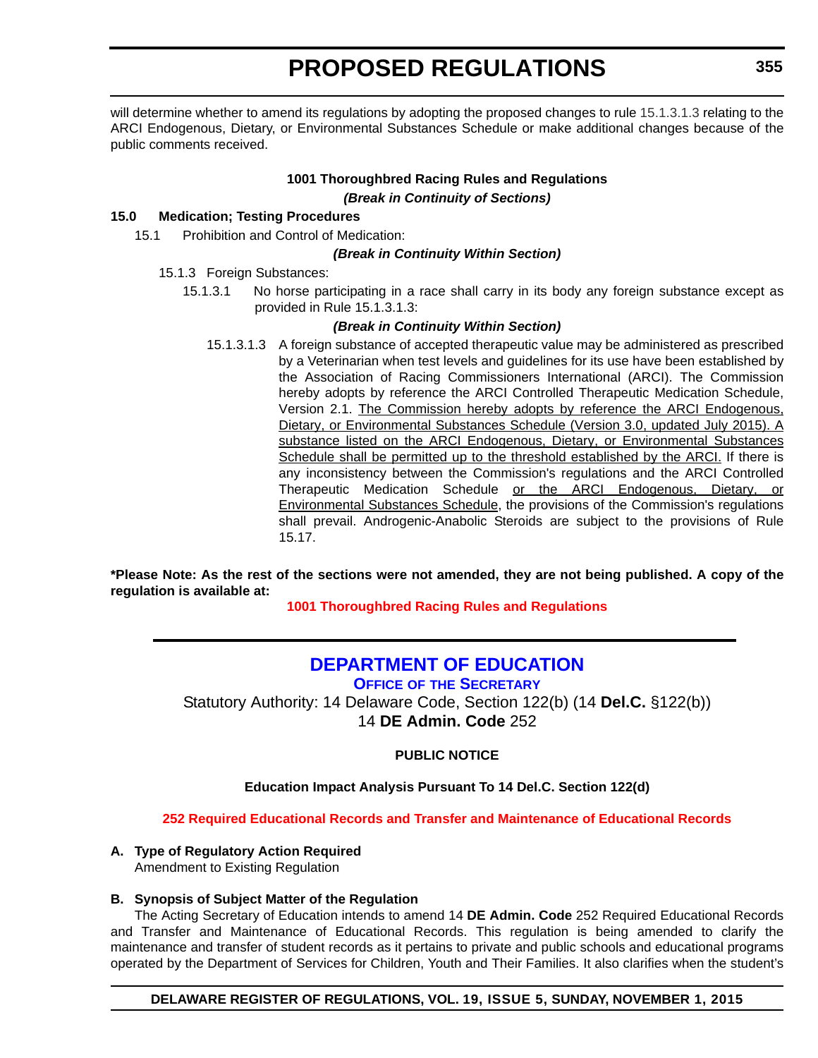will determine whether to amend its regulations by adopting the proposed changes to rule 15.1.3.1.3 relating to the ARCI Endogenous, Dietary, or Environmental Substances Schedule or make additional changes because of the public comments received.

**1001 Thoroughbred Racing Rules and Regulations**

***(Break in Continuity of Sections)***

**15.0 Medication; Testing Procedures**

15.1 Prohibition and Control of Medication:

***(Break in Continuity Within Section)***

15.1.3 Foreign Substances:

15.1.3.1 No horse participating in a race shall carry in its body any foreign substance except as provided in Rule 15.1.3.1.3:

***(Break in Continuity Within Section)***

15.1.3.1.3 A foreign substance of accepted therapeutic value may be administered as prescribed by a Veterinarian when test levels and guidelines for its use have been established by the Association of Racing Commissioners International (ARCI). The Commission hereby adopts by reference the ARCI Controlled Therapeutic Medication Schedule, Version 2.1. <u>The Commission hereby adopts by reference the ARCI Endogenous, Dietary, or Environmental Substances Schedule (Version 3.0, updated July 2015). A substance listed on the ARCI Endogenous, Dietary, or Environmental Substances Schedule shall be permitted up to the threshold established by the ARCI.</u> If there is any inconsistency between the Commission's regulations and the ARCI Controlled Therapeutic Medication Schedule <u>or the ARCI Endogenous, Dietary, or Environmental Substances Schedule</u>, the provisions of the Commission's regulations shall prevail. Androgenic-Anabolic Steroids are subject to the provisions of Rule 15.17.

**\*Please Note: As the rest of the sections were not amended, they are not being published. A copy of the regulation is available at:**

**1001 Thoroughbred Racing Rules and Regulations**

---

## DEPARTMENT OF EDUCATION

### OFFICE OF THE SECRETARY

Statutory Authority: 14 Delaware Code, Section 122(b) (14 **Del.C.** §122(b))
14 **DE Admin. Code** 252

**PUBLIC NOTICE**

**Education Impact Analysis Pursuant To 14 Del.C. Section 122(d)**

**252 Required Educational Records and Transfer and Maintenance of Educational Records**

**A. Type of Regulatory Action Required**

Amendment to Existing Regulation

**B. Synopsis of Subject Matter of the Regulation**

The Acting Secretary of Education intends to amend 14 **DE Admin. Code** 252 Required Educational Records and Transfer and Maintenance of Educational Records. This regulation is being amended to clarify the maintenance and transfer of student records as it pertains to private and public schools and educational programs operated by the Department of Services for Children, Youth and Their Families. It also clarifies when the student's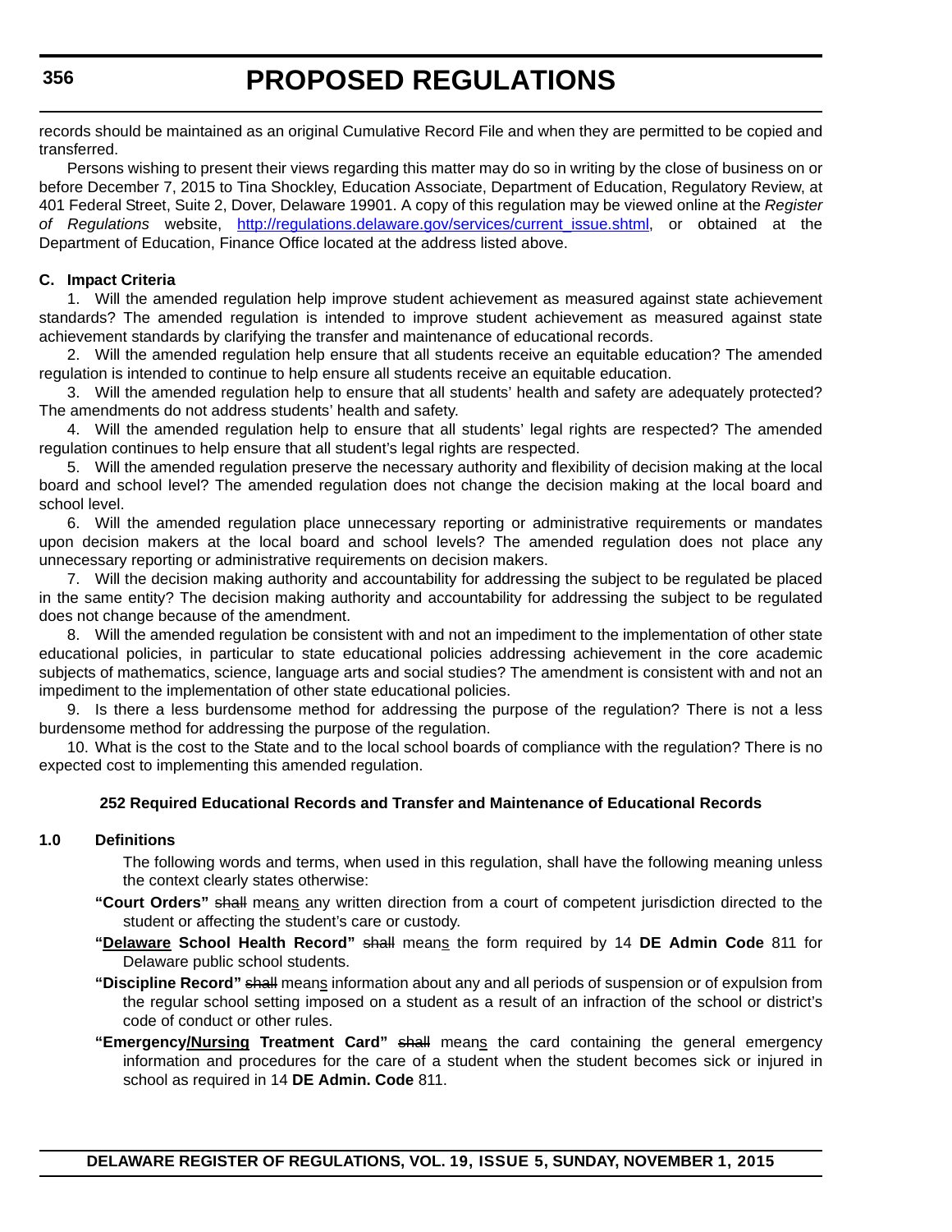records should be maintained as an original Cumulative Record File and when they are permitted to be copied and transferred.

Persons wishing to present their views regarding this matter may do so in writing by the close of business on or before December 7, 2015 to Tina Shockley, Education Associate, Department of Education, Regulatory Review, at 401 Federal Street, Suite 2, Dover, Delaware 19901. A copy of this regulation may be viewed online at the *Register of Regulations* website, http://regulations.delaware.gov/services/current_issue.shtml, or obtained at the Department of Education, Finance Office located at the address listed above.

**C. Impact Criteria**

1. Will the amended regulation help improve student achievement as measured against state achievement standards? The amended regulation is intended to improve student achievement as measured against state achievement standards by clarifying the transfer and maintenance of educational records.

2. Will the amended regulation help ensure that all students receive an equitable education? The amended regulation is intended to continue to help ensure all students receive an equitable education.

3. Will the amended regulation help to ensure that all students' health and safety are adequately protected? The amendments do not address students' health and safety.

4. Will the amended regulation help to ensure that all students' legal rights are respected? The amended regulation continues to help ensure that all student's legal rights are respected.

5. Will the amended regulation preserve the necessary authority and flexibility of decision making at the local board and school level? The amended regulation does not change the decision making at the local board and school level.

6. Will the amended regulation place unnecessary reporting or administrative requirements or mandates upon decision makers at the local board and school levels? The amended regulation does not place any unnecessary reporting or administrative requirements on decision makers.

7. Will the decision making authority and accountability for addressing the subject to be regulated be placed in the same entity? The decision making authority and accountability for addressing the subject to be regulated does not change because of the amendment.

8. Will the amended regulation be consistent with and not an impediment to the implementation of other state educational policies, in particular to state educational policies addressing achievement in the core academic subjects of mathematics, science, language arts and social studies? The amendment is consistent with and not an impediment to the implementation of other state educational policies.

9. Is there a less burdensome method for addressing the purpose of the regulation? There is not a less burdensome method for addressing the purpose of the regulation.

10. What is the cost to the State and to the local school boards of compliance with the regulation? There is no expected cost to implementing this amended regulation.

### 252 Required Educational Records and Transfer and Maintenance of Educational Records

**1.0 Definitions**

The following words and terms, when used in this regulation, shall have the following meaning unless the context clearly states otherwise:

**"Court Orders"** ~~shall~~ mean<u>s</u> any written direction from a court of competent jurisdiction directed to the student or affecting the student's care or custody.

**"<u>Delaware</u> School Health Record"** ~~shall~~ mean<u>s</u> the form required by 14 **DE Admin Code** 811 for Delaware public school students.

**"Discipline Record"** ~~shall~~ mean<u>s</u> information about any and all periods of suspension or of expulsion from the regular school setting imposed on a student as a result of an infraction of the school or district's code of conduct or other rules.

**"Emergency<u>/Nursing</u> Treatment Card"** ~~shall~~ mean<u>s</u> the card containing the general emergency information and procedures for the care of a student when the student becomes sick or injured in school as required in 14 **DE Admin. Code** 811.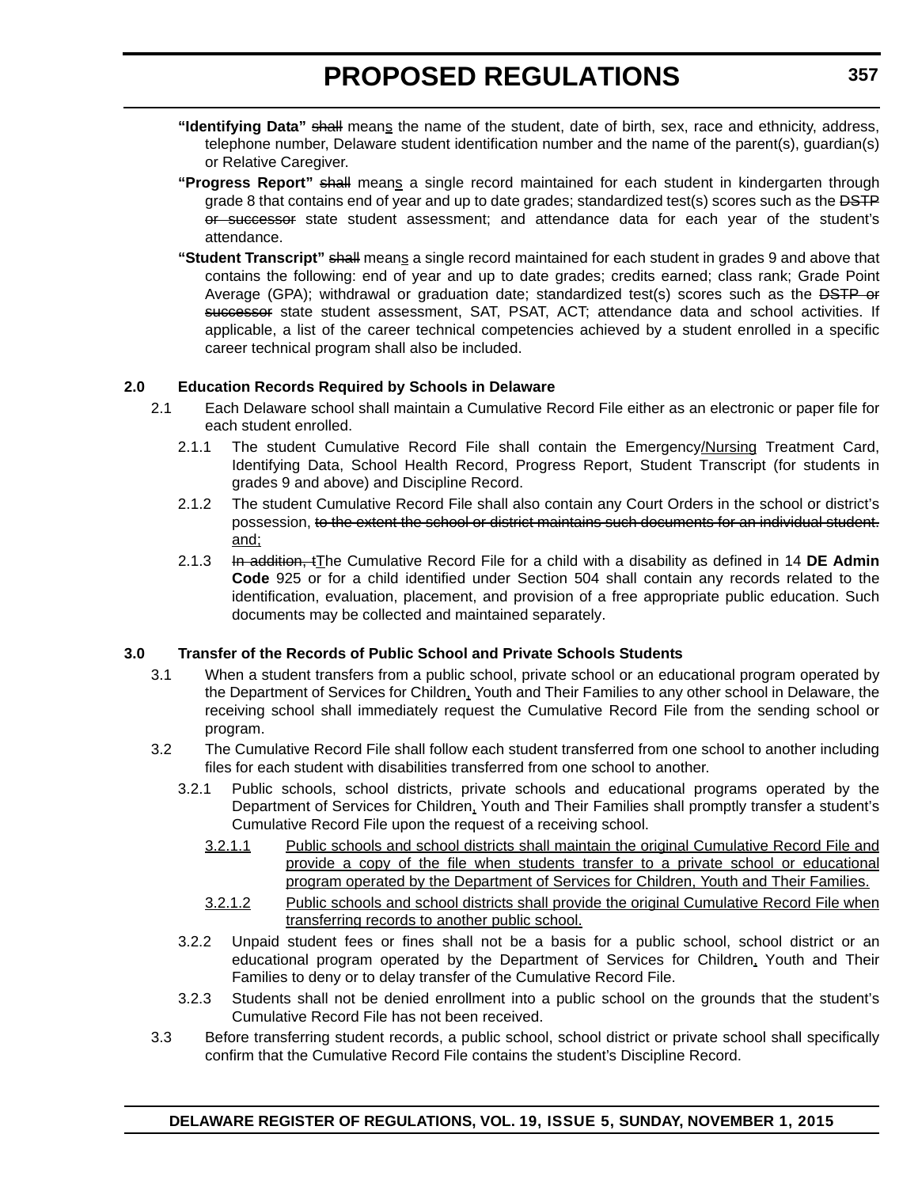**"Identifying Data"** ~~shall~~ mean<u>s</u> the name of the student, date of birth, sex, race and ethnicity, address, telephone number, Delaware student identification number and the name of the parent(s), guardian(s) or Relative Caregiver.

**"Progress Report"** ~~shall~~ mean<u>s</u> a single record maintained for each student in kindergarten through grade 8 that contains end of year and up to date grades; standardized test(s) scores such as the ~~DSTP or successor~~ state student assessment; and attendance data for each year of the student's attendance.

**"Student Transcript"** ~~shall~~ mean<u>s</u> a single record maintained for each student in grades 9 and above that contains the following: end of year and up to date grades; credits earned; class rank; Grade Point Average (GPA); withdrawal or graduation date; standardized test(s) scores such as the ~~DSTP or successor~~ state student assessment, SAT, PSAT, ACT; attendance data and school activities. If applicable, a list of the career technical competencies achieved by a student enrolled in a specific career technical program shall also be included.

**2.0 Education Records Required by Schools in Delaware**

2.1 Each Delaware school shall maintain a Cumulative Record File either as an electronic or paper file for each student enrolled.

2.1.1 The student Cumulative Record File shall contain the Emergency<u>/Nursing</u> Treatment Card, Identifying Data, School Health Record, Progress Report, Student Transcript (for students in grades 9 and above) and Discipline Record.

2.1.2 The student Cumulative Record File shall also contain any Court Orders in the school or district's possession, ~~to the extent the school or district maintains such documents for an individual student.~~ <u>and;</u>

2.1.3 ~~In addition, t~~<u>T</u>he Cumulative Record File for a child with a disability as defined in 14 **DE Admin Code** 925 or for a child identified under Section 504 shall contain any records related to the identification, evaluation, placement, and provision of a free appropriate public education. Such documents may be collected and maintained separately.

**3.0 Transfer of the Records of Public School and Private Schools Students**

3.1 When a student transfers from a public school, private school or an educational program operated by the Department of Services for Children<u>,</u> Youth and Their Families to any other school in Delaware, the receiving school shall immediately request the Cumulative Record File from the sending school or program.

3.2 The Cumulative Record File shall follow each student transferred from one school to another including files for each student with disabilities transferred from one school to another.

3.2.1 Public schools, school districts, private schools and educational programs operated by the Department of Services for Children<u>,</u> Youth and Their Families shall promptly transfer a student's Cumulative Record File upon the request of a receiving school.

<u>3.2.1.1 Public schools and school districts shall maintain the original Cumulative Record File and provide a copy of the file when students transfer to a private school or educational program operated by the Department of Services for Children, Youth and Their Families.</u>

<u>3.2.1.2 Public schools and school districts shall provide the original Cumulative Record File when transferring records to another public school.</u>

3.2.2 Unpaid student fees or fines shall not be a basis for a public school, school district or an educational program operated by the Department of Services for Children<u>,</u> Youth and Their Families to deny or to delay transfer of the Cumulative Record File.

3.2.3 Students shall not be denied enrollment into a public school on the grounds that the student's Cumulative Record File has not been received.

3.3 Before transferring student records, a public school, school district or private school shall specifically confirm that the Cumulative Record File contains the student's Discipline Record.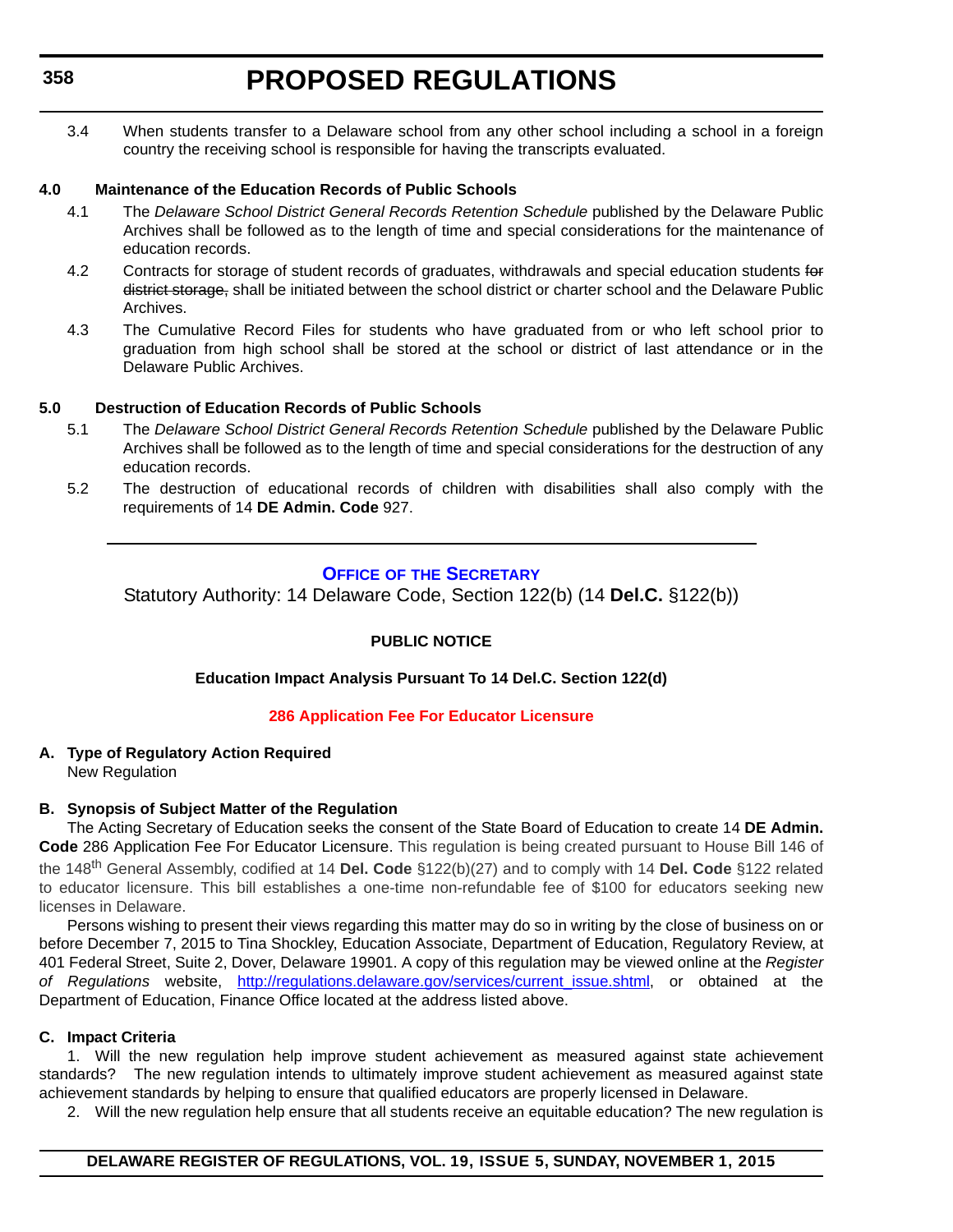3.4 When students transfer to a Delaware school from any other school including a school in a foreign country the receiving school is responsible for having the transcripts evaluated.

**4.0 Maintenance of the Education Records of Public Schools**

4.1 The *Delaware School District General Records Retention Schedule* published by the Delaware Public Archives shall be followed as to the length of time and special considerations for the maintenance of education records.

4.2 Contracts for storage of student records of graduates, withdrawals and special education students ~~for district storage,~~ shall be initiated between the school district or charter school and the Delaware Public Archives.

4.3 The Cumulative Record Files for students who have graduated from or who left school prior to graduation from high school shall be stored at the school or district of last attendance or in the Delaware Public Archives.

**5.0 Destruction of Education Records of Public Schools**

5.1 The *Delaware School District General Records Retention Schedule* published by the Delaware Public Archives shall be followed as to the length of time and special considerations for the destruction of any education records.

5.2 The destruction of educational records of children with disabilities shall also comply with the requirements of 14 **DE Admin. Code** 927.

---

## OFFICE OF THE SECRETARY

Statutory Authority: 14 Delaware Code, Section 122(b) (14 **Del.C.** §122(b))

**PUBLIC NOTICE**

**Education Impact Analysis Pursuant To 14 Del.C. Section 122(d)**

**286 Application Fee For Educator Licensure**

**A. Type of Regulatory Action Required**

New Regulation

**B. Synopsis of Subject Matter of the Regulation**

The Acting Secretary of Education seeks the consent of the State Board of Education to create 14 **DE Admin. Code** 286 Application Fee For Educator Licensure. This regulation is being created pursuant to House Bill 146 of the 148th General Assembly, codified at 14 **Del. Code** §122(b)(27) and to comply with 14 **Del. Code** §122 related to educator licensure. This bill establishes a one-time non-refundable fee of $100 for educators seeking new licenses in Delaware.

Persons wishing to present their views regarding this matter may do so in writing by the close of business on or before December 7, 2015 to Tina Shockley, Education Associate, Department of Education, Regulatory Review, at 401 Federal Street, Suite 2, Dover, Delaware 19901. A copy of this regulation may be viewed online at the *Register of Regulations* website, http://regulations.delaware.gov/services/current_issue.shtml, or obtained at the Department of Education, Finance Office located at the address listed above.

**C. Impact Criteria**

1. Will the new regulation help improve student achievement as measured against state achievement standards? The new regulation intends to ultimately improve student achievement as measured against state achievement standards by helping to ensure that qualified educators are properly licensed in Delaware.

2. Will the new regulation help ensure that all students receive an equitable education? The new regulation is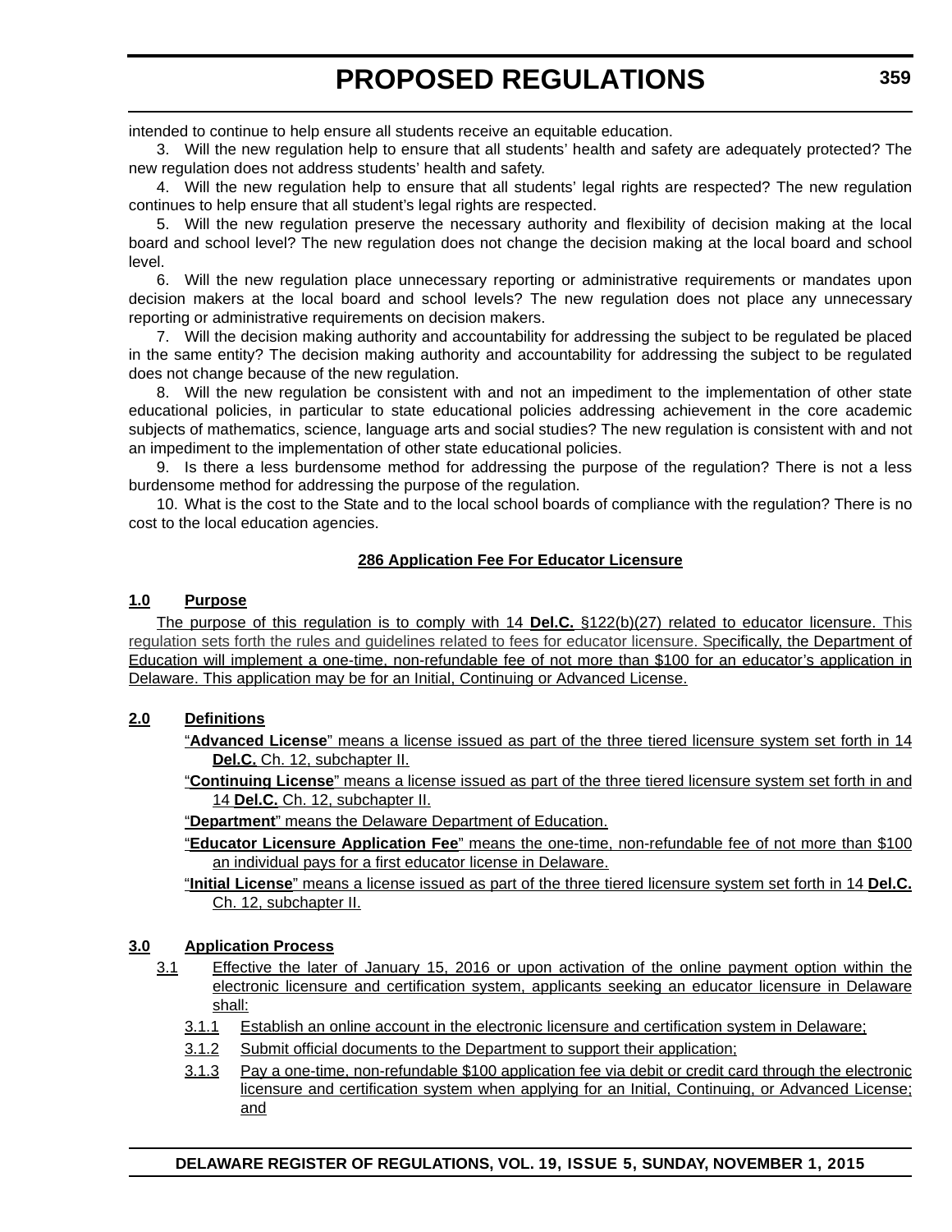intended to continue to help ensure all students receive an equitable education.

3. Will the new regulation help to ensure that all students' health and safety are adequately protected? The new regulation does not address students' health and safety.

4. Will the new regulation help to ensure that all students' legal rights are respected? The new regulation continues to help ensure that all student's legal rights are respected.

5. Will the new regulation preserve the necessary authority and flexibility of decision making at the local board and school level? The new regulation does not change the decision making at the local board and school level.

6. Will the new regulation place unnecessary reporting or administrative requirements or mandates upon decision makers at the local board and school levels? The new regulation does not place any unnecessary reporting or administrative requirements on decision makers.

7. Will the decision making authority and accountability for addressing the subject to be regulated be placed in the same entity? The decision making authority and accountability for addressing the subject to be regulated does not change because of the new regulation.

8. Will the new regulation be consistent with and not an impediment to the implementation of other state educational policies, in particular to state educational policies addressing achievement in the core academic subjects of mathematics, science, language arts and social studies? The new regulation is consistent with and not an impediment to the implementation of other state educational policies.

9. Is there a less burdensome method for addressing the purpose of the regulation? There is not a less burdensome method for addressing the purpose of the regulation.

10. What is the cost to the State and to the local school boards of compliance with the regulation? There is no cost to the local education agencies.

## 286 Application Fee For Educator Licensure

### 1.0 Purpose

The purpose of this regulation is to comply with 14 **Del.C.** §122(b)(27) related to educator licensure. This regulation sets forth the rules and guidelines related to fees for educator licensure. Specifically, the Department of Education will implement a one-time, non-refundable fee of not more than $100 for an educator's application in Delaware. This application may be for an Initial, Continuing or Advanced License.

### 2.0 Definitions

"**Advanced License**" means a license issued as part of the three tiered licensure system set forth in 14 **Del.C.** Ch. 12, subchapter II.

"**Continuing License**" means a license issued as part of the three tiered licensure system set forth in and 14 **Del.C.** Ch. 12, subchapter II.

"**Department**" means the Delaware Department of Education.

"**Educator Licensure Application Fee**" means the one-time, non-refundable fee of not more than $100 an individual pays for a first educator license in Delaware.

"**Initial License**" means a license issued as part of the three tiered licensure system set forth in 14 **Del.C.** Ch. 12, subchapter II.

### 3.0 Application Process

3.1 Effective the later of January 15, 2016 or upon activation of the online payment option within the electronic licensure and certification system, applicants seeking an educator licensure in Delaware shall:

3.1.1 Establish an online account in the electronic licensure and certification system in Delaware;

3.1.2 Submit official documents to the Department to support their application;

3.1.3 Pay a one-time, non-refundable $100 application fee via debit or credit card through the electronic licensure and certification system when applying for an Initial, Continuing, or Advanced License; and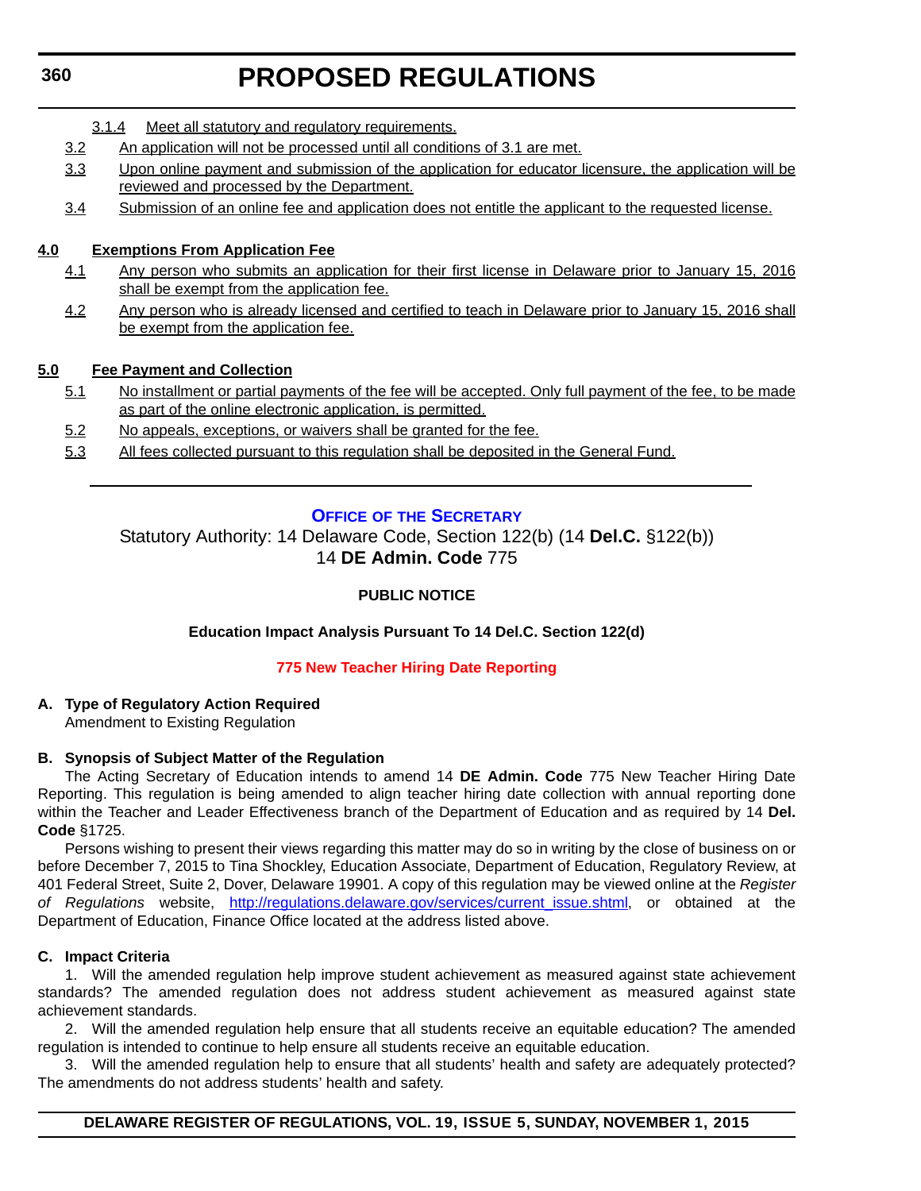3.1.4 Meet all statutory and regulatory requirements.

3.2 An application will not be processed until all conditions of 3.1 are met.

3.3 Upon online payment and submission of the application for educator licensure, the application will be reviewed and processed by the Department.

3.4 Submission of an online fee and application does not entitle the applicant to the requested license.

**4.0 Exemptions From Application Fee**

4.1 Any person who submits an application for their first license in Delaware prior to January 15, 2016 shall be exempt from the application fee.

4.2 Any person who is already licensed and certified to teach in Delaware prior to January 15, 2016 shall be exempt from the application fee.

**5.0 Fee Payment and Collection**

5.1 No installment or partial payments of the fee will be accepted. Only full payment of the fee, to be made as part of the online electronic application, is permitted.

5.2 No appeals, exceptions, or waivers shall be granted for the fee.

5.3 All fees collected pursuant to this regulation shall be deposited in the General Fund.

---

## OFFICE OF THE SECRETARY

Statutory Authority: 14 Delaware Code, Section 122(b) (14 **Del.C.** §122(b))
14 **DE Admin. Code** 775

**PUBLIC NOTICE**

**Education Impact Analysis Pursuant To 14 Del.C. Section 122(d)**

### 775 New Teacher Hiring Date Reporting

**A. Type of Regulatory Action Required**

Amendment to Existing Regulation

**B. Synopsis of Subject Matter of the Regulation**

The Acting Secretary of Education intends to amend 14 **DE Admin. Code** 775 New Teacher Hiring Date Reporting. This regulation is being amended to align teacher hiring date collection with annual reporting done within the Teacher and Leader Effectiveness branch of the Department of Education and as required by 14 **Del. Code** §1725.

Persons wishing to present their views regarding this matter may do so in writing by the close of business on or before December 7, 2015 to Tina Shockley, Education Associate, Department of Education, Regulatory Review, at 401 Federal Street, Suite 2, Dover, Delaware 19901. A copy of this regulation may be viewed online at the *Register of Regulations* website, http://regulations.delaware.gov/services/current_issue.shtml, or obtained at the Department of Education, Finance Office located at the address listed above.

**C. Impact Criteria**

1. Will the amended regulation help improve student achievement as measured against state achievement standards? The amended regulation does not address student achievement as measured against state achievement standards.

2. Will the amended regulation help ensure that all students receive an equitable education? The amended regulation is intended to continue to help ensure all students receive an equitable education.

3. Will the amended regulation help to ensure that all students' health and safety are adequately protected? The amendments do not address students' health and safety.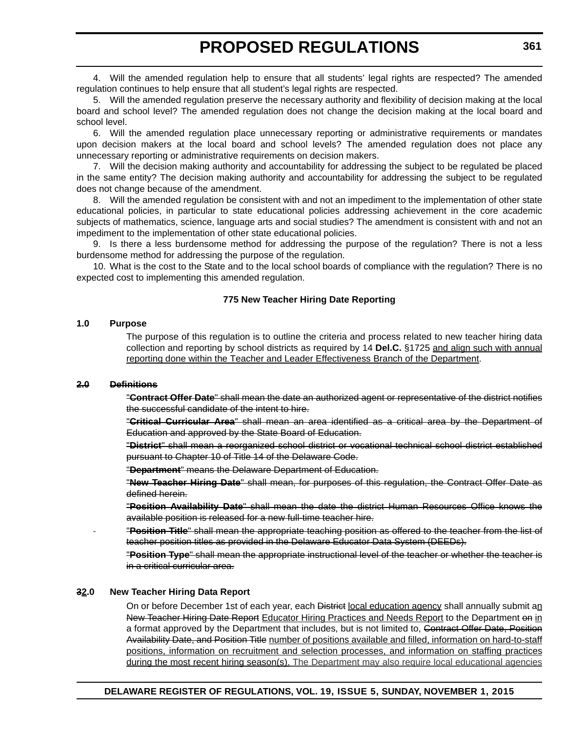4. Will the amended regulation help to ensure that all students' legal rights are respected? The amended regulation continues to help ensure that all student's legal rights are respected.

5. Will the amended regulation preserve the necessary authority and flexibility of decision making at the local board and school level? The amended regulation does not change the decision making at the local board and school level.

6. Will the amended regulation place unnecessary reporting or administrative requirements or mandates upon decision makers at the local board and school levels? The amended regulation does not place any unnecessary reporting or administrative requirements on decision makers.

7. Will the decision making authority and accountability for addressing the subject to be regulated be placed in the same entity? The decision making authority and accountability for addressing the subject to be regulated does not change because of the amendment.

8. Will the amended regulation be consistent with and not an impediment to the implementation of other state educational policies, in particular to state educational policies addressing achievement in the core academic subjects of mathematics, science, language arts and social studies? The amendment is consistent with and not an impediment to the implementation of other state educational policies.

9. Is there a less burdensome method for addressing the purpose of the regulation? There is not a less burdensome method for addressing the purpose of the regulation.

10. What is the cost to the State and to the local school boards of compliance with the regulation? There is no expected cost to implementing this amended regulation.

**775 New Teacher Hiring Date Reporting**

**1.0 Purpose**

The purpose of this regulation is to outline the criteria and process related to new teacher hiring data collection and reporting by school districts as required by 14 **Del.C.** §1725 <u>and align such with annual reporting done within the Teacher and Leader Effectiveness Branch of the Department</u>.

~~**2.0 Definitions**~~

~~"**Contract Offer Date**" shall mean the date an authorized agent or representative of the district notifies the successful candidate of the intent to hire.~~

~~"**Critical Curricular Area**" shall mean an area identified as a critical area by the Department of Education and approved by the State Board of Education.~~

~~"**District**" shall mean a reorganized school district or vocational technical school district established pursuant to Chapter 10 of Title 14 of the Delaware Code.~~

~~"**Department**" means the Delaware Department of Education.~~

~~"**New Teacher Hiring Date**" shall mean, for purposes of this regulation, the Contract Offer Date as defined herein.~~

~~"**Position Availability Date**" shall mean the date the district Human Resources Office knows the available position is released for a new full-time teacher hire.~~

~~"**Position Title**" shall mean the appropriate teaching position as offered to the teacher from the list of teacher position titles as provided in the Delaware Educator Data System (DEEDs).~~

~~"**Position Type**" shall mean the appropriate instructional level of the teacher or whether the teacher is in a critical curricular area.~~

**~~3~~<u>2</u>.0 New Teacher Hiring Data Report**

On or before December 1st of each year, each ~~District~~ <u>local education agency</u> shall annually submit a<u>n</u> ~~New Teacher Hiring Date Report~~ <u>Educator Hiring Practices and Needs Report</u> to the Department ~~on~~ <u>in</u> a format approved by the Department that includes, but is not limited to, ~~Contract Offer Date, Position Availability Date, and Position Title~~ <u>number of positions available and filled, information on hard-to-staff positions, information on recruitment and selection processes, and information on staffing practices during the most recent hiring season(s).</u> <u>The Department may also require local educational agencies</u>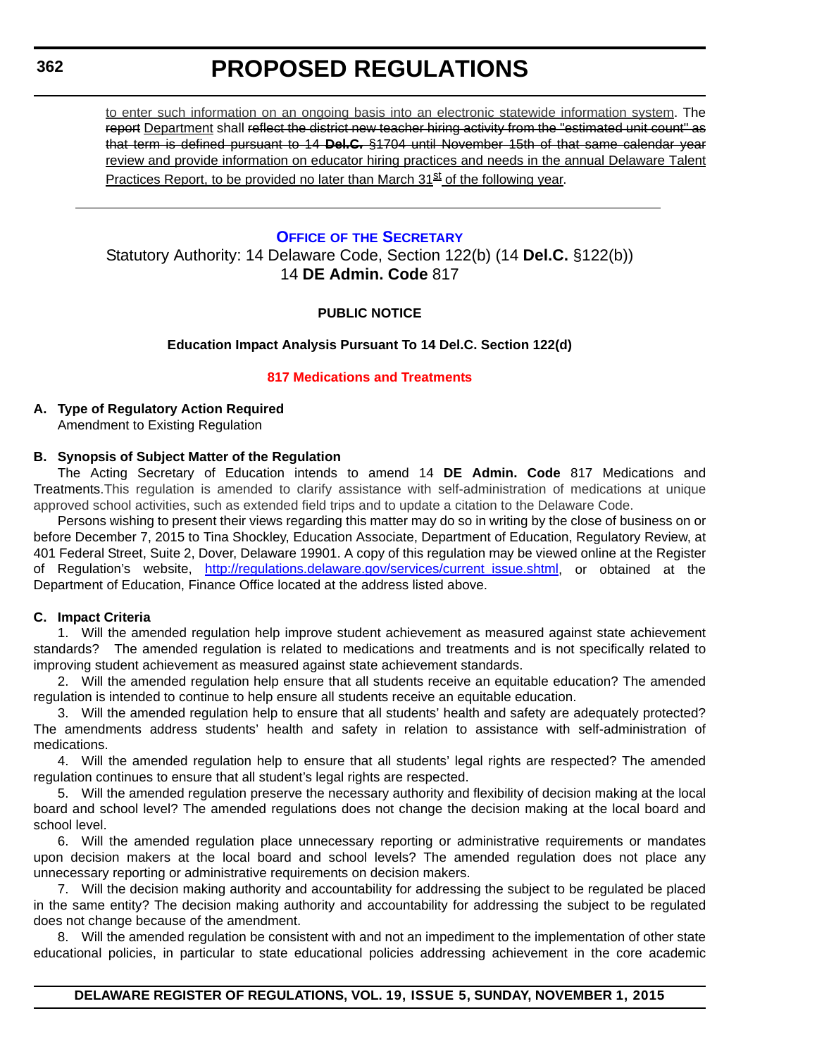to enter such information on an ongoing basis into an electronic statewide information system. The ~~report~~ Department shall ~~reflect the district new teacher hiring activity from the "estimated unit count" as that term is defined pursuant to 14 **Del.C.** §1704 until November 15th of that same calendar year~~ review and provide information on educator hiring practices and needs in the annual Delaware Talent Practices Report, to be provided no later than March 31st of the following year.

---

## Office of the Secretary

Statutory Authority: 14 Delaware Code, Section 122(b) (14 **Del.C.** §122(b))
14 **DE Admin. Code** 817

**PUBLIC NOTICE**

**Education Impact Analysis Pursuant To 14 Del.C. Section 122(d)**

**817 Medications and Treatments**

**A. Type of Regulatory Action Required**
Amendment to Existing Regulation

**B. Synopsis of Subject Matter of the Regulation**

The Acting Secretary of Education intends to amend 14 **DE Admin. Code** 817 Medications and Treatments.This regulation is amended to clarify assistance with self-administration of medications at unique approved school activities, such as extended field trips and to update a citation to the Delaware Code.

Persons wishing to present their views regarding this matter may do so in writing by the close of business on or before December 7, 2015 to Tina Shockley, Education Associate, Department of Education, Regulatory Review, at 401 Federal Street, Suite 2, Dover, Delaware 19901. A copy of this regulation may be viewed online at the Register of Regulation's website, http://regulations.delaware.gov/services/current_issue.shtml, or obtained at the Department of Education, Finance Office located at the address listed above.

**C. Impact Criteria**

1. Will the amended regulation help improve student achievement as measured against state achievement standards? The amended regulation is related to medications and treatments and is not specifically related to improving student achievement as measured against state achievement standards.

2. Will the amended regulation help ensure that all students receive an equitable education? The amended regulation is intended to continue to help ensure all students receive an equitable education.

3. Will the amended regulation help to ensure that all students' health and safety are adequately protected? The amendments address students' health and safety in relation to assistance with self-administration of medications.

4. Will the amended regulation help to ensure that all students' legal rights are respected? The amended regulation continues to ensure that all student's legal rights are respected.

5. Will the amended regulation preserve the necessary authority and flexibility of decision making at the local board and school level? The amended regulations does not change the decision making at the local board and school level.

6. Will the amended regulation place unnecessary reporting or administrative requirements or mandates upon decision makers at the local board and school levels? The amended regulation does not place any unnecessary reporting or administrative requirements on decision makers.

7. Will the decision making authority and accountability for addressing the subject to be regulated be placed in the same entity? The decision making authority and accountability for addressing the subject to be regulated does not change because of the amendment.

8. Will the amended regulation be consistent with and not an impediment to the implementation of other state educational policies, in particular to state educational policies addressing achievement in the core academic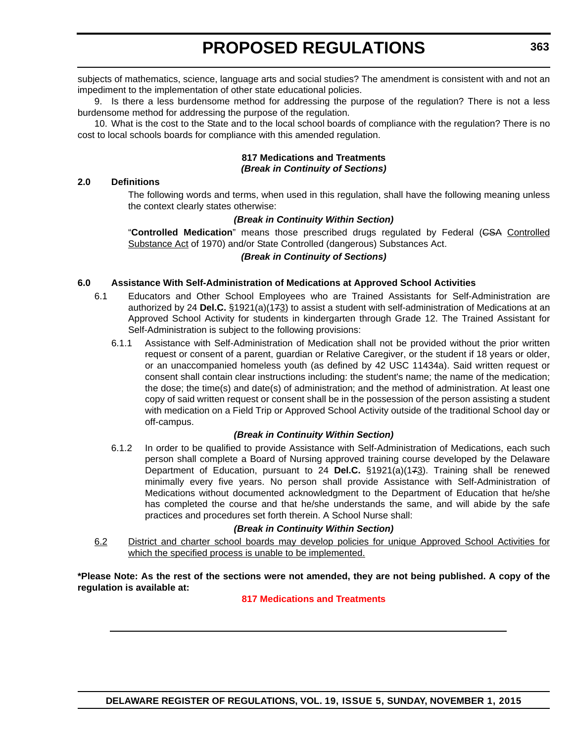subjects of mathematics, science, language arts and social studies? The amendment is consistent with and not an impediment to the implementation of other state educational policies.

9. Is there a less burdensome method for addressing the purpose of the regulation? There is not a less burdensome method for addressing the purpose of the regulation.

10. What is the cost to the State and to the local school boards of compliance with the regulation? There is no cost to local schools boards for compliance with this amended regulation.

**817 Medications and Treatments**
***(Break in Continuity of Sections)***

**2.0 Definitions**

The following words and terms, when used in this regulation, shall have the following meaning unless the context clearly states otherwise:

***(Break in Continuity Within Section)***

"**Controlled Medication**" means those prescribed drugs regulated by Federal (~~CSA~~ Controlled Substance Act of 1970) and/or State Controlled (dangerous) Substances Act.

***(Break in Continuity of Sections)***

**6.0 Assistance With Self-Administration of Medications at Approved School Activities**

6.1 Educators and Other School Employees who are Trained Assistants for Self-Administration are authorized by 24 **Del.C.** §1921(a)(1~~7~~3) to assist a student with self-administration of Medications at an Approved School Activity for students in kindergarten through Grade 12. The Trained Assistant for Self-Administration is subject to the following provisions:

6.1.1 Assistance with Self-Administration of Medication shall not be provided without the prior written request or consent of a parent, guardian or Relative Caregiver, or the student if 18 years or older, or an unaccompanied homeless youth (as defined by 42 USC 11434a). Said written request or consent shall contain clear instructions including: the student's name; the name of the medication; the dose; the time(s) and date(s) of administration; and the method of administration. At least one copy of said written request or consent shall be in the possession of the person assisting a student with medication on a Field Trip or Approved School Activity outside of the traditional School day or off-campus.

***(Break in Continuity Within Section)***

6.1.2 In order to be qualified to provide Assistance with Self-Administration of Medications, each such person shall complete a Board of Nursing approved training course developed by the Delaware Department of Education, pursuant to 24 **Del.C.** §1921(a)(1~~7~~3). Training shall be renewed minimally every five years. No person shall provide Assistance with Self-Administration of Medications without documented acknowledgment to the Department of Education that he/she has completed the course and that he/she understands the same, and will abide by the safe practices and procedures set forth therein. A School Nurse shall:

***(Break in Continuity Within Section)***

<u>6.2</u> <u>District and charter school boards may develop policies for unique Approved School Activities for which the specified process is unable to be implemented.</u>

**\*Please Note: As the rest of the sections were not amended, they are not being published. A copy of the regulation is available at:**

**817 Medications and Treatments**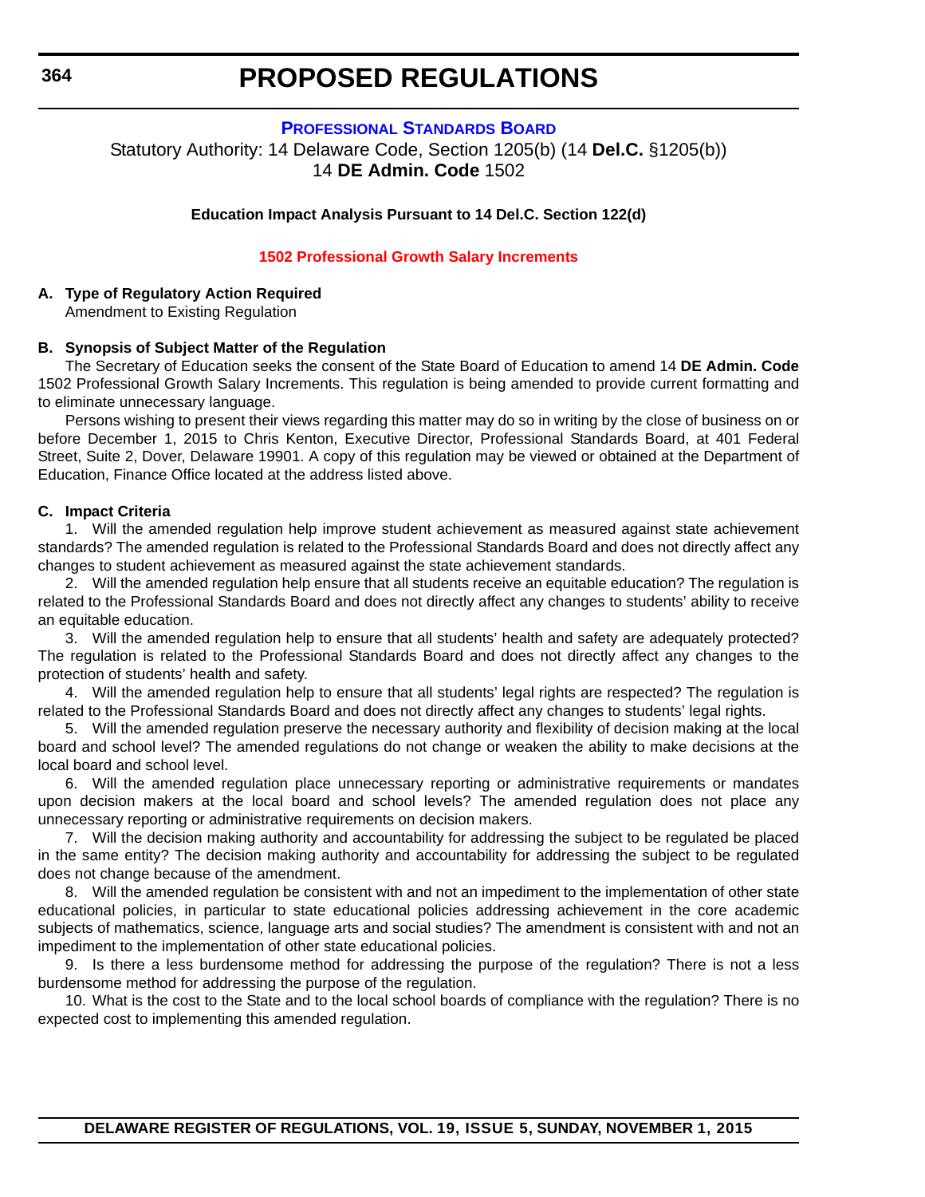# PROPOSED REGULATIONS

## PROFESSIONAL STANDARDS BOARD

Statutory Authority: 14 Delaware Code, Section 1205(b) (14 **Del.C.** §1205(b))
14 **DE Admin. Code** 1502

**Education Impact Analysis Pursuant to 14 Del.C. Section 122(d)**

### 1502 Professional Growth Salary Increments

**A. Type of Regulatory Action Required**

Amendment to Existing Regulation

**B. Synopsis of Subject Matter of the Regulation**

The Secretary of Education seeks the consent of the State Board of Education to amend 14 **DE Admin. Code** 1502 Professional Growth Salary Increments. This regulation is being amended to provide current formatting and to eliminate unnecessary language.

Persons wishing to present their views regarding this matter may do so in writing by the close of business on or before December 1, 2015 to Chris Kenton, Executive Director, Professional Standards Board, at 401 Federal Street, Suite 2, Dover, Delaware 19901. A copy of this regulation may be viewed or obtained at the Department of Education, Finance Office located at the address listed above.

**C. Impact Criteria**

1. Will the amended regulation help improve student achievement as measured against state achievement standards? The amended regulation is related to the Professional Standards Board and does not directly affect any changes to student achievement as measured against the state achievement standards.

2. Will the amended regulation help ensure that all students receive an equitable education? The regulation is related to the Professional Standards Board and does not directly affect any changes to students' ability to receive an equitable education.

3. Will the amended regulation help to ensure that all students' health and safety are adequately protected? The regulation is related to the Professional Standards Board and does not directly affect any changes to the protection of students' health and safety.

4. Will the amended regulation help to ensure that all students' legal rights are respected? The regulation is related to the Professional Standards Board and does not directly affect any changes to students' legal rights.

5. Will the amended regulation preserve the necessary authority and flexibility of decision making at the local board and school level? The amended regulations do not change or weaken the ability to make decisions at the local board and school level.

6. Will the amended regulation place unnecessary reporting or administrative requirements or mandates upon decision makers at the local board and school levels? The amended regulation does not place any unnecessary reporting or administrative requirements on decision makers.

7. Will the decision making authority and accountability for addressing the subject to be regulated be placed in the same entity? The decision making authority and accountability for addressing the subject to be regulated does not change because of the amendment.

8. Will the amended regulation be consistent with and not an impediment to the implementation of other state educational policies, in particular to state educational policies addressing achievement in the core academic subjects of mathematics, science, language arts and social studies? The amendment is consistent with and not an impediment to the implementation of other state educational policies.

9. Is there a less burdensome method for addressing the purpose of the regulation? There is not a less burdensome method for addressing the purpose of the regulation.

10. What is the cost to the State and to the local school boards of compliance with the regulation? There is no expected cost to implementing this amended regulation.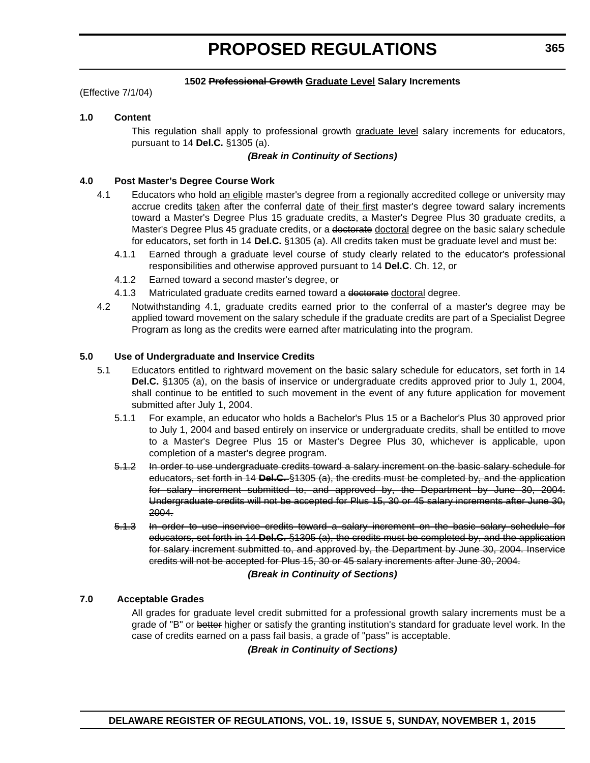**1502 ~~Professional Growth~~ <u>Graduate Level</u> Salary Increments**

(Effective 7/1/04)

**1.0 Content**

This regulation shall apply to ~~professional growth~~ <u>graduate level</u> salary increments for educators, pursuant to 14 **Del.C.** §1305 (a).

***(Break in Continuity of Sections)***

**4.0 Post Master's Degree Course Work**

4.1 Educators who hold a<u>n eligible</u> master's degree from a regionally accredited college or university may accrue credits <u>taken</u> after the conferral <u>date</u> of the<u>ir first</u> master's degree toward salary increments toward a Master's Degree Plus 15 graduate credits, a Master's Degree Plus 30 graduate credits, a Master's Degree Plus 45 graduate credits, or a ~~doctorate~~ <u>doctoral</u> degree on the basic salary schedule for educators, set forth in 14 **Del.C.** §1305 (a). All credits taken must be graduate level and must be:

4.1.1 Earned through a graduate level course of study clearly related to the educator's professional responsibilities and otherwise approved pursuant to 14 **Del.C**. Ch. 12, or

4.1.2 Earned toward a second master's degree, or

4.1.3 Matriculated graduate credits earned toward a ~~doctorate~~ <u>doctoral</u> degree.

4.2 Notwithstanding 4.1, graduate credits earned prior to the conferral of a master's degree may be applied toward movement on the salary schedule if the graduate credits are part of a Specialist Degree Program as long as the credits were earned after matriculating into the program.

**5.0 Use of Undergraduate and Inservice Credits**

5.1 Educators entitled to rightward movement on the basic salary schedule for educators, set forth in 14 **Del.C.** §1305 (a), on the basis of inservice or undergraduate credits approved prior to July 1, 2004, shall continue to be entitled to such movement in the event of any future application for movement submitted after July 1, 2004.

5.1.1 For example, an educator who holds a Bachelor's Plus 15 or a Bachelor's Plus 30 approved prior to July 1, 2004 and based entirely on inservice or undergraduate credits, shall be entitled to move to a Master's Degree Plus 15 or Master's Degree Plus 30, whichever is applicable, upon completion of a master's degree program.

~~5.1.2 In order to use undergraduate credits toward a salary increment on the basic salary schedule for educators, set forth in 14 **Del.C.** §1305 (a), the credits must be completed by, and the application for salary increment submitted to, and approved by, the Department by June 30, 2004. Undergraduate credits will not be accepted for Plus 15, 30 or 45 salary increments after June 30, 2004.~~

~~5.1.3 In order to use inservice credits toward a salary increment on the basic salary schedule for educators, set forth in 14 **Del.C.** §1305 (a), the credits must be completed by, and the application for salary increment submitted to, and approved by, the Department by June 30, 2004. Inservice credits will not be accepted for Plus 15, 30 or 45 salary increments after June 30, 2004.~~

***(Break in Continuity of Sections)***

**7.0 Acceptable Grades**

All grades for graduate level credit submitted for a professional growth salary increments must be a grade of "B" or ~~better~~ <u>higher</u> or satisfy the granting institution's standard for graduate level work. In the case of credits earned on a pass fail basis, a grade of "pass" is acceptable.

***(Break in Continuity of Sections)***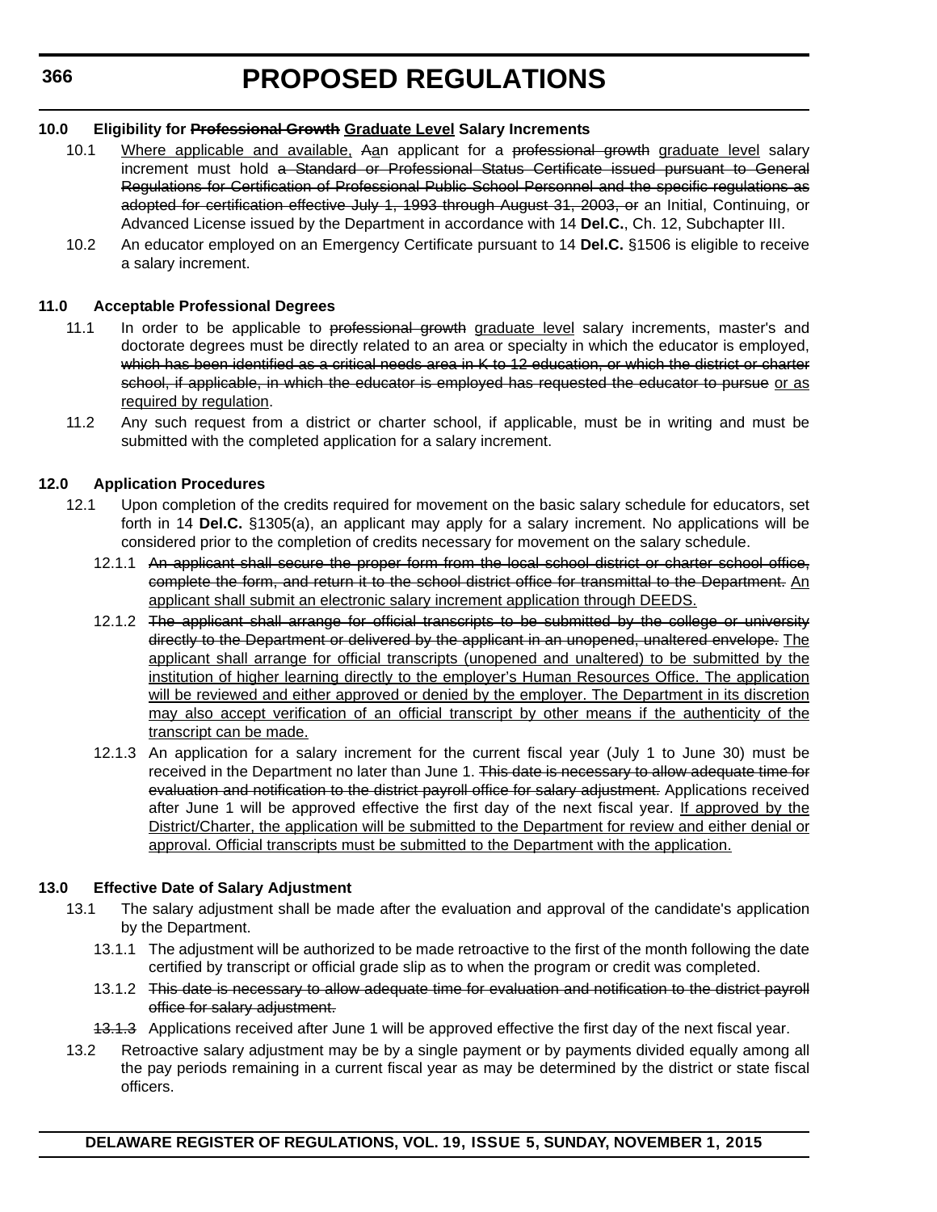**10.0 Eligibility for ~~Professional Growth~~ Graduate Level Salary Increments**

10.1 Where applicable and available, ~~A~~an applicant for a ~~professional growth~~ graduate level salary increment must hold ~~a Standard or Professional Status Certificate issued pursuant to General Regulations for Certification of Professional Public School Personnel and the specific regulations as adopted for certification effective July 1, 1993 through August 31, 2003, or~~ an Initial, Continuing, or Advanced License issued by the Department in accordance with 14 **Del.C.**, Ch. 12, Subchapter III.

10.2 An educator employed on an Emergency Certificate pursuant to 14 **Del.C.** §1506 is eligible to receive a salary increment.

**11.0 Acceptable Professional Degrees**

11.1 In order to be applicable to ~~professional growth~~ graduate level salary increments, master's and doctorate degrees must be directly related to an area or specialty in which the educator is employed, ~~which has been identified as a critical needs area in K to 12 education, or which the district or charter school, if applicable, in which the educator is employed has requested the educator to pursue~~ or as required by regulation.

11.2 Any such request from a district or charter school, if applicable, must be in writing and must be submitted with the completed application for a salary increment.

**12.0 Application Procedures**

12.1 Upon completion of the credits required for movement on the basic salary schedule for educators, set forth in 14 **Del.C.** §1305(a), an applicant may apply for a salary increment. No applications will be considered prior to the completion of credits necessary for movement on the salary schedule.

12.1.1 ~~An applicant shall secure the proper form from the local school district or charter school office, complete the form, and return it to the school district office for transmittal to the Department.~~ An applicant shall submit an electronic salary increment application through DEEDS.

12.1.2 ~~The applicant shall arrange for official transcripts to be submitted by the college or university directly to the Department or delivered by the applicant in an unopened, unaltered envelope.~~ The applicant shall arrange for official transcripts (unopened and unaltered) to be submitted by the institution of higher learning directly to the employer's Human Resources Office. The application will be reviewed and either approved or denied by the employer. The Department in its discretion may also accept verification of an official transcript by other means if the authenticity of the transcript can be made.

12.1.3 An application for a salary increment for the current fiscal year (July 1 to June 30) must be received in the Department no later than June 1. ~~This date is necessary to allow adequate time for evaluation and notification to the district payroll office for salary adjustment.~~ Applications received after June 1 will be approved effective the first day of the next fiscal year. If approved by the District/Charter, the application will be submitted to the Department for review and either denial or approval. Official transcripts must be submitted to the Department with the application.

**13.0 Effective Date of Salary Adjustment**

13.1 The salary adjustment shall be made after the evaluation and approval of the candidate's application by the Department.

13.1.1 The adjustment will be authorized to be made retroactive to the first of the month following the date certified by transcript or official grade slip as to when the program or credit was completed.

13.1.2 ~~This date is necessary to allow adequate time for evaluation and notification to the district payroll office for salary adjustment.~~

~~13.1.3~~ Applications received after June 1 will be approved effective the first day of the next fiscal year.

13.2 Retroactive salary adjustment may be by a single payment or by payments divided equally among all the pay periods remaining in a current fiscal year as may be determined by the district or state fiscal officers.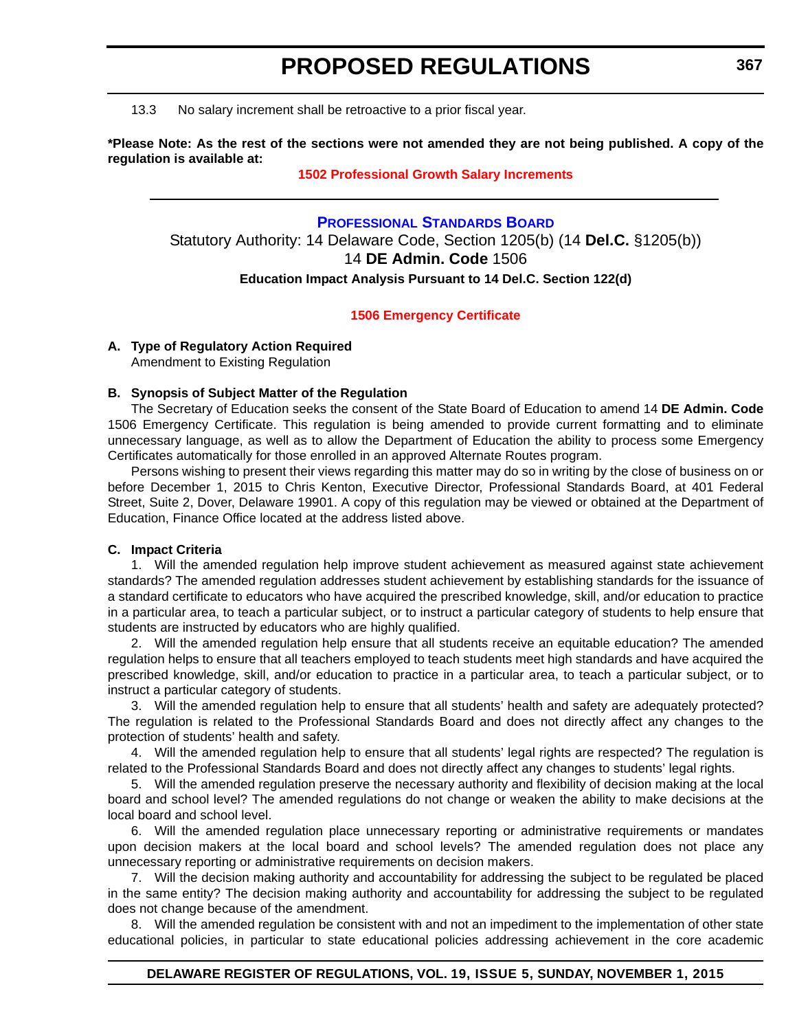13.3 No salary increment shall be retroactive to a prior fiscal year.

**\*Please Note: As the rest of the sections were not amended they are not being published. A copy of the regulation is available at:**

**1502 Professional Growth Salary Increments**

---

**PROFESSIONAL STANDARDS BOARD**

Statutory Authority: 14 Delaware Code, Section 1205(b) (14 **Del.C.** §1205(b))
14 **DE Admin. Code** 1506

**Education Impact Analysis Pursuant to 14 Del.C. Section 122(d)**

**1506 Emergency Certificate**

**A. Type of Regulatory Action Required**
Amendment to Existing Regulation

**B. Synopsis of Subject Matter of the Regulation**

The Secretary of Education seeks the consent of the State Board of Education to amend 14 **DE Admin. Code** 1506 Emergency Certificate. This regulation is being amended to provide current formatting and to eliminate unnecessary language, as well as to allow the Department of Education the ability to process some Emergency Certificates automatically for those enrolled in an approved Alternate Routes program.

Persons wishing to present their views regarding this matter may do so in writing by the close of business on or before December 1, 2015 to Chris Kenton, Executive Director, Professional Standards Board, at 401 Federal Street, Suite 2, Dover, Delaware 19901. A copy of this regulation may be viewed or obtained at the Department of Education, Finance Office located at the address listed above.

**C. Impact Criteria**

1. Will the amended regulation help improve student achievement as measured against state achievement standards? The amended regulation addresses student achievement by establishing standards for the issuance of a standard certificate to educators who have acquired the prescribed knowledge, skill, and/or education to practice in a particular area, to teach a particular subject, or to instruct a particular category of students to help ensure that students are instructed by educators who are highly qualified.

2. Will the amended regulation help ensure that all students receive an equitable education? The amended regulation helps to ensure that all teachers employed to teach students meet high standards and have acquired the prescribed knowledge, skill, and/or education to practice in a particular area, to teach a particular subject, or to instruct a particular category of students.

3. Will the amended regulation help to ensure that all students' health and safety are adequately protected? The regulation is related to the Professional Standards Board and does not directly affect any changes to the protection of students' health and safety.

4. Will the amended regulation help to ensure that all students' legal rights are respected? The regulation is related to the Professional Standards Board and does not directly affect any changes to students' legal rights.

5. Will the amended regulation preserve the necessary authority and flexibility of decision making at the local board and school level? The amended regulations do not change or weaken the ability to make decisions at the local board and school level.

6. Will the amended regulation place unnecessary reporting or administrative requirements or mandates upon decision makers at the local board and school levels? The amended regulation does not place any unnecessary reporting or administrative requirements on decision makers.

7. Will the decision making authority and accountability for addressing the subject to be regulated be placed in the same entity? The decision making authority and accountability for addressing the subject to be regulated does not change because of the amendment.

8. Will the amended regulation be consistent with and not an impediment to the implementation of other state educational policies, in particular to state educational policies addressing achievement in the core academic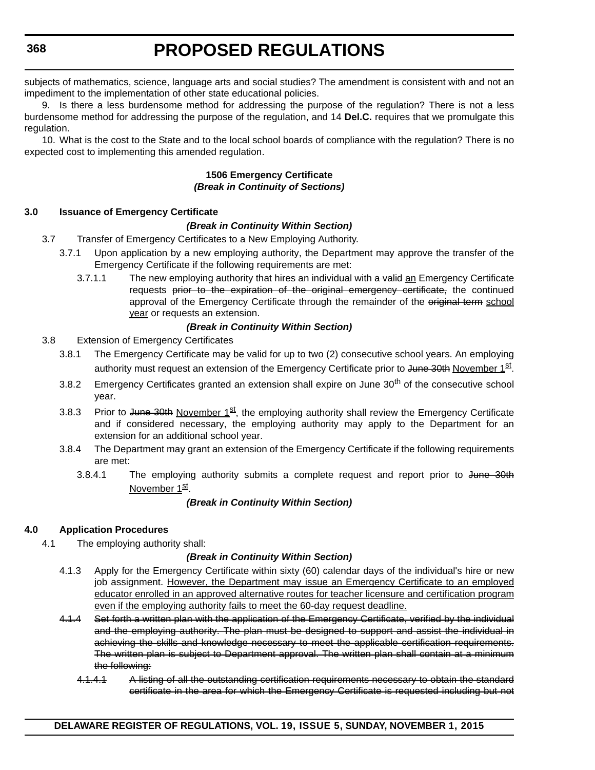subjects of mathematics, science, language arts and social studies? The amendment is consistent with and not an impediment to the implementation of other state educational policies.

9. Is there a less burdensome method for addressing the purpose of the regulation? There is not a less burdensome method for addressing the purpose of the regulation, and 14 **Del.C.** requires that we promulgate this regulation.

10. What is the cost to the State and to the local school boards of compliance with the regulation? There is no expected cost to implementing this amended regulation.

**1506 Emergency Certificate**
***(Break in Continuity of Sections)***

**3.0 Issuance of Emergency Certificate**

***(Break in Continuity Within Section)***

3.7 Transfer of Emergency Certificates to a New Employing Authority.

3.7.1 Upon application by a new employing authority, the Department may approve the transfer of the Emergency Certificate if the following requirements are met:

3.7.1.1 The new employing authority that hires an individual with ~~a valid~~ <u>an</u> Emergency Certificate requests ~~prior to the expiration of the original emergency certificate,~~ the continued approval of the Emergency Certificate through the remainder of the ~~original term~~ <u>school year</u> or requests an extension.

***(Break in Continuity Within Section)***

3.8 Extension of Emergency Certificates

3.8.1 The Emergency Certificate may be valid for up to two (2) consecutive school years. An employing authority must request an extension of the Emergency Certificate prior to ~~June 30th~~ <u>November 1st</u>.

3.8.2 Emergency Certificates granted an extension shall expire on June 30th of the consecutive school year.

3.8.3 Prior to ~~June 30th~~ <u>November 1st</u>, the employing authority shall review the Emergency Certificate and if considered necessary, the employing authority may apply to the Department for an extension for an additional school year.

3.8.4 The Department may grant an extension of the Emergency Certificate if the following requirements are met:

3.8.4.1 The employing authority submits a complete request and report prior to ~~June 30th~~ <u>November 1st</u>.

***(Break in Continuity Within Section)***

**4.0 Application Procedures**

4.1 The employing authority shall:

***(Break in Continuity Within Section)***

4.1.3 Apply for the Emergency Certificate within sixty (60) calendar days of the individual's hire or new job assignment. <u>However, the Department may issue an Emergency Certificate to an employed educator enrolled in an approved alternative routes for teacher licensure and certification program even if the employing authority fails to meet the 60-day request deadline.</u>

~~4.1.4 Set forth a written plan with the application of the Emergency Certificate, verified by the individual and the employing authority. The plan must be designed to support and assist the individual in achieving the skills and knowledge necessary to meet the applicable certification requirements. The written plan is subject to Department approval. The written plan shall contain at a minimum the following:~~

~~4.1.4.1 A listing of all the outstanding certification requirements necessary to obtain the standard certificate in the area for which the Emergency Certificate is requested including but not~~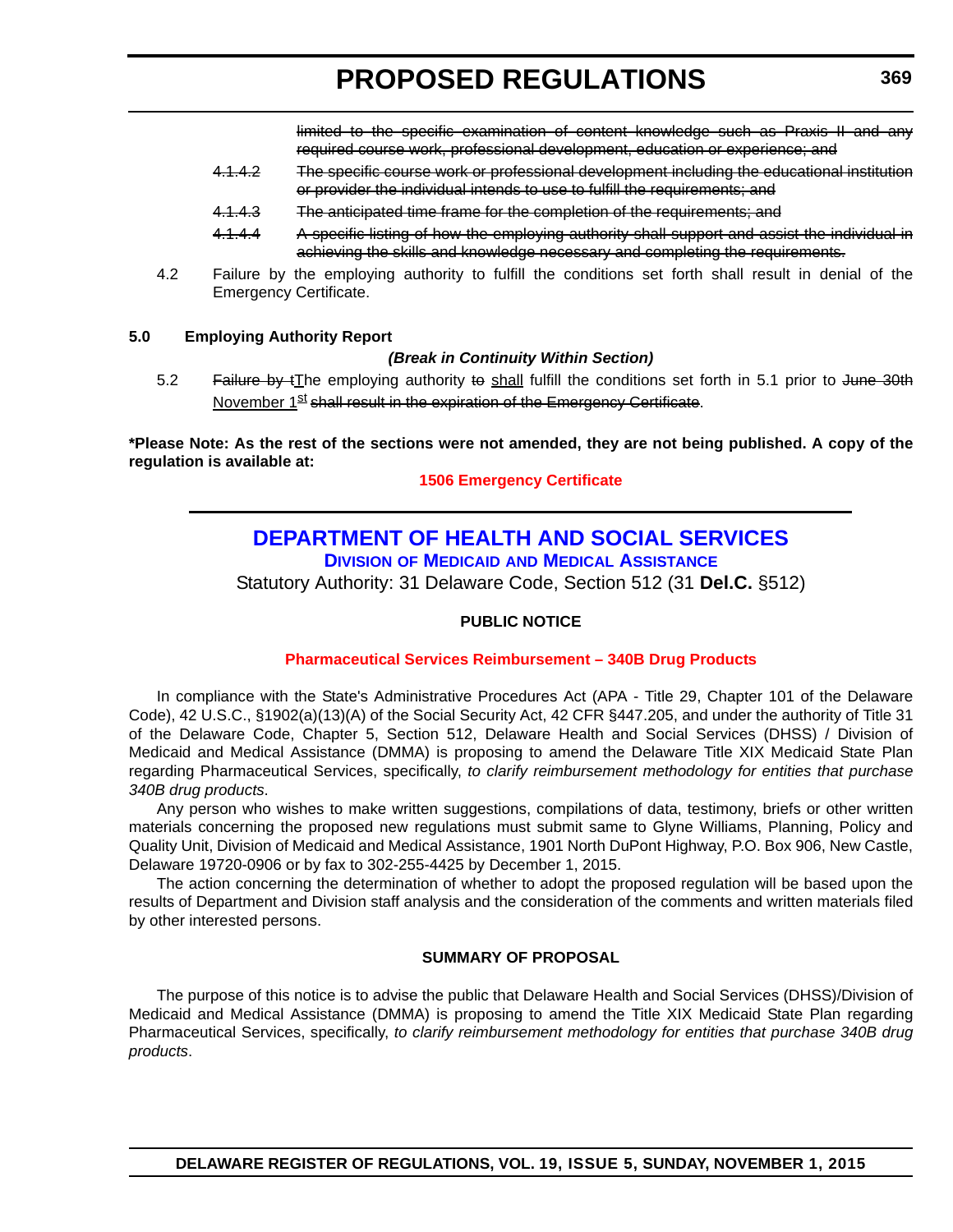~~limited to the specific examination of content knowledge such as Praxis II and any required course work, professional development, education or experience; and~~

~~4.1.4.2~~ ~~The specific course work or professional development including the educational institution or provider the individual intends to use to fulfill the requirements; and~~

~~4.1.4.3~~ ~~The anticipated time frame for the completion of the requirements; and~~

~~4.1.4.4~~ ~~A specific listing of how the employing authority shall support and assist the individual in achieving the skills and knowledge necessary and completing the requirements.~~

4.2 Failure by the employing authority to fulfill the conditions set forth shall result in denial of the Emergency Certificate.

**5.0 Employing Authority Report**

***(Break in Continuity Within Section)***

5.2 ~~Failure by t~~<u>T</u>he employing authority ~~to~~ <u>shall</u> fulfill the conditions set forth in 5.1 prior to ~~June 30th~~ <u>November 1st</u> ~~shall result in the expiration of the Emergency Certificate~~.

**\*Please Note: As the rest of the sections were not amended, they are not being published. A copy of the regulation is available at:**

**1506 Emergency Certificate**

---

## DEPARTMENT OF HEALTH AND SOCIAL SERVICES

### Division of Medicaid and Medical Assistance

Statutory Authority: 31 Delaware Code, Section 512 (31 **Del.C.** §512)

**PUBLIC NOTICE**

**Pharmaceutical Services Reimbursement – 340B Drug Products**

In compliance with the State's Administrative Procedures Act (APA - Title 29, Chapter 101 of the Delaware Code), 42 U.S.C., §1902(a)(13)(A) of the Social Security Act, 42 CFR §447.205, and under the authority of Title 31 of the Delaware Code, Chapter 5, Section 512, Delaware Health and Social Services (DHSS) / Division of Medicaid and Medical Assistance (DMMA) is proposing to amend the Delaware Title XIX Medicaid State Plan regarding Pharmaceutical Services, specifically, *to clarify reimbursement methodology for entities that purchase 340B drug products*.

Any person who wishes to make written suggestions, compilations of data, testimony, briefs or other written materials concerning the proposed new regulations must submit same to Glyne Williams, Planning, Policy and Quality Unit, Division of Medicaid and Medical Assistance, 1901 North DuPont Highway, P.O. Box 906, New Castle, Delaware 19720-0906 or by fax to 302-255-4425 by December 1, 2015.

The action concerning the determination of whether to adopt the proposed regulation will be based upon the results of Department and Division staff analysis and the consideration of the comments and written materials filed by other interested persons.

**SUMMARY OF PROPOSAL**

The purpose of this notice is to advise the public that Delaware Health and Social Services (DHSS)/Division of Medicaid and Medical Assistance (DMMA) is proposing to amend the Title XIX Medicaid State Plan regarding Pharmaceutical Services, specifically, *to clarify reimbursement methodology for entities that purchase 340B drug products*.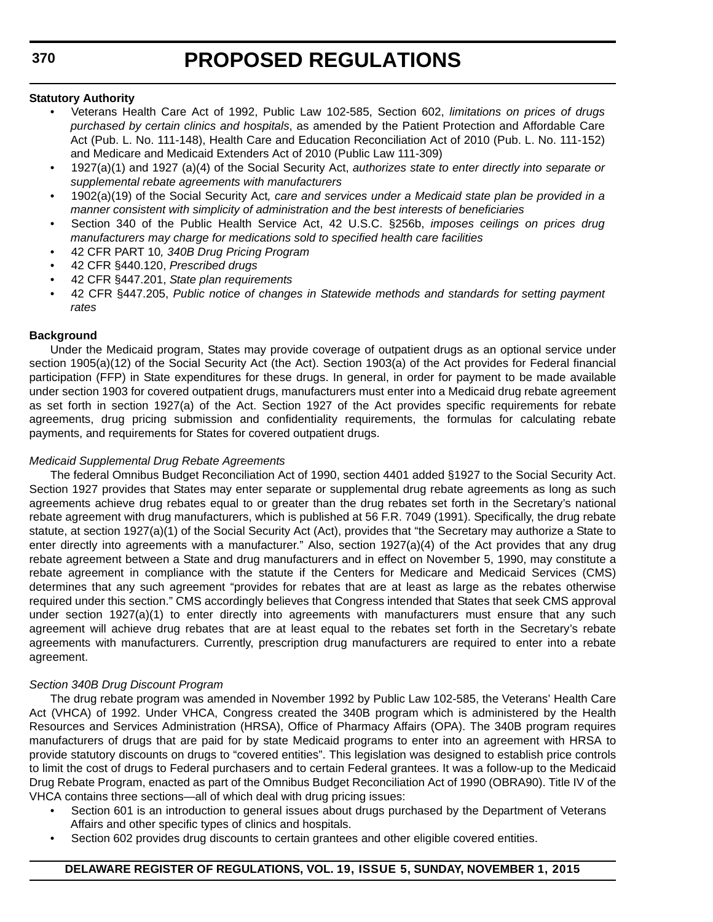**Statutory Authority**

- Veterans Health Care Act of 1992, Public Law 102-585, Section 602, *limitations on prices of drugs purchased by certain clinics and hospitals*, as amended by the Patient Protection and Affordable Care Act (Pub. L. No. 111-148), Health Care and Education Reconciliation Act of 2010 (Pub. L. No. 111-152) and Medicare and Medicaid Extenders Act of 2010 (Public Law 111-309)
- 1927(a)(1) and 1927 (a)(4) of the Social Security Act, *authorizes state to enter directly into separate or supplemental rebate agreements with manufacturers*
- 1902(a)(19) of the Social Security Act*, care and services under a Medicaid state plan be provided in a manner consistent with simplicity of administration and the best interests of beneficiaries*
- Section 340 of the Public Health Service Act, 42 U.S.C. §256b, *imposes ceilings on prices drug manufacturers may charge for medications sold to specified health care facilities*
- 42 CFR PART 10*, 340B Drug Pricing Program*
- 42 CFR §440.120, *Prescribed drugs*
- 42 CFR §447.201, *State plan requirements*
- 42 CFR §447.205, *Public notice of changes in Statewide methods and standards for setting payment rates*

**Background**

Under the Medicaid program, States may provide coverage of outpatient drugs as an optional service under section 1905(a)(12) of the Social Security Act (the Act). Section 1903(a) of the Act provides for Federal financial participation (FFP) in State expenditures for these drugs. In general, in order for payment to be made available under section 1903 for covered outpatient drugs, manufacturers must enter into a Medicaid drug rebate agreement as set forth in section 1927(a) of the Act. Section 1927 of the Act provides specific requirements for rebate agreements, drug pricing submission and confidentiality requirements, the formulas for calculating rebate payments, and requirements for States for covered outpatient drugs.

*Medicaid Supplemental Drug Rebate Agreements*

The federal Omnibus Budget Reconciliation Act of 1990, section 4401 added §1927 to the Social Security Act. Section 1927 provides that States may enter separate or supplemental drug rebate agreements as long as such agreements achieve drug rebates equal to or greater than the drug rebates set forth in the Secretary's national rebate agreement with drug manufacturers, which is published at 56 F.R. 7049 (1991). Specifically, the drug rebate statute, at section 1927(a)(1) of the Social Security Act (Act), provides that "the Secretary may authorize a State to enter directly into agreements with a manufacturer." Also, section 1927(a)(4) of the Act provides that any drug rebate agreement between a State and drug manufacturers and in effect on November 5, 1990, may constitute a rebate agreement in compliance with the statute if the Centers for Medicare and Medicaid Services (CMS) determines that any such agreement "provides for rebates that are at least as large as the rebates otherwise required under this section." CMS accordingly believes that Congress intended that States that seek CMS approval under section 1927(a)(1) to enter directly into agreements with manufacturers must ensure that any such agreement will achieve drug rebates that are at least equal to the rebates set forth in the Secretary's rebate agreements with manufacturers. Currently, prescription drug manufacturers are required to enter into a rebate agreement.

*Section 340B Drug Discount Program*

The drug rebate program was amended in November 1992 by Public Law 102-585, the Veterans' Health Care Act (VHCA) of 1992. Under VHCA, Congress created the 340B program which is administered by the Health Resources and Services Administration (HRSA), Office of Pharmacy Affairs (OPA). The 340B program requires manufacturers of drugs that are paid for by state Medicaid programs to enter into an agreement with HRSA to provide statutory discounts on drugs to "covered entities". This legislation was designed to establish price controls to limit the cost of drugs to Federal purchasers and to certain Federal grantees. It was a follow-up to the Medicaid Drug Rebate Program, enacted as part of the Omnibus Budget Reconciliation Act of 1990 (OBRA90). Title IV of the VHCA contains three sections—all of which deal with drug pricing issues:

- Section 601 is an introduction to general issues about drugs purchased by the Department of Veterans Affairs and other specific types of clinics and hospitals.
- Section 602 provides drug discounts to certain grantees and other eligible covered entities.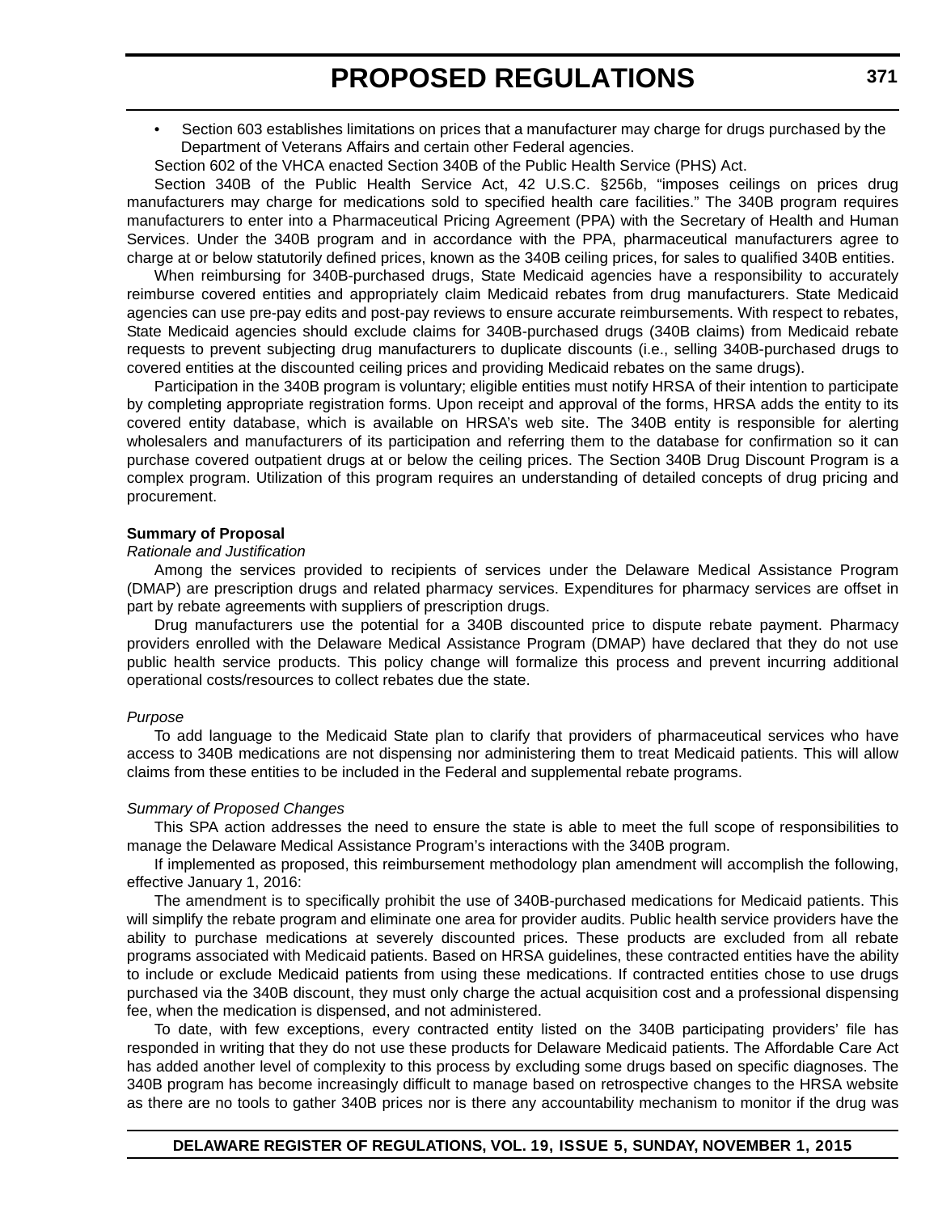- Section 603 establishes limitations on prices that a manufacturer may charge for drugs purchased by the Department of Veterans Affairs and certain other Federal agencies.

Section 602 of the VHCA enacted Section 340B of the Public Health Service (PHS) Act.

Section 340B of the Public Health Service Act, 42 U.S.C. §256b, "imposes ceilings on prices drug manufacturers may charge for medications sold to specified health care facilities." The 340B program requires manufacturers to enter into a Pharmaceutical Pricing Agreement (PPA) with the Secretary of Health and Human Services. Under the 340B program and in accordance with the PPA, pharmaceutical manufacturers agree to charge at or below statutorily defined prices, known as the 340B ceiling prices, for sales to qualified 340B entities.

When reimbursing for 340B-purchased drugs, State Medicaid agencies have a responsibility to accurately reimburse covered entities and appropriately claim Medicaid rebates from drug manufacturers. State Medicaid agencies can use pre-pay edits and post-pay reviews to ensure accurate reimbursements. With respect to rebates, State Medicaid agencies should exclude claims for 340B-purchased drugs (340B claims) from Medicaid rebate requests to prevent subjecting drug manufacturers to duplicate discounts (i.e., selling 340B-purchased drugs to covered entities at the discounted ceiling prices and providing Medicaid rebates on the same drugs).

Participation in the 340B program is voluntary; eligible entities must notify HRSA of their intention to participate by completing appropriate registration forms. Upon receipt and approval of the forms, HRSA adds the entity to its covered entity database, which is available on HRSA's web site. The 340B entity is responsible for alerting wholesalers and manufacturers of its participation and referring them to the database for confirmation so it can purchase covered outpatient drugs at or below the ceiling prices. The Section 340B Drug Discount Program is a complex program. Utilization of this program requires an understanding of detailed concepts of drug pricing and procurement.

**Summary of Proposal**

*Rationale and Justification*

Among the services provided to recipients of services under the Delaware Medical Assistance Program (DMAP) are prescription drugs and related pharmacy services. Expenditures for pharmacy services are offset in part by rebate agreements with suppliers of prescription drugs.

Drug manufacturers use the potential for a 340B discounted price to dispute rebate payment. Pharmacy providers enrolled with the Delaware Medical Assistance Program (DMAP) have declared that they do not use public health service products. This policy change will formalize this process and prevent incurring additional operational costs/resources to collect rebates due the state.

*Purpose*

To add language to the Medicaid State plan to clarify that providers of pharmaceutical services who have access to 340B medications are not dispensing nor administering them to treat Medicaid patients. This will allow claims from these entities to be included in the Federal and supplemental rebate programs.

*Summary of Proposed Changes*

This SPA action addresses the need to ensure the state is able to meet the full scope of responsibilities to manage the Delaware Medical Assistance Program's interactions with the 340B program.

If implemented as proposed, this reimbursement methodology plan amendment will accomplish the following, effective January 1, 2016:

The amendment is to specifically prohibit the use of 340B-purchased medications for Medicaid patients. This will simplify the rebate program and eliminate one area for provider audits. Public health service providers have the ability to purchase medications at severely discounted prices. These products are excluded from all rebate programs associated with Medicaid patients. Based on HRSA guidelines, these contracted entities have the ability to include or exclude Medicaid patients from using these medications. If contracted entities chose to use drugs purchased via the 340B discount, they must only charge the actual acquisition cost and a professional dispensing fee, when the medication is dispensed, and not administered.

To date, with few exceptions, every contracted entity listed on the 340B participating providers' file has responded in writing that they do not use these products for Delaware Medicaid patients. The Affordable Care Act has added another level of complexity to this process by excluding some drugs based on specific diagnoses. The 340B program has become increasingly difficult to manage based on retrospective changes to the HRSA website as there are no tools to gather 340B prices nor is there any accountability mechanism to monitor if the drug was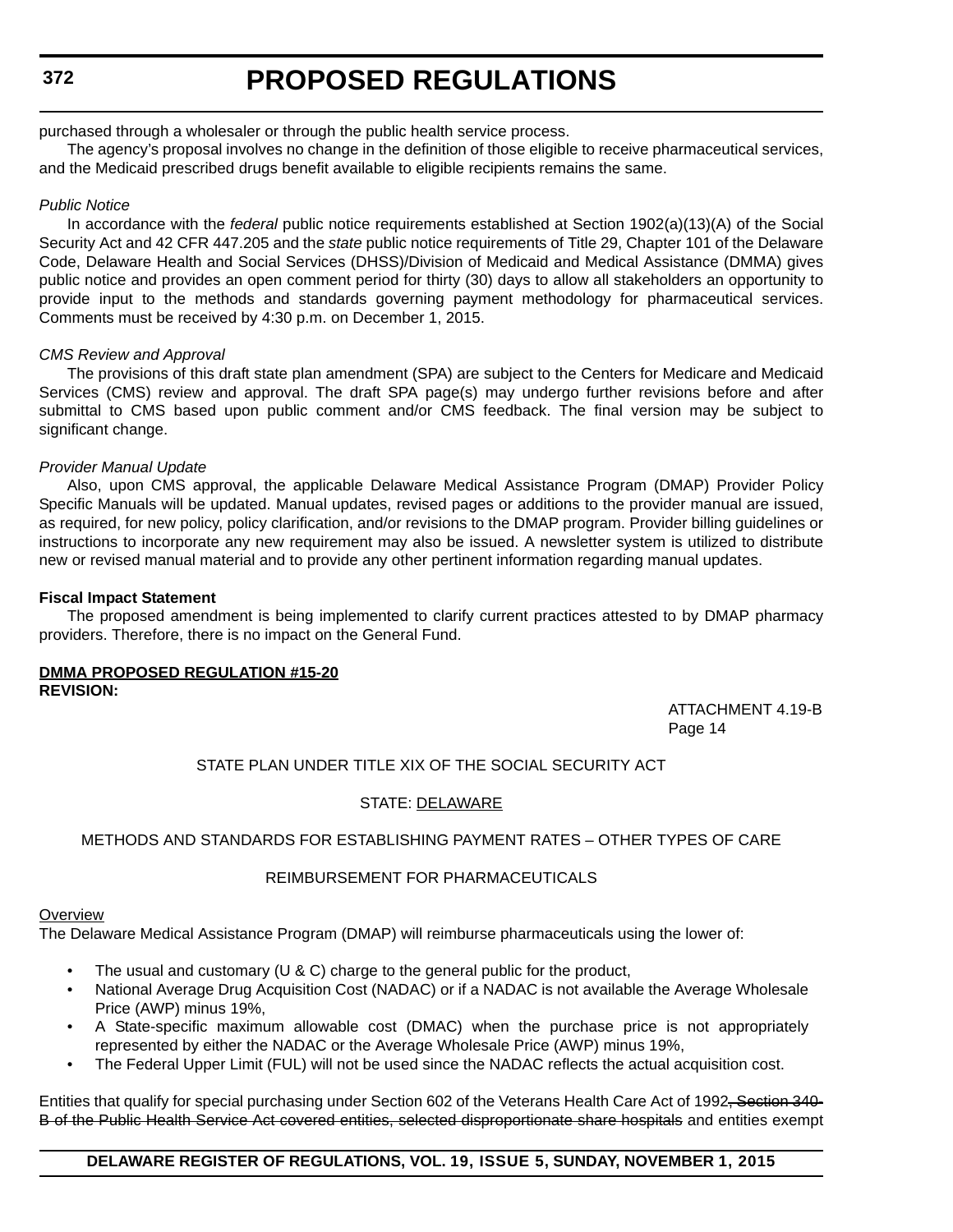purchased through a wholesaler or through the public health service process.

The agency's proposal involves no change in the definition of those eligible to receive pharmaceutical services, and the Medicaid prescribed drugs benefit available to eligible recipients remains the same.

*Public Notice*

In accordance with the *federal* public notice requirements established at Section 1902(a)(13)(A) of the Social Security Act and 42 CFR 447.205 and the *state* public notice requirements of Title 29, Chapter 101 of the Delaware Code, Delaware Health and Social Services (DHSS)/Division of Medicaid and Medical Assistance (DMMA) gives public notice and provides an open comment period for thirty (30) days to allow all stakeholders an opportunity to provide input to the methods and standards governing payment methodology for pharmaceutical services. Comments must be received by 4:30 p.m. on December 1, 2015.

*CMS Review and Approval*

The provisions of this draft state plan amendment (SPA) are subject to the Centers for Medicare and Medicaid Services (CMS) review and approval. The draft SPA page(s) may undergo further revisions before and after submittal to CMS based upon public comment and/or CMS feedback. The final version may be subject to significant change.

*Provider Manual Update*

Also, upon CMS approval, the applicable Delaware Medical Assistance Program (DMAP) Provider Policy Specific Manuals will be updated. Manual updates, revised pages or additions to the provider manual are issued, as required, for new policy, policy clarification, and/or revisions to the DMAP program. Provider billing guidelines or instructions to incorporate any new requirement may also be issued. A newsletter system is utilized to distribute new or revised manual material and to provide any other pertinent information regarding manual updates.

**Fiscal Impact Statement**

The proposed amendment is being implemented to clarify current practices attested to by DMAP pharmacy providers. Therefore, there is no impact on the General Fund.

**DMMA PROPOSED REGULATION #15-20**
**REVISION:**

ATTACHMENT 4.19-B
Page 14

STATE PLAN UNDER TITLE XIX OF THE SOCIAL SECURITY ACT

STATE: DELAWARE

METHODS AND STANDARDS FOR ESTABLISHING PAYMENT RATES – OTHER TYPES OF CARE

REIMBURSEMENT FOR PHARMACEUTICALS

Overview

The Delaware Medical Assistance Program (DMAP) will reimburse pharmaceuticals using the lower of:

- The usual and customary (U & C) charge to the general public for the product,
- National Average Drug Acquisition Cost (NADAC) or if a NADAC is not available the Average Wholesale Price (AWP) minus 19%,
- A State-specific maximum allowable cost (DMAC) when the purchase price is not appropriately represented by either the NADAC or the Average Wholesale Price (AWP) minus 19%,
- The Federal Upper Limit (FUL) will not be used since the NADAC reflects the actual acquisition cost.

Entities that qualify for special purchasing under Section 602 of the Veterans Health Care Act of 1992~~, Section 340-B of the Public Health Service Act covered entities, selected disproportionate share hospitals~~ and entities exempt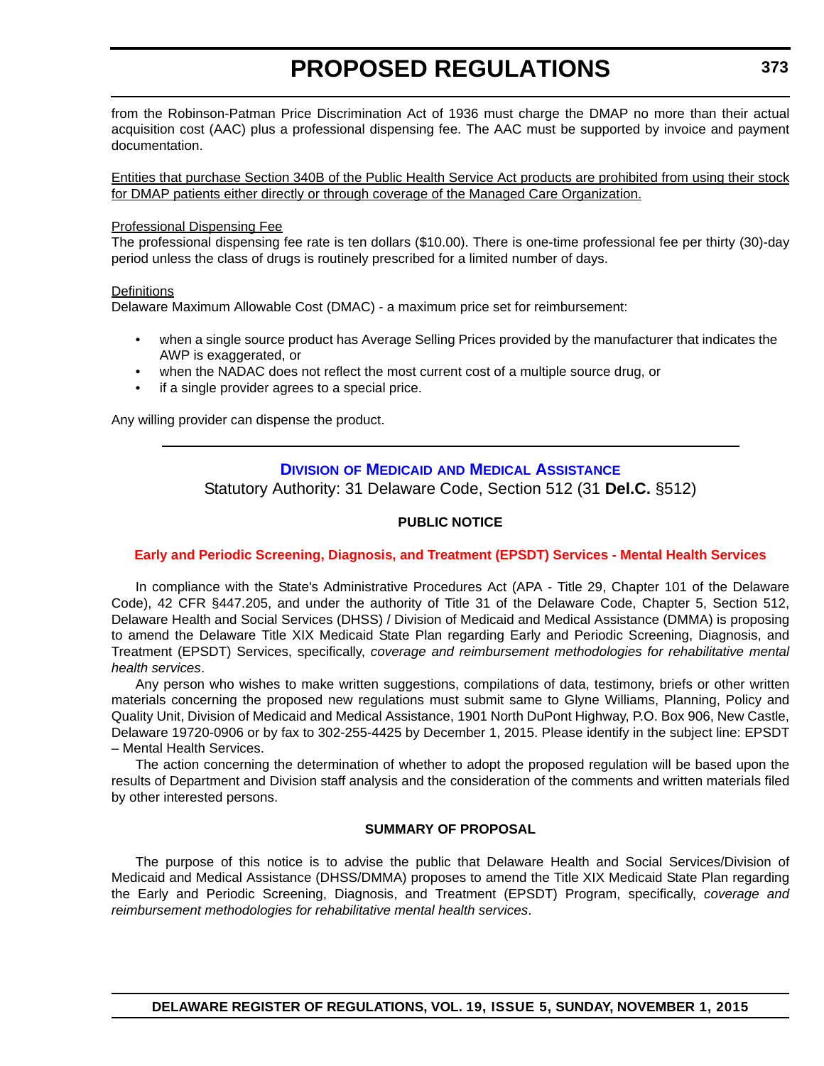from the Robinson-Patman Price Discrimination Act of 1936 must charge the DMAP no more than their actual acquisition cost (AAC) plus a professional dispensing fee. The AAC must be supported by invoice and payment documentation.

Entities that purchase Section 340B of the Public Health Service Act products are prohibited from using their stock for DMAP patients either directly or through coverage of the Managed Care Organization.

Professional Dispensing Fee

The professional dispensing fee rate is ten dollars ($10.00). There is one-time professional fee per thirty (30)-day period unless the class of drugs is routinely prescribed for a limited number of days.

Definitions

Delaware Maximum Allowable Cost (DMAC) - a maximum price set for reimbursement:

- when a single source product has Average Selling Prices provided by the manufacturer that indicates the AWP is exaggerated, or
- when the NADAC does not reflect the most current cost of a multiple source drug, or
- if a single provider agrees to a special price.

Any willing provider can dispense the product.

---

## DIVISION OF MEDICAID AND MEDICAL ASSISTANCE

Statutory Authority: 31 Delaware Code, Section 512 (31 **Del.C.** §512)

### PUBLIC NOTICE

### Early and Periodic Screening, Diagnosis, and Treatment (EPSDT) Services - Mental Health Services

In compliance with the State's Administrative Procedures Act (APA - Title 29, Chapter 101 of the Delaware Code), 42 CFR §447.205, and under the authority of Title 31 of the Delaware Code, Chapter 5, Section 512, Delaware Health and Social Services (DHSS) / Division of Medicaid and Medical Assistance (DMMA) is proposing to amend the Delaware Title XIX Medicaid State Plan regarding Early and Periodic Screening, Diagnosis, and Treatment (EPSDT) Services, specifically, *coverage and reimbursement methodologies for rehabilitative mental health services*.

Any person who wishes to make written suggestions, compilations of data, testimony, briefs or other written materials concerning the proposed new regulations must submit same to Glyne Williams, Planning, Policy and Quality Unit, Division of Medicaid and Medical Assistance, 1901 North DuPont Highway, P.O. Box 906, New Castle, Delaware 19720-0906 or by fax to 302-255-4425 by December 1, 2015. Please identify in the subject line: EPSDT – Mental Health Services.

The action concerning the determination of whether to adopt the proposed regulation will be based upon the results of Department and Division staff analysis and the consideration of the comments and written materials filed by other interested persons.

### SUMMARY OF PROPOSAL

The purpose of this notice is to advise the public that Delaware Health and Social Services/Division of Medicaid and Medical Assistance (DHSS/DMMA) proposes to amend the Title XIX Medicaid State Plan regarding the Early and Periodic Screening, Diagnosis, and Treatment (EPSDT) Program, specifically, *coverage and reimbursement methodologies for rehabilitative mental health services*.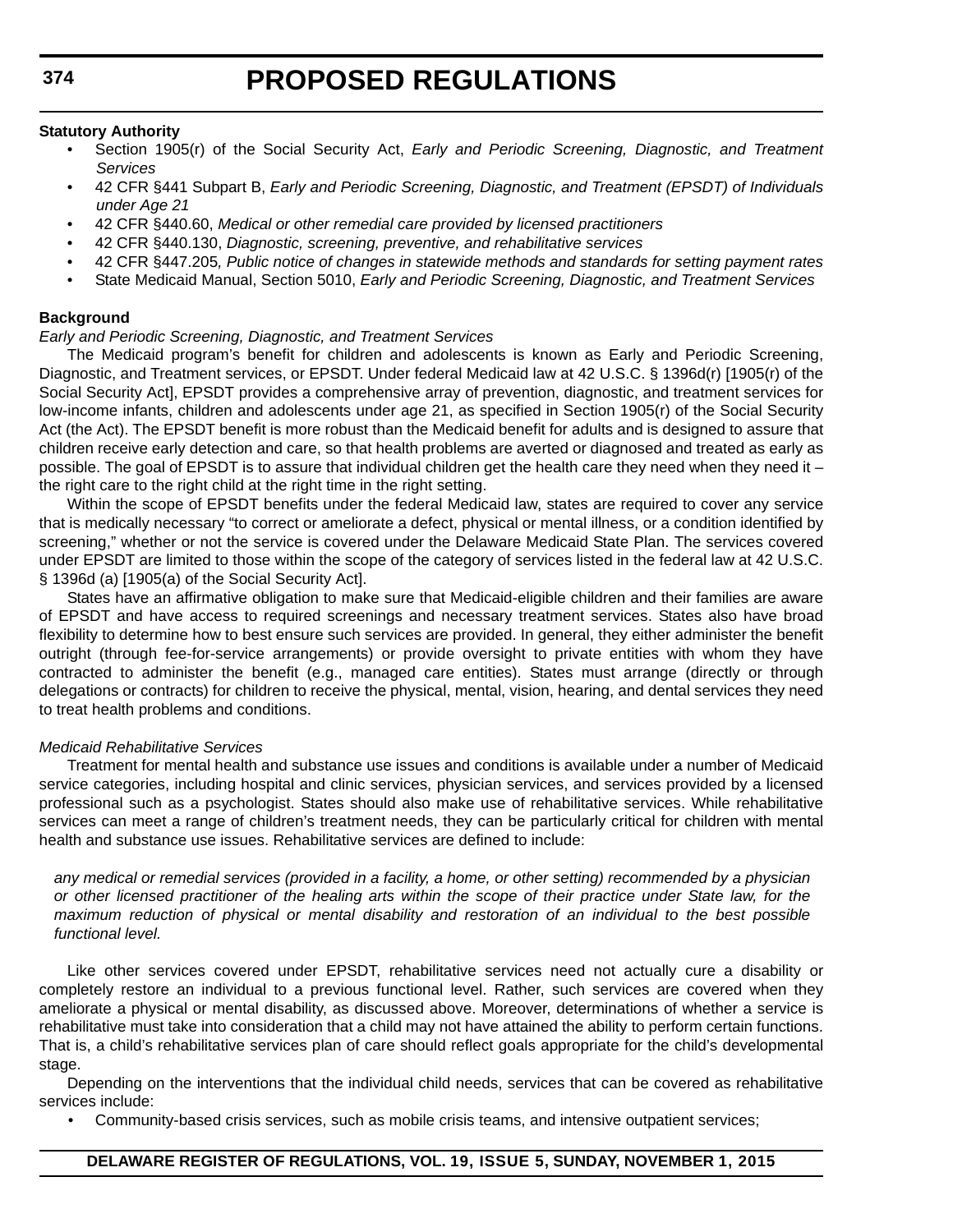**Statutory Authority**

- Section 1905(r) of the Social Security Act, *Early and Periodic Screening, Diagnostic, and Treatment Services*
- 42 CFR §441 Subpart B, *Early and Periodic Screening, Diagnostic, and Treatment (EPSDT) of Individuals under Age 21*
- 42 CFR §440.60, *Medical or other remedial care provided by licensed practitioners*
- 42 CFR §440.130, *Diagnostic, screening, preventive, and rehabilitative services*
- 42 CFR §447.205*, Public notice of changes in statewide methods and standards for setting payment rates*
- State Medicaid Manual, Section 5010, *Early and Periodic Screening, Diagnostic, and Treatment Services*

**Background**

*Early and Periodic Screening, Diagnostic, and Treatment Services*

The Medicaid program's benefit for children and adolescents is known as Early and Periodic Screening, Diagnostic, and Treatment services, or EPSDT. Under federal Medicaid law at 42 U.S.C. § 1396d(r) [1905(r) of the Social Security Act], EPSDT provides a comprehensive array of prevention, diagnostic, and treatment services for low-income infants, children and adolescents under age 21, as specified in Section 1905(r) of the Social Security Act (the Act). The EPSDT benefit is more robust than the Medicaid benefit for adults and is designed to assure that children receive early detection and care, so that health problems are averted or diagnosed and treated as early as possible. The goal of EPSDT is to assure that individual children get the health care they need when they need it – the right care to the right child at the right time in the right setting.

Within the scope of EPSDT benefits under the federal Medicaid law, states are required to cover any service that is medically necessary "to correct or ameliorate a defect, physical or mental illness, or a condition identified by screening," whether or not the service is covered under the Delaware Medicaid State Plan. The services covered under EPSDT are limited to those within the scope of the category of services listed in the federal law at 42 U.S.C. § 1396d (a) [1905(a) of the Social Security Act].

States have an affirmative obligation to make sure that Medicaid-eligible children and their families are aware of EPSDT and have access to required screenings and necessary treatment services. States also have broad flexibility to determine how to best ensure such services are provided. In general, they either administer the benefit outright (through fee-for-service arrangements) or provide oversight to private entities with whom they have contracted to administer the benefit (e.g., managed care entities). States must arrange (directly or through delegations or contracts) for children to receive the physical, mental, vision, hearing, and dental services they need to treat health problems and conditions.

*Medicaid Rehabilitative Services*

Treatment for mental health and substance use issues and conditions is available under a number of Medicaid service categories, including hospital and clinic services, physician services, and services provided by a licensed professional such as a psychologist. States should also make use of rehabilitative services. While rehabilitative services can meet a range of children's treatment needs, they can be particularly critical for children with mental health and substance use issues. Rehabilitative services are defined to include:

> *any medical or remedial services (provided in a facility, a home, or other setting) recommended by a physician or other licensed practitioner of the healing arts within the scope of their practice under State law, for the maximum reduction of physical or mental disability and restoration of an individual to the best possible functional level.*

Like other services covered under EPSDT, rehabilitative services need not actually cure a disability or completely restore an individual to a previous functional level. Rather, such services are covered when they ameliorate a physical or mental disability, as discussed above. Moreover, determinations of whether a service is rehabilitative must take into consideration that a child may not have attained the ability to perform certain functions. That is, a child's rehabilitative services plan of care should reflect goals appropriate for the child's developmental stage.

Depending on the interventions that the individual child needs, services that can be covered as rehabilitative services include:

- Community-based crisis services, such as mobile crisis teams, and intensive outpatient services;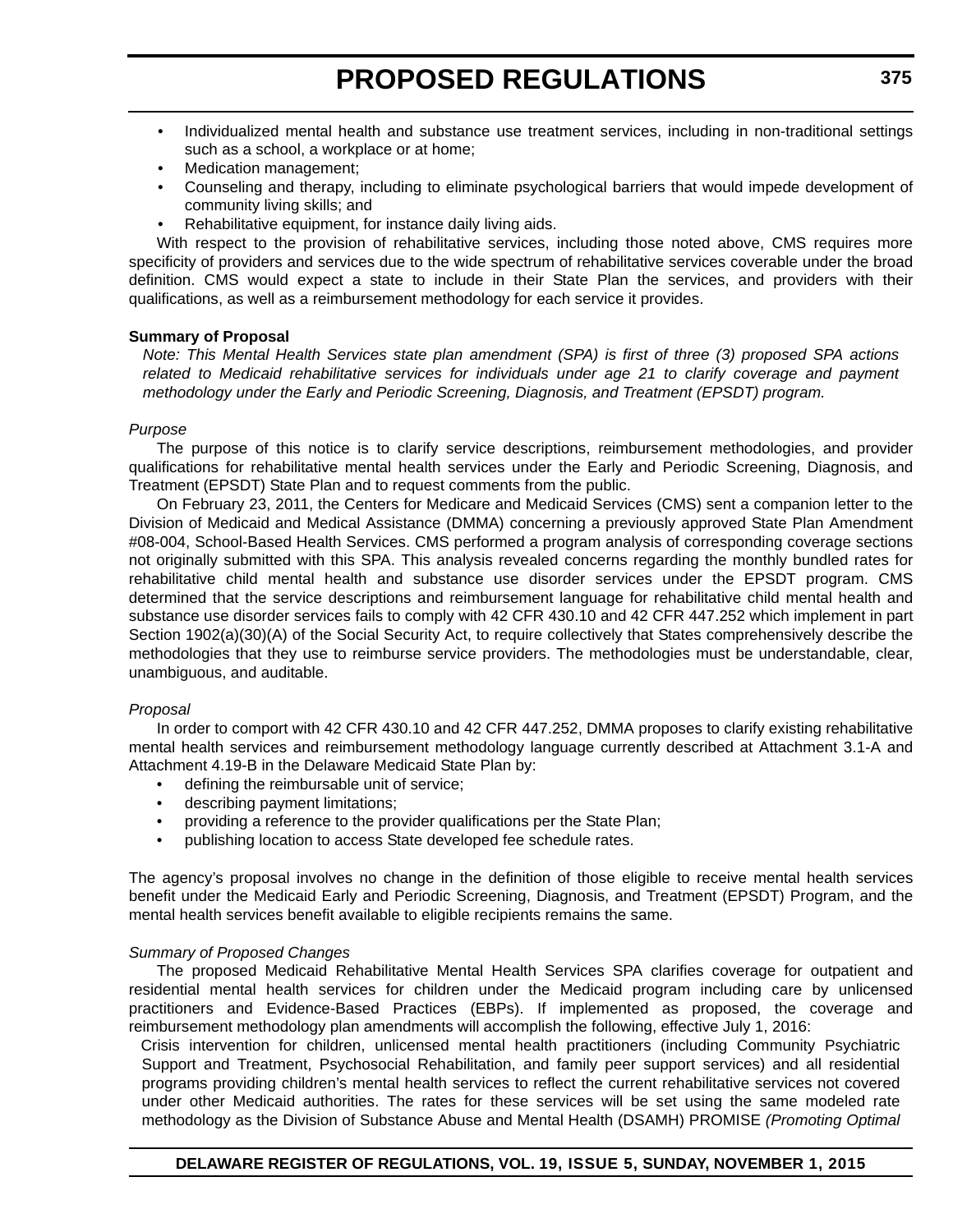- Individualized mental health and substance use treatment services, including in non-traditional settings such as a school, a workplace or at home;
- Medication management;
- Counseling and therapy, including to eliminate psychological barriers that would impede development of community living skills; and
- Rehabilitative equipment, for instance daily living aids.

With respect to the provision of rehabilitative services, including those noted above, CMS requires more specificity of providers and services due to the wide spectrum of rehabilitative services coverable under the broad definition. CMS would expect a state to include in their State Plan the services, and providers with their qualifications, as well as a reimbursement methodology for each service it provides.

**Summary of Proposal**

*Note: This Mental Health Services state plan amendment (SPA) is first of three (3) proposed SPA actions related to Medicaid rehabilitative services for individuals under age 21 to clarify coverage and payment methodology under the Early and Periodic Screening, Diagnosis, and Treatment (EPSDT) program.*

*Purpose*

The purpose of this notice is to clarify service descriptions, reimbursement methodologies, and provider qualifications for rehabilitative mental health services under the Early and Periodic Screening, Diagnosis, and Treatment (EPSDT) State Plan and to request comments from the public.

On February 23, 2011, the Centers for Medicare and Medicaid Services (CMS) sent a companion letter to the Division of Medicaid and Medical Assistance (DMMA) concerning a previously approved State Plan Amendment #08-004, School-Based Health Services. CMS performed a program analysis of corresponding coverage sections not originally submitted with this SPA. This analysis revealed concerns regarding the monthly bundled rates for rehabilitative child mental health and substance use disorder services under the EPSDT program. CMS determined that the service descriptions and reimbursement language for rehabilitative child mental health and substance use disorder services fails to comply with 42 CFR 430.10 and 42 CFR 447.252 which implement in part Section 1902(a)(30)(A) of the Social Security Act, to require collectively that States comprehensively describe the methodologies that they use to reimburse service providers. The methodologies must be understandable, clear, unambiguous, and auditable.

*Proposal*

In order to comport with 42 CFR 430.10 and 42 CFR 447.252, DMMA proposes to clarify existing rehabilitative mental health services and reimbursement methodology language currently described at Attachment 3.1-A and Attachment 4.19-B in the Delaware Medicaid State Plan by:

- defining the reimbursable unit of service;
- describing payment limitations;
- providing a reference to the provider qualifications per the State Plan;
- publishing location to access State developed fee schedule rates.

The agency's proposal involves no change in the definition of those eligible to receive mental health services benefit under the Medicaid Early and Periodic Screening, Diagnosis, and Treatment (EPSDT) Program, and the mental health services benefit available to eligible recipients remains the same.

*Summary of Proposed Changes*

The proposed Medicaid Rehabilitative Mental Health Services SPA clarifies coverage for outpatient and residential mental health services for children under the Medicaid program including care by unlicensed practitioners and Evidence-Based Practices (EBPs). If implemented as proposed, the coverage and reimbursement methodology plan amendments will accomplish the following, effective July 1, 2016:

Crisis intervention for children, unlicensed mental health practitioners (including Community Psychiatric Support and Treatment, Psychosocial Rehabilitation, and family peer support services) and all residential programs providing children's mental health services to reflect the current rehabilitative services not covered under other Medicaid authorities. The rates for these services will be set using the same modeled rate methodology as the Division of Substance Abuse and Mental Health (DSAMH) PROMISE *(Promoting Optimal*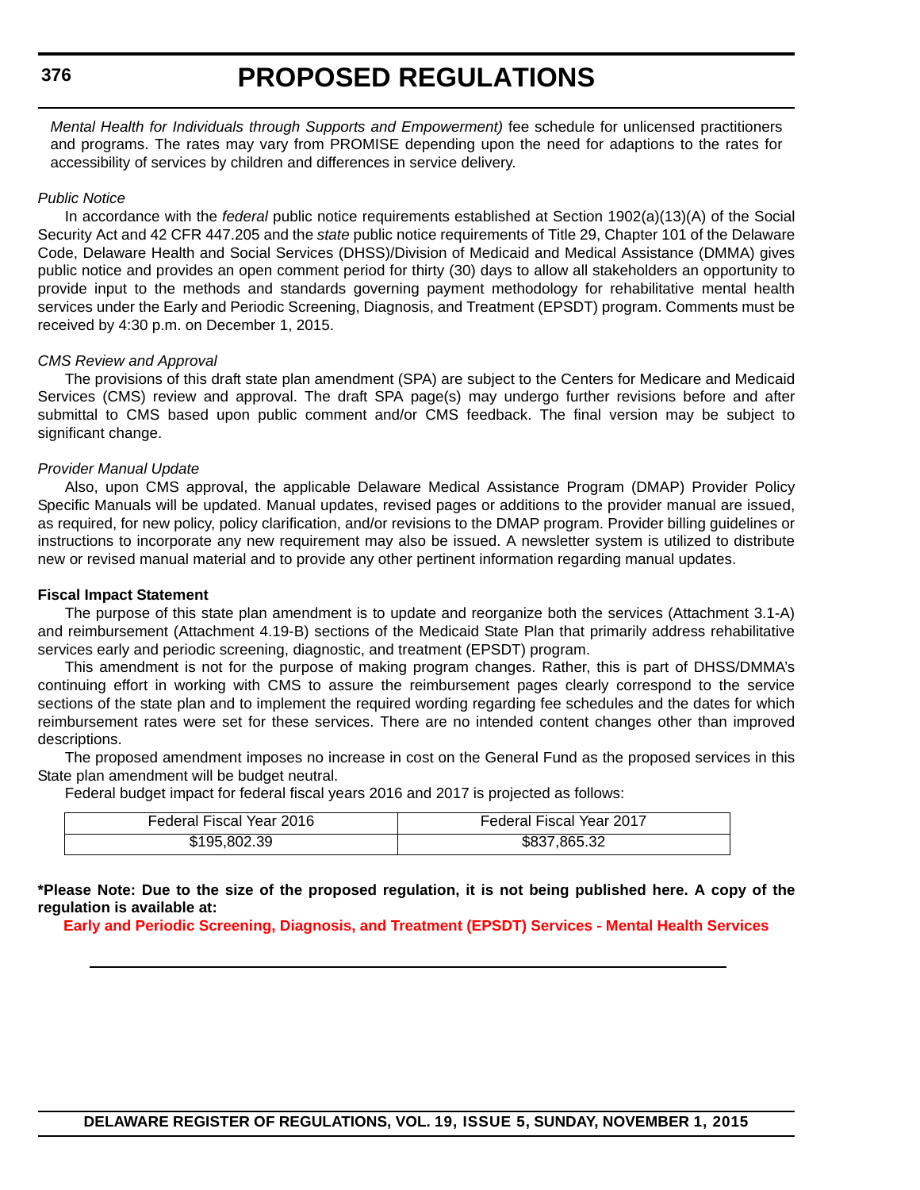*Mental Health for Individuals through Supports and Empowerment)* fee schedule for unlicensed practitioners and programs. The rates may vary from PROMISE depending upon the need for adaptions to the rates for accessibility of services by children and differences in service delivery.

*Public Notice*

In accordance with the *federal* public notice requirements established at Section 1902(a)(13)(A) of the Social Security Act and 42 CFR 447.205 and the *state* public notice requirements of Title 29, Chapter 101 of the Delaware Code, Delaware Health and Social Services (DHSS)/Division of Medicaid and Medical Assistance (DMMA) gives public notice and provides an open comment period for thirty (30) days to allow all stakeholders an opportunity to provide input to the methods and standards governing payment methodology for rehabilitative mental health services under the Early and Periodic Screening, Diagnosis, and Treatment (EPSDT) program. Comments must be received by 4:30 p.m. on December 1, 2015.

*CMS Review and Approval*

The provisions of this draft state plan amendment (SPA) are subject to the Centers for Medicare and Medicaid Services (CMS) review and approval. The draft SPA page(s) may undergo further revisions before and after submittal to CMS based upon public comment and/or CMS feedback. The final version may be subject to significant change.

*Provider Manual Update*

Also, upon CMS approval, the applicable Delaware Medical Assistance Program (DMAP) Provider Policy Specific Manuals will be updated. Manual updates, revised pages or additions to the provider manual are issued, as required, for new policy, policy clarification, and/or revisions to the DMAP program. Provider billing guidelines or instructions to incorporate any new requirement may also be issued. A newsletter system is utilized to distribute new or revised manual material and to provide any other pertinent information regarding manual updates.

**Fiscal Impact Statement**

The purpose of this state plan amendment is to update and reorganize both the services (Attachment 3.1-A) and reimbursement (Attachment 4.19-B) sections of the Medicaid State Plan that primarily address rehabilitative services early and periodic screening, diagnostic, and treatment (EPSDT) program.

This amendment is not for the purpose of making program changes. Rather, this is part of DHSS/DMMA's continuing effort in working with CMS to assure the reimbursement pages clearly correspond to the service sections of the state plan and to implement the required wording regarding fee schedules and the dates for which reimbursement rates were set for these services. There are no intended content changes other than improved descriptions.

The proposed amendment imposes no increase in cost on the General Fund as the proposed services in this State plan amendment will be budget neutral.

Federal budget impact for federal fiscal years 2016 and 2017 is projected as follows:

| Federal Fiscal Year 2016 | Federal Fiscal Year 2017 |
|---|---|
| $195,802.39 | $837,865.32 |

**\*Please Note: Due to the size of the proposed regulation, it is not being published here. A copy of the regulation is available at:**

**Early and Periodic Screening, Diagnosis, and Treatment (EPSDT) Services - Mental Health Services**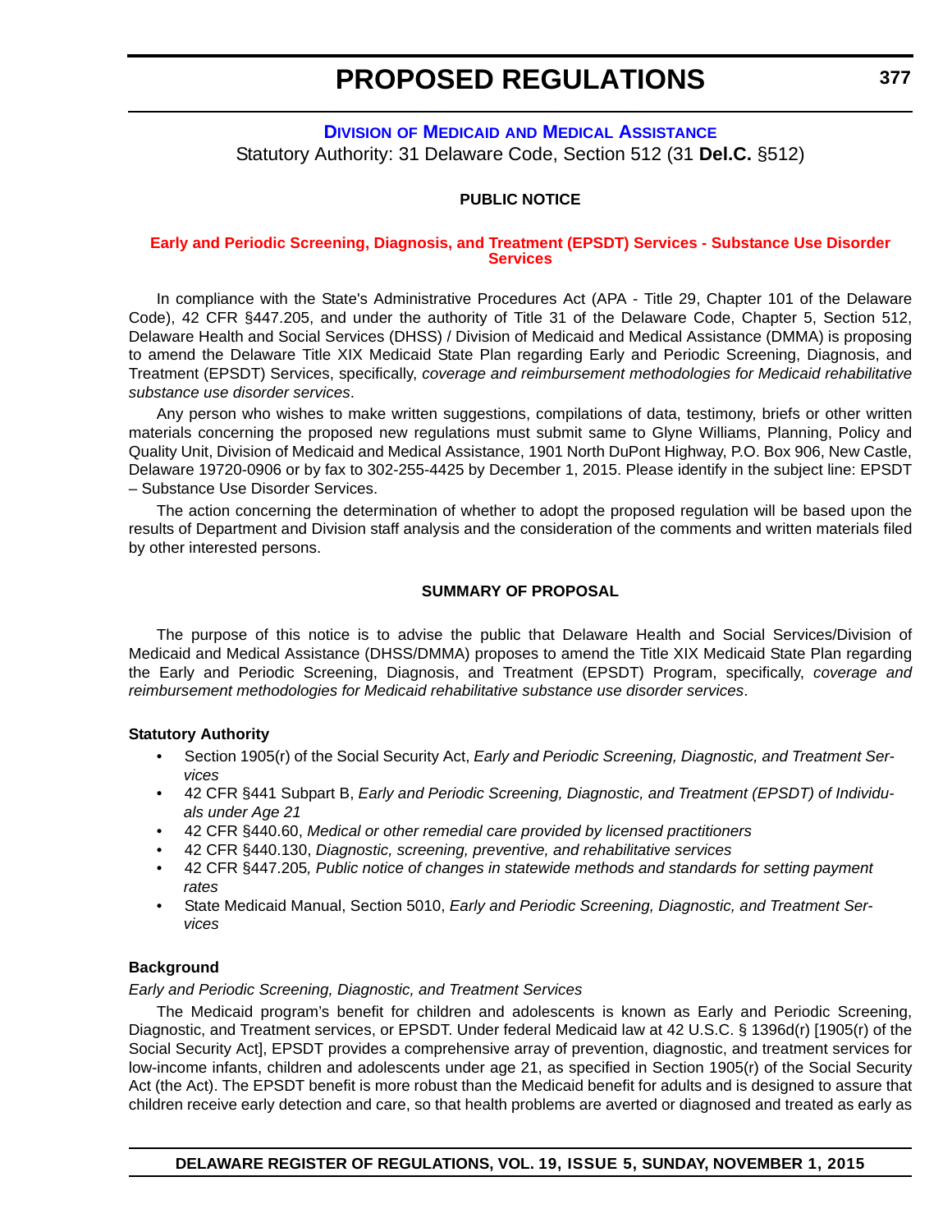# PROPOSED REGULATIONS

### DIVISION OF MEDICAID AND MEDICAL ASSISTANCE

Statutory Authority: 31 Delaware Code, Section 512 (31 **Del.C.** §512)

**PUBLIC NOTICE**

**Early and Periodic Screening, Diagnosis, and Treatment (EPSDT) Services - Substance Use Disorder Services**

In compliance with the State's Administrative Procedures Act (APA - Title 29, Chapter 101 of the Delaware Code), 42 CFR §447.205, and under the authority of Title 31 of the Delaware Code, Chapter 5, Section 512, Delaware Health and Social Services (DHSS) / Division of Medicaid and Medical Assistance (DMMA) is proposing to amend the Delaware Title XIX Medicaid State Plan regarding Early and Periodic Screening, Diagnosis, and Treatment (EPSDT) Services, specifically, *coverage and reimbursement methodologies for Medicaid rehabilitative substance use disorder services*.

Any person who wishes to make written suggestions, compilations of data, testimony, briefs or other written materials concerning the proposed new regulations must submit same to Glyne Williams, Planning, Policy and Quality Unit, Division of Medicaid and Medical Assistance, 1901 North DuPont Highway, P.O. Box 906, New Castle, Delaware 19720-0906 or by fax to 302-255-4425 by December 1, 2015. Please identify in the subject line: EPSDT – Substance Use Disorder Services.

The action concerning the determination of whether to adopt the proposed regulation will be based upon the results of Department and Division staff analysis and the consideration of the comments and written materials filed by other interested persons.

**SUMMARY OF PROPOSAL**

The purpose of this notice is to advise the public that Delaware Health and Social Services/Division of Medicaid and Medical Assistance (DHSS/DMMA) proposes to amend the Title XIX Medicaid State Plan regarding the Early and Periodic Screening, Diagnosis, and Treatment (EPSDT) Program, specifically, *coverage and reimbursement methodologies for Medicaid rehabilitative substance use disorder services*.

**Statutory Authority**

- Section 1905(r) of the Social Security Act, *Early and Periodic Screening, Diagnostic, and Treatment Services*
- 42 CFR §441 Subpart B, *Early and Periodic Screening, Diagnostic, and Treatment (EPSDT) of Individuals under Age 21*
- 42 CFR §440.60, *Medical or other remedial care provided by licensed practitioners*
- 42 CFR §440.130, *Diagnostic, screening, preventive, and rehabilitative services*
- 42 CFR §447.205, *Public notice of changes in statewide methods and standards for setting payment rates*
- State Medicaid Manual, Section 5010, *Early and Periodic Screening, Diagnostic, and Treatment Services*

**Background**

*Early and Periodic Screening, Diagnostic, and Treatment Services*

The Medicaid program's benefit for children and adolescents is known as Early and Periodic Screening, Diagnostic, and Treatment services, or EPSDT. Under federal Medicaid law at 42 U.S.C. § 1396d(r) [1905(r) of the Social Security Act], EPSDT provides a comprehensive array of prevention, diagnostic, and treatment services for low-income infants, children and adolescents under age 21, as specified in Section 1905(r) of the Social Security Act (the Act). The EPSDT benefit is more robust than the Medicaid benefit for adults and is designed to assure that children receive early detection and care, so that health problems are averted or diagnosed and treated as early as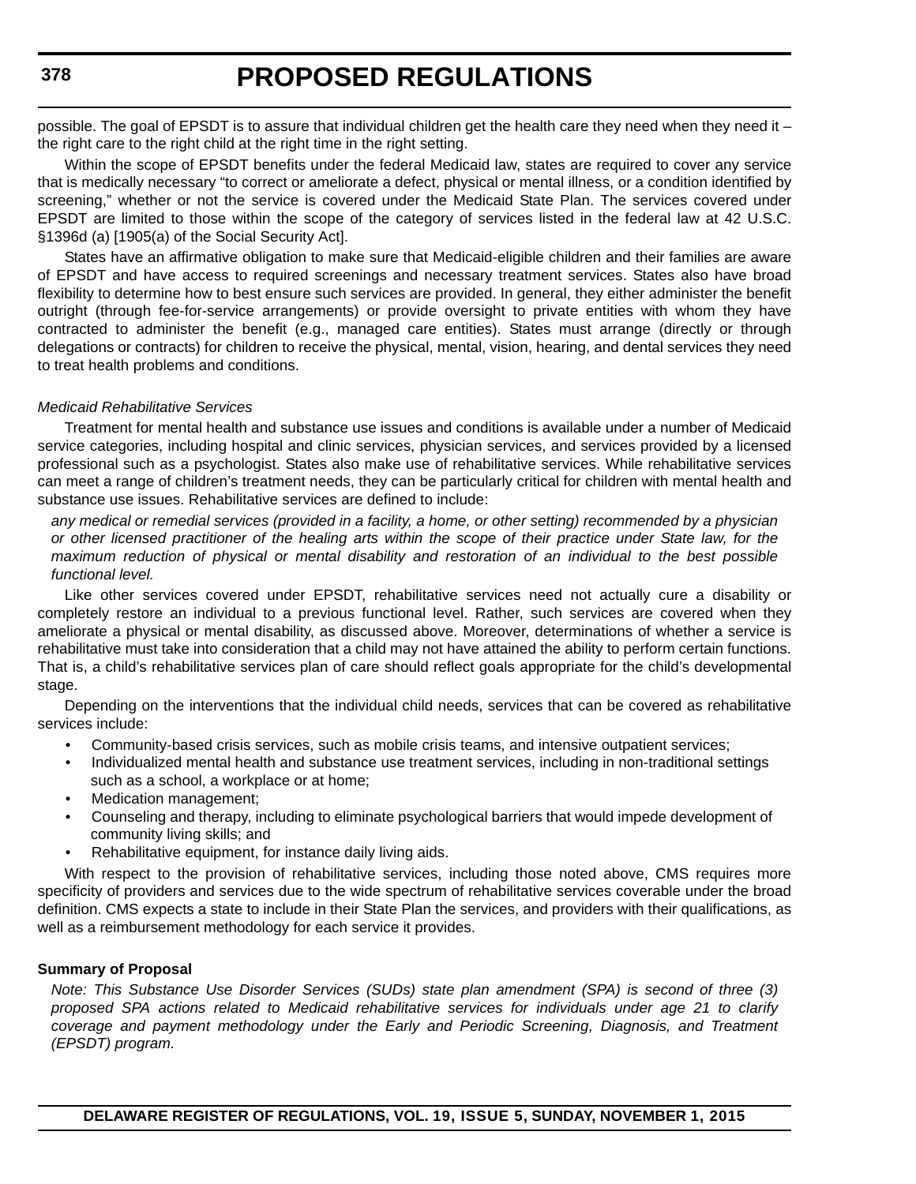possible. The goal of EPSDT is to assure that individual children get the health care they need when they need it – the right care to the right child at the right time in the right setting.

Within the scope of EPSDT benefits under the federal Medicaid law, states are required to cover any service that is medically necessary "to correct or ameliorate a defect, physical or mental illness, or a condition identified by screening," whether or not the service is covered under the Medicaid State Plan. The services covered under EPSDT are limited to those within the scope of the category of services listed in the federal law at 42 U.S.C. §1396d (a) [1905(a) of the Social Security Act].

States have an affirmative obligation to make sure that Medicaid-eligible children and their families are aware of EPSDT and have access to required screenings and necessary treatment services. States also have broad flexibility to determine how to best ensure such services are provided. In general, they either administer the benefit outright (through fee-for-service arrangements) or provide oversight to private entities with whom they have contracted to administer the benefit (e.g., managed care entities). States must arrange (directly or through delegations or contracts) for children to receive the physical, mental, vision, hearing, and dental services they need to treat health problems and conditions.

*Medicaid Rehabilitative Services*

Treatment for mental health and substance use issues and conditions is available under a number of Medicaid service categories, including hospital and clinic services, physician services, and services provided by a licensed professional such as a psychologist. States also make use of rehabilitative services. While rehabilitative services can meet a range of children's treatment needs, they can be particularly critical for children with mental health and substance use issues. Rehabilitative services are defined to include:

> *any medical or remedial services (provided in a facility, a home, or other setting) recommended by a physician or other licensed practitioner of the healing arts within the scope of their practice under State law, for the maximum reduction of physical or mental disability and restoration of an individual to the best possible functional level.*

Like other services covered under EPSDT, rehabilitative services need not actually cure a disability or completely restore an individual to a previous functional level. Rather, such services are covered when they ameliorate a physical or mental disability, as discussed above. Moreover, determinations of whether a service is rehabilitative must take into consideration that a child may not have attained the ability to perform certain functions. That is, a child's rehabilitative services plan of care should reflect goals appropriate for the child's developmental stage.

Depending on the interventions that the individual child needs, services that can be covered as rehabilitative services include:

- Community-based crisis services, such as mobile crisis teams, and intensive outpatient services;
- Individualized mental health and substance use treatment services, including in non-traditional settings such as a school, a workplace or at home;
- Medication management;
- Counseling and therapy, including to eliminate psychological barriers that would impede development of community living skills; and
- Rehabilitative equipment, for instance daily living aids.

With respect to the provision of rehabilitative services, including those noted above, CMS requires more specificity of providers and services due to the wide spectrum of rehabilitative services coverable under the broad definition. CMS expects a state to include in their State Plan the services, and providers with their qualifications, as well as a reimbursement methodology for each service it provides.

**Summary of Proposal**

*Note: This Substance Use Disorder Services (SUDs) state plan amendment (SPA) is second of three (3) proposed SPA actions related to Medicaid rehabilitative services for individuals under age 21 to clarify coverage and payment methodology under the Early and Periodic Screening, Diagnosis, and Treatment (EPSDT) program.*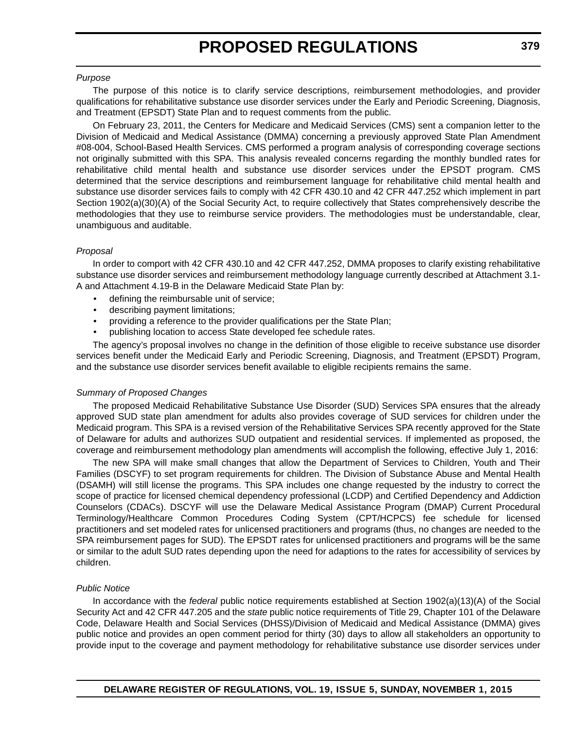*Purpose*

The purpose of this notice is to clarify service descriptions, reimbursement methodologies, and provider qualifications for rehabilitative substance use disorder services under the Early and Periodic Screening, Diagnosis, and Treatment (EPSDT) State Plan and to request comments from the public.

On February 23, 2011, the Centers for Medicare and Medicaid Services (CMS) sent a companion letter to the Division of Medicaid and Medical Assistance (DMMA) concerning a previously approved State Plan Amendment #08-004, School-Based Health Services. CMS performed a program analysis of corresponding coverage sections not originally submitted with this SPA. This analysis revealed concerns regarding the monthly bundled rates for rehabilitative child mental health and substance use disorder services under the EPSDT program. CMS determined that the service descriptions and reimbursement methodology language for rehabilitative child mental health and substance use disorder services fails to comply with 42 CFR 430.10 and 42 CFR 447.252 which implement in part Section 1902(a)(30)(A) of the Social Security Act, to require collectively that States comprehensively describe the methodologies that they use to reimburse service providers. The methodologies must be understandable, clear, unambiguous and auditable.

*Proposal*

In order to comport with 42 CFR 430.10 and 42 CFR 447.252, DMMA proposes to clarify existing rehabilitative substance use disorder services and reimbursement methodology language currently described at Attachment 3.1-A and Attachment 4.19-B in the Delaware Medicaid State Plan by:

- defining the reimbursable unit of service;
- describing payment limitations;
- providing a reference to the provider qualifications per the State Plan;
- publishing location to access State developed fee schedule rates.

The agency's proposal involves no change in the definition of those eligible to receive substance use disorder services benefit under the Medicaid Early and Periodic Screening, Diagnosis, and Treatment (EPSDT) Program, and the substance use disorder services benefit available to eligible recipients remains the same.

*Summary of Proposed Changes*

The proposed Medicaid Rehabilitative Substance Use Disorder (SUD) Services SPA ensures that the already approved SUD state plan amendment for adults also provides coverage of SUD services for children under the Medicaid program. This SPA is a revised version of the Rehabilitative Services SPA recently approved for the State of Delaware for adults and authorizes SUD outpatient and residential services. If implemented as proposed, the coverage and reimbursement methodology plan amendments will accomplish the following, effective July 1, 2016:

The new SPA will make small changes that allow the Department of Services to Children, Youth and Their Families (DSCYF) to set program requirements for children. The Division of Substance Abuse and Mental Health (DSAMH) will still license the programs. This SPA includes one change requested by the industry to correct the scope of practice for licensed chemical dependency professional (LCDP) and Certified Dependency and Addiction Counselors (CDACs). DSCYF will use the Delaware Medical Assistance Program (DMAP) Current Procedural Terminology/Healthcare Common Procedures Coding System (CPT/HCPCS) fee schedule for licensed practitioners and set modeled rates for unlicensed practitioners and programs (thus, no changes are needed to the SPA reimbursement pages for SUD). The EPSDT rates for unlicensed practitioners and programs will be the same or similar to the adult SUD rates depending upon the need for adaptions to the rates for accessibility of services by children.

*Public Notice*

In accordance with the *federal* public notice requirements established at Section 1902(a)(13)(A) of the Social Security Act and 42 CFR 447.205 and the *state* public notice requirements of Title 29, Chapter 101 of the Delaware Code, Delaware Health and Social Services (DHSS)/Division of Medicaid and Medical Assistance (DMMA) gives public notice and provides an open comment period for thirty (30) days to allow all stakeholders an opportunity to provide input to the coverage and payment methodology for rehabilitative substance use disorder services under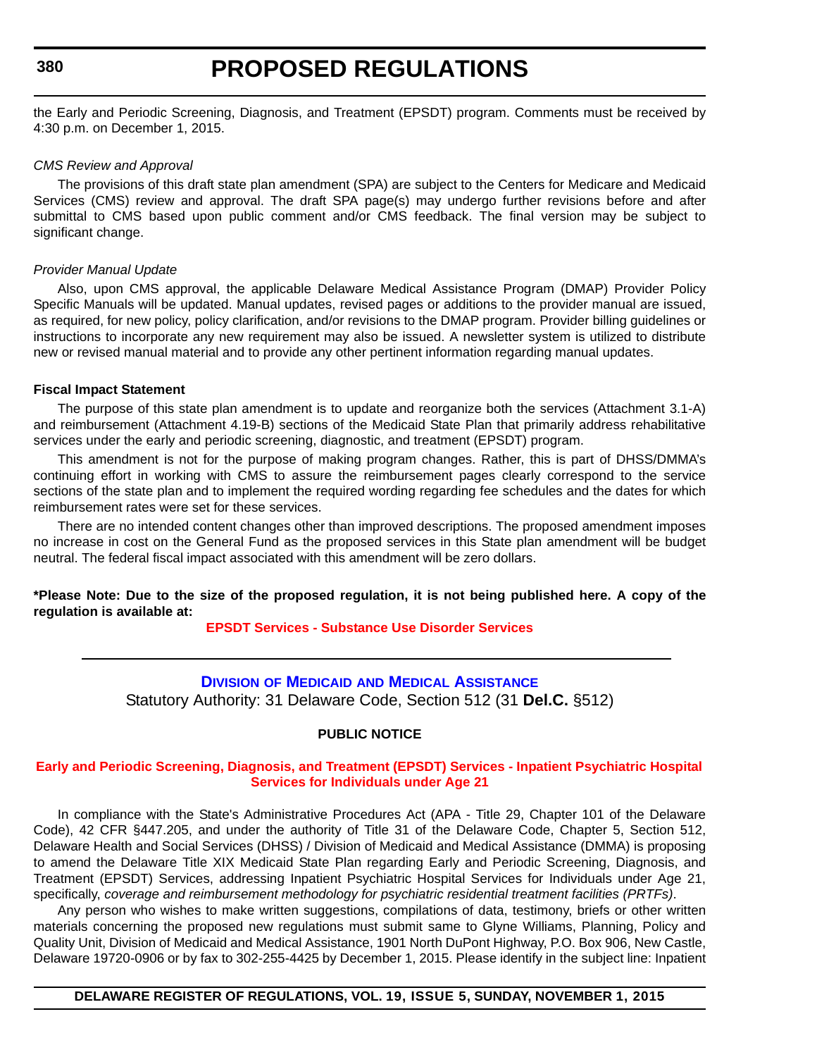the Early and Periodic Screening, Diagnosis, and Treatment (EPSDT) program. Comments must be received by 4:30 p.m. on December 1, 2015.

*CMS Review and Approval*

The provisions of this draft state plan amendment (SPA) are subject to the Centers for Medicare and Medicaid Services (CMS) review and approval. The draft SPA page(s) may undergo further revisions before and after submittal to CMS based upon public comment and/or CMS feedback. The final version may be subject to significant change.

*Provider Manual Update*

Also, upon CMS approval, the applicable Delaware Medical Assistance Program (DMAP) Provider Policy Specific Manuals will be updated. Manual updates, revised pages or additions to the provider manual are issued, as required, for new policy, policy clarification, and/or revisions to the DMAP program. Provider billing guidelines or instructions to incorporate any new requirement may also be issued. A newsletter system is utilized to distribute new or revised manual material and to provide any other pertinent information regarding manual updates.

**Fiscal Impact Statement**

The purpose of this state plan amendment is to update and reorganize both the services (Attachment 3.1-A) and reimbursement (Attachment 4.19-B) sections of the Medicaid State Plan that primarily address rehabilitative services under the early and periodic screening, diagnostic, and treatment (EPSDT) program.

This amendment is not for the purpose of making program changes. Rather, this is part of DHSS/DMMA's continuing effort in working with CMS to assure the reimbursement pages clearly correspond to the service sections of the state plan and to implement the required wording regarding fee schedules and the dates for which reimbursement rates were set for these services.

There are no intended content changes other than improved descriptions. The proposed amendment imposes no increase in cost on the General Fund as the proposed services in this State plan amendment will be budget neutral. The federal fiscal impact associated with this amendment will be zero dollars.

**\*Please Note: Due to the size of the proposed regulation, it is not being published here. A copy of the regulation is available at:**

**EPSDT Services - Substance Use Disorder Services**

---

**DIVISION OF MEDICAID AND MEDICAL ASSISTANCE**

Statutory Authority: 31 Delaware Code, Section 512 (31 **Del.C.** §512)

**PUBLIC NOTICE**

**Early and Periodic Screening, Diagnosis, and Treatment (EPSDT) Services - Inpatient Psychiatric Hospital Services for Individuals under Age 21**

In compliance with the State's Administrative Procedures Act (APA - Title 29, Chapter 101 of the Delaware Code), 42 CFR §447.205, and under the authority of Title 31 of the Delaware Code, Chapter 5, Section 512, Delaware Health and Social Services (DHSS) / Division of Medicaid and Medical Assistance (DMMA) is proposing to amend the Delaware Title XIX Medicaid State Plan regarding Early and Periodic Screening, Diagnosis, and Treatment (EPSDT) Services, addressing Inpatient Psychiatric Hospital Services for Individuals under Age 21, specifically, *coverage and reimbursement methodology for psychiatric residential treatment facilities (PRTFs)*.

Any person who wishes to make written suggestions, compilations of data, testimony, briefs or other written materials concerning the proposed new regulations must submit same to Glyne Williams, Planning, Policy and Quality Unit, Division of Medicaid and Medical Assistance, 1901 North DuPont Highway, P.O. Box 906, New Castle, Delaware 19720-0906 or by fax to 302-255-4425 by December 1, 2015. Please identify in the subject line: Inpatient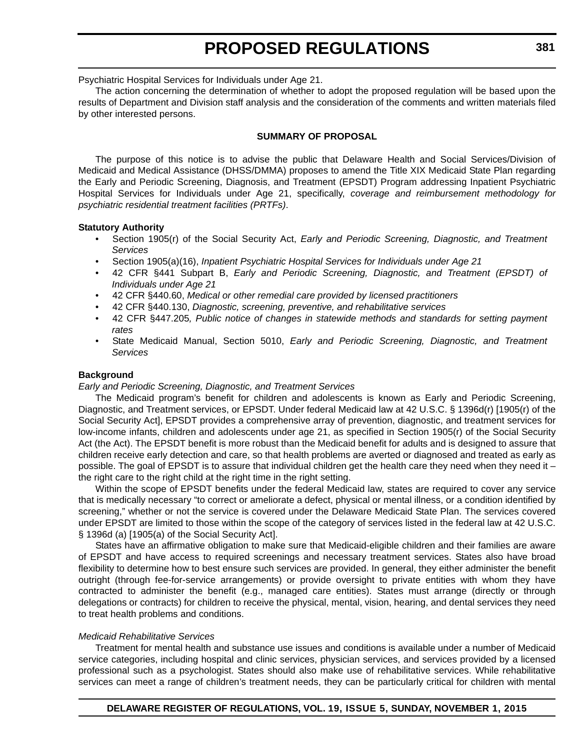Psychiatric Hospital Services for Individuals under Age 21.

The action concerning the determination of whether to adopt the proposed regulation will be based upon the results of Department and Division staff analysis and the consideration of the comments and written materials filed by other interested persons.

**SUMMARY OF PROPOSAL**

The purpose of this notice is to advise the public that Delaware Health and Social Services/Division of Medicaid and Medical Assistance (DHSS/DMMA) proposes to amend the Title XIX Medicaid State Plan regarding the Early and Periodic Screening, Diagnosis, and Treatment (EPSDT) Program addressing Inpatient Psychiatric Hospital Services for Individuals under Age 21, specifically, *coverage and reimbursement methodology for psychiatric residential treatment facilities (PRTFs)*.

**Statutory Authority**

- Section 1905(r) of the Social Security Act, *Early and Periodic Screening, Diagnostic, and Treatment Services*
- Section 1905(a)(16), *Inpatient Psychiatric Hospital Services for Individuals under Age 21*
- 42 CFR §441 Subpart B, *Early and Periodic Screening, Diagnostic, and Treatment (EPSDT) of Individuals under Age 21*
- 42 CFR §440.60, *Medical or other remedial care provided by licensed practitioners*
- 42 CFR §440.130, *Diagnostic, screening, preventive, and rehabilitative services*
- 42 CFR §447.205*, Public notice of changes in statewide methods and standards for setting payment rates*
- State Medicaid Manual, Section 5010, *Early and Periodic Screening, Diagnostic, and Treatment Services*

**Background**

*Early and Periodic Screening, Diagnostic, and Treatment Services*

The Medicaid program's benefit for children and adolescents is known as Early and Periodic Screening, Diagnostic, and Treatment services, or EPSDT. Under federal Medicaid law at 42 U.S.C. § 1396d(r) [1905(r) of the Social Security Act], EPSDT provides a comprehensive array of prevention, diagnostic, and treatment services for low-income infants, children and adolescents under age 21, as specified in Section 1905(r) of the Social Security Act (the Act). The EPSDT benefit is more robust than the Medicaid benefit for adults and is designed to assure that children receive early detection and care, so that health problems are averted or diagnosed and treated as early as possible. The goal of EPSDT is to assure that individual children get the health care they need when they need it – the right care to the right child at the right time in the right setting.

Within the scope of EPSDT benefits under the federal Medicaid law, states are required to cover any service that is medically necessary "to correct or ameliorate a defect, physical or mental illness, or a condition identified by screening," whether or not the service is covered under the Delaware Medicaid State Plan. The services covered under EPSDT are limited to those within the scope of the category of services listed in the federal law at 42 U.S.C. § 1396d (a) [1905(a) of the Social Security Act].

States have an affirmative obligation to make sure that Medicaid-eligible children and their families are aware of EPSDT and have access to required screenings and necessary treatment services. States also have broad flexibility to determine how to best ensure such services are provided. In general, they either administer the benefit outright (through fee-for-service arrangements) or provide oversight to private entities with whom they have contracted to administer the benefit (e.g., managed care entities). States must arrange (directly or through delegations or contracts) for children to receive the physical, mental, vision, hearing, and dental services they need to treat health problems and conditions.

*Medicaid Rehabilitative Services*

Treatment for mental health and substance use issues and conditions is available under a number of Medicaid service categories, including hospital and clinic services, physician services, and services provided by a licensed professional such as a psychologist. States should also make use of rehabilitative services. While rehabilitative services can meet a range of children's treatment needs, they can be particularly critical for children with mental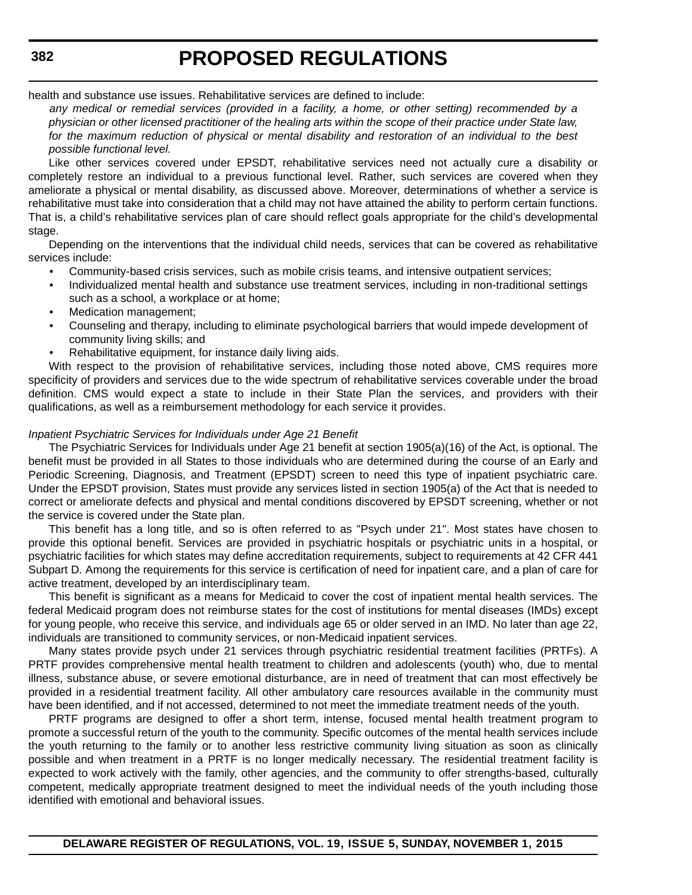health and substance use issues. Rehabilitative services are defined to include:

> *any medical or remedial services (provided in a facility, a home, or other setting) recommended by a physician or other licensed practitioner of the healing arts within the scope of their practice under State law, for the maximum reduction of physical or mental disability and restoration of an individual to the best possible functional level.*

Like other services covered under EPSDT, rehabilitative services need not actually cure a disability or completely restore an individual to a previous functional level. Rather, such services are covered when they ameliorate a physical or mental disability, as discussed above. Moreover, determinations of whether a service is rehabilitative must take into consideration that a child may not have attained the ability to perform certain functions. That is, a child's rehabilitative services plan of care should reflect goals appropriate for the child's developmental stage.

Depending on the interventions that the individual child needs, services that can be covered as rehabilitative services include:

- Community-based crisis services, such as mobile crisis teams, and intensive outpatient services;
- Individualized mental health and substance use treatment services, including in non-traditional settings such as a school, a workplace or at home;
- Medication management;
- Counseling and therapy, including to eliminate psychological barriers that would impede development of community living skills; and
- Rehabilitative equipment, for instance daily living aids.

With respect to the provision of rehabilitative services, including those noted above, CMS requires more specificity of providers and services due to the wide spectrum of rehabilitative services coverable under the broad definition. CMS would expect a state to include in their State Plan the services, and providers with their qualifications, as well as a reimbursement methodology for each service it provides.

*Inpatient Psychiatric Services for Individuals under Age 21 Benefit*

The Psychiatric Services for Individuals under Age 21 benefit at section 1905(a)(16) of the Act, is optional. The benefit must be provided in all States to those individuals who are determined during the course of an Early and Periodic Screening, Diagnosis, and Treatment (EPSDT) screen to need this type of inpatient psychiatric care. Under the EPSDT provision, States must provide any services listed in section 1905(a) of the Act that is needed to correct or ameliorate defects and physical and mental conditions discovered by EPSDT screening, whether or not the service is covered under the State plan.

This benefit has a long title, and so is often referred to as "Psych under 21". Most states have chosen to provide this optional benefit. Services are provided in psychiatric hospitals or psychiatric units in a hospital, or psychiatric facilities for which states may define accreditation requirements, subject to requirements at 42 CFR 441 Subpart D. Among the requirements for this service is certification of need for inpatient care, and a plan of care for active treatment, developed by an interdisciplinary team.

This benefit is significant as a means for Medicaid to cover the cost of inpatient mental health services. The federal Medicaid program does not reimburse states for the cost of institutions for mental diseases (IMDs) except for young people, who receive this service, and individuals age 65 or older served in an IMD. No later than age 22, individuals are transitioned to community services, or non-Medicaid inpatient services.

Many states provide psych under 21 services through psychiatric residential treatment facilities (PRTFs). A PRTF provides comprehensive mental health treatment to children and adolescents (youth) who, due to mental illness, substance abuse, or severe emotional disturbance, are in need of treatment that can most effectively be provided in a residential treatment facility. All other ambulatory care resources available in the community must have been identified, and if not accessed, determined to not meet the immediate treatment needs of the youth.

PRTF programs are designed to offer a short term, intense, focused mental health treatment program to promote a successful return of the youth to the community. Specific outcomes of the mental health services include the youth returning to the family or to another less restrictive community living situation as soon as clinically possible and when treatment in a PRTF is no longer medically necessary. The residential treatment facility is expected to work actively with the family, other agencies, and the community to offer strengths-based, culturally competent, medically appropriate treatment designed to meet the individual needs of the youth including those identified with emotional and behavioral issues.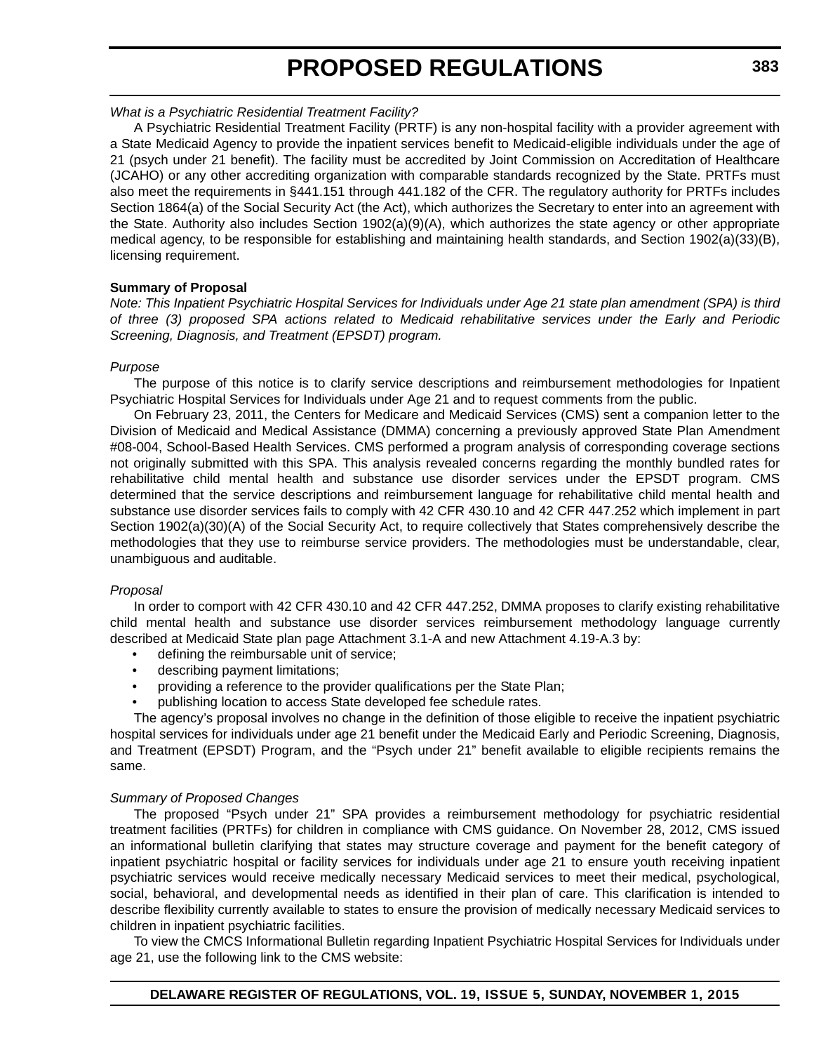*What is a Psychiatric Residential Treatment Facility?*

A Psychiatric Residential Treatment Facility (PRTF) is any non-hospital facility with a provider agreement with a State Medicaid Agency to provide the inpatient services benefit to Medicaid-eligible individuals under the age of 21 (psych under 21 benefit). The facility must be accredited by Joint Commission on Accreditation of Healthcare (JCAHO) or any other accrediting organization with comparable standards recognized by the State. PRTFs must also meet the requirements in §441.151 through 441.182 of the CFR. The regulatory authority for PRTFs includes Section 1864(a) of the Social Security Act (the Act), which authorizes the Secretary to enter into an agreement with the State. Authority also includes Section 1902(a)(9)(A), which authorizes the state agency or other appropriate medical agency, to be responsible for establishing and maintaining health standards, and Section 1902(a)(33)(B), licensing requirement.

**Summary of Proposal**

*Note: This Inpatient Psychiatric Hospital Services for Individuals under Age 21 state plan amendment (SPA) is third of three (3) proposed SPA actions related to Medicaid rehabilitative services under the Early and Periodic Screening, Diagnosis, and Treatment (EPSDT) program.*

*Purpose*

The purpose of this notice is to clarify service descriptions and reimbursement methodologies for Inpatient Psychiatric Hospital Services for Individuals under Age 21 and to request comments from the public.

On February 23, 2011, the Centers for Medicare and Medicaid Services (CMS) sent a companion letter to the Division of Medicaid and Medical Assistance (DMMA) concerning a previously approved State Plan Amendment #08-004, School-Based Health Services. CMS performed a program analysis of corresponding coverage sections not originally submitted with this SPA. This analysis revealed concerns regarding the monthly bundled rates for rehabilitative child mental health and substance use disorder services under the EPSDT program. CMS determined that the service descriptions and reimbursement language for rehabilitative child mental health and substance use disorder services fails to comply with 42 CFR 430.10 and 42 CFR 447.252 which implement in part Section 1902(a)(30)(A) of the Social Security Act, to require collectively that States comprehensively describe the methodologies that they use to reimburse service providers. The methodologies must be understandable, clear, unambiguous and auditable.

*Proposal*

In order to comport with 42 CFR 430.10 and 42 CFR 447.252, DMMA proposes to clarify existing rehabilitative child mental health and substance use disorder services reimbursement methodology language currently described at Medicaid State plan page Attachment 3.1-A and new Attachment 4.19-A.3 by:

- defining the reimbursable unit of service;
- describing payment limitations;
- providing a reference to the provider qualifications per the State Plan;
- publishing location to access State developed fee schedule rates.

The agency's proposal involves no change in the definition of those eligible to receive the inpatient psychiatric hospital services for individuals under age 21 benefit under the Medicaid Early and Periodic Screening, Diagnosis, and Treatment (EPSDT) Program, and the "Psych under 21" benefit available to eligible recipients remains the same.

*Summary of Proposed Changes*

The proposed "Psych under 21" SPA provides a reimbursement methodology for psychiatric residential treatment facilities (PRTFs) for children in compliance with CMS guidance. On November 28, 2012, CMS issued an informational bulletin clarifying that states may structure coverage and payment for the benefit category of inpatient psychiatric hospital or facility services for individuals under age 21 to ensure youth receiving inpatient psychiatric services would receive medically necessary Medicaid services to meet their medical, psychological, social, behavioral, and developmental needs as identified in their plan of care. This clarification is intended to describe flexibility currently available to states to ensure the provision of medically necessary Medicaid services to children in inpatient psychiatric facilities.

To view the CMCS Informational Bulletin regarding Inpatient Psychiatric Hospital Services for Individuals under age 21, use the following link to the CMS website: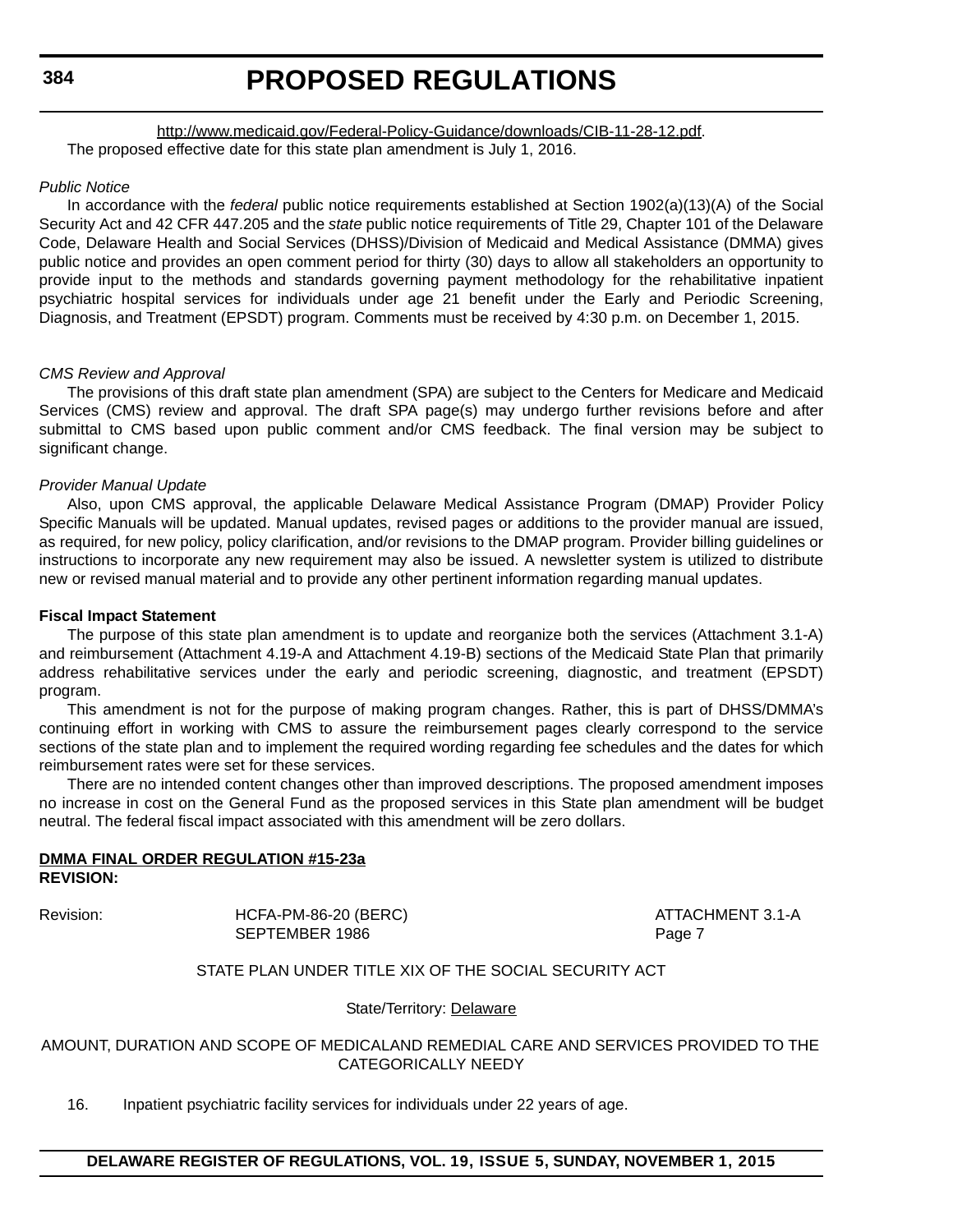http://www.medicaid.gov/Federal-Policy-Guidance/downloads/CIB-11-28-12.pdf.

The proposed effective date for this state plan amendment is July 1, 2016.

*Public Notice*

In accordance with the *federal* public notice requirements established at Section 1902(a)(13)(A) of the Social Security Act and 42 CFR 447.205 and the *state* public notice requirements of Title 29, Chapter 101 of the Delaware Code, Delaware Health and Social Services (DHSS)/Division of Medicaid and Medical Assistance (DMMA) gives public notice and provides an open comment period for thirty (30) days to allow all stakeholders an opportunity to provide input to the methods and standards governing payment methodology for the rehabilitative inpatient psychiatric hospital services for individuals under age 21 benefit under the Early and Periodic Screening, Diagnosis, and Treatment (EPSDT) program. Comments must be received by 4:30 p.m. on December 1, 2015.

*CMS Review and Approval*

The provisions of this draft state plan amendment (SPA) are subject to the Centers for Medicare and Medicaid Services (CMS) review and approval. The draft SPA page(s) may undergo further revisions before and after submittal to CMS based upon public comment and/or CMS feedback. The final version may be subject to significant change.

*Provider Manual Update*

Also, upon CMS approval, the applicable Delaware Medical Assistance Program (DMAP) Provider Policy Specific Manuals will be updated. Manual updates, revised pages or additions to the provider manual are issued, as required, for new policy, policy clarification, and/or revisions to the DMAP program. Provider billing guidelines or instructions to incorporate any new requirement may also be issued. A newsletter system is utilized to distribute new or revised manual material and to provide any other pertinent information regarding manual updates.

**Fiscal Impact Statement**

The purpose of this state plan amendment is to update and reorganize both the services (Attachment 3.1-A) and reimbursement (Attachment 4.19-A and Attachment 4.19-B) sections of the Medicaid State Plan that primarily address rehabilitative services under the early and periodic screening, diagnostic, and treatment (EPSDT) program.

This amendment is not for the purpose of making program changes. Rather, this is part of DHSS/DMMA's continuing effort in working with CMS to assure the reimbursement pages clearly correspond to the service sections of the state plan and to implement the required wording regarding fee schedules and the dates for which reimbursement rates were set for these services.

There are no intended content changes other than improved descriptions. The proposed amendment imposes no increase in cost on the General Fund as the proposed services in this State plan amendment will be budget neutral. The federal fiscal impact associated with this amendment will be zero dollars.

**DMMA FINAL ORDER REGULATION #15-23a**
**REVISION:**

| Revision: | HCFA-PM-86-20 (BERC) SEPTEMBER 1986 | ATTACHMENT 3.1-A Page 7 |
|---|---|---|

STATE PLAN UNDER TITLE XIX OF THE SOCIAL SECURITY ACT

State/Territory: Delaware

AMOUNT, DURATION AND SCOPE OF MEDICALAND REMEDIAL CARE AND SERVICES PROVIDED TO THE CATEGORICALLY NEEDY

16. Inpatient psychiatric facility services for individuals under 22 years of age.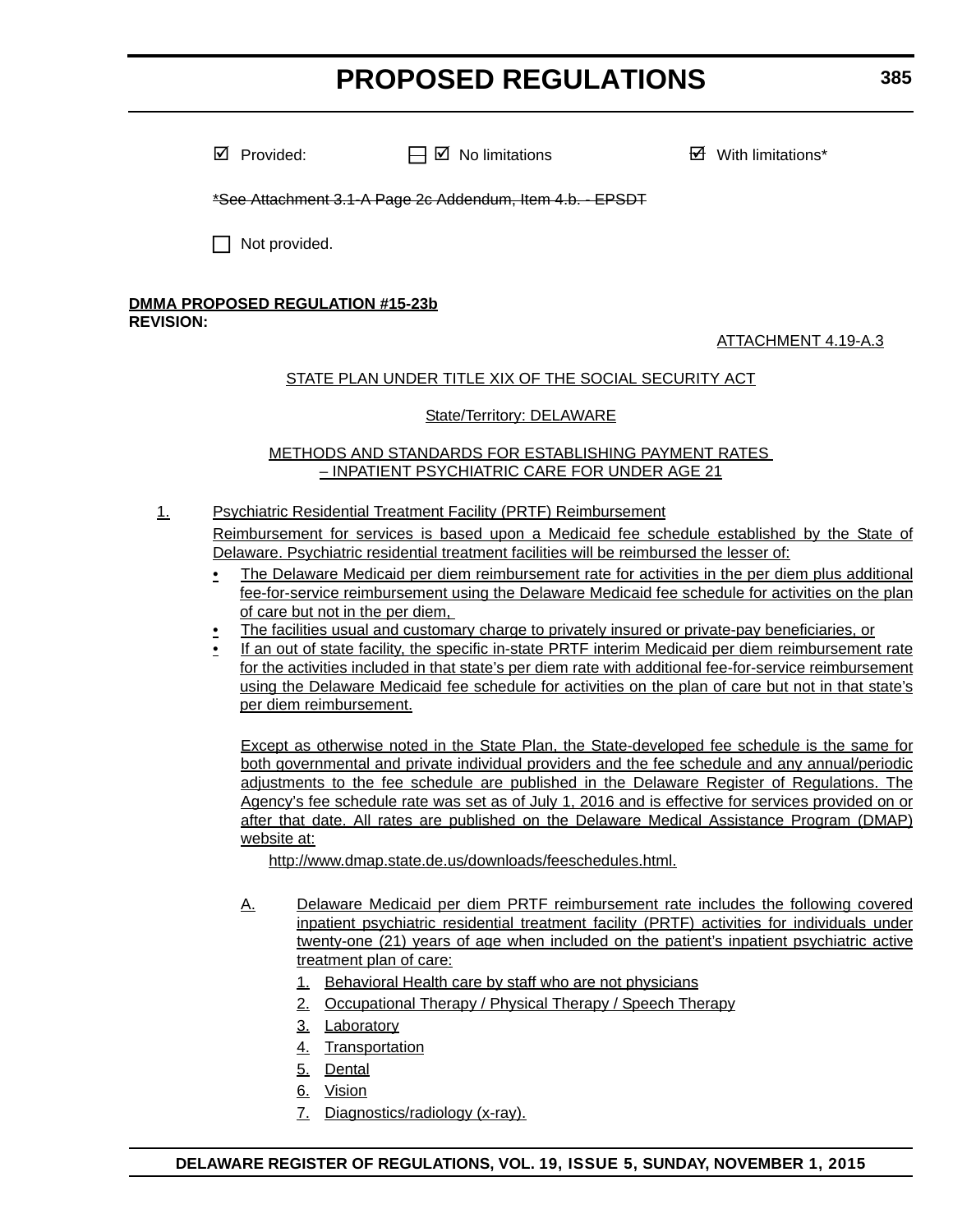☑ Provided: ☐ ☑ No limitations ☑ With limitations*

~~*See Attachment 3.1-A Page 2c Addendum, Item 4.b. - EPSDT~~

☐ Not provided.

**DMMA PROPOSED REGULATION #15-23b**
**REVISION:**

ATTACHMENT 4.19-A.3

STATE PLAN UNDER TITLE XIX OF THE SOCIAL SECURITY ACT

State/Territory: DELAWARE

METHODS AND STANDARDS FOR ESTABLISHING PAYMENT RATES – INPATIENT PSYCHIATRIC CARE FOR UNDER AGE 21

1. Psychiatric Residential Treatment Facility (PRTF) Reimbursement

   Reimbursement for services is based upon a Medicaid fee schedule established by the State of Delaware. Psychiatric residential treatment facilities will be reimbursed the lesser of:

   - The Delaware Medicaid per diem reimbursement rate for activities in the per diem plus additional fee-for-service reimbursement using the Delaware Medicaid fee schedule for activities on the plan of care but not in the per diem,
   - The facilities usual and customary charge to privately insured or private-pay beneficiaries, or
   - If an out of state facility, the specific in-state PRTF interim Medicaid per diem reimbursement rate for the activities included in that state's per diem rate with additional fee-for-service reimbursement using the Delaware Medicaid fee schedule for activities on the plan of care but not in that state's per diem reimbursement.

   Except as otherwise noted in the State Plan, the State-developed fee schedule is the same for both governmental and private individual providers and the fee schedule and any annual/periodic adjustments to the fee schedule are published in the Delaware Register of Regulations. The Agency's fee schedule rate was set as of July 1, 2016 and is effective for services provided on or after that date. All rates are published on the Delaware Medical Assistance Program (DMAP) website at:

   http://www.dmap.state.de.us/downloads/feeschedules.html.

   A. Delaware Medicaid per diem PRTF reimbursement rate includes the following covered inpatient psychiatric residential treatment facility (PRTF) activities for individuals under twenty-one (21) years of age when included on the patient's inpatient psychiatric active treatment plan of care:

      1. Behavioral Health care by staff who are not physicians
      2. Occupational Therapy / Physical Therapy / Speech Therapy
      3. Laboratory
      4. Transportation
      5. Dental
      6. Vision
      7. Diagnostics/radiology (x-ray).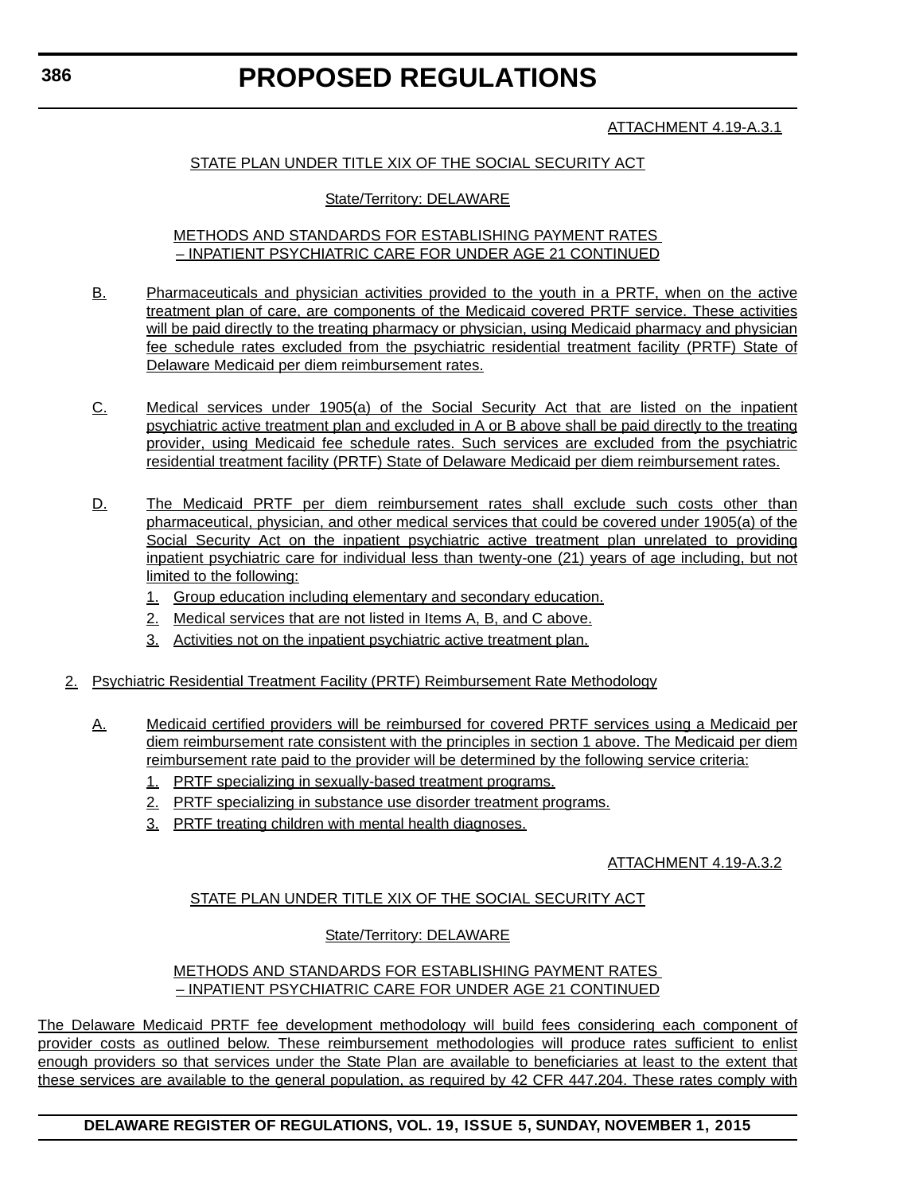ATTACHMENT 4.19-A.3.1

STATE PLAN UNDER TITLE XIX OF THE SOCIAL SECURITY ACT

State/Territory: DELAWARE

METHODS AND STANDARDS FOR ESTABLISHING PAYMENT RATES – INPATIENT PSYCHIATRIC CARE FOR UNDER AGE 21 CONTINUED

B. Pharmaceuticals and physician activities provided to the youth in a PRTF, when on the active treatment plan of care, are components of the Medicaid covered PRTF service. These activities will be paid directly to the treating pharmacy or physician, using Medicaid pharmacy and physician fee schedule rates excluded from the psychiatric residential treatment facility (PRTF) State of Delaware Medicaid per diem reimbursement rates.

C. Medical services under 1905(a) of the Social Security Act that are listed on the inpatient psychiatric active treatment plan and excluded in A or B above shall be paid directly to the treating provider, using Medicaid fee schedule rates. Such services are excluded from the psychiatric residential treatment facility (PRTF) State of Delaware Medicaid per diem reimbursement rates.

D. The Medicaid PRTF per diem reimbursement rates shall exclude such costs other than pharmaceutical, physician, and other medical services that could be covered under 1905(a) of the Social Security Act on the inpatient psychiatric active treatment plan unrelated to providing inpatient psychiatric care for individual less than twenty-one (21) years of age including, but not limited to the following:

1. Group education including elementary and secondary education.
2. Medical services that are not listed in Items A, B, and C above.
3. Activities not on the inpatient psychiatric active treatment plan.

2. Psychiatric Residential Treatment Facility (PRTF) Reimbursement Rate Methodology

A. Medicaid certified providers will be reimbursed for covered PRTF services using a Medicaid per diem reimbursement rate consistent with the principles in section 1 above. The Medicaid per diem reimbursement rate paid to the provider will be determined by the following service criteria:

1. PRTF specializing in sexually-based treatment programs.
2. PRTF specializing in substance use disorder treatment programs.
3. PRTF treating children with mental health diagnoses.

ATTACHMENT 4.19-A.3.2

STATE PLAN UNDER TITLE XIX OF THE SOCIAL SECURITY ACT

State/Territory: DELAWARE

METHODS AND STANDARDS FOR ESTABLISHING PAYMENT RATES – INPATIENT PSYCHIATRIC CARE FOR UNDER AGE 21 CONTINUED

The Delaware Medicaid PRTF fee development methodology will build fees considering each component of provider costs as outlined below. These reimbursement methodologies will produce rates sufficient to enlist enough providers so that services under the State Plan are available to beneficiaries at least to the extent that these services are available to the general population, as required by 42 CFR 447.204. These rates comply with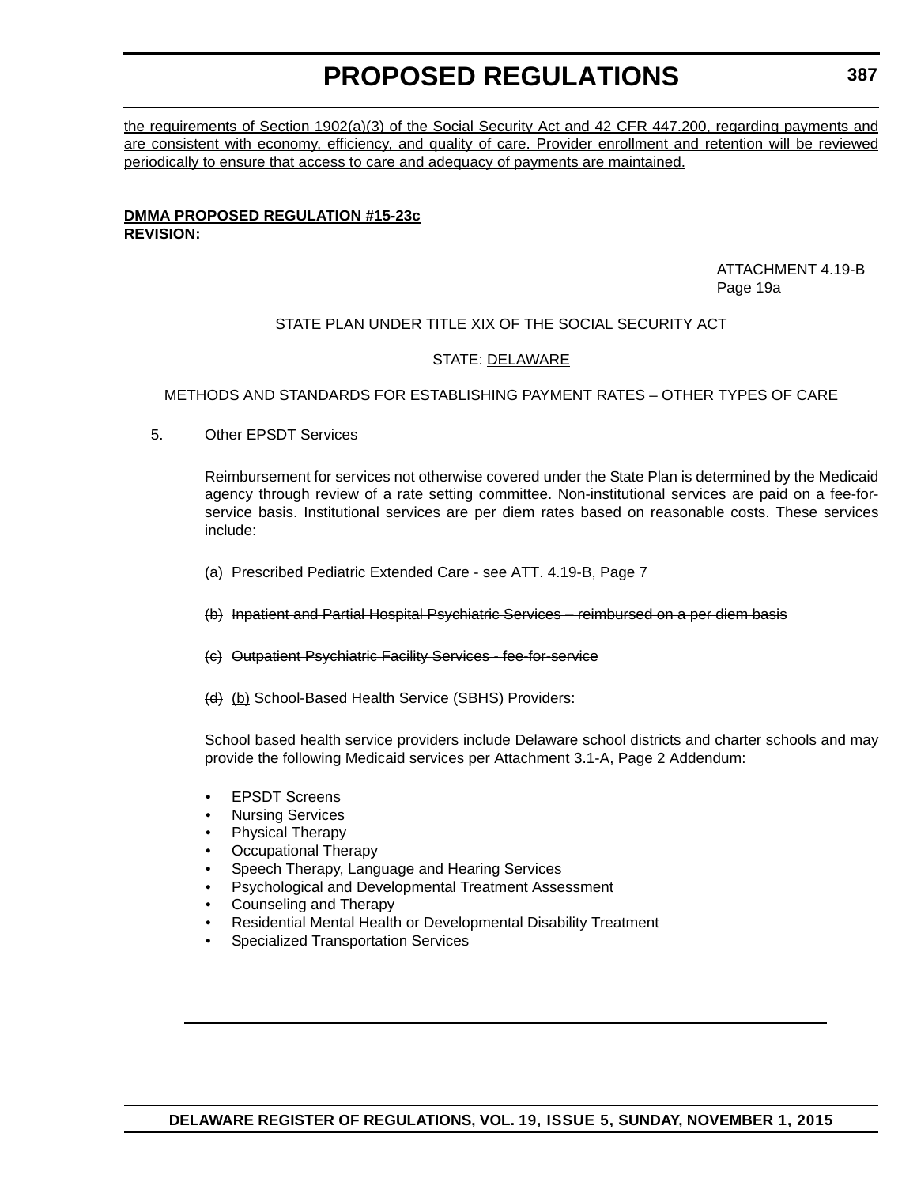<u>the requirements of Section 1902(a)(3) of the Social Security Act and 42 CFR 447.200, regarding payments and are consistent with economy, efficiency, and quality of care. Provider enrollment and retention will be reviewed periodically to ensure that access to care and adequacy of payments are maintained.</u>

**<u>DMMA PROPOSED REGULATION #15-23c</u>**
**REVISION:**

ATTACHMENT 4.19-B
Page 19a

STATE PLAN UNDER TITLE XIX OF THE SOCIAL SECURITY ACT

STATE: <u>DELAWARE</u>

METHODS AND STANDARDS FOR ESTABLISHING PAYMENT RATES – OTHER TYPES OF CARE

5. Other EPSDT Services

Reimbursement for services not otherwise covered under the State Plan is determined by the Medicaid agency through review of a rate setting committee. Non-institutional services are paid on a fee-for-service basis. Institutional services are per diem rates based on reasonable costs. These services include:

(a) Prescribed Pediatric Extended Care - see ATT. 4.19-B, Page 7

~~(b) Inpatient and Partial Hospital Psychiatric Services – reimbursed on a per diem basis~~

~~(c) Outpatient Psychiatric Facility Services - fee-for-service~~

~~(d)~~ <u>(b)</u> School-Based Health Service (SBHS) Providers:

School based health service providers include Delaware school districts and charter schools and may provide the following Medicaid services per Attachment 3.1-A, Page 2 Addendum:

- EPSDT Screens
- Nursing Services
- Physical Therapy
- Occupational Therapy
- Speech Therapy, Language and Hearing Services
- Psychological and Developmental Treatment Assessment
- Counseling and Therapy
- Residential Mental Health or Developmental Disability Treatment
- Specialized Transportation Services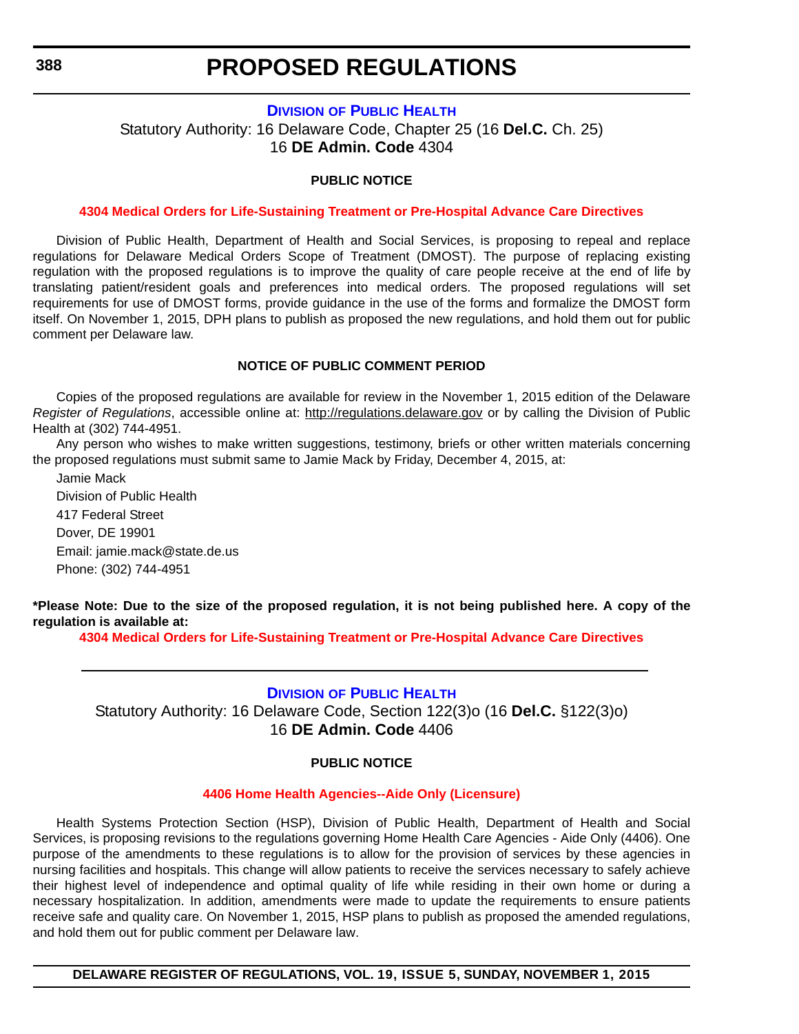## Division of Public Health

Statutory Authority: 16 Delaware Code, Chapter 25 (16 **Del.C.** Ch. 25)
16 **DE Admin. Code** 4304

**PUBLIC NOTICE**

**4304 Medical Orders for Life-Sustaining Treatment or Pre-Hospital Advance Care Directives**

Division of Public Health, Department of Health and Social Services, is proposing to repeal and replace regulations for Delaware Medical Orders Scope of Treatment (DMOST). The purpose of replacing existing regulation with the proposed regulations is to improve the quality of care people receive at the end of life by translating patient/resident goals and preferences into medical orders. The proposed regulations will set requirements for use of DMOST forms, provide guidance in the use of the forms and formalize the DMOST form itself. On November 1, 2015, DPH plans to publish as proposed the new regulations, and hold them out for public comment per Delaware law.

**NOTICE OF PUBLIC COMMENT PERIOD**

Copies of the proposed regulations are available for review in the November 1, 2015 edition of the Delaware *Register of Regulations*, accessible online at: http://regulations.delaware.gov or by calling the Division of Public Health at (302) 744-4951.

Any person who wishes to make written suggestions, testimony, briefs or other written materials concerning the proposed regulations must submit same to Jamie Mack by Friday, December 4, 2015, at:

Jamie Mack
Division of Public Health
417 Federal Street
Dover, DE 19901
Email: jamie.mack@state.de.us
Phone: (302) 744-4951

**\*Please Note: Due to the size of the proposed regulation, it is not being published here. A copy of the regulation is available at:**

**4304 Medical Orders for Life-Sustaining Treatment or Pre-Hospital Advance Care Directives**

---

## Division of Public Health

Statutory Authority: 16 Delaware Code, Section 122(3)o (16 **Del.C.** §122(3)o)
16 **DE Admin. Code** 4406

**PUBLIC NOTICE**

**4406 Home Health Agencies--Aide Only (Licensure)**

Health Systems Protection Section (HSP), Division of Public Health, Department of Health and Social Services, is proposing revisions to the regulations governing Home Health Care Agencies - Aide Only (4406). One purpose of the amendments to these regulations is to allow for the provision of services by these agencies in nursing facilities and hospitals. This change will allow patients to receive the services necessary to safely achieve their highest level of independence and optimal quality of life while residing in their own home or during a necessary hospitalization. In addition, amendments were made to update the requirements to ensure patients receive safe and quality care. On November 1, 2015, HSP plans to publish as proposed the amended regulations, and hold them out for public comment per Delaware law.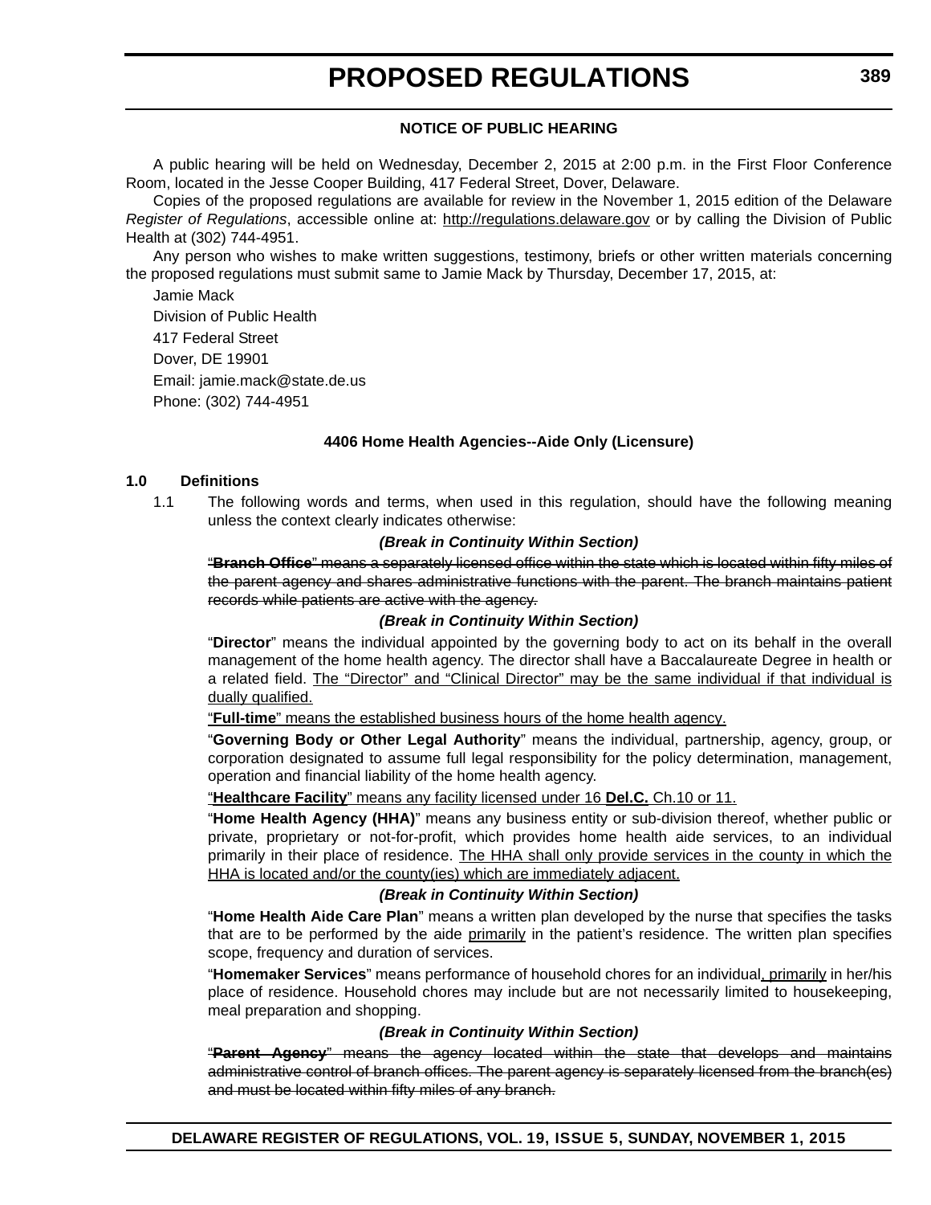# PROPOSED REGULATIONS

**NOTICE OF PUBLIC HEARING**

A public hearing will be held on Wednesday, December 2, 2015 at 2:00 p.m. in the First Floor Conference Room, located in the Jesse Cooper Building, 417 Federal Street, Dover, Delaware.

Copies of the proposed regulations are available for review in the November 1, 2015 edition of the Delaware *Register of Regulations*, accessible online at: http://regulations.delaware.gov or by calling the Division of Public Health at (302) 744-4951.

Any person who wishes to make written suggestions, testimony, briefs or other written materials concerning the proposed regulations must submit same to Jamie Mack by Thursday, December 17, 2015, at:

Jamie Mack
Division of Public Health
417 Federal Street
Dover, DE 19901
Email: jamie.mack@state.de.us
Phone: (302) 744-4951

**4406 Home Health Agencies--Aide Only (Licensure)**

**1.0 Definitions**

1.1 The following words and terms, when used in this regulation, should have the following meaning unless the context clearly indicates otherwise:

***(Break in Continuity Within Section)***

~~"**Branch Office**" means a separately licensed office within the state which is located within fifty miles of the parent agency and shares administrative functions with the parent. The branch maintains patient records while patients are active with the agency.~~

***(Break in Continuity Within Section)***

"**Director**" means the individual appointed by the governing body to act on its behalf in the overall management of the home health agency. The director shall have a Baccalaureate Degree in health or a related field. <u>The "Director" and "Clinical Director" may be the same individual if that individual is dually qualified.</u>

<u>"**Full-time**" means the established business hours of the home health agency.</u>

"**Governing Body or Other Legal Authority**" means the individual, partnership, agency, group, or corporation designated to assume full legal responsibility for the policy determination, management, operation and financial liability of the home health agency.

<u>"**Healthcare Facility**" means any facility licensed under 16 **Del.C.** Ch.10 or 11.</u>

"**Home Health Agency (HHA)**" means any business entity or sub-division thereof, whether public or private, proprietary or not-for-profit, which provides home health aide services, to an individual primarily in their place of residence. <u>The HHA shall only provide services in the county in which the HHA is located and/or the county(ies) which are immediately adjacent.</u>

***(Break in Continuity Within Section)***

"**Home Health Aide Care Plan**" means a written plan developed by the nurse that specifies the tasks that are to be performed by the aide <u>primarily</u> in the patient's residence. The written plan specifies scope, frequency and duration of services.

"**Homemaker Services**" means performance of household chores for an individual<u>, primarily</u> in her/his place of residence. Household chores may include but are not necessarily limited to housekeeping, meal preparation and shopping.

***(Break in Continuity Within Section)***

~~"**Parent Agency**" means the agency located within the state that develops and maintains administrative control of branch offices. The parent agency is separately licensed from the branch(es) and must be located within fifty miles of any branch.~~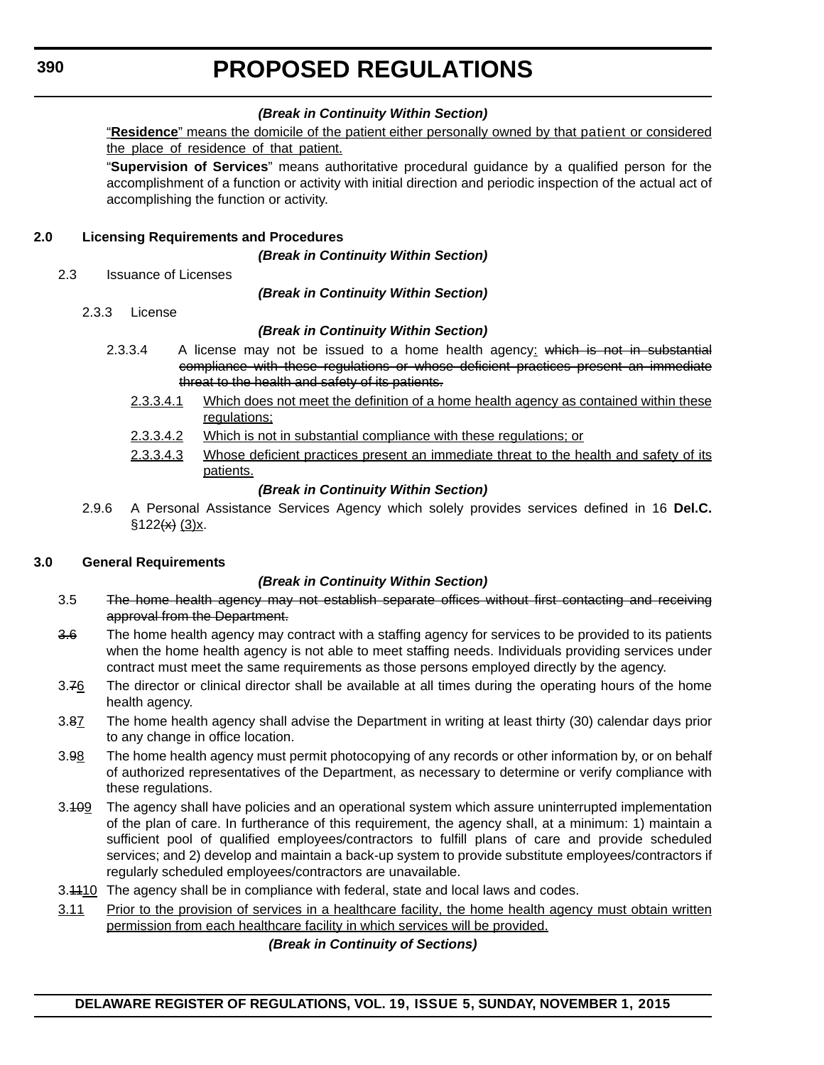*(Break in Continuity Within Section)*

"**Residence**" means the domicile of the patient either personally owned by that patient or considered the place of residence of that patient.

"**Supervision of Services**" means authoritative procedural guidance by a qualified person for the accomplishment of a function or activity with initial direction and periodic inspection of the actual act of accomplishing the function or activity.

**2.0 Licensing Requirements and Procedures**

*(Break in Continuity Within Section)*

2.3 Issuance of Licenses

*(Break in Continuity Within Section)*

2.3.3 License

*(Break in Continuity Within Section)*

2.3.3.4 A license may not be issued to a home health agency: ~~which is not in substantial compliance with these regulations or whose deficient practices present an immediate threat to the health and safety of its patients.~~

2.3.3.4.1 Which does not meet the definition of a home health agency as contained within these regulations;

2.3.3.4.2 Which is not in substantial compliance with these regulations; or

2.3.3.4.3 Whose deficient practices present an immediate threat to the health and safety of its patients.

*(Break in Continuity Within Section)*

2.9.6 A Personal Assistance Services Agency which solely provides services defined in 16 **Del.C.** §122~~(x)~~ (3)x.

**3.0 General Requirements**

*(Break in Continuity Within Section)*

3.5 ~~The home health agency may not establish separate offices without first contacting and receiving approval from the Department.~~

~~3.6~~ The home health agency may contract with a staffing agency for services to be provided to its patients when the home health agency is not able to meet staffing needs. Individuals providing services under contract must meet the same requirements as those persons employed directly by the agency.

3.~~7~~6 The director or clinical director shall be available at all times during the operating hours of the home health agency.

3.~~8~~7 The home health agency shall advise the Department in writing at least thirty (30) calendar days prior to any change in office location.

3.~~9~~8 The home health agency must permit photocopying of any records or other information by, or on behalf of authorized representatives of the Department, as necessary to determine or verify compliance with these regulations.

3.~~10~~9 The agency shall have policies and an operational system which assure uninterrupted implementation of the plan of care. In furtherance of this requirement, the agency shall, at a minimum: 1) maintain a sufficient pool of qualified employees/contractors to fulfill plans of care and provide scheduled services; and 2) develop and maintain a back-up system to provide substitute employees/contractors if regularly scheduled employees/contractors are unavailable.

3.~~11~~10 The agency shall be in compliance with federal, state and local laws and codes.

3.11 Prior to the provision of services in a healthcare facility, the home health agency must obtain written permission from each healthcare facility in which services will be provided.

*(Break in Continuity of Sections)*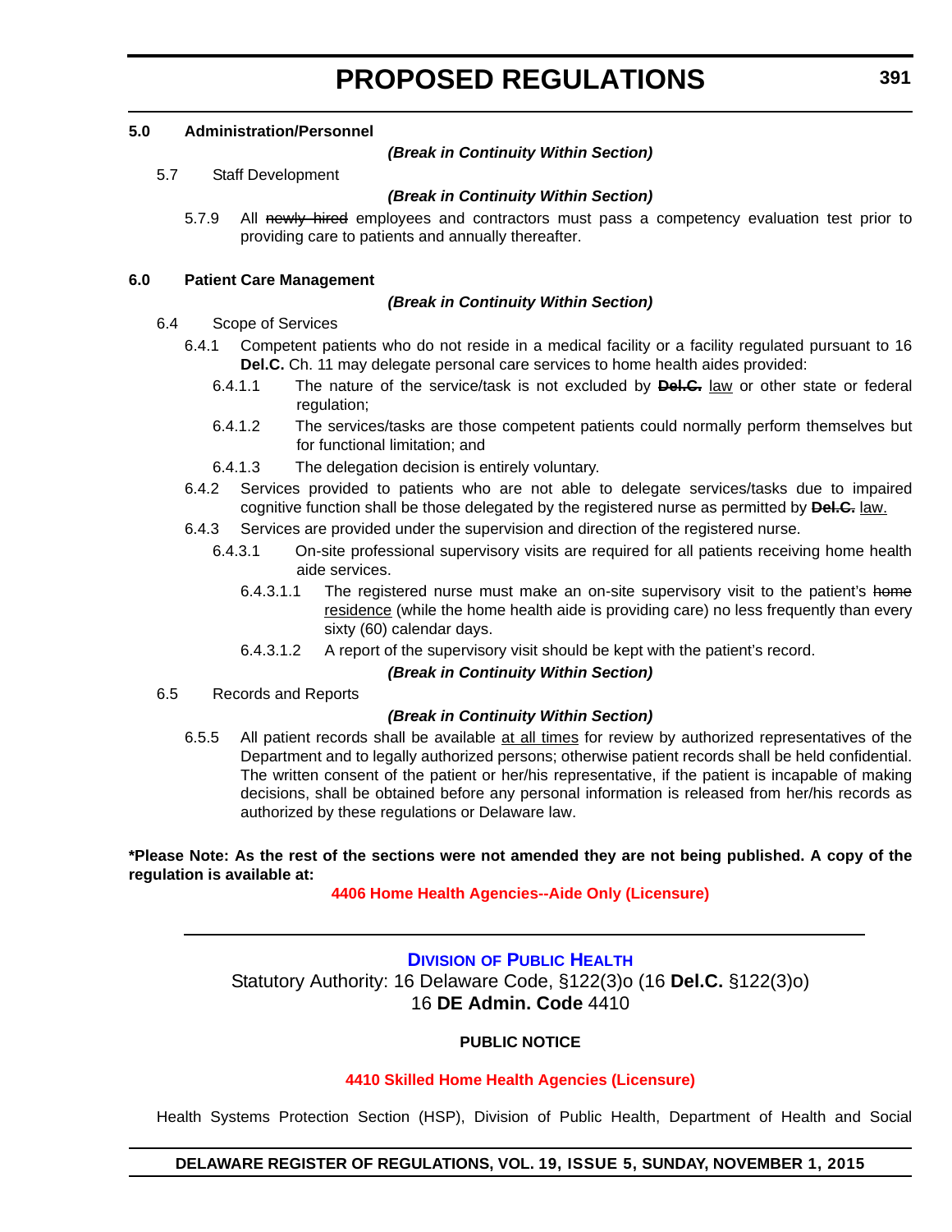**5.0 Administration/Personnel**

***(Break in Continuity Within Section)***

5.7 Staff Development

***(Break in Continuity Within Section)***

5.7.9 All ~~newly hired~~ employees and contractors must pass a competency evaluation test prior to providing care to patients and annually thereafter.

**6.0 Patient Care Management**

***(Break in Continuity Within Section)***

6.4 Scope of Services

6.4.1 Competent patients who do not reside in a medical facility or a facility regulated pursuant to 16 **Del.C.** Ch. 11 may delegate personal care services to home health aides provided:

6.4.1.1 The nature of the service/task is not excluded by ~~**Del.C.**~~ <u>law</u> or other state or federal regulation;

6.4.1.2 The services/tasks are those competent patients could normally perform themselves but for functional limitation; and

6.4.1.3 The delegation decision is entirely voluntary.

6.4.2 Services provided to patients who are not able to delegate services/tasks due to impaired cognitive function shall be those delegated by the registered nurse as permitted by ~~**Del.C.**~~ <u>law.</u>

6.4.3 Services are provided under the supervision and direction of the registered nurse.

6.4.3.1 On-site professional supervisory visits are required for all patients receiving home health aide services.

6.4.3.1.1 The registered nurse must make an on-site supervisory visit to the patient's ~~home~~ <u>residence</u> (while the home health aide is providing care) no less frequently than every sixty (60) calendar days.

6.4.3.1.2 A report of the supervisory visit should be kept with the patient's record.

***(Break in Continuity Within Section)***

6.5 Records and Reports

***(Break in Continuity Within Section)***

6.5.5 All patient records shall be available <u>at all times</u> for review by authorized representatives of the Department and to legally authorized persons; otherwise patient records shall be held confidential. The written consent of the patient or her/his representative, if the patient is incapable of making decisions, shall be obtained before any personal information is released from her/his records as authorized by these regulations or Delaware law.

**\*Please Note: As the rest of the sections were not amended they are not being published. A copy of the regulation is available at:**

**4406 Home Health Agencies--Aide Only (Licensure)**

---

## Division of Public Health

Statutory Authority: 16 Delaware Code, §122(3)o (16 **Del.C.** §122(3)o)
16 **DE Admin. Code** 4410

**PUBLIC NOTICE**

**4410 Skilled Home Health Agencies (Licensure)**

Health Systems Protection Section (HSP), Division of Public Health, Department of Health and Social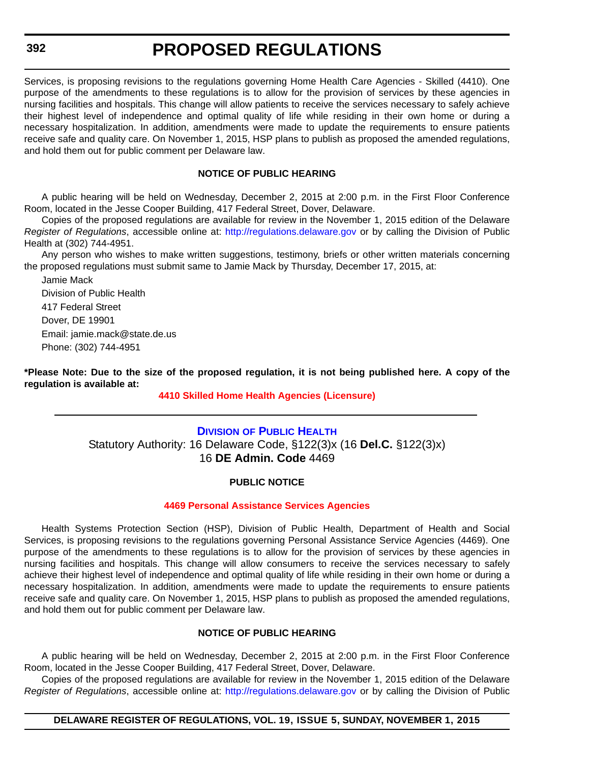Services, is proposing revisions to the regulations governing Home Health Care Agencies - Skilled (4410). One purpose of the amendments to these regulations is to allow for the provision of services by these agencies in nursing facilities and hospitals. This change will allow patients to receive the services necessary to safely achieve their highest level of independence and optimal quality of life while residing in their own home or during a necessary hospitalization. In addition, amendments were made to update the requirements to ensure patients receive safe and quality care. On November 1, 2015, HSP plans to publish as proposed the amended regulations, and hold them out for public comment per Delaware law.

**NOTICE OF PUBLIC HEARING**

A public hearing will be held on Wednesday, December 2, 2015 at 2:00 p.m. in the First Floor Conference Room, located in the Jesse Cooper Building, 417 Federal Street, Dover, Delaware.

Copies of the proposed regulations are available for review in the November 1, 2015 edition of the Delaware *Register of Regulations*, accessible online at: http://regulations.delaware.gov or by calling the Division of Public Health at (302) 744-4951.

Any person who wishes to make written suggestions, testimony, briefs or other written materials concerning the proposed regulations must submit same to Jamie Mack by Thursday, December 17, 2015, at:

Jamie Mack
Division of Public Health
417 Federal Street
Dover, DE 19901
Email: jamie.mack@state.de.us
Phone: (302) 744-4951

**\*Please Note: Due to the size of the proposed regulation, it is not being published here. A copy of the regulation is available at:**

**4410 Skilled Home Health Agencies (Licensure)**

---

## Division of Public Health

Statutory Authority: 16 Delaware Code, §122(3)x (16 **Del.C.** §122(3)x)
16 **DE Admin. Code** 4469

**PUBLIC NOTICE**

**4469 Personal Assistance Services Agencies**

Health Systems Protection Section (HSP), Division of Public Health, Department of Health and Social Services, is proposing revisions to the regulations governing Personal Assistance Service Agencies (4469). One purpose of the amendments to these regulations is to allow for the provision of services by these agencies in nursing facilities and hospitals. This change will allow consumers to receive the services necessary to safely achieve their highest level of independence and optimal quality of life while residing in their own home or during a necessary hospitalization. In addition, amendments were made to update the requirements to ensure patients receive safe and quality care. On November 1, 2015, HSP plans to publish as proposed the amended regulations, and hold them out for public comment per Delaware law.

**NOTICE OF PUBLIC HEARING**

A public hearing will be held on Wednesday, December 2, 2015 at 2:00 p.m. in the First Floor Conference Room, located in the Jesse Cooper Building, 417 Federal Street, Dover, Delaware.

Copies of the proposed regulations are available for review in the November 1, 2015 edition of the Delaware *Register of Regulations*, accessible online at: http://regulations.delaware.gov or by calling the Division of Public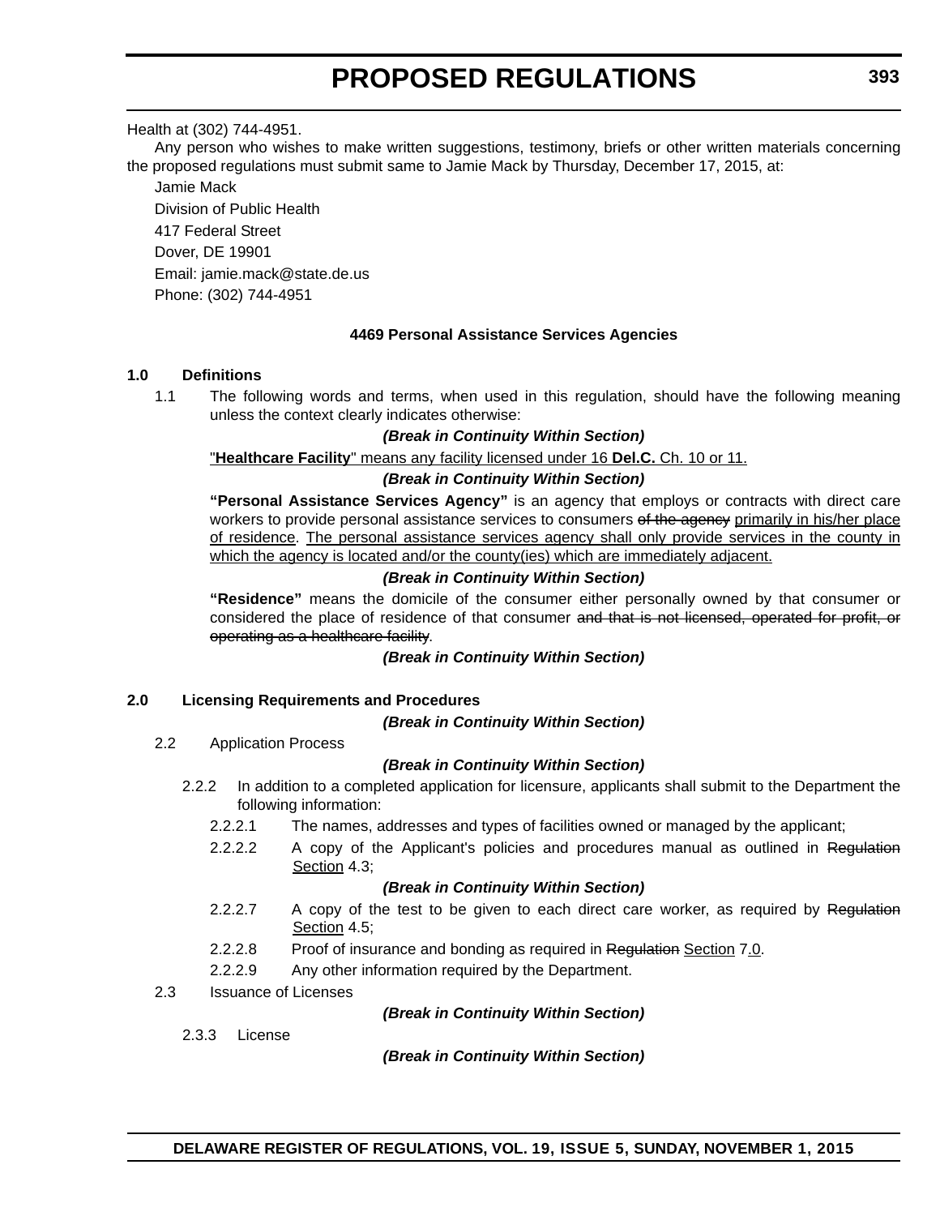Health at (302) 744-4951.

Any person who wishes to make written suggestions, testimony, briefs or other written materials concerning the proposed regulations must submit same to Jamie Mack by Thursday, December 17, 2015, at:

Jamie Mack
Division of Public Health
417 Federal Street
Dover, DE 19901
Email: jamie.mack@state.de.us
Phone: (302) 744-4951

**4469 Personal Assistance Services Agencies**

**1.0 Definitions**

1.1 The following words and terms, when used in this regulation, should have the following meaning unless the context clearly indicates otherwise:

***(Break in Continuity Within Section)***

"**Healthcare Facility**" means any facility licensed under 16 **Del.C.** Ch. 10 or 11.

***(Break in Continuity Within Section)***

**"Personal Assistance Services Agency"** is an agency that employs or contracts with direct care workers to provide personal assistance services to consumers ~~of the agency~~ primarily in his/her place of residence. The personal assistance services agency shall only provide services in the county in which the agency is located and/or the county(ies) which are immediately adjacent.

***(Break in Continuity Within Section)***

**"Residence"** means the domicile of the consumer either personally owned by that consumer or considered the place of residence of that consumer ~~and that is not licensed, operated for profit, or operating as a healthcare facility~~.

***(Break in Continuity Within Section)***

**2.0 Licensing Requirements and Procedures**

***(Break in Continuity Within Section)***

2.2 Application Process

***(Break in Continuity Within Section)***

2.2.2 In addition to a completed application for licensure, applicants shall submit to the Department the following information:

2.2.2.1 The names, addresses and types of facilities owned or managed by the applicant;

2.2.2.2 A copy of the Applicant's policies and procedures manual as outlined in ~~Regulation~~ Section 4.3;

***(Break in Continuity Within Section)***

2.2.2.7 A copy of the test to be given to each direct care worker, as required by ~~Regulation~~ Section 4.5;

2.2.2.8 Proof of insurance and bonding as required in ~~Regulation~~ Section 7.0.

2.2.2.9 Any other information required by the Department.

2.3 Issuance of Licenses

***(Break in Continuity Within Section)***

2.3.3 License

***(Break in Continuity Within Section)***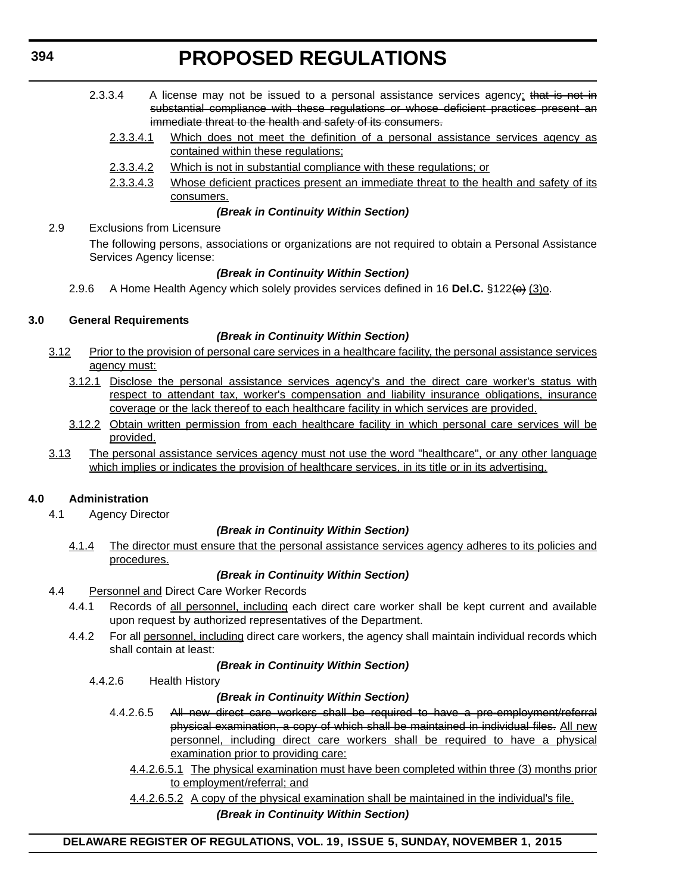2.3.3.4 A license may not be issued to a personal assistance services agency; ~~that is not in substantial compliance with these regulations or whose deficient practices present an immediate threat to the health and safety of its consumers.~~

2.3.3.4.1 Which does not meet the definition of a personal assistance services agency as contained within these regulations;

2.3.3.4.2 Which is not in substantial compliance with these regulations; or

2.3.3.4.3 Whose deficient practices present an immediate threat to the health and safety of its consumers.

***(Break in Continuity Within Section)***

2.9 Exclusions from Licensure

The following persons, associations or organizations are not required to obtain a Personal Assistance Services Agency license:

***(Break in Continuity Within Section)***

2.9.6 A Home Health Agency which solely provides services defined in 16 **Del.C.** §122~~(o)~~ (3)o.

**3.0 General Requirements**

***(Break in Continuity Within Section)***

3.12 Prior to the provision of personal care services in a healthcare facility, the personal assistance services agency must:

3.12.1 Disclose the personal assistance services agency's and the direct care worker's status with respect to attendant tax, worker's compensation and liability insurance obligations, insurance coverage or the lack thereof to each healthcare facility in which services are provided.

3.12.2 Obtain written permission from each healthcare facility in which personal care services will be provided.

3.13 The personal assistance services agency must not use the word "healthcare", or any other language which implies or indicates the provision of healthcare services, in its title or in its advertising.

**4.0 Administration**

4.1 Agency Director

***(Break in Continuity Within Section)***

4.1.4 The director must ensure that the personal assistance services agency adheres to its policies and procedures.

***(Break in Continuity Within Section)***

4.4 Personnel and Direct Care Worker Records

4.4.1 Records of all personnel, including each direct care worker shall be kept current and available upon request by authorized representatives of the Department.

4.4.2 For all personnel, including direct care workers, the agency shall maintain individual records which shall contain at least:

***(Break in Continuity Within Section)***

4.4.2.6 Health History

***(Break in Continuity Within Section)***

4.4.2.6.5 ~~All new direct care workers shall be required to have a pre-employment/referral physical examination, a copy of which shall be maintained in individual files.~~ All new personnel, including direct care workers shall be required to have a physical examination prior to providing care:

4.4.2.6.5.1 The physical examination must have been completed within three (3) months prior to employment/referral; and

4.4.2.6.5.2 A copy of the physical examination shall be maintained in the individual's file.

***(Break in Continuity Within Section)***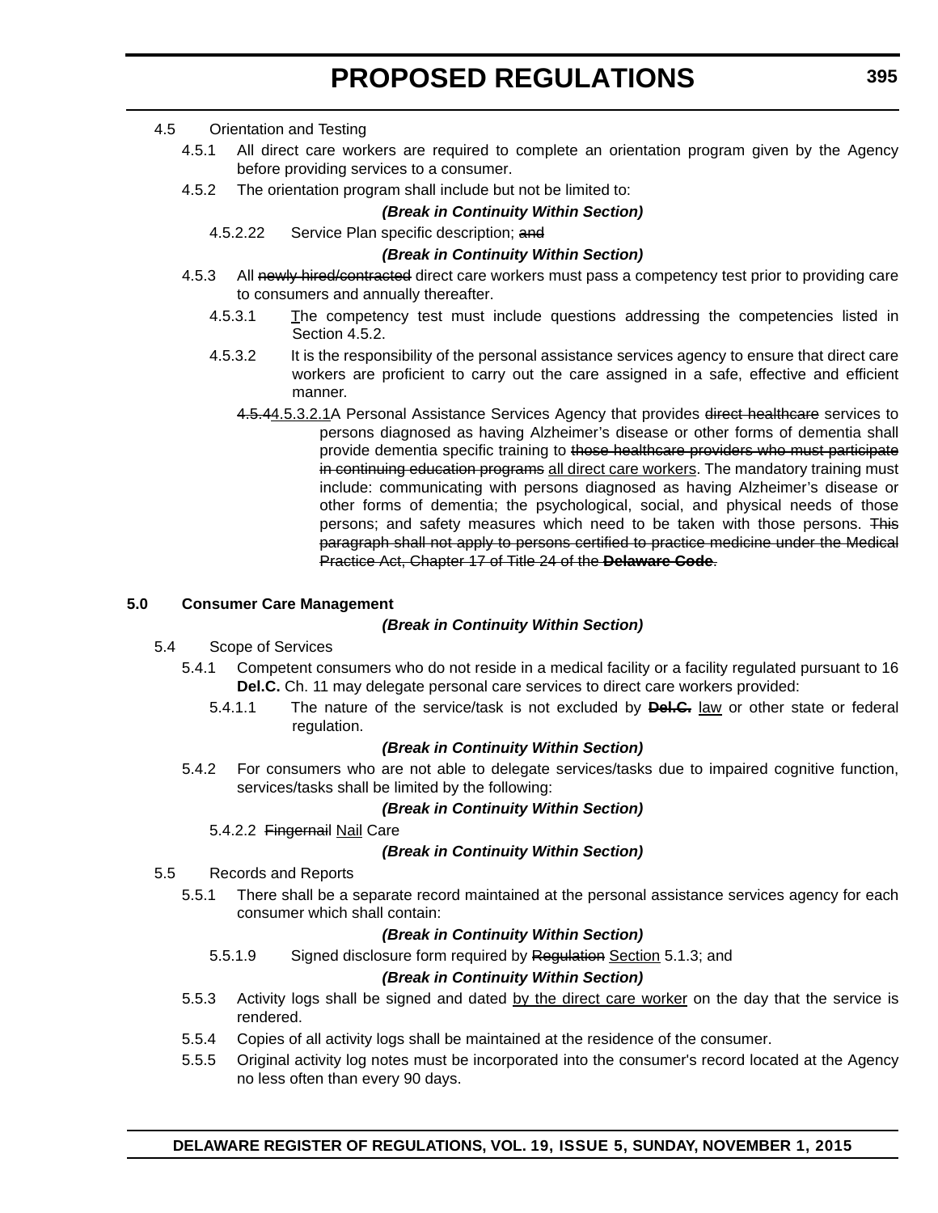4.5 Orientation and Testing

4.5.1 All direct care workers are required to complete an orientation program given by the Agency before providing services to a consumer.

4.5.2 The orientation program shall include but not be limited to:

***(Break in Continuity Within Section)***

4.5.2.22 Service Plan specific description; ~~and~~

***(Break in Continuity Within Section)***

4.5.3 All ~~newly hired/contracted~~ direct care workers must pass a competency test prior to providing care to consumers and annually thereafter.

4.5.3.1 <u>T</u>he competency test must include questions addressing the competencies listed in Section 4.5.2.

4.5.3.2 It is the responsibility of the personal assistance services agency to ensure that direct care workers are proficient to carry out the care assigned in a safe, effective and efficient manner.

~~4.5.4~~<u>4.5.3.2.1</u>A Personal Assistance Services Agency that provides ~~direct healthcare~~ services to persons diagnosed as having Alzheimer's disease or other forms of dementia shall provide dementia specific training to ~~those healthcare providers who must participate in continuing education programs~~ <u>all direct care workers</u>. The mandatory training must include: communicating with persons diagnosed as having Alzheimer's disease or other forms of dementia; the psychological, social, and physical needs of those persons; and safety measures which need to be taken with those persons. ~~This paragraph shall not apply to persons certified to practice medicine under the Medical Practice Act, Chapter 17 of Title 24 of the~~ ~~**Delaware Code**~~.

**5.0 Consumer Care Management**

***(Break in Continuity Within Section)***

5.4 Scope of Services

5.4.1 Competent consumers who do not reside in a medical facility or a facility regulated pursuant to 16 **Del.C.** Ch. 11 may delegate personal care services to direct care workers provided:

5.4.1.1 The nature of the service/task is not excluded by ~~**Del.C.**~~ <u>law</u> or other state or federal regulation.

***(Break in Continuity Within Section)***

5.4.2 For consumers who are not able to delegate services/tasks due to impaired cognitive function, services/tasks shall be limited by the following:

***(Break in Continuity Within Section)***

5.4.2.2 ~~Fingernail~~ <u>Nail</u> Care

***(Break in Continuity Within Section)***

5.5 Records and Reports

5.5.1 There shall be a separate record maintained at the personal assistance services agency for each consumer which shall contain:

***(Break in Continuity Within Section)***

5.5.1.9 Signed disclosure form required by ~~Regulation~~ <u>Section</u> 5.1.3; and

***(Break in Continuity Within Section)***

5.5.3 Activity logs shall be signed and dated <u>by the direct care worker</u> on the day that the service is rendered.

5.5.4 Copies of all activity logs shall be maintained at the residence of the consumer.

5.5.5 Original activity log notes must be incorporated into the consumer's record located at the Agency no less often than every 90 days.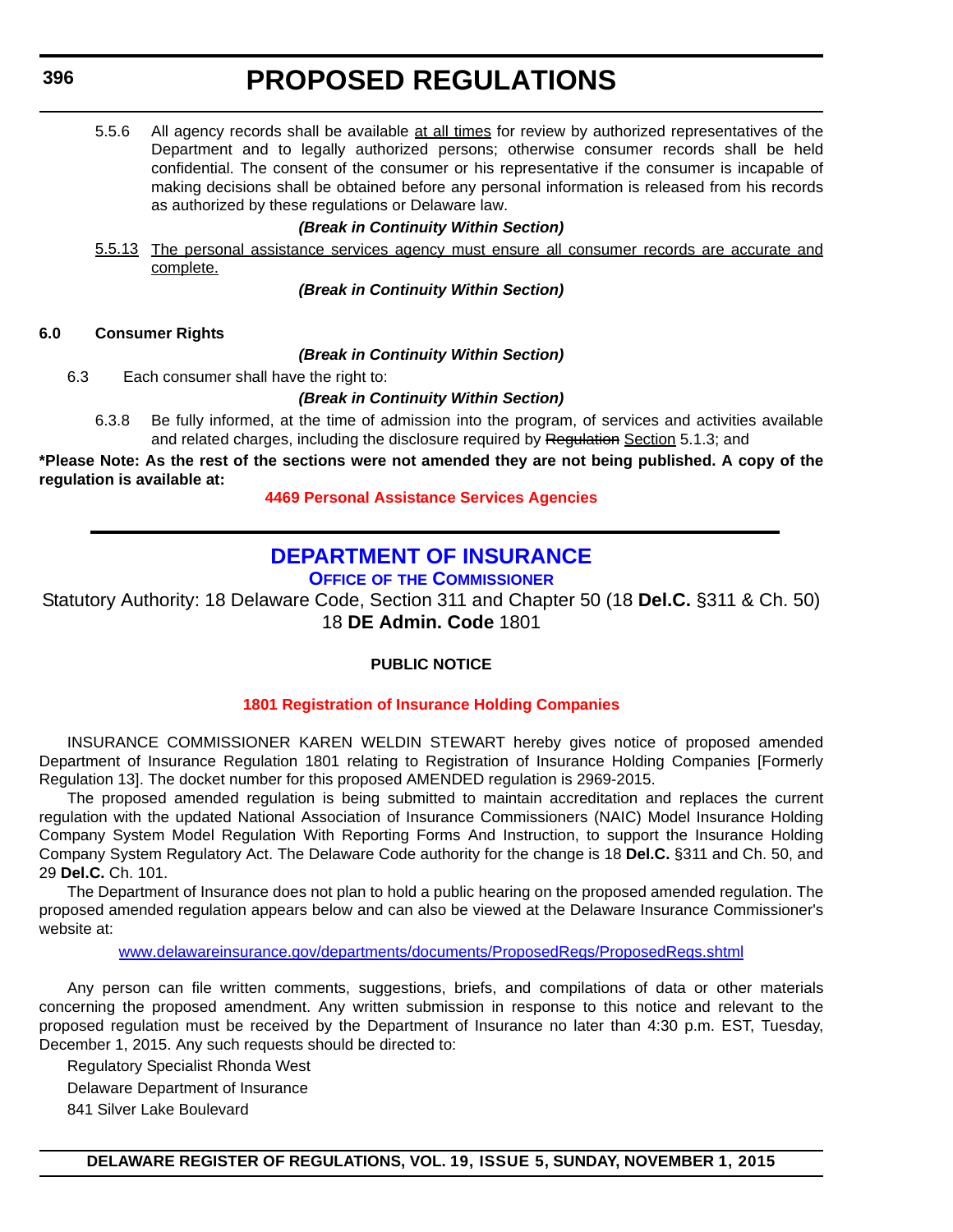5.5.6 All agency records shall be available <u>at all times</u> for review by authorized representatives of the Department and to legally authorized persons; otherwise consumer records shall be held confidential. The consent of the consumer or his representative if the consumer is incapable of making decisions shall be obtained before any personal information is released from his records as authorized by these regulations or Delaware law.

***(Break in Continuity Within Section)***

<u>5.5.13 The personal assistance services agency must ensure all consumer records are accurate and complete.</u>

***(Break in Continuity Within Section)***

**6.0 Consumer Rights**

***(Break in Continuity Within Section)***

6.3 Each consumer shall have the right to:

***(Break in Continuity Within Section)***

6.3.8 Be fully informed, at the time of admission into the program, of services and activities available and related charges, including the disclosure required by ~~Regulation~~ <u>Section</u> 5.1.3; and

**\*Please Note: As the rest of the sections were not amended they are not being published. A copy of the regulation is available at:**

**4469 Personal Assistance Services Agencies**

---

## DEPARTMENT OF INSURANCE

### OFFICE OF THE COMMISSIONER

Statutory Authority: 18 Delaware Code, Section 311 and Chapter 50 (18 **Del.C.** §311 & Ch. 50)
18 **DE Admin. Code** 1801

**PUBLIC NOTICE**

**1801 Registration of Insurance Holding Companies**

INSURANCE COMMISSIONER KAREN WELDIN STEWART hereby gives notice of proposed amended Department of Insurance Regulation 1801 relating to Registration of Insurance Holding Companies [Formerly Regulation 13]. The docket number for this proposed AMENDED regulation is 2969-2015.

The proposed amended regulation is being submitted to maintain accreditation and replaces the current regulation with the updated National Association of Insurance Commissioners (NAIC) Model Insurance Holding Company System Model Regulation With Reporting Forms And Instruction, to support the Insurance Holding Company System Regulatory Act. The Delaware Code authority for the change is 18 **Del.C.** §311 and Ch. 50, and 29 **Del.C.** Ch. 101.

The Department of Insurance does not plan to hold a public hearing on the proposed amended regulation. The proposed amended regulation appears below and can also be viewed at the Delaware Insurance Commissioner's website at:

www.delawareinsurance.gov/departments/documents/ProposedRegs/ProposedRegs.shtml

Any person can file written comments, suggestions, briefs, and compilations of data or other materials concerning the proposed amendment. Any written submission in response to this notice and relevant to the proposed regulation must be received by the Department of Insurance no later than 4:30 p.m. EST, Tuesday, December 1, 2015. Any such requests should be directed to:

Regulatory Specialist Rhonda West

Delaware Department of Insurance

841 Silver Lake Boulevard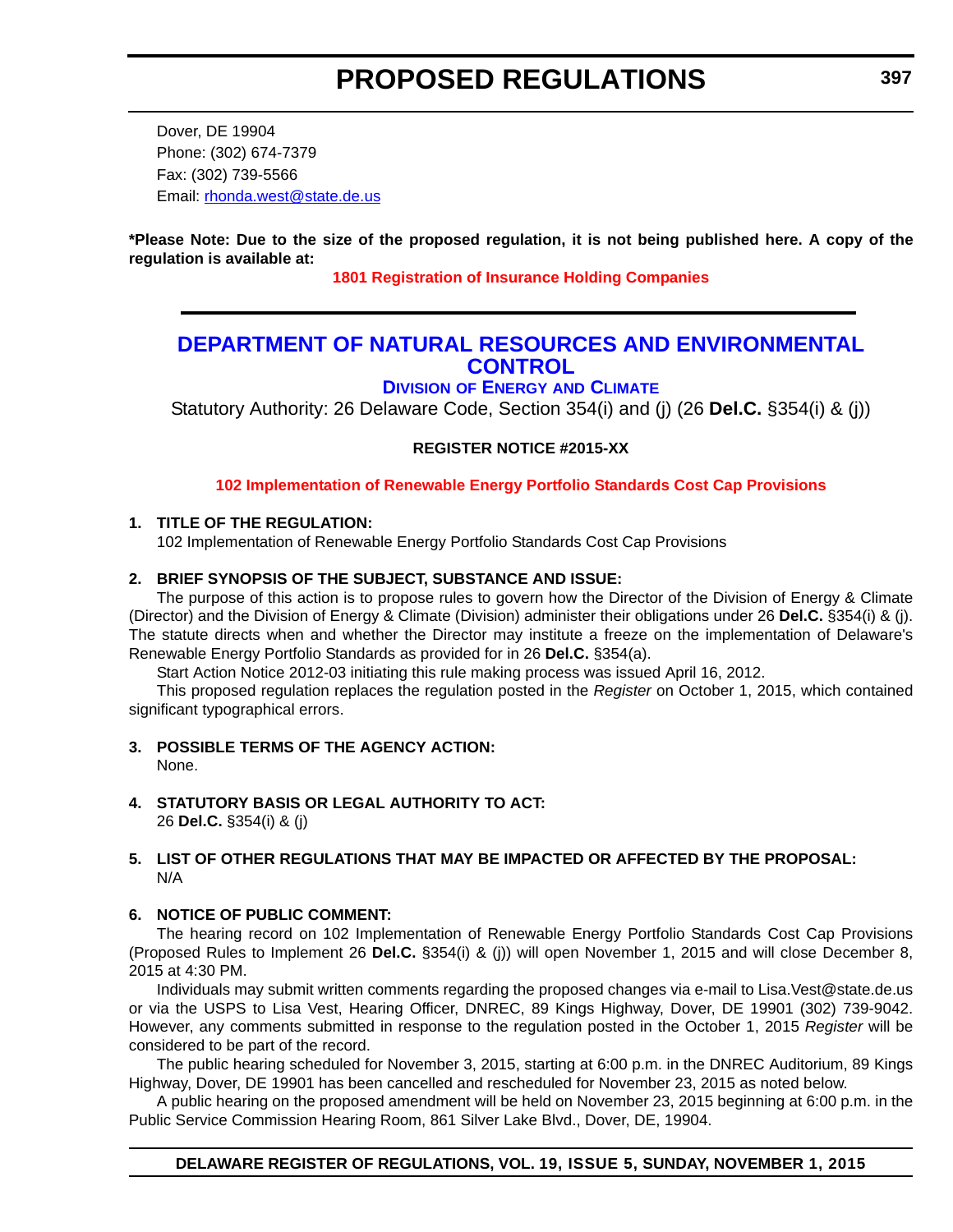Dover, DE 19904
Phone: (302) 674-7379
Fax: (302) 739-5566
Email: rhonda.west@state.de.us

**\*Please Note: Due to the size of the proposed regulation, it is not being published here. A copy of the regulation is available at:**

**1801 Registration of Insurance Holding Companies**

---

# DEPARTMENT OF NATURAL RESOURCES AND ENVIRONMENTAL CONTROL

## DIVISION OF ENERGY AND CLIMATE

Statutory Authority: 26 Delaware Code, Section 354(i) and (j) (26 **Del.C.** §354(i) & (j))

**REGISTER NOTICE #2015-XX**

**102 Implementation of Renewable Energy Portfolio Standards Cost Cap Provisions**

**1. TITLE OF THE REGULATION:**

102 Implementation of Renewable Energy Portfolio Standards Cost Cap Provisions

**2. BRIEF SYNOPSIS OF THE SUBJECT, SUBSTANCE AND ISSUE:**

The purpose of this action is to propose rules to govern how the Director of the Division of Energy & Climate (Director) and the Division of Energy & Climate (Division) administer their obligations under 26 **Del.C.** §354(i) & (j). The statute directs when and whether the Director may institute a freeze on the implementation of Delaware's Renewable Energy Portfolio Standards as provided for in 26 **Del.C.** §354(a).

Start Action Notice 2012-03 initiating this rule making process was issued April 16, 2012.

This proposed regulation replaces the regulation posted in the *Register* on October 1, 2015, which contained significant typographical errors.

**3. POSSIBLE TERMS OF THE AGENCY ACTION:**

None.

**4. STATUTORY BASIS OR LEGAL AUTHORITY TO ACT:**

26 **Del.C.** §354(i) & (j)

**5. LIST OF OTHER REGULATIONS THAT MAY BE IMPACTED OR AFFECTED BY THE PROPOSAL:**

N/A

**6. NOTICE OF PUBLIC COMMENT:**

The hearing record on 102 Implementation of Renewable Energy Portfolio Standards Cost Cap Provisions (Proposed Rules to Implement 26 **Del.C.** §354(i) & (j)) will open November 1, 2015 and will close December 8, 2015 at 4:30 PM.

Individuals may submit written comments regarding the proposed changes via e-mail to Lisa.Vest@state.de.us or via the USPS to Lisa Vest, Hearing Officer, DNREC, 89 Kings Highway, Dover, DE 19901 (302) 739-9042. However, any comments submitted in response to the regulation posted in the October 1, 2015 *Register* will be considered to be part of the record.

The public hearing scheduled for November 3, 2015, starting at 6:00 p.m. in the DNREC Auditorium, 89 Kings Highway, Dover, DE 19901 has been cancelled and rescheduled for November 23, 2015 as noted below.

A public hearing on the proposed amendment will be held on November 23, 2015 beginning at 6:00 p.m. in the Public Service Commission Hearing Room, 861 Silver Lake Blvd., Dover, DE, 19904.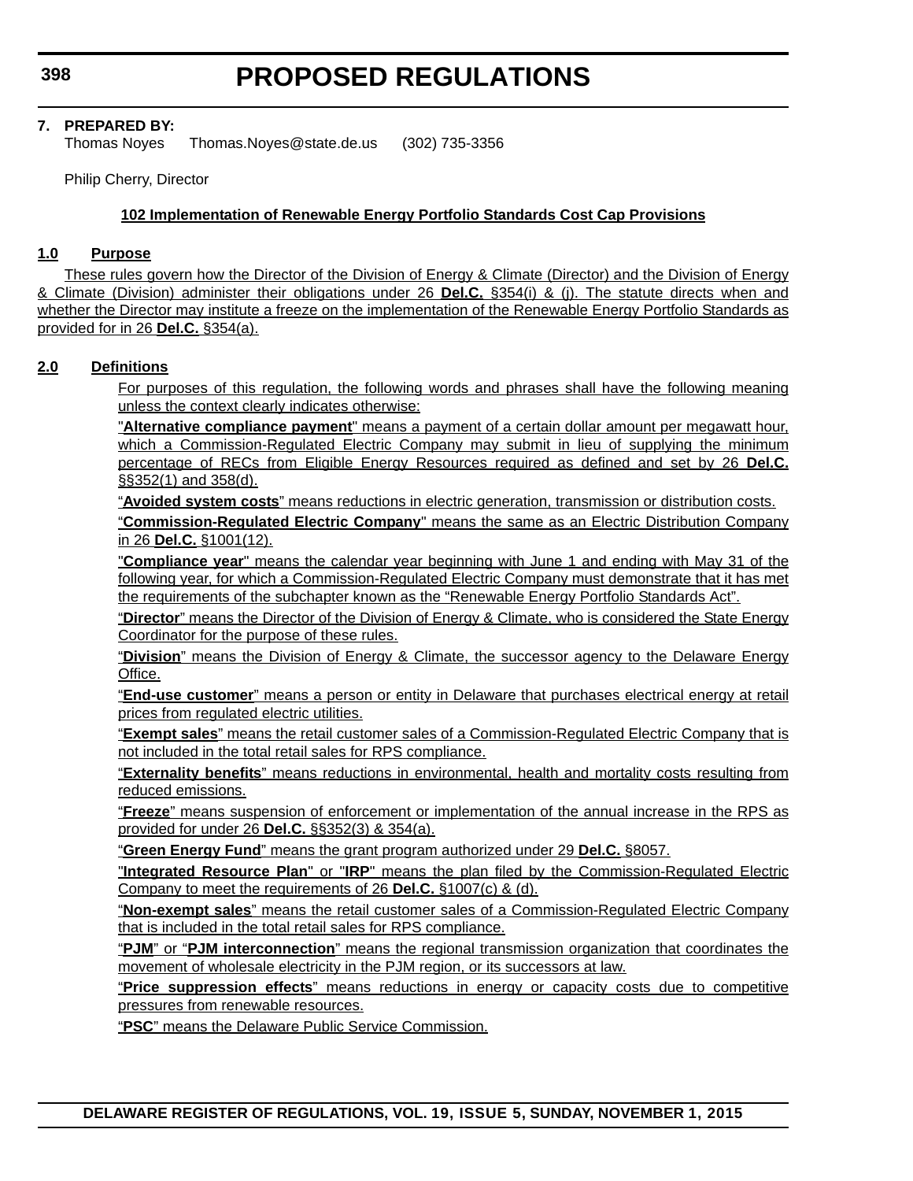**7. PREPARED BY:**

Thomas Noyes   Thomas.Noyes@state.de.us   (302) 735-3356

Philip Cherry, Director

## 102 Implementation of Renewable Energy Portfolio Standards Cost Cap Provisions

### 1.0 Purpose

These rules govern how the Director of the Division of Energy & Climate (Director) and the Division of Energy & Climate (Division) administer their obligations under 26 **Del.C.** §354(i) & (j). The statute directs when and whether the Director may institute a freeze on the implementation of the Renewable Energy Portfolio Standards as provided for in 26 **Del.C.** §354(a).

### 2.0 Definitions

For purposes of this regulation, the following words and phrases shall have the following meaning unless the context clearly indicates otherwise:

"**Alternative compliance payment**" means a payment of a certain dollar amount per megawatt hour, which a Commission-Regulated Electric Company may submit in lieu of supplying the minimum percentage of RECs from Eligible Energy Resources required as defined and set by 26 **Del.C.** §§352(1) and 358(d).

"**Avoided system costs**" means reductions in electric generation, transmission or distribution costs.

"**Commission-Regulated Electric Company**" means the same as an Electric Distribution Company in 26 **Del.C.** §1001(12).

"**Compliance year**" means the calendar year beginning with June 1 and ending with May 31 of the following year, for which a Commission-Regulated Electric Company must demonstrate that it has met the requirements of the subchapter known as the "Renewable Energy Portfolio Standards Act".

"**Director**" means the Director of the Division of Energy & Climate, who is considered the State Energy Coordinator for the purpose of these rules.

"**Division**" means the Division of Energy & Climate, the successor agency to the Delaware Energy Office.

"**End-use customer**" means a person or entity in Delaware that purchases electrical energy at retail prices from regulated electric utilities.

"**Exempt sales**" means the retail customer sales of a Commission-Regulated Electric Company that is not included in the total retail sales for RPS compliance.

"**Externality benefits**" means reductions in environmental, health and mortality costs resulting from reduced emissions.

"**Freeze**" means suspension of enforcement or implementation of the annual increase in the RPS as provided for under 26 **Del.C.** §§352(3) & 354(a).

"**Green Energy Fund**" means the grant program authorized under 29 **Del.C.** §8057.

"**Integrated Resource Plan**" or "**IRP**" means the plan filed by the Commission-Regulated Electric Company to meet the requirements of 26 **Del.C.** §1007(c) & (d).

"**Non-exempt sales**" means the retail customer sales of a Commission-Regulated Electric Company that is included in the total retail sales for RPS compliance.

"**PJM**" or "**PJM interconnection**" means the regional transmission organization that coordinates the movement of wholesale electricity in the PJM region, or its successors at law.

"**Price suppression effects**" means reductions in energy or capacity costs due to competitive pressures from renewable resources.

"**PSC**" means the Delaware Public Service Commission.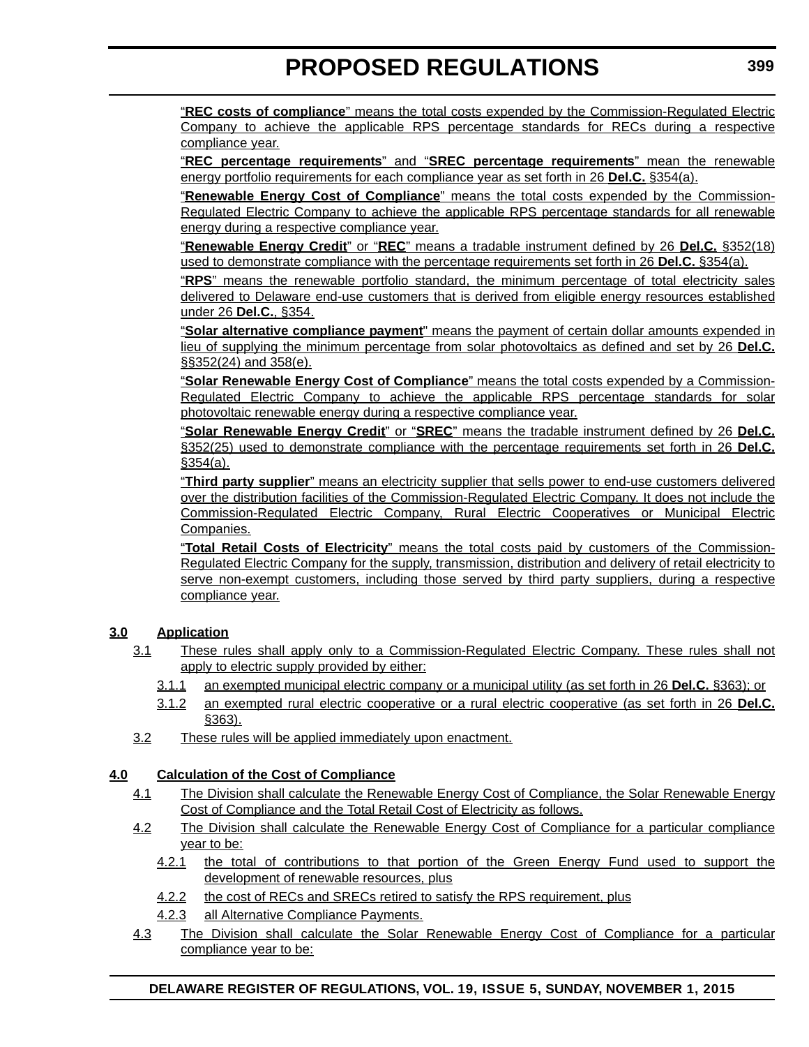"**REC costs of compliance**" means the total costs expended by the Commission-Regulated Electric Company to achieve the applicable RPS percentage standards for RECs during a respective compliance year.

"**REC percentage requirements**" and "**SREC percentage requirements**" mean the renewable energy portfolio requirements for each compliance year as set forth in 26 **Del.C.** §354(a).

"**Renewable Energy Cost of Compliance**" means the total costs expended by the Commission-Regulated Electric Company to achieve the applicable RPS percentage standards for all renewable energy during a respective compliance year.

"**Renewable Energy Credit**" or "**REC**" means a tradable instrument defined by 26 **Del.C.** §352(18) used to demonstrate compliance with the percentage requirements set forth in 26 **Del.C.** §354(a).

"**RPS**" means the renewable portfolio standard, the minimum percentage of total electricity sales delivered to Delaware end-use customers that is derived from eligible energy resources established under 26 **Del.C.**, §354.

"**Solar alternative compliance payment**" means the payment of certain dollar amounts expended in lieu of supplying the minimum percentage from solar photovoltaics as defined and set by 26 **Del.C.** §§352(24) and 358(e).

"**Solar Renewable Energy Cost of Compliance**" means the total costs expended by a Commission-Regulated Electric Company to achieve the applicable RPS percentage standards for solar photovoltaic renewable energy during a respective compliance year.

"**Solar Renewable Energy Credit**" or "**SREC**" means the tradable instrument defined by 26 **Del.C.** §352(25) used to demonstrate compliance with the percentage requirements set forth in 26 **Del.C.** §354(a).

"**Third party supplier**" means an electricity supplier that sells power to end-use customers delivered over the distribution facilities of the Commission-Regulated Electric Company. It does not include the Commission-Regulated Electric Company, Rural Electric Cooperatives or Municipal Electric Companies.

"**Total Retail Costs of Electricity**" means the total costs paid by customers of the Commission-Regulated Electric Company for the supply, transmission, distribution and delivery of retail electricity to serve non-exempt customers, including those served by third party suppliers, during a respective compliance year.

**3.0 Application**

3.1 These rules shall apply only to a Commission-Regulated Electric Company. These rules shall not apply to electric supply provided by either:

3.1.1 an exempted municipal electric company or a municipal utility (as set forth in 26 **Del.C.** §363); or

3.1.2 an exempted rural electric cooperative or a rural electric cooperative (as set forth in 26 **Del.C.** §363).

3.2 These rules will be applied immediately upon enactment.

**4.0 Calculation of the Cost of Compliance**

4.1 The Division shall calculate the Renewable Energy Cost of Compliance, the Solar Renewable Energy Cost of Compliance and the Total Retail Cost of Electricity as follows.

4.2 The Division shall calculate the Renewable Energy Cost of Compliance for a particular compliance year to be:

4.2.1 the total of contributions to that portion of the Green Energy Fund used to support the development of renewable resources, plus

4.2.2 the cost of RECs and SRECs retired to satisfy the RPS requirement, plus

4.2.3 all Alternative Compliance Payments.

4.3 The Division shall calculate the Solar Renewable Energy Cost of Compliance for a particular compliance year to be: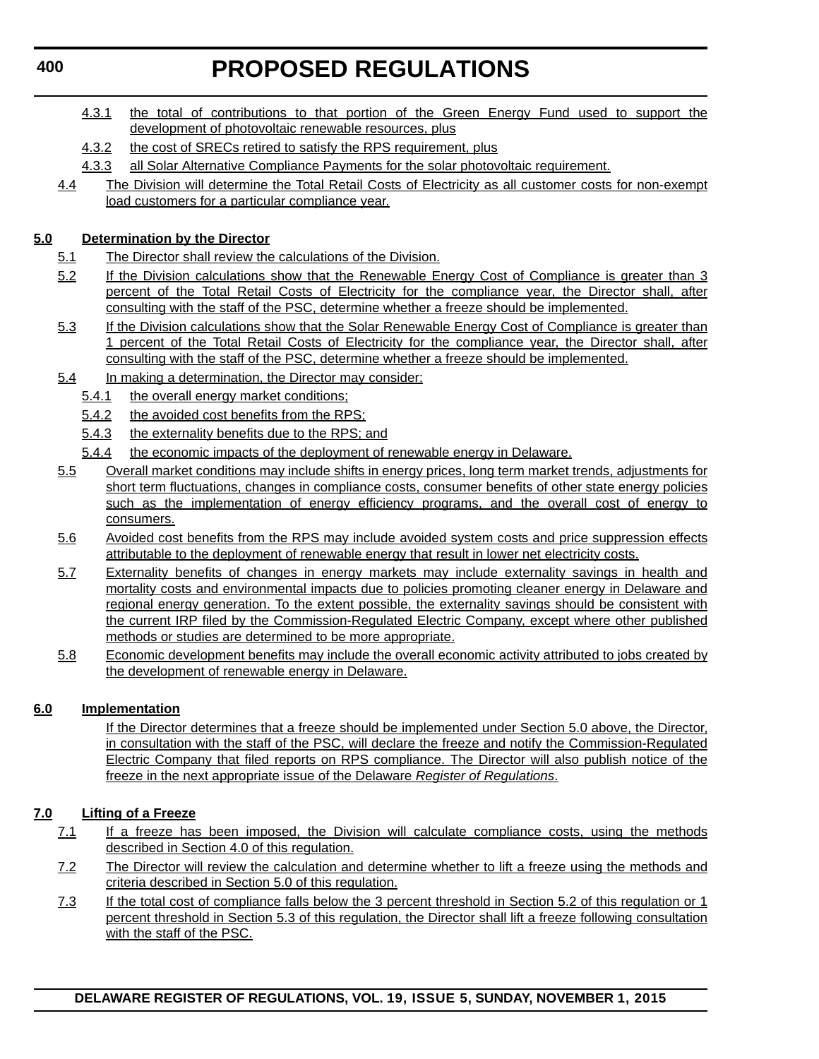4.3.1 the total of contributions to that portion of the Green Energy Fund used to support the development of photovoltaic renewable resources, plus

4.3.2 the cost of SRECs retired to satisfy the RPS requirement, plus

4.3.3 all Solar Alternative Compliance Payments for the solar photovoltaic requirement.

4.4 The Division will determine the Total Retail Costs of Electricity as all customer costs for non-exempt load customers for a particular compliance year.

**5.0 Determination by the Director**

5.1 The Director shall review the calculations of the Division.

5.2 If the Division calculations show that the Renewable Energy Cost of Compliance is greater than 3 percent of the Total Retail Costs of Electricity for the compliance year, the Director shall, after consulting with the staff of the PSC, determine whether a freeze should be implemented.

5.3 If the Division calculations show that the Solar Renewable Energy Cost of Compliance is greater than 1 percent of the Total Retail Costs of Electricity for the compliance year, the Director shall, after consulting with the staff of the PSC, determine whether a freeze should be implemented.

5.4 In making a determination, the Director may consider:

5.4.1 the overall energy market conditions;

5.4.2 the avoided cost benefits from the RPS;

5.4.3 the externality benefits due to the RPS; and

5.4.4 the economic impacts of the deployment of renewable energy in Delaware.

5.5 Overall market conditions may include shifts in energy prices, long term market trends, adjustments for short term fluctuations, changes in compliance costs, consumer benefits of other state energy policies such as the implementation of energy efficiency programs, and the overall cost of energy to consumers.

5.6 Avoided cost benefits from the RPS may include avoided system costs and price suppression effects attributable to the deployment of renewable energy that result in lower net electricity costs.

5.7 Externality benefits of changes in energy markets may include externality savings in health and mortality costs and environmental impacts due to policies promoting cleaner energy in Delaware and regional energy generation. To the extent possible, the externality savings should be consistent with the current IRP filed by the Commission-Regulated Electric Company, except where other published methods or studies are determined to be more appropriate.

5.8 Economic development benefits may include the overall economic activity attributed to jobs created by the development of renewable energy in Delaware.

**6.0 Implementation**

If the Director determines that a freeze should be implemented under Section 5.0 above, the Director, in consultation with the staff of the PSC, will declare the freeze and notify the Commission-Regulated Electric Company that filed reports on RPS compliance. The Director will also publish notice of the freeze in the next appropriate issue of the Delaware *Register of Regulations*.

**7.0 Lifting of a Freeze**

7.1 If a freeze has been imposed, the Division will calculate compliance costs, using the methods described in Section 4.0 of this regulation.

7.2 The Director will review the calculation and determine whether to lift a freeze using the methods and criteria described in Section 5.0 of this regulation.

7.3 If the total cost of compliance falls below the 3 percent threshold in Section 5.2 of this regulation or 1 percent threshold in Section 5.3 of this regulation, the Director shall lift a freeze following consultation with the staff of the PSC.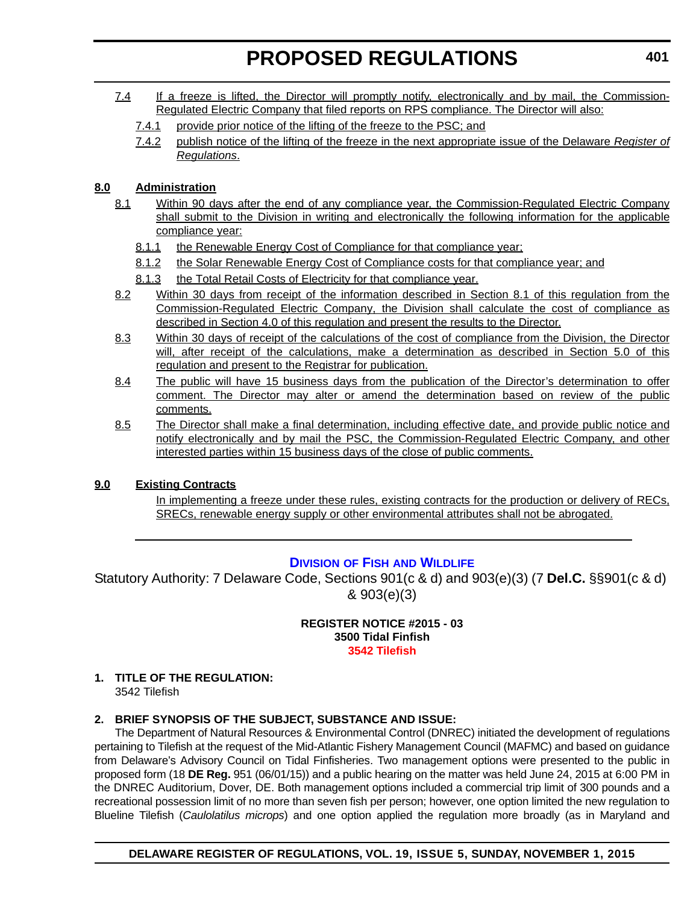7.4 If a freeze is lifted, the Director will promptly notify, electronically and by mail, the Commission-Regulated Electric Company that filed reports on RPS compliance. The Director will also:

7.4.1 provide prior notice of the lifting of the freeze to the PSC; and

7.4.2 publish notice of the lifting of the freeze in the next appropriate issue of the Delaware *Register of Regulations*.

**8.0 Administration**

8.1 Within 90 days after the end of any compliance year, the Commission-Regulated Electric Company shall submit to the Division in writing and electronically the following information for the applicable compliance year:

8.1.1 the Renewable Energy Cost of Compliance for that compliance year;

8.1.2 the Solar Renewable Energy Cost of Compliance costs for that compliance year; and

8.1.3 the Total Retail Costs of Electricity for that compliance year.

8.2 Within 30 days from receipt of the information described in Section 8.1 of this regulation from the Commission-Regulated Electric Company, the Division shall calculate the cost of compliance as described in Section 4.0 of this regulation and present the results to the Director.

8.3 Within 30 days of receipt of the calculations of the cost of compliance from the Division, the Director will, after receipt of the calculations, make a determination as described in Section 5.0 of this regulation and present to the Registrar for publication.

8.4 The public will have 15 business days from the publication of the Director's determination to offer comment. The Director may alter or amend the determination based on review of the public comments.

8.5 The Director shall make a final determination, including effective date, and provide public notice and notify electronically and by mail the PSC, the Commission-Regulated Electric Company, and other interested parties within 15 business days of the close of public comments.

**9.0 Existing Contracts**

In implementing a freeze under these rules, existing contracts for the production or delivery of RECs, SRECs, renewable energy supply or other environmental attributes shall not be abrogated.

---

## Division of Fish and Wildlife

Statutory Authority: 7 Delaware Code, Sections 901(c & d) and 903(e)(3) (7 **Del.C.** §§901(c & d) & 903(e)(3)

**REGISTER NOTICE #2015 - 03**
**3500 Tidal Finfish**
**3542 Tilefish**

**1. TITLE OF THE REGULATION:**

3542 Tilefish

**2. BRIEF SYNOPSIS OF THE SUBJECT, SUBSTANCE AND ISSUE:**

The Department of Natural Resources & Environmental Control (DNREC) initiated the development of regulations pertaining to Tilefish at the request of the Mid-Atlantic Fishery Management Council (MAFMC) and based on guidance from Delaware's Advisory Council on Tidal Finfisheries. Two management options were presented to the public in proposed form (18 **DE Reg.** 951 (06/01/15)) and a public hearing on the matter was held June 24, 2015 at 6:00 PM in the DNREC Auditorium, Dover, DE. Both management options included a commercial trip limit of 300 pounds and a recreational possession limit of no more than seven fish per person; however, one option limited the new regulation to Blueline Tilefish (*Caulolatilus microps*) and one option applied the regulation more broadly (as in Maryland and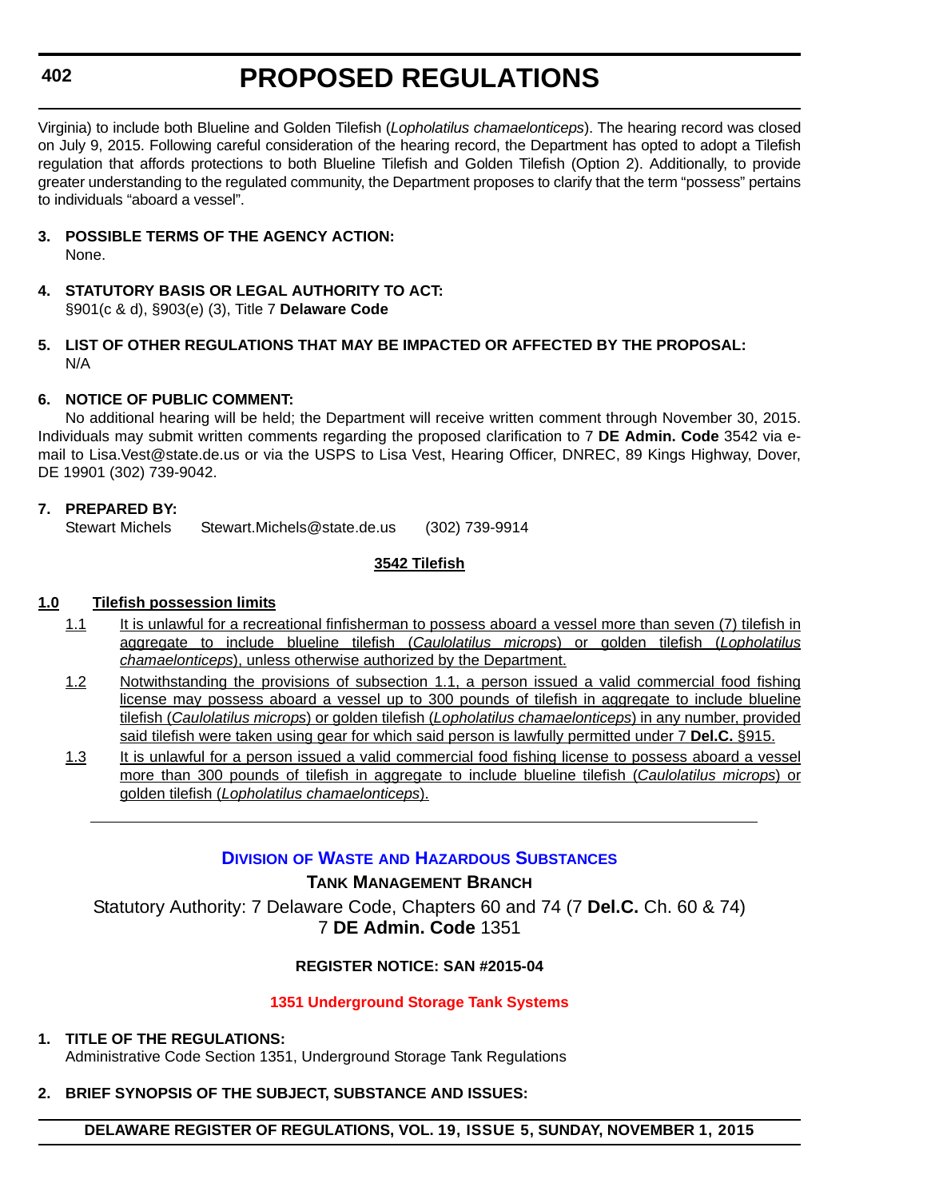Virginia) to include both Blueline and Golden Tilefish (*Lopholatilus chamaelonticeps*). The hearing record was closed on July 9, 2015. Following careful consideration of the hearing record, the Department has opted to adopt a Tilefish regulation that affords protections to both Blueline Tilefish and Golden Tilefish (Option 2). Additionally, to provide greater understanding to the regulated community, the Department proposes to clarify that the term "possess" pertains to individuals "aboard a vessel".

**3. POSSIBLE TERMS OF THE AGENCY ACTION:**
None.

**4. STATUTORY BASIS OR LEGAL AUTHORITY TO ACT:**
§901(c & d), §903(e) (3), Title 7 **Delaware Code**

**5. LIST OF OTHER REGULATIONS THAT MAY BE IMPACTED OR AFFECTED BY THE PROPOSAL:**
N/A

**6. NOTICE OF PUBLIC COMMENT:**

No additional hearing will be held; the Department will receive written comment through November 30, 2015. Individuals may submit written comments regarding the proposed clarification to 7 **DE Admin. Code** 3542 via e-mail to Lisa.Vest@state.de.us or via the USPS to Lisa Vest, Hearing Officer, DNREC, 89 Kings Highway, Dover, DE 19901 (302) 739-9042.

**7. PREPARED BY:**
Stewart Michels  Stewart.Michels@state.de.us  (302) 739-9914

**3542 Tilefish**

**1.0 Tilefish possession limits**

1.1 It is unlawful for a recreational finfisherman to possess aboard a vessel more than seven (7) tilefish in aggregate to include blueline tilefish (*Caulolatilus microps*) or golden tilefish (*Lopholatilus chamaelonticeps*), unless otherwise authorized by the Department.

1.2 Notwithstanding the provisions of subsection 1.1, a person issued a valid commercial food fishing license may possess aboard a vessel up to 300 pounds of tilefish in aggregate to include blueline tilefish (*Caulolatilus microps*) or golden tilefish (*Lopholatilus chamaelonticeps*) in any number, provided said tilefish were taken using gear for which said person is lawfully permitted under 7 **Del.C.** §915.

1.3 It is unlawful for a person issued a valid commercial food fishing license to possess aboard a vessel more than 300 pounds of tilefish in aggregate to include blueline tilefish (*Caulolatilus microps*) or golden tilefish (*Lopholatilus chamaelonticeps*).

---

## Division of Waste and Hazardous Substances

### Tank Management Branch

Statutory Authority: 7 Delaware Code, Chapters 60 and 74 (7 **Del.C.** Ch. 60 & 74)
7 **DE Admin. Code** 1351

**REGISTER NOTICE: SAN #2015-04**

**1351 Underground Storage Tank Systems**

**1. TITLE OF THE REGULATIONS:**
Administrative Code Section 1351, Underground Storage Tank Regulations

**2. BRIEF SYNOPSIS OF THE SUBJECT, SUBSTANCE AND ISSUES:**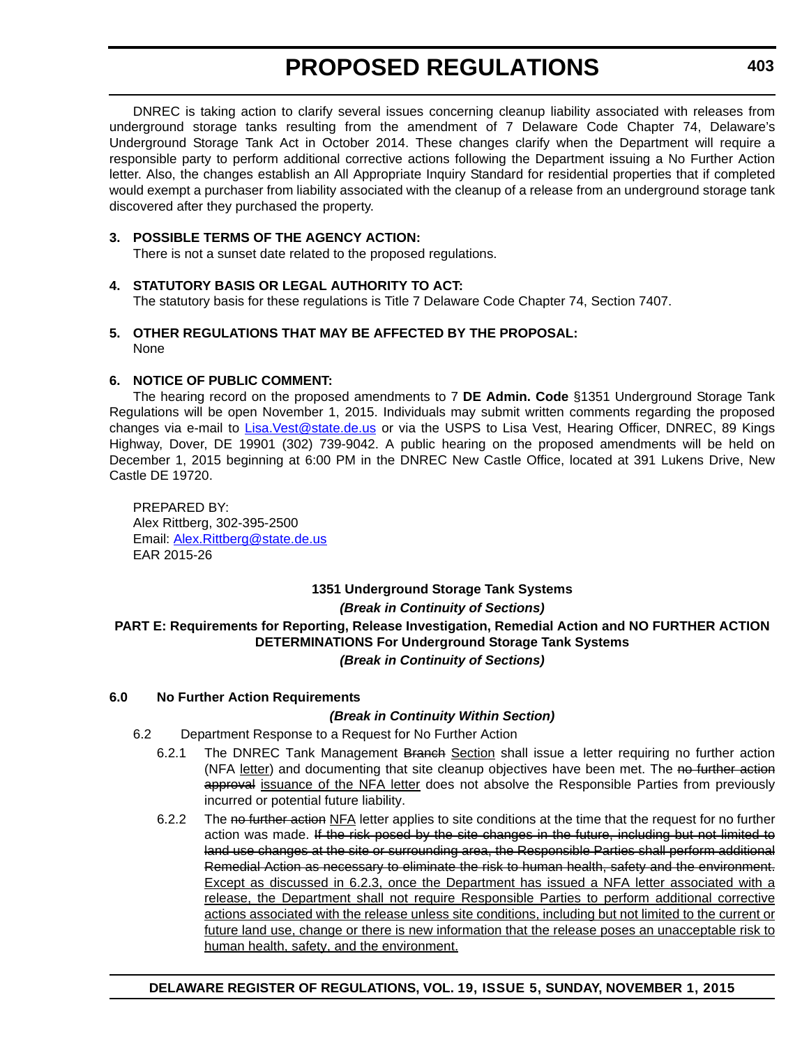DNREC is taking action to clarify several issues concerning cleanup liability associated with releases from underground storage tanks resulting from the amendment of 7 Delaware Code Chapter 74, Delaware's Underground Storage Tank Act in October 2014. These changes clarify when the Department will require a responsible party to perform additional corrective actions following the Department issuing a No Further Action letter. Also, the changes establish an All Appropriate Inquiry Standard for residential properties that if completed would exempt a purchaser from liability associated with the cleanup of a release from an underground storage tank discovered after they purchased the property.

**3. POSSIBLE TERMS OF THE AGENCY ACTION:**

There is not a sunset date related to the proposed regulations.

**4. STATUTORY BASIS OR LEGAL AUTHORITY TO ACT:**

The statutory basis for these regulations is Title 7 Delaware Code Chapter 74, Section 7407.

**5. OTHER REGULATIONS THAT MAY BE AFFECTED BY THE PROPOSAL:**

None

**6. NOTICE OF PUBLIC COMMENT:**

The hearing record on the proposed amendments to 7 **DE Admin. Code** §1351 Underground Storage Tank Regulations will be open November 1, 2015. Individuals may submit written comments regarding the proposed changes via e-mail to Lisa.Vest@state.de.us or via the USPS to Lisa Vest, Hearing Officer, DNREC, 89 Kings Highway, Dover, DE 19901 (302) 739-9042. A public hearing on the proposed amendments will be held on December 1, 2015 beginning at 6:00 PM in the DNREC New Castle Office, located at 391 Lukens Drive, New Castle DE 19720.

PREPARED BY:
Alex Rittberg, 302-395-2500
Email: Alex.Rittberg@state.de.us
EAR 2015-26

**1351 Underground Storage Tank Systems**

***(Break in Continuity of Sections)***

**PART E: Requirements for Reporting, Release Investigation, Remedial Action and NO FURTHER ACTION DETERMINATIONS For Underground Storage Tank Systems**

***(Break in Continuity of Sections)***

**6.0 No Further Action Requirements**

***(Break in Continuity Within Section)***

6.2 Department Response to a Request for No Further Action

6.2.1 The DNREC Tank Management ~~Branch~~ <u>Section</u> shall issue a letter requiring no further action (NFA <u>letter</u>) and documenting that site cleanup objectives have been met. The ~~no further action approval~~ <u>issuance of the NFA letter</u> does not absolve the Responsible Parties from previously incurred or potential future liability.

6.2.2 The ~~no further action~~ <u>NFA</u> letter applies to site conditions at the time that the request for no further action was made. ~~If the risk posed by the site changes in the future, including but not limited to land use changes at the site or surrounding area, the Responsible Parties shall perform additional Remedial Action as necessary to eliminate the risk to human health, safety and the environment.~~ <u>Except as discussed in 6.2.3, once the Department has issued a NFA letter associated with a release, the Department shall not require Responsible Parties to perform additional corrective actions associated with the release unless site conditions, including but not limited to the current or future land use, change or there is new information that the release poses an unacceptable risk to human health, safety, and the environment.</u>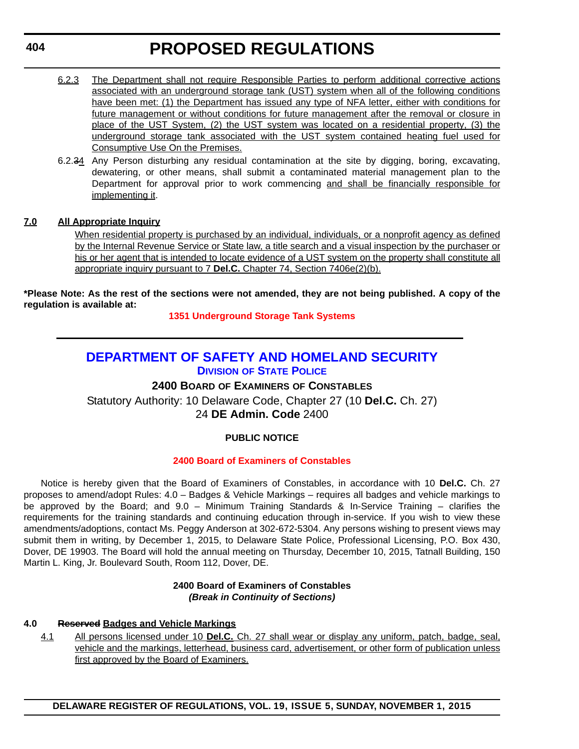6.2.3 The Department shall not require Responsible Parties to perform additional corrective actions associated with an underground storage tank (UST) system when all of the following conditions have been met: (1) the Department has issued any type of NFA letter, either with conditions for future management or without conditions for future management after the removal or closure in place of the UST System, (2) the UST system was located on a residential property, (3) the underground storage tank associated with the UST system contained heating fuel used for Consumptive Use On the Premises.

6.2.~~3~~4 Any Person disturbing any residual contamination at the site by digging, boring, excavating, dewatering, or other means, shall submit a contaminated material management plan to the Department for approval prior to work commencing and shall be financially responsible for implementing it.

**7.0 All Appropriate Inquiry**

When residential property is purchased by an individual, individuals, or a nonprofit agency as defined by the Internal Revenue Service or State law, a title search and a visual inspection by the purchaser or his or her agent that is intended to locate evidence of a UST system on the property shall constitute all appropriate inquiry pursuant to 7 **Del.C.** Chapter 74, Section 7406e(2)(b).

**\*Please Note: As the rest of the sections were not amended, they are not being published. A copy of the regulation is available at:**

**1351 Underground Storage Tank Systems**

---

## DEPARTMENT OF SAFETY AND HOMELAND SECURITY

### DIVISION OF STATE POLICE

### 2400 BOARD OF EXAMINERS OF CONSTABLES

Statutory Authority: 10 Delaware Code, Chapter 27 (10 **Del.C.** Ch. 27)
24 **DE Admin. Code** 2400

**PUBLIC NOTICE**

**2400 Board of Examiners of Constables**

Notice is hereby given that the Board of Examiners of Constables, in accordance with 10 **Del.C.** Ch. 27 proposes to amend/adopt Rules: 4.0 – Badges & Vehicle Markings – requires all badges and vehicle markings to be approved by the Board; and 9.0 – Minimum Training Standards & In-Service Training – clarifies the requirements for the training standards and continuing education through in-service. If you wish to view these amendments/adoptions, contact Ms. Peggy Anderson at 302-672-5304. Any persons wishing to present views may submit them in writing, by December 1, 2015, to Delaware State Police, Professional Licensing, P.O. Box 430, Dover, DE 19903. The Board will hold the annual meeting on Thursday, December 10, 2015, Tatnall Building, 150 Martin L. King, Jr. Boulevard South, Room 112, Dover, DE.

**2400 Board of Examiners of Constables**
***(Break in Continuity of Sections)***

**4.0 ~~Reserved~~ Badges and Vehicle Markings**

4.1 All persons licensed under 10 **Del.C.** Ch. 27 shall wear or display any uniform, patch, badge, seal, vehicle and the markings, letterhead, business card, advertisement, or other form of publication unless first approved by the Board of Examiners.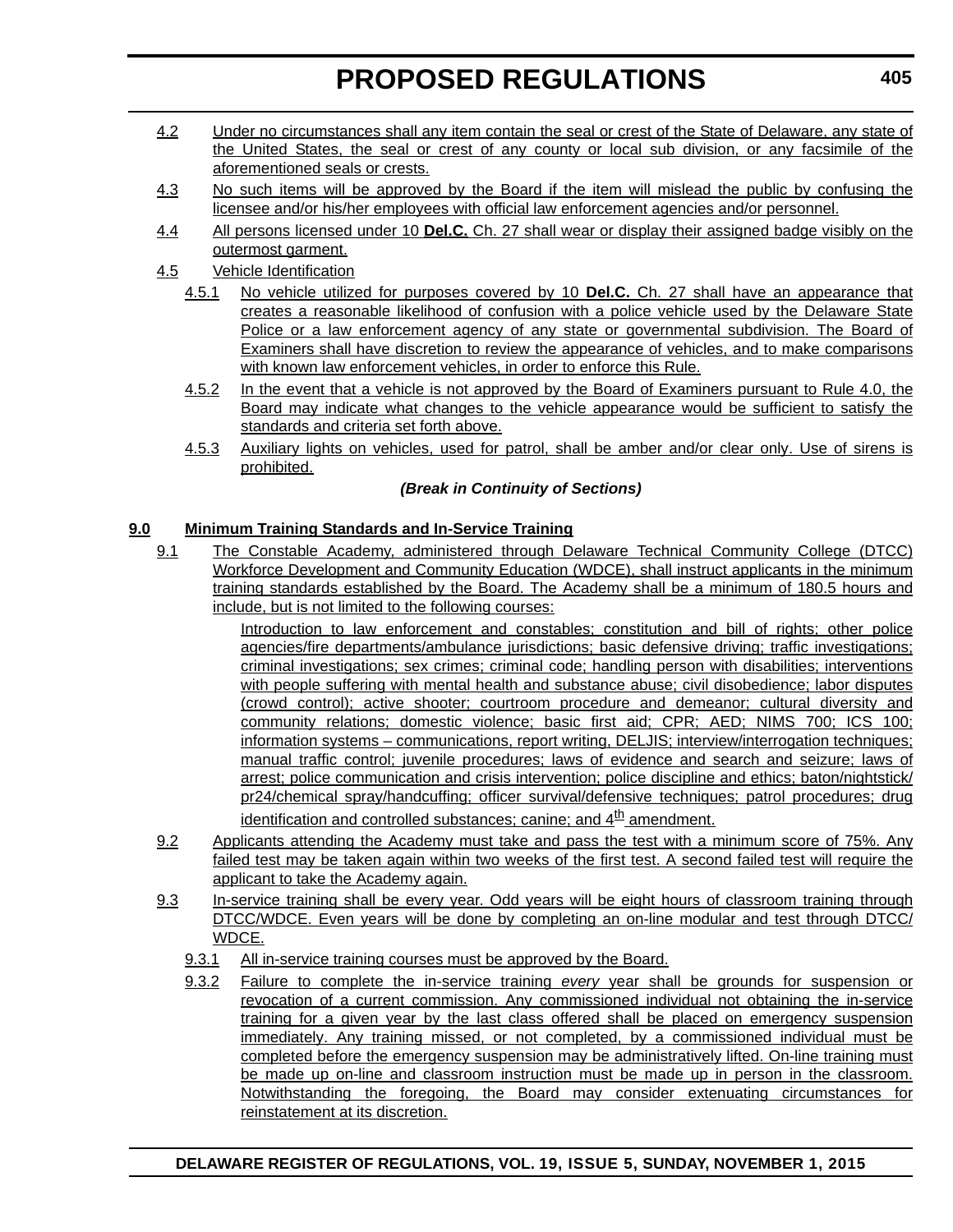4.2 Under no circumstances shall any item contain the seal or crest of the State of Delaware, any state of the United States, the seal or crest of any county or local sub division, or any facsimile of the aforementioned seals or crests.

4.3 No such items will be approved by the Board if the item will mislead the public by confusing the licensee and/or his/her employees with official law enforcement agencies and/or personnel.

4.4 All persons licensed under 10 **Del.C.** Ch. 27 shall wear or display their assigned badge visibly on the outermost garment.

4.5 Vehicle Identification

4.5.1 No vehicle utilized for purposes covered by 10 **Del.C.** Ch. 27 shall have an appearance that creates a reasonable likelihood of confusion with a police vehicle used by the Delaware State Police or a law enforcement agency of any state or governmental subdivision. The Board of Examiners shall have discretion to review the appearance of vehicles, and to make comparisons with known law enforcement vehicles, in order to enforce this Rule.

4.5.2 In the event that a vehicle is not approved by the Board of Examiners pursuant to Rule 4.0, the Board may indicate what changes to the vehicle appearance would be sufficient to satisfy the standards and criteria set forth above.

4.5.3 Auxiliary lights on vehicles, used for patrol, shall be amber and/or clear only. Use of sirens is prohibited.

***(Break in Continuity of Sections)***

**9.0 Minimum Training Standards and In-Service Training**

9.1 The Constable Academy, administered through Delaware Technical Community College (DTCC) Workforce Development and Community Education (WDCE), shall instruct applicants in the minimum training standards established by the Board. The Academy shall be a minimum of 180.5 hours and include, but is not limited to the following courses:

Introduction to law enforcement and constables; constitution and bill of rights; other police agencies/fire departments/ambulance jurisdictions; basic defensive driving; traffic investigations; criminal investigations; sex crimes; criminal code; handling person with disabilities; interventions with people suffering with mental health and substance abuse; civil disobedience; labor disputes (crowd control); active shooter; courtroom procedure and demeanor; cultural diversity and community relations; domestic violence; basic first aid; CPR; AED; NIMS 700; ICS 100; information systems – communications, report writing, DELJIS; interview/interrogation techniques; manual traffic control; juvenile procedures; laws of evidence and search and seizure; laws of arrest; police communication and crisis intervention; police discipline and ethics; baton/nightstick/ pr24/chemical spray/handcuffing; officer survival/defensive techniques; patrol procedures; drug identification and controlled substances; canine; and 4th amendment.

9.2 Applicants attending the Academy must take and pass the test with a minimum score of 75%. Any failed test may be taken again within two weeks of the first test. A second failed test will require the applicant to take the Academy again.

9.3 In-service training shall be every year. Odd years will be eight hours of classroom training through DTCC/WDCE. Even years will be done by completing an on-line modular and test through DTCC/ WDCE.

9.3.1 All in-service training courses must be approved by the Board.

9.3.2 Failure to complete the in-service training *every* year shall be grounds for suspension or revocation of a current commission. Any commissioned individual not obtaining the in-service training for a given year by the last class offered shall be placed on emergency suspension immediately. Any training missed, or not completed, by a commissioned individual must be completed before the emergency suspension may be administratively lifted. On-line training must be made up on-line and classroom instruction must be made up in person in the classroom. Notwithstanding the foregoing, the Board may consider extenuating circumstances for reinstatement at its discretion.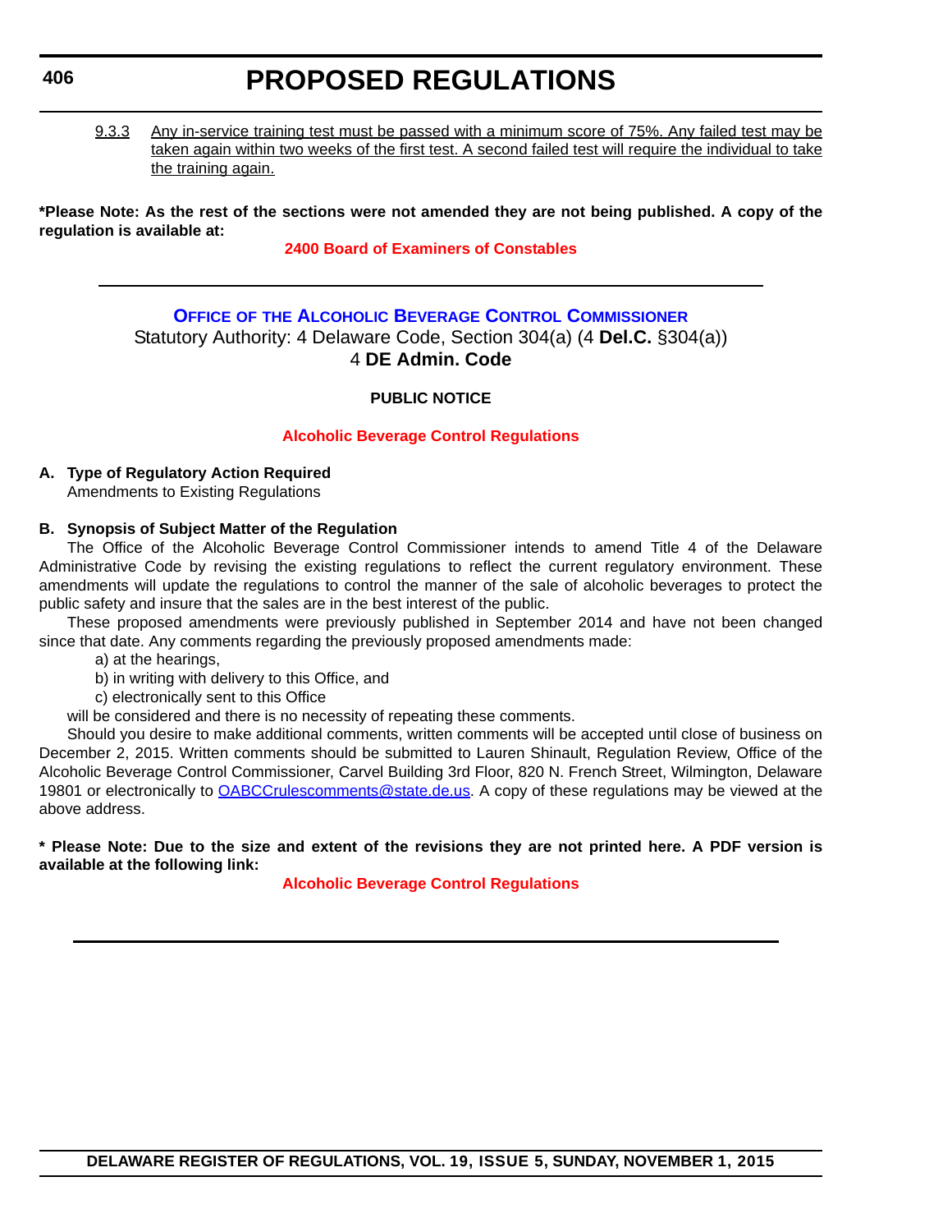9.3.3 Any in-service training test must be passed with a minimum score of 75%. Any failed test may be taken again within two weeks of the first test. A second failed test will require the individual to take the training again.

**\*Please Note: As the rest of the sections were not amended they are not being published. A copy of the regulation is available at:**

**2400 Board of Examiners of Constables**

---

## Office of the Alcoholic Beverage Control Commissioner

Statutory Authority: 4 Delaware Code, Section 304(a) (4 **Del.C.** §304(a))

4 **DE Admin. Code**

**PUBLIC NOTICE**

**Alcoholic Beverage Control Regulations**

**A. Type of Regulatory Action Required**

Amendments to Existing Regulations

**B. Synopsis of Subject Matter of the Regulation**

The Office of the Alcoholic Beverage Control Commissioner intends to amend Title 4 of the Delaware Administrative Code by revising the existing regulations to reflect the current regulatory environment. These amendments will update the regulations to control the manner of the sale of alcoholic beverages to protect the public safety and insure that the sales are in the best interest of the public.

These proposed amendments were previously published in September 2014 and have not been changed since that date. Any comments regarding the previously proposed amendments made:

a) at the hearings,

b) in writing with delivery to this Office, and

c) electronically sent to this Office

will be considered and there is no necessity of repeating these comments.

Should you desire to make additional comments, written comments will be accepted until close of business on December 2, 2015. Written comments should be submitted to Lauren Shinault, Regulation Review, Office of the Alcoholic Beverage Control Commissioner, Carvel Building 3rd Floor, 820 N. French Street, Wilmington, Delaware 19801 or electronically to OABCCrulescomments@state.de.us. A copy of these regulations may be viewed at the above address.

**\* Please Note: Due to the size and extent of the revisions they are not printed here. A PDF version is available at the following link:**

**Alcoholic Beverage Control Regulations**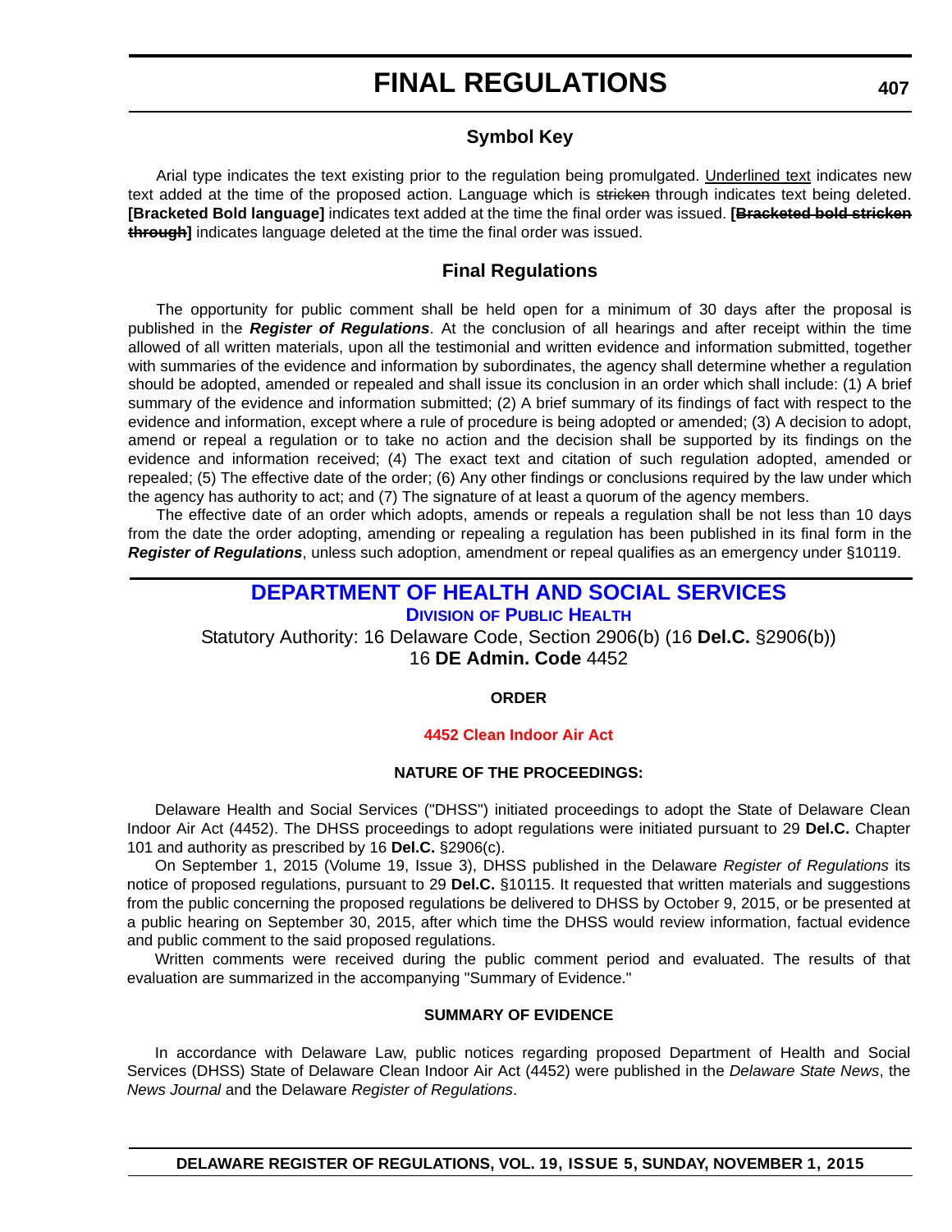# FINAL REGULATIONS

## Symbol Key

Arial type indicates the text existing prior to the regulation being promulgated. <u>Underlined text</u> indicates new text added at the time of the proposed action. Language which is ~~stricken~~ through indicates text being deleted. **[Bracketed Bold language]** indicates text added at the time the final order was issued. **[~~Bracketed bold stricken through~~]** indicates language deleted at the time the final order was issued.

## Final Regulations

The opportunity for public comment shall be held open for a minimum of 30 days after the proposal is published in the ***Register of Regulations***. At the conclusion of all hearings and after receipt within the time allowed of all written materials, upon all the testimonial and written evidence and information submitted, together with summaries of the evidence and information by subordinates, the agency shall determine whether a regulation should be adopted, amended or repealed and shall issue its conclusion in an order which shall include: (1) A brief summary of the evidence and information submitted; (2) A brief summary of its findings of fact with respect to the evidence and information, except where a rule of procedure is being adopted or amended; (3) A decision to adopt, amend or repeal a regulation or to take no action and the decision shall be supported by its findings on the evidence and information received; (4) The exact text and citation of such regulation adopted, amended or repealed; (5) The effective date of the order; (6) Any other findings or conclusions required by the law under which the agency has authority to act; and (7) The signature of at least a quorum of the agency members.

The effective date of an order which adopts, amends or repeals a regulation shall be not less than 10 days from the date the order adopting, amending or repealing a regulation has been published in its final form in the ***Register of Regulations***, unless such adoption, amendment or repeal qualifies as an emergency under §10119.

## DEPARTMENT OF HEALTH AND SOCIAL SERVICES

### Division of Public Health

Statutory Authority: 16 Delaware Code, Section 2906(b) (16 **Del.C.** §2906(b))
16 **DE Admin. Code** 4452

**ORDER**

**4452 Clean Indoor Air Act**

**NATURE OF THE PROCEEDINGS:**

Delaware Health and Social Services ("DHSS") initiated proceedings to adopt the State of Delaware Clean Indoor Air Act (4452). The DHSS proceedings to adopt regulations were initiated pursuant to 29 **Del.C.** Chapter 101 and authority as prescribed by 16 **Del.C.** §2906(c).

On September 1, 2015 (Volume 19, Issue 3), DHSS published in the Delaware *Register of Regulations* its notice of proposed regulations, pursuant to 29 **Del.C.** §10115. It requested that written materials and suggestions from the public concerning the proposed regulations be delivered to DHSS by October 9, 2015, or be presented at a public hearing on September 30, 2015, after which time the DHSS would review information, factual evidence and public comment to the said proposed regulations.

Written comments were received during the public comment period and evaluated. The results of that evaluation are summarized in the accompanying "Summary of Evidence."

**SUMMARY OF EVIDENCE**

In accordance with Delaware Law, public notices regarding proposed Department of Health and Social Services (DHSS) State of Delaware Clean Indoor Air Act (4452) were published in the *Delaware State News*, the *News Journal* and the Delaware *Register of Regulations*.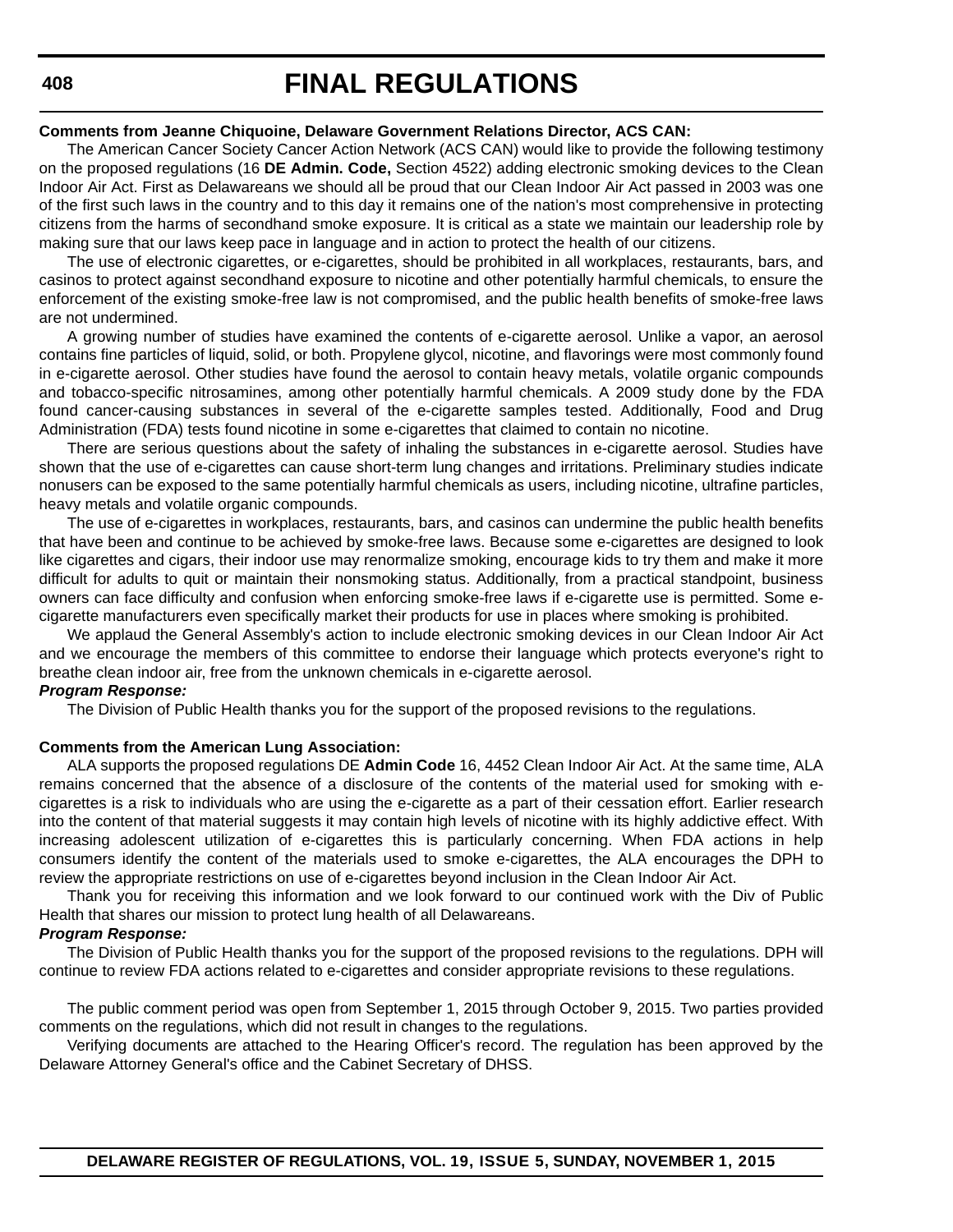**Comments from Jeanne Chiquoine, Delaware Government Relations Director, ACS CAN:**

The American Cancer Society Cancer Action Network (ACS CAN) would like to provide the following testimony on the proposed regulations (16 **DE Admin. Code,** Section 4522) adding electronic smoking devices to the Clean Indoor Air Act. First as Delawareans we should all be proud that our Clean Indoor Air Act passed in 2003 was one of the first such laws in the country and to this day it remains one of the nation's most comprehensive in protecting citizens from the harms of secondhand smoke exposure. It is critical as a state we maintain our leadership role by making sure that our laws keep pace in language and in action to protect the health of our citizens.

The use of electronic cigarettes, or e-cigarettes, should be prohibited in all workplaces, restaurants, bars, and casinos to protect against secondhand exposure to nicotine and other potentially harmful chemicals, to ensure the enforcement of the existing smoke-free law is not compromised, and the public health benefits of smoke-free laws are not undermined.

A growing number of studies have examined the contents of e-cigarette aerosol. Unlike a vapor, an aerosol contains fine particles of liquid, solid, or both. Propylene glycol, nicotine, and flavorings were most commonly found in e-cigarette aerosol. Other studies have found the aerosol to contain heavy metals, volatile organic compounds and tobacco-specific nitrosamines, among other potentially harmful chemicals. A 2009 study done by the FDA found cancer-causing substances in several of the e-cigarette samples tested. Additionally, Food and Drug Administration (FDA) tests found nicotine in some e-cigarettes that claimed to contain no nicotine.

There are serious questions about the safety of inhaling the substances in e-cigarette aerosol. Studies have shown that the use of e-cigarettes can cause short-term lung changes and irritations. Preliminary studies indicate nonusers can be exposed to the same potentially harmful chemicals as users, including nicotine, ultrafine particles, heavy metals and volatile organic compounds.

The use of e-cigarettes in workplaces, restaurants, bars, and casinos can undermine the public health benefits that have been and continue to be achieved by smoke-free laws. Because some e-cigarettes are designed to look like cigarettes and cigars, their indoor use may renormalize smoking, encourage kids to try them and make it more difficult for adults to quit or maintain their nonsmoking status. Additionally, from a practical standpoint, business owners can face difficulty and confusion when enforcing smoke-free laws if e-cigarette use is permitted. Some e-cigarette manufacturers even specifically market their products for use in places where smoking is prohibited.

We applaud the General Assembly's action to include electronic smoking devices in our Clean Indoor Air Act and we encourage the members of this committee to endorse their language which protects everyone's right to breathe clean indoor air, free from the unknown chemicals in e-cigarette aerosol.

***Program Response:***

The Division of Public Health thanks you for the support of the proposed revisions to the regulations.

**Comments from the American Lung Association:**

ALA supports the proposed regulations DE **Admin Code** 16, 4452 Clean Indoor Air Act. At the same time, ALA remains concerned that the absence of a disclosure of the contents of the material used for smoking with e-cigarettes is a risk to individuals who are using the e-cigarette as a part of their cessation effort. Earlier research into the content of that material suggests it may contain high levels of nicotine with its highly addictive effect. With increasing adolescent utilization of e-cigarettes this is particularly concerning. When FDA actions in help consumers identify the content of the materials used to smoke e-cigarettes, the ALA encourages the DPH to review the appropriate restrictions on use of e-cigarettes beyond inclusion in the Clean Indoor Air Act.

Thank you for receiving this information and we look forward to our continued work with the Div of Public Health that shares our mission to protect lung health of all Delawareans.

***Program Response:***

The Division of Public Health thanks you for the support of the proposed revisions to the regulations. DPH will continue to review FDA actions related to e-cigarettes and consider appropriate revisions to these regulations.

The public comment period was open from September 1, 2015 through October 9, 2015. Two parties provided comments on the regulations, which did not result in changes to the regulations.

Verifying documents are attached to the Hearing Officer's record. The regulation has been approved by the Delaware Attorney General's office and the Cabinet Secretary of DHSS.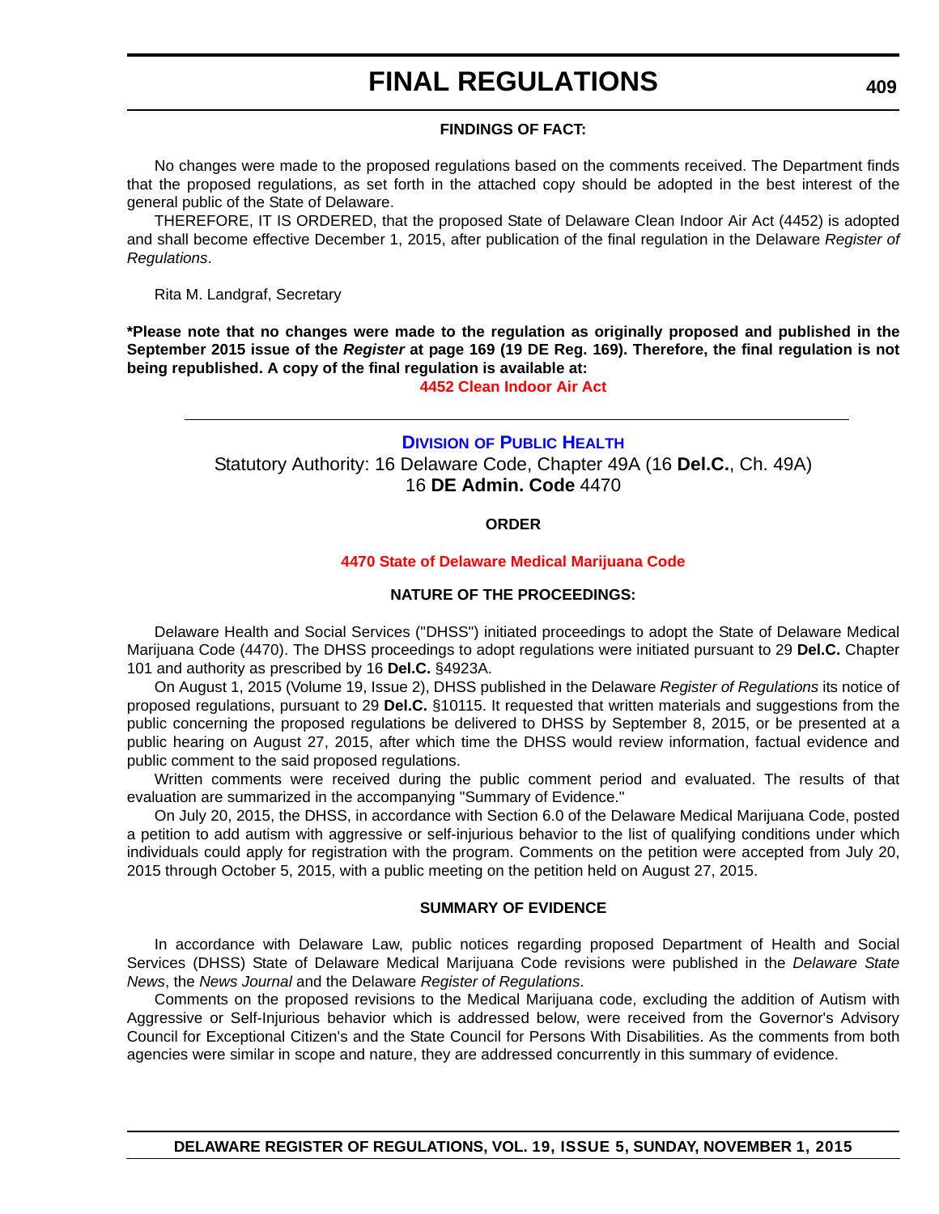**FINDINGS OF FACT:**

No changes were made to the proposed regulations based on the comments received. The Department finds that the proposed regulations, as set forth in the attached copy should be adopted in the best interest of the general public of the State of Delaware.

THEREFORE, IT IS ORDERED, that the proposed State of Delaware Clean Indoor Air Act (4452) is adopted and shall become effective December 1, 2015, after publication of the final regulation in the Delaware *Register of Regulations*.

Rita M. Landgraf, Secretary

**\*Please note that no changes were made to the regulation as originally proposed and published in the September 2015 issue of the *Register* at page 169 (19 DE Reg. 169). Therefore, the final regulation is not being republished. A copy of the final regulation is available at:**

**4452 Clean Indoor Air Act**

---

## DIVISION OF PUBLIC HEALTH

Statutory Authority: 16 Delaware Code, Chapter 49A (16 **Del.C.**, Ch. 49A)
16 **DE Admin. Code** 4470

**ORDER**

**4470 State of Delaware Medical Marijuana Code**

**NATURE OF THE PROCEEDINGS:**

Delaware Health and Social Services ("DHSS") initiated proceedings to adopt the State of Delaware Medical Marijuana Code (4470). The DHSS proceedings to adopt regulations were initiated pursuant to 29 **Del.C.** Chapter 101 and authority as prescribed by 16 **Del.C.** §4923A.

On August 1, 2015 (Volume 19, Issue 2), DHSS published in the Delaware *Register of Regulations* its notice of proposed regulations, pursuant to 29 **Del.C.** §10115. It requested that written materials and suggestions from the public concerning the proposed regulations be delivered to DHSS by September 8, 2015, or be presented at a public hearing on August 27, 2015, after which time the DHSS would review information, factual evidence and public comment to the said proposed regulations.

Written comments were received during the public comment period and evaluated. The results of that evaluation are summarized in the accompanying "Summary of Evidence."

On July 20, 2015, the DHSS, in accordance with Section 6.0 of the Delaware Medical Marijuana Code, posted a petition to add autism with aggressive or self-injurious behavior to the list of qualifying conditions under which individuals could apply for registration with the program. Comments on the petition were accepted from July 20, 2015 through October 5, 2015, with a public meeting on the petition held on August 27, 2015.

**SUMMARY OF EVIDENCE**

In accordance with Delaware Law, public notices regarding proposed Department of Health and Social Services (DHSS) State of Delaware Medical Marijuana Code revisions were published in the *Delaware State News*, the *News Journal* and the Delaware *Register of Regulations*.

Comments on the proposed revisions to the Medical Marijuana code, excluding the addition of Autism with Aggressive or Self-Injurious behavior which is addressed below, were received from the Governor's Advisory Council for Exceptional Citizen's and the State Council for Persons With Disabilities. As the comments from both agencies were similar in scope and nature, they are addressed concurrently in this summary of evidence.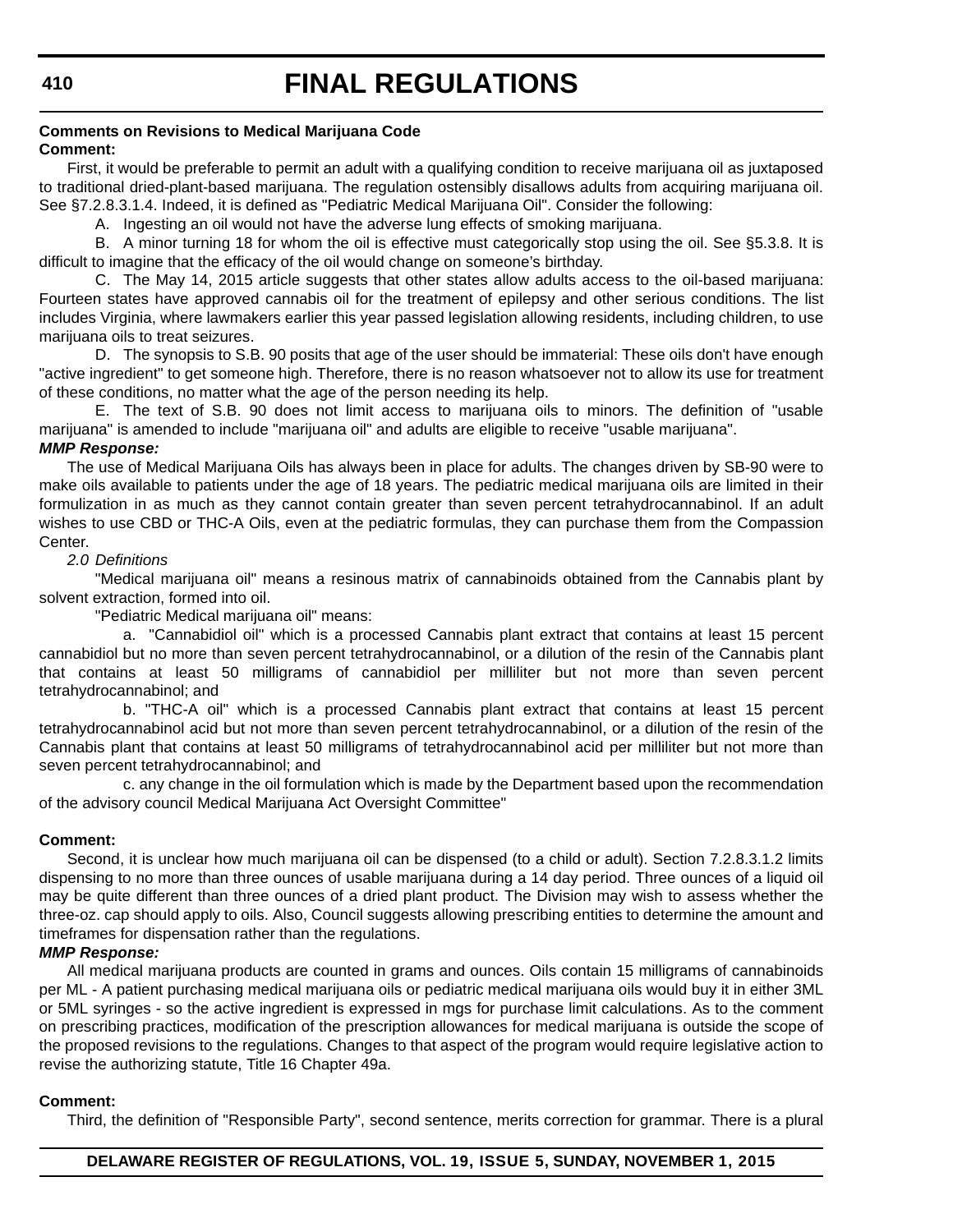**Comments on Revisions to Medical Marijuana Code**

**Comment:**

First, it would be preferable to permit an adult with a qualifying condition to receive marijuana oil as juxtaposed to traditional dried-plant-based marijuana. The regulation ostensibly disallows adults from acquiring marijuana oil. See §7.2.8.3.1.4. Indeed, it is defined as "Pediatric Medical Marijuana Oil". Consider the following:

A. Ingesting an oil would not have the adverse lung effects of smoking marijuana.

B. A minor turning 18 for whom the oil is effective must categorically stop using the oil. See §5.3.8. It is difficult to imagine that the efficacy of the oil would change on someone's birthday.

C. The May 14, 2015 article suggests that other states allow adults access to the oil-based marijuana: Fourteen states have approved cannabis oil for the treatment of epilepsy and other serious conditions. The list includes Virginia, where lawmakers earlier this year passed legislation allowing residents, including children, to use marijuana oils to treat seizures.

D. The synopsis to S.B. 90 posits that age of the user should be immaterial: These oils don't have enough "active ingredient" to get someone high. Therefore, there is no reason whatsoever not to allow its use for treatment of these conditions, no matter what the age of the person needing its help.

E. The text of S.B. 90 does not limit access to marijuana oils to minors. The definition of "usable marijuana" is amended to include "marijuana oil" and adults are eligible to receive "usable marijuana".

***MMP Response:***

The use of Medical Marijuana Oils has always been in place for adults. The changes driven by SB-90 were to make oils available to patients under the age of 18 years. The pediatric medical marijuana oils are limited in their formulization in as much as they cannot contain greater than seven percent tetrahydrocannabinol. If an adult wishes to use CBD or THC-A Oils, even at the pediatric formulas, they can purchase them from the Compassion Center.

*2.0 Definitions*

"Medical marijuana oil" means a resinous matrix of cannabinoids obtained from the Cannabis plant by solvent extraction, formed into oil.

"Pediatric Medical marijuana oil" means:

a. "Cannabidiol oil" which is a processed Cannabis plant extract that contains at least 15 percent cannabidiol but no more than seven percent tetrahydrocannabinol, or a dilution of the resin of the Cannabis plant that contains at least 50 milligrams of cannabidiol per milliliter but not more than seven percent tetrahydrocannabinol; and

b. "THC-A oil" which is a processed Cannabis plant extract that contains at least 15 percent tetrahydrocannabinol acid but not more than seven percent tetrahydrocannabinol, or a dilution of the resin of the Cannabis plant that contains at least 50 milligrams of tetrahydrocannabinol acid per milliliter but not more than seven percent tetrahydrocannabinol; and

c. any change in the oil formulation which is made by the Department based upon the recommendation of the advisory council Medical Marijuana Act Oversight Committee"

**Comment:**

Second, it is unclear how much marijuana oil can be dispensed (to a child or adult). Section 7.2.8.3.1.2 limits dispensing to no more than three ounces of usable marijuana during a 14 day period. Three ounces of a liquid oil may be quite different than three ounces of a dried plant product. The Division may wish to assess whether the three-oz. cap should apply to oils. Also, Council suggests allowing prescribing entities to determine the amount and timeframes for dispensation rather than the regulations.

***MMP Response:***

All medical marijuana products are counted in grams and ounces. Oils contain 15 milligrams of cannabinoids per ML - A patient purchasing medical marijuana oils or pediatric medical marijuana oils would buy it in either 3ML or 5ML syringes - so the active ingredient is expressed in mgs for purchase limit calculations. As to the comment on prescribing practices, modification of the prescription allowances for medical marijuana is outside the scope of the proposed revisions to the regulations. Changes to that aspect of the program would require legislative action to revise the authorizing statute, Title 16 Chapter 49a.

**Comment:**

Third, the definition of "Responsible Party", second sentence, merits correction for grammar. There is a plural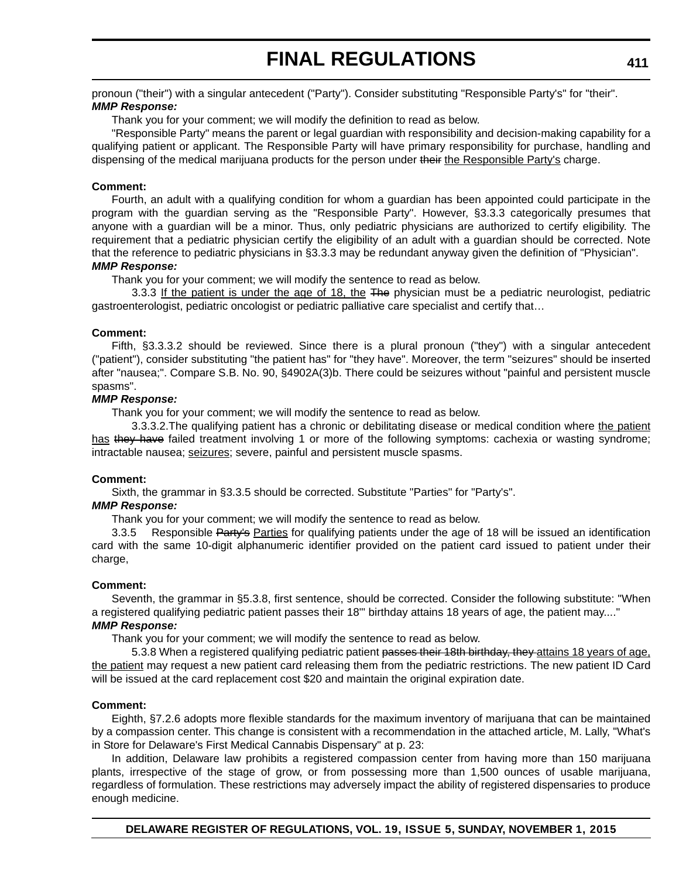pronoun ("their") with a singular antecedent ("Party"). Consider substituting "Responsible Party's" for "their".

***MMP Response:***

Thank you for your comment; we will modify the definition to read as below.

"Responsible Party" means the parent or legal guardian with responsibility and decision-making capability for a qualifying patient or applicant. The Responsible Party will have primary responsibility for purchase, handling and dispensing of the medical marijuana products for the person under ~~their~~ the Responsible Party's charge.

**Comment:**

Fourth, an adult with a qualifying condition for whom a guardian has been appointed could participate in the program with the guardian serving as the "Responsible Party". However, §3.3.3 categorically presumes that anyone with a guardian will be a minor. Thus, only pediatric physicians are authorized to certify eligibility. The requirement that a pediatric physician certify the eligibility of an adult with a guardian should be corrected. Note that the reference to pediatric physicians in §3.3.3 may be redundant anyway given the definition of "Physician".

***MMP Response:***

Thank you for your comment; we will modify the sentence to read as below.

3.3.3 If the patient is under the age of 18, the ~~The~~ physician must be a pediatric neurologist, pediatric gastroenterologist, pediatric oncologist or pediatric palliative care specialist and certify that…

**Comment:**

Fifth, §3.3.3.2 should be reviewed. Since there is a plural pronoun ("they") with a singular antecedent ("patient"), consider substituting "the patient has" for "they have". Moreover, the term "seizures" should be inserted after "nausea;". Compare S.B. No. 90, §4902A(3)b. There could be seizures without "painful and persistent muscle spasms".

***MMP Response:***

Thank you for your comment; we will modify the sentence to read as below.

3.3.3.2.The qualifying patient has a chronic or debilitating disease or medical condition where the patient has ~~they have~~ failed treatment involving 1 or more of the following symptoms: cachexia or wasting syndrome; intractable nausea; seizures; severe, painful and persistent muscle spasms.

**Comment:**

Sixth, the grammar in §3.3.5 should be corrected. Substitute "Parties" for "Party's".

***MMP Response:***

Thank you for your comment; we will modify the sentence to read as below.

3.3.5 Responsible ~~Party's~~ Parties for qualifying patients under the age of 18 will be issued an identification card with the same 10-digit alphanumeric identifier provided on the patient card issued to patient under their charge,

**Comment:**

Seventh, the grammar in §5.3.8, first sentence, should be corrected. Consider the following substitute: "When a registered qualifying pediatric patient passes their 18'" birthday attains 18 years of age, the patient may...."

***MMP Response:***

Thank you for your comment; we will modify the sentence to read as below.

5.3.8 When a registered qualifying pediatric patient ~~passes their 18th birthday, they~~ attains 18 years of age, the patient may request a new patient card releasing them from the pediatric restrictions. The new patient ID Card will be issued at the card replacement cost $20 and maintain the original expiration date.

**Comment:**

Eighth, §7.2.6 adopts more flexible standards for the maximum inventory of marijuana that can be maintained by a compassion center. This change is consistent with a recommendation in the attached article, M. Lally, "What's in Store for Delaware's First Medical Cannabis Dispensary" at p. 23:

In addition, Delaware law prohibits a registered compassion center from having more than 150 marijuana plants, irrespective of the stage of grow, or from possessing more than 1,500 ounces of usable marijuana, regardless of formulation. These restrictions may adversely impact the ability of registered dispensaries to produce enough medicine.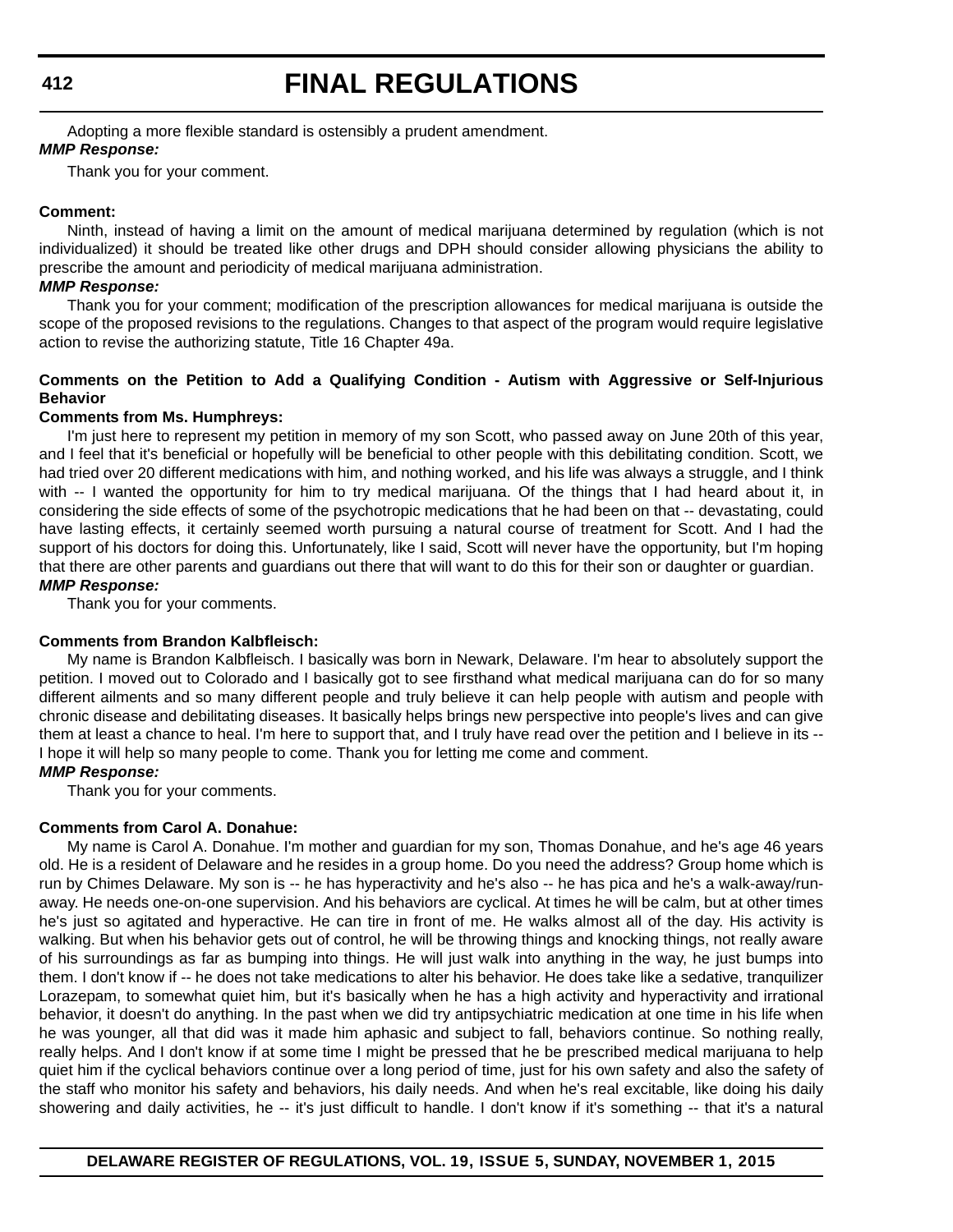Adopting a more flexible standard is ostensibly a prudent amendment.

***MMP Response:***

Thank you for your comment.

**Comment:**

Ninth, instead of having a limit on the amount of medical marijuana determined by regulation (which is not individualized) it should be treated like other drugs and DPH should consider allowing physicians the ability to prescribe the amount and periodicity of medical marijuana administration.

***MMP Response:***

Thank you for your comment; modification of the prescription allowances for medical marijuana is outside the scope of the proposed revisions to the regulations. Changes to that aspect of the program would require legislative action to revise the authorizing statute, Title 16 Chapter 49a.

**Comments on the Petition to Add a Qualifying Condition - Autism with Aggressive or Self-Injurious Behavior**

**Comments from Ms. Humphreys:**

I'm just here to represent my petition in memory of my son Scott, who passed away on June 20th of this year, and I feel that it's beneficial or hopefully will be beneficial to other people with this debilitating condition. Scott, we had tried over 20 different medications with him, and nothing worked, and his life was always a struggle, and I think with -- I wanted the opportunity for him to try medical marijuana. Of the things that I had heard about it, in considering the side effects of some of the psychotropic medications that he had been on that -- devastating, could have lasting effects, it certainly seemed worth pursuing a natural course of treatment for Scott. And I had the support of his doctors for doing this. Unfortunately, like I said, Scott will never have the opportunity, but I'm hoping that there are other parents and guardians out there that will want to do this for their son or daughter or guardian.

***MMP Response:***

Thank you for your comments.

**Comments from Brandon Kalbfleisch:**

My name is Brandon Kalbfleisch. I basically was born in Newark, Delaware. I'm hear to absolutely support the petition. I moved out to Colorado and I basically got to see firsthand what medical marijuana can do for so many different ailments and so many different people and truly believe it can help people with autism and people with chronic disease and debilitating diseases. It basically helps brings new perspective into people's lives and can give them at least a chance to heal. I'm here to support that, and I truly have read over the petition and I believe in its -- I hope it will help so many people to come. Thank you for letting me come and comment.

***MMP Response:***

Thank you for your comments.

**Comments from Carol A. Donahue:**

My name is Carol A. Donahue. I'm mother and guardian for my son, Thomas Donahue, and he's age 46 years old. He is a resident of Delaware and he resides in a group home. Do you need the address? Group home which is run by Chimes Delaware. My son is -- he has hyperactivity and he's also -- he has pica and he's a walk-away/run-away. He needs one-on-one supervision. And his behaviors are cyclical. At times he will be calm, but at other times he's just so agitated and hyperactive. He can tire in front of me. He walks almost all of the day. His activity is walking. But when his behavior gets out of control, he will be throwing things and knocking things, not really aware of his surroundings as far as bumping into things. He will just walk into anything in the way, he just bumps into them. I don't know if -- he does not take medications to alter his behavior. He does take like a sedative, tranquilizer Lorazepam, to somewhat quiet him, but it's basically when he has a high activity and hyperactivity and irrational behavior, it doesn't do anything. In the past when we did try antipsychiatric medication at one time in his life when he was younger, all that did was it made him aphasic and subject to fall, behaviors continue. So nothing really, really helps. And I don't know if at some time I might be pressed that he be prescribed medical marijuana to help quiet him if the cyclical behaviors continue over a long period of time, just for his own safety and also the safety of the staff who monitor his safety and behaviors, his daily needs. And when he's real excitable, like doing his daily showering and daily activities, he -- it's just difficult to handle. I don't know if it's something -- that it's a natural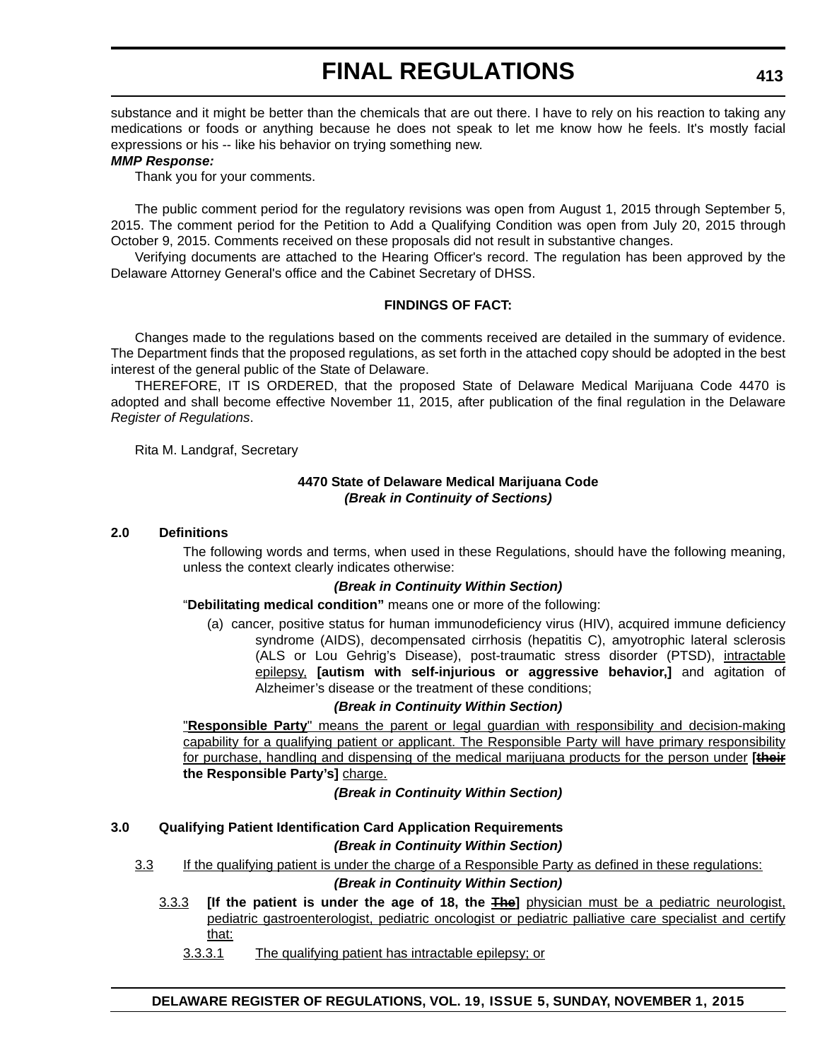substance and it might be better than the chemicals that are out there. I have to rely on his reaction to taking any medications or foods or anything because he does not speak to let me know how he feels. It's mostly facial expressions or his -- like his behavior on trying something new.

***MMP Response:***

Thank you for your comments.

The public comment period for the regulatory revisions was open from August 1, 2015 through September 5, 2015. The comment period for the Petition to Add a Qualifying Condition was open from July 20, 2015 through October 9, 2015. Comments received on these proposals did not result in substantive changes.

Verifying documents are attached to the Hearing Officer's record. The regulation has been approved by the Delaware Attorney General's office and the Cabinet Secretary of DHSS.

**FINDINGS OF FACT:**

Changes made to the regulations based on the comments received are detailed in the summary of evidence. The Department finds that the proposed regulations, as set forth in the attached copy should be adopted in the best interest of the general public of the State of Delaware.

THEREFORE, IT IS ORDERED, that the proposed State of Delaware Medical Marijuana Code 4470 is adopted and shall become effective November 11, 2015, after publication of the final regulation in the Delaware *Register of Regulations*.

Rita M. Landgraf, Secretary

**4470 State of Delaware Medical Marijuana Code**
***(Break in Continuity of Sections)***

**2.0 Definitions**

The following words and terms, when used in these Regulations, should have the following meaning, unless the context clearly indicates otherwise:

***(Break in Continuity Within Section)***

"**Debilitating medical condition"** means one or more of the following:

(a) cancer, positive status for human immunodeficiency virus (HIV), acquired immune deficiency syndrome (AIDS), decompensated cirrhosis (hepatitis C), amyotrophic lateral sclerosis (ALS or Lou Gehrig's Disease), post-traumatic stress disorder (PTSD), <u>intractable epilepsy,</u> **[autism with self-injurious or aggressive behavior,]** and agitation of Alzheimer's disease or the treatment of these conditions;

***(Break in Continuity Within Section)***

<u>"**Responsible Party**" means the parent or legal guardian with responsibility and decision-making capability for a qualifying patient or applicant. The Responsible Party will have primary responsibility for purchase, handling and dispensing of the medical marijuana products for the person under</u> **[~~their~~ the Responsible Party's]** <u>charge.</u>

***(Break in Continuity Within Section)***

**3.0 Qualifying Patient Identification Card Application Requirements**

***(Break in Continuity Within Section)***

<u>3.3 If the qualifying patient is under the charge of a Responsible Party as defined in these regulations:</u>

***(Break in Continuity Within Section)***

<u>3.3.3</u> **[If the patient is under the age of 18, the ~~The~~]** <u>physician must be a pediatric neurologist, pediatric gastroenterologist, pediatric oncologist or pediatric palliative care specialist and certify that:</u>

<u>3.3.3.1 The qualifying patient has intractable epilepsy; or</u>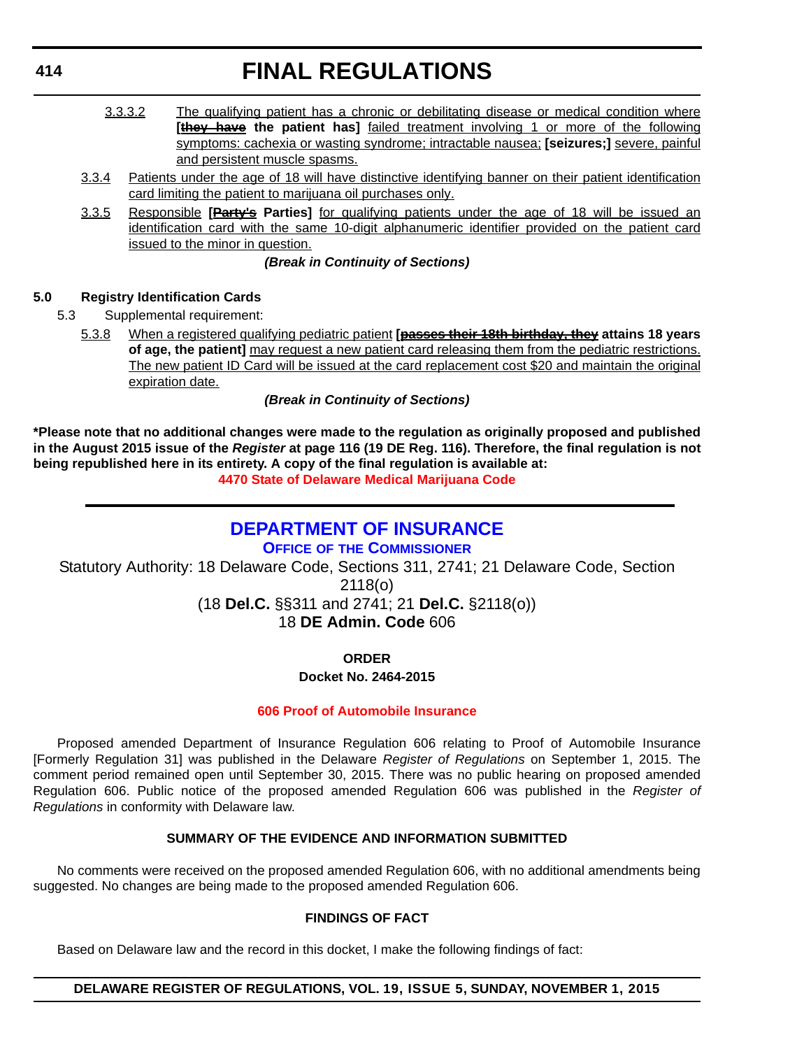3.3.3.2 The qualifying patient has a chronic or debilitating disease or medical condition where **[~~they have~~ the patient has]** failed treatment involving 1 or more of the following symptoms: cachexia or wasting syndrome; intractable nausea; **[seizures;]** severe, painful and persistent muscle spasms.

3.3.4 Patients under the age of 18 will have distinctive identifying banner on their patient identification card limiting the patient to marijuana oil purchases only.

3.3.5 Responsible **[~~Party's~~ Parties]** for qualifying patients under the age of 18 will be issued an identification card with the same 10-digit alphanumeric identifier provided on the patient card issued to the minor in question.

***(Break in Continuity of Sections)***

**5.0 Registry Identification Cards**

5.3 Supplemental requirement:

5.3.8 When a registered qualifying pediatric patient **[~~passes their 18th birthday, they~~ attains 18 years of age, the patient]** may request a new patient card releasing them from the pediatric restrictions. The new patient ID Card will be issued at the card replacement cost $20 and maintain the original expiration date.

***(Break in Continuity of Sections)***

**\*Please note that no additional changes were made to the regulation as originally proposed and published in the August 2015 issue of the *Register* at page 116 (19 DE Reg. 116). Therefore, the final regulation is not being republished here in its entirety. A copy of the final regulation is available at:**

**4470 State of Delaware Medical Marijuana Code**

---

## DEPARTMENT OF INSURANCE

### OFFICE OF THE COMMISSIONER

Statutory Authority: 18 Delaware Code, Sections 311, 2741; 21 Delaware Code, Section 2118(o)
(18 **Del.C.** §§311 and 2741; 21 **Del.C.** §2118(o))
18 **DE Admin. Code** 606

**ORDER**

**Docket No. 2464-2015**

**606 Proof of Automobile Insurance**

Proposed amended Department of Insurance Regulation 606 relating to Proof of Automobile Insurance [Formerly Regulation 31] was published in the Delaware *Register of Regulations* on September 1, 2015. The comment period remained open until September 30, 2015. There was no public hearing on proposed amended Regulation 606. Public notice of the proposed amended Regulation 606 was published in the *Register of Regulations* in conformity with Delaware law.

**SUMMARY OF THE EVIDENCE AND INFORMATION SUBMITTED**

No comments were received on the proposed amended Regulation 606, with no additional amendments being suggested. No changes are being made to the proposed amended Regulation 606.

**FINDINGS OF FACT**

Based on Delaware law and the record in this docket, I make the following findings of fact: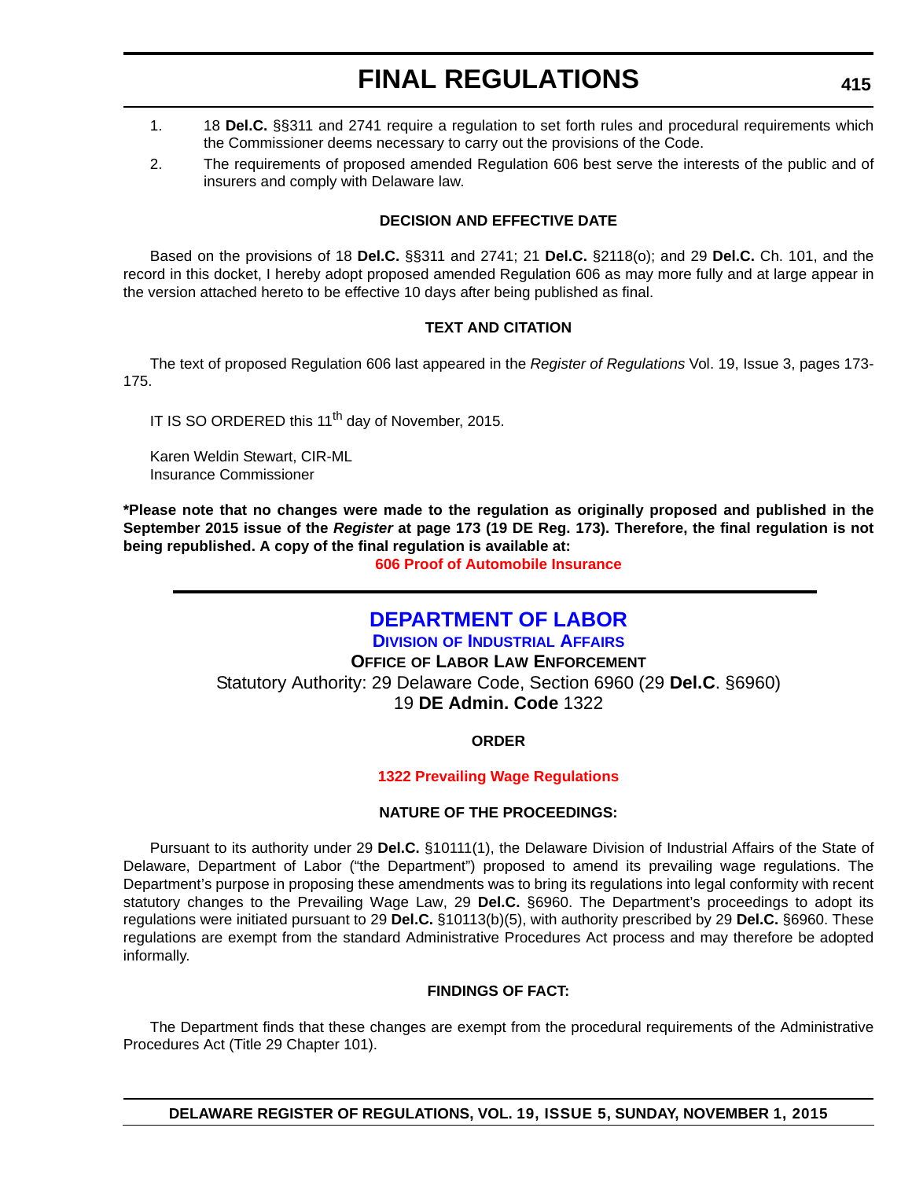1. 18 **Del.C.** §§311 and 2741 require a regulation to set forth rules and procedural requirements which the Commissioner deems necessary to carry out the provisions of the Code.
2. The requirements of proposed amended Regulation 606 best serve the interests of the public and of insurers and comply with Delaware law.

**DECISION AND EFFECTIVE DATE**

Based on the provisions of 18 **Del.C.** §§311 and 2741; 21 **Del.C.** §2118(o); and 29 **Del.C.** Ch. 101, and the record in this docket, I hereby adopt proposed amended Regulation 606 as may more fully and at large appear in the version attached hereto to be effective 10 days after being published as final.

**TEXT AND CITATION**

The text of proposed Regulation 606 last appeared in the *Register of Regulations* Vol. 19, Issue 3, pages 173-175.

IT IS SO ORDERED this 11th day of November, 2015.

Karen Weldin Stewart, CIR-ML
Insurance Commissioner

**\*Please note that no changes were made to the regulation as originally proposed and published in the September 2015 issue of the *Register* at page 173 (19 DE Reg. 173). Therefore, the final regulation is not being republished. A copy of the final regulation is available at:**

**606 Proof of Automobile Insurance**

---

# DEPARTMENT OF LABOR

## DIVISION OF INDUSTRIAL AFFAIRS

### OFFICE OF LABOR LAW ENFORCEMENT

Statutory Authority: 29 Delaware Code, Section 6960 (29 **Del.C**. §6960)
19 **DE Admin. Code** 1322

**ORDER**

**1322 Prevailing Wage Regulations**

**NATURE OF THE PROCEEDINGS:**

Pursuant to its authority under 29 **Del.C.** §10111(1), the Delaware Division of Industrial Affairs of the State of Delaware, Department of Labor ("the Department") proposed to amend its prevailing wage regulations. The Department's purpose in proposing these amendments was to bring its regulations into legal conformity with recent statutory changes to the Prevailing Wage Law, 29 **Del.C.** §6960. The Department's proceedings to adopt its regulations were initiated pursuant to 29 **Del.C.** §10113(b)(5), with authority prescribed by 29 **Del.C.** §6960. These regulations are exempt from the standard Administrative Procedures Act process and may therefore be adopted informally.

**FINDINGS OF FACT:**

The Department finds that these changes are exempt from the procedural requirements of the Administrative Procedures Act (Title 29 Chapter 101).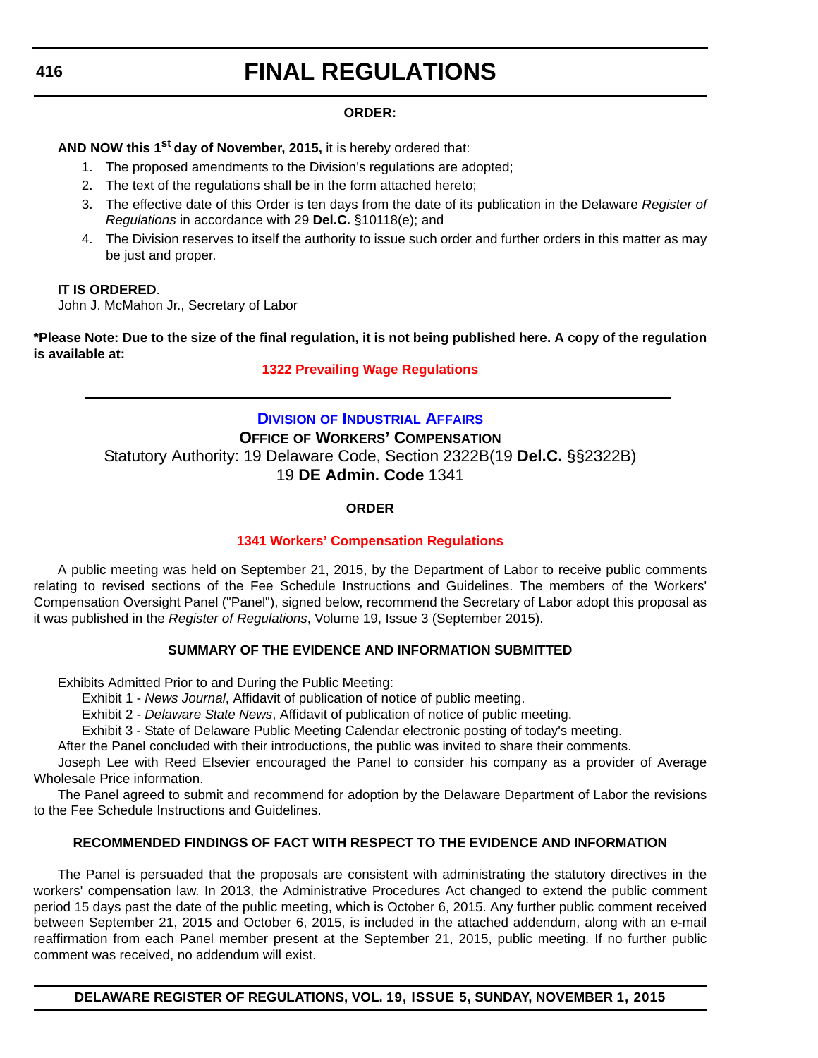**ORDER:**

**AND NOW this 1st day of November, 2015,** it is hereby ordered that:

1. The proposed amendments to the Division's regulations are adopted;
2. The text of the regulations shall be in the form attached hereto;
3. The effective date of this Order is ten days from the date of its publication in the Delaware *Register of Regulations* in accordance with 29 **Del.C.** §10118(e); and
4. The Division reserves to itself the authority to issue such order and further orders in this matter as may be just and proper.

**IT IS ORDERED**.
John J. McMahon Jr., Secretary of Labor

**\*Please Note: Due to the size of the final regulation, it is not being published here. A copy of the regulation is available at:**

**1322 Prevailing Wage Regulations**

---

## DIVISION OF INDUSTRIAL AFFAIRS

### OFFICE OF WORKERS' COMPENSATION

Statutory Authority: 19 Delaware Code, Section 2322B(19 **Del.C.** §§2322B)
19 **DE Admin. Code** 1341

**ORDER**

**1341 Workers' Compensation Regulations**

A public meeting was held on September 21, 2015, by the Department of Labor to receive public comments relating to revised sections of the Fee Schedule Instructions and Guidelines. The members of the Workers' Compensation Oversight Panel ("Panel"), signed below, recommend the Secretary of Labor adopt this proposal as it was published in the *Register of Regulations*, Volume 19, Issue 3 (September 2015).

**SUMMARY OF THE EVIDENCE AND INFORMATION SUBMITTED**

Exhibits Admitted Prior to and During the Public Meeting:

Exhibit 1 - *News Journal*, Affidavit of publication of notice of public meeting.

Exhibit 2 - *Delaware State News*, Affidavit of publication of notice of public meeting.

Exhibit 3 - State of Delaware Public Meeting Calendar electronic posting of today's meeting.

After the Panel concluded with their introductions, the public was invited to share their comments.

Joseph Lee with Reed Elsevier encouraged the Panel to consider his company as a provider of Average Wholesale Price information.

The Panel agreed to submit and recommend for adoption by the Delaware Department of Labor the revisions to the Fee Schedule Instructions and Guidelines.

**RECOMMENDED FINDINGS OF FACT WITH RESPECT TO THE EVIDENCE AND INFORMATION**

The Panel is persuaded that the proposals are consistent with administrating the statutory directives in the workers' compensation law. In 2013, the Administrative Procedures Act changed to extend the public comment period 15 days past the date of the public meeting, which is October 6, 2015. Any further public comment received between September 21, 2015 and October 6, 2015, is included in the attached addendum, along with an e-mail reaffirmation from each Panel member present at the September 21, 2015, public meeting. If no further public comment was received, no addendum will exist.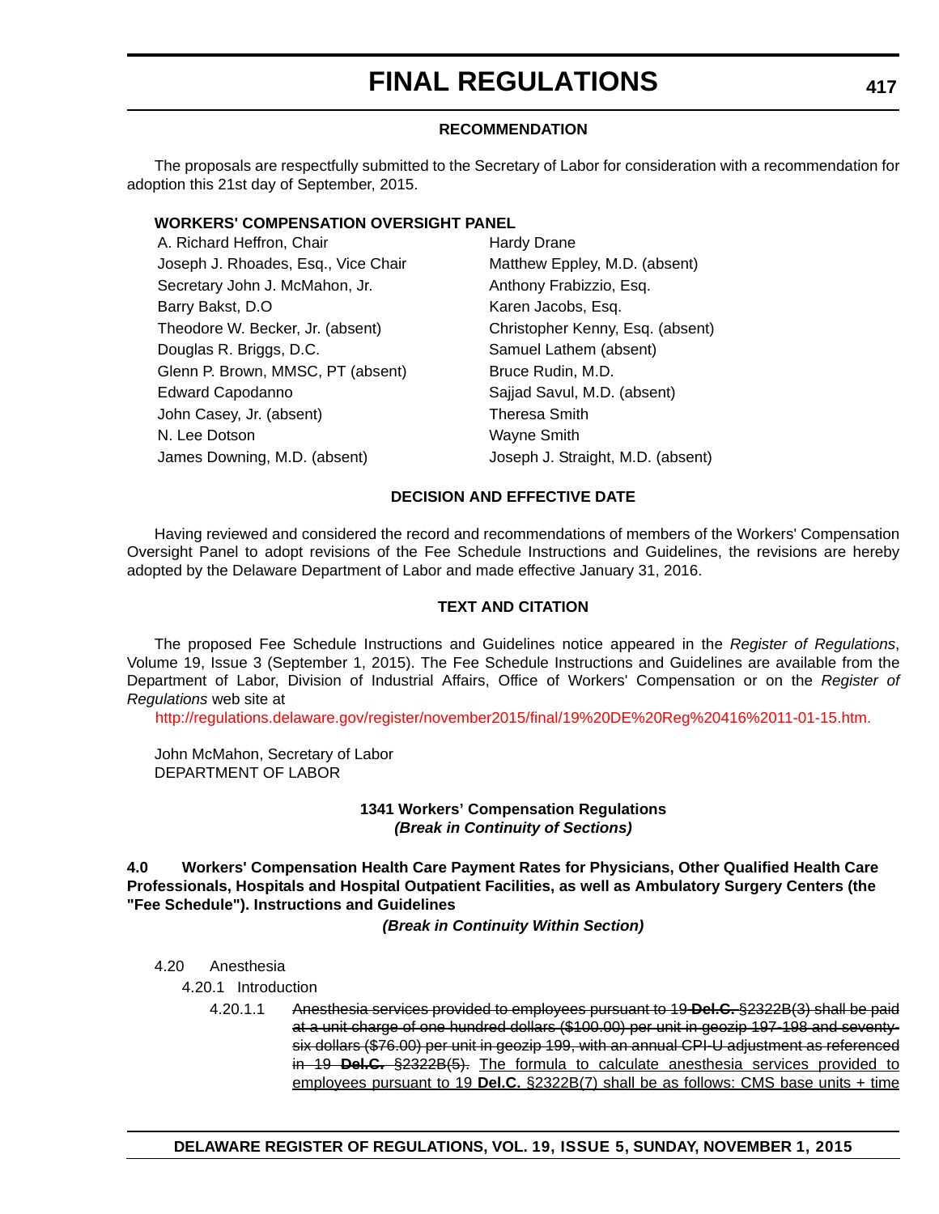### RECOMMENDATION

The proposals are respectfully submitted to the Secretary of Labor for consideration with a recommendation for adoption this 21st day of September, 2015.

**WORKERS' COMPENSATION OVERSIGHT PANEL**

A. Richard Heffron, Chair
Joseph J. Rhoades, Esq., Vice Chair
Secretary John J. McMahon, Jr.
Barry Bakst, D.O
Theodore W. Becker, Jr. (absent)
Douglas R. Briggs, D.C.
Glenn P. Brown, MMSC, PT (absent)
Edward Capodanno
John Casey, Jr. (absent)
N. Lee Dotson
James Downing, M.D. (absent)
Hardy Drane
Matthew Eppley, M.D. (absent)
Anthony Frabizzio, Esq.
Karen Jacobs, Esq.
Christopher Kenny, Esq. (absent)
Samuel Lathem (absent)
Bruce Rudin, M.D.
Sajjad Savul, M.D. (absent)
Theresa Smith
Wayne Smith
Joseph J. Straight, M.D. (absent)

### DECISION AND EFFECTIVE DATE

Having reviewed and considered the record and recommendations of members of the Workers' Compensation Oversight Panel to adopt revisions of the Fee Schedule Instructions and Guidelines, the revisions are hereby adopted by the Delaware Department of Labor and made effective January 31, 2016.

### TEXT AND CITATION

The proposed Fee Schedule Instructions and Guidelines notice appeared in the *Register of Regulations*, Volume 19, Issue 3 (September 1, 2015). The Fee Schedule Instructions and Guidelines are available from the Department of Labor, Division of Industrial Affairs, Office of Workers' Compensation or on the *Register of Regulations* web site at

http://regulations.delaware.gov/register/november2015/final/19%20DE%20Reg%20416%2011-01-15.htm.

John McMahon, Secretary of Labor
DEPARTMENT OF LABOR

**1341 Workers' Compensation Regulations**
***(Break in Continuity of Sections)***

**4.0 Workers' Compensation Health Care Payment Rates for Physicians, Other Qualified Health Care Professionals, Hospitals and Hospital Outpatient Facilities, as well as Ambulatory Surgery Centers (the "Fee Schedule"). Instructions and Guidelines**

***(Break in Continuity Within Section)***

4.20 Anesthesia

4.20.1 Introduction

4.20.1.1 ~~Anesthesia services provided to employees pursuant to 19 **Del.C.** §2322B(3) shall be paid at a unit charge of one hundred dollars ($100.00) per unit in geozip 197-198 and seventy-six dollars ($76.00) per unit in geozip 199, with an annual CPI-U adjustment as referenced in 19 **Del.C.** §2322B(5).~~ <u>The formula to calculate anesthesia services provided to employees pursuant to 19 **Del.C.** §2322B(7) shall be as follows: CMS base units + time</u>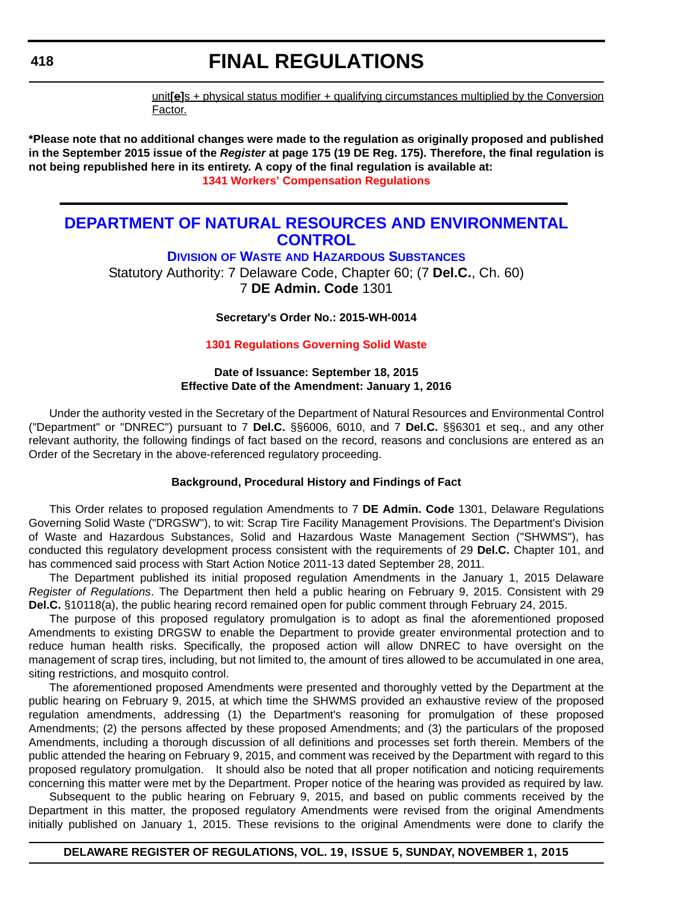unit[e]s + physical status modifier + qualifying circumstances multiplied by the Conversion Factor.

**\*Please note that no additional changes were made to the regulation as originally proposed and published in the September 2015 issue of the *Register* at page 175 (19 DE Reg. 175). Therefore, the final regulation is not being republished here in its entirety. A copy of the final regulation is available at:**

**1341 Workers' Compensation Regulations**

## DEPARTMENT OF NATURAL RESOURCES AND ENVIRONMENTAL CONTROL

### DIVISION OF WASTE AND HAZARDOUS SUBSTANCES

Statutory Authority: 7 Delaware Code, Chapter 60; (7 **Del.C.**, Ch. 60)
7 **DE Admin. Code** 1301

**Secretary's Order No.: 2015-WH-0014**

**1301 Regulations Governing Solid Waste**

**Date of Issuance: September 18, 2015**
**Effective Date of the Amendment: January 1, 2016**

Under the authority vested in the Secretary of the Department of Natural Resources and Environmental Control ("Department" or "DNREC") pursuant to 7 **Del.C.** §§6006, 6010, and 7 **Del.C.** §§6301 et seq., and any other relevant authority, the following findings of fact based on the record, reasons and conclusions are entered as an Order of the Secretary in the above-referenced regulatory proceeding.

**Background, Procedural History and Findings of Fact**

This Order relates to proposed regulation Amendments to 7 **DE Admin. Code** 1301, Delaware Regulations Governing Solid Waste ("DRGSW"), to wit: Scrap Tire Facility Management Provisions. The Department's Division of Waste and Hazardous Substances, Solid and Hazardous Waste Management Section ("SHWMS"), has conducted this regulatory development process consistent with the requirements of 29 **Del.C.** Chapter 101, and has commenced said process with Start Action Notice 2011-13 dated September 28, 2011.

The Department published its initial proposed regulation Amendments in the January 1, 2015 Delaware *Register of Regulations*. The Department then held a public hearing on February 9, 2015. Consistent with 29 **Del.C.** §10118(a), the public hearing record remained open for public comment through February 24, 2015.

The purpose of this proposed regulatory promulgation is to adopt as final the aforementioned proposed Amendments to existing DRGSW to enable the Department to provide greater environmental protection and to reduce human health risks. Specifically, the proposed action will allow DNREC to have oversight on the management of scrap tires, including, but not limited to, the amount of tires allowed to be accumulated in one area, siting restrictions, and mosquito control.

The aforementioned proposed Amendments were presented and thoroughly vetted by the Department at the public hearing on February 9, 2015, at which time the SHWMS provided an exhaustive review of the proposed regulation amendments, addressing (1) the Department's reasoning for promulgation of these proposed Amendments; (2) the persons affected by these proposed Amendments; and (3) the particulars of the proposed Amendments, including a thorough discussion of all definitions and processes set forth therein. Members of the public attended the hearing on February 9, 2015, and comment was received by the Department with regard to this proposed regulatory promulgation. It should also be noted that all proper notification and noticing requirements concerning this matter were met by the Department. Proper notice of the hearing was provided as required by law.

Subsequent to the public hearing on February 9, 2015, and based on public comments received by the Department in this matter, the proposed regulatory Amendments were revised from the original Amendments initially published on January 1, 2015. These revisions to the original Amendments were done to clarify the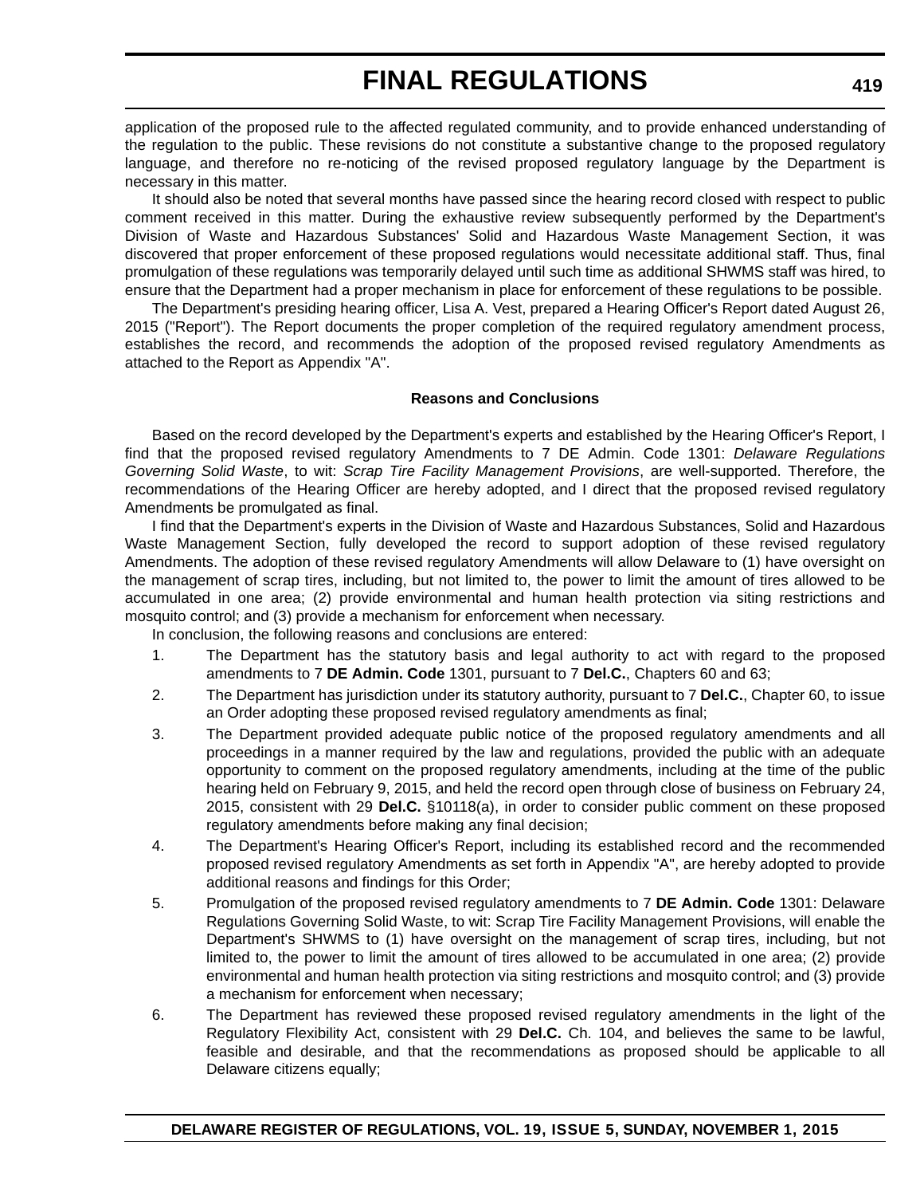application of the proposed rule to the affected regulated community, and to provide enhanced understanding of the regulation to the public. These revisions do not constitute a substantive change to the proposed regulatory language, and therefore no re-noticing of the revised proposed regulatory language by the Department is necessary in this matter.

It should also be noted that several months have passed since the hearing record closed with respect to public comment received in this matter. During the exhaustive review subsequently performed by the Department's Division of Waste and Hazardous Substances' Solid and Hazardous Waste Management Section, it was discovered that proper enforcement of these proposed regulations would necessitate additional staff. Thus, final promulgation of these regulations was temporarily delayed until such time as additional SHWMS staff was hired, to ensure that the Department had a proper mechanism in place for enforcement of these regulations to be possible.

The Department's presiding hearing officer, Lisa A. Vest, prepared a Hearing Officer's Report dated August 26, 2015 ("Report"). The Report documents the proper completion of the required regulatory amendment process, establishes the record, and recommends the adoption of the proposed revised regulatory Amendments as attached to the Report as Appendix "A".

**Reasons and Conclusions**

Based on the record developed by the Department's experts and established by the Hearing Officer's Report, I find that the proposed revised regulatory Amendments to 7 DE Admin. Code 1301: *Delaware Regulations Governing Solid Waste*, to wit: *Scrap Tire Facility Management Provisions*, are well-supported. Therefore, the recommendations of the Hearing Officer are hereby adopted, and I direct that the proposed revised regulatory Amendments be promulgated as final.

I find that the Department's experts in the Division of Waste and Hazardous Substances, Solid and Hazardous Waste Management Section, fully developed the record to support adoption of these revised regulatory Amendments. The adoption of these revised regulatory Amendments will allow Delaware to (1) have oversight on the management of scrap tires, including, but not limited to, the power to limit the amount of tires allowed to be accumulated in one area; (2) provide environmental and human health protection via siting restrictions and mosquito control; and (3) provide a mechanism for enforcement when necessary.

In conclusion, the following reasons and conclusions are entered:

1. The Department has the statutory basis and legal authority to act with regard to the proposed amendments to 7 **DE Admin. Code** 1301, pursuant to 7 **Del.C.**, Chapters 60 and 63;
2. The Department has jurisdiction under its statutory authority, pursuant to 7 **Del.C.**, Chapter 60, to issue an Order adopting these proposed revised regulatory amendments as final;
3. The Department provided adequate public notice of the proposed regulatory amendments and all proceedings in a manner required by the law and regulations, provided the public with an adequate opportunity to comment on the proposed regulatory amendments, including at the time of the public hearing held on February 9, 2015, and held the record open through close of business on February 24, 2015, consistent with 29 **Del.C.** §10118(a), in order to consider public comment on these proposed regulatory amendments before making any final decision;
4. The Department's Hearing Officer's Report, including its established record and the recommended proposed revised regulatory Amendments as set forth in Appendix "A", are hereby adopted to provide additional reasons and findings for this Order;
5. Promulgation of the proposed revised regulatory amendments to 7 **DE Admin. Code** 1301: Delaware Regulations Governing Solid Waste, to wit: Scrap Tire Facility Management Provisions, will enable the Department's SHWMS to (1) have oversight on the management of scrap tires, including, but not limited to, the power to limit the amount of tires allowed to be accumulated in one area; (2) provide environmental and human health protection via siting restrictions and mosquito control; and (3) provide a mechanism for enforcement when necessary;
6. The Department has reviewed these proposed revised regulatory amendments in the light of the Regulatory Flexibility Act, consistent with 29 **Del.C.** Ch. 104, and believes the same to be lawful, feasible and desirable, and that the recommendations as proposed should be applicable to all Delaware citizens equally;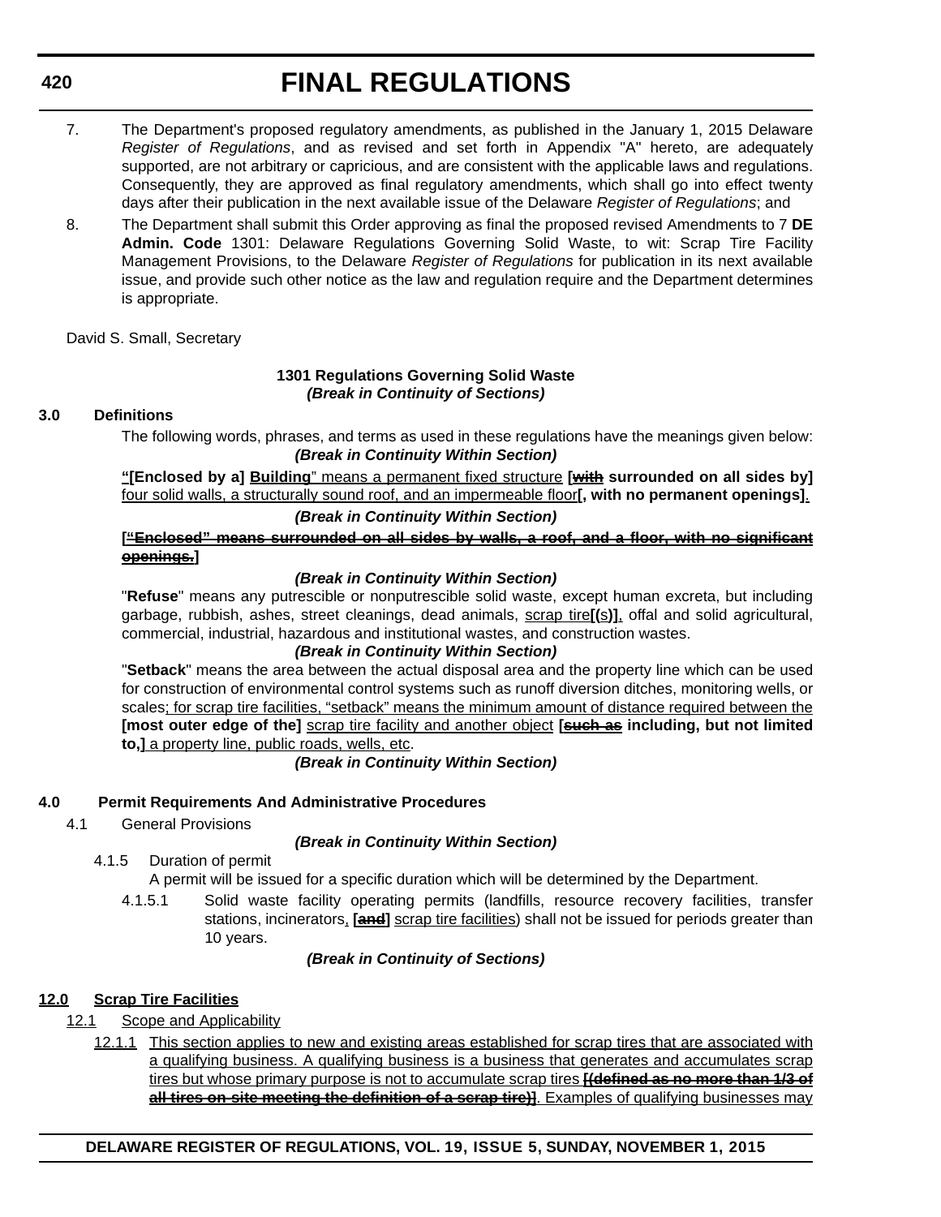7. The Department's proposed regulatory amendments, as published in the January 1, 2015 Delaware *Register of Regulations*, and as revised and set forth in Appendix "A" hereto, are adequately supported, are not arbitrary or capricious, and are consistent with the applicable laws and regulations. Consequently, they are approved as final regulatory amendments, which shall go into effect twenty days after their publication in the next available issue of the Delaware *Register of Regulations*; and

8. The Department shall submit this Order approving as final the proposed revised Amendments to 7 **DE Admin. Code** 1301: Delaware Regulations Governing Solid Waste, to wit: Scrap Tire Facility Management Provisions, to the Delaware *Register of Regulations* for publication in its next available issue, and provide such other notice as the law and regulation require and the Department determines is appropriate.

David S. Small, Secretary

**1301 Regulations Governing Solid Waste**
***(Break in Continuity of Sections)***

**3.0 Definitions**

The following words, phrases, and terms as used in these regulations have the meanings given below:

***(Break in Continuity Within Section)***

**"[Enclosed by a] Building"** means a permanent fixed structure **[~~with~~ surrounded on all sides by]** four solid walls, a structurally sound roof, and an impermeable floor**[, with no permanent openings]**.

***(Break in Continuity Within Section)***

**[~~"Enclosed" means surrounded on all sides by walls, a roof, and a floor, with no significant openings.~~]**

***(Break in Continuity Within Section)***

"**Refuse**" means any putrescible or nonputrescible solid waste, except human excreta, but including garbage, rubbish, ashes, street cleanings, dead animals, scrap tire**[(**s**)]**, offal and solid agricultural, commercial, industrial, hazardous and institutional wastes, and construction wastes.

***(Break in Continuity Within Section)***

"**Setback**" means the area between the actual disposal area and the property line which can be used for construction of environmental control systems such as runoff diversion ditches, monitoring wells, or scales; for scrap tire facilities, "setback" means the minimum amount of distance required between the **[most outer edge of the]** scrap tire facility and another object **[~~such as~~ including, but not limited to,]** a property line, public roads, wells, etc.

***(Break in Continuity Within Section)***

**4.0 Permit Requirements And Administrative Procedures**

4.1 General Provisions

***(Break in Continuity Within Section)***

4.1.5 Duration of permit

A permit will be issued for a specific duration which will be determined by the Department.

4.1.5.1 Solid waste facility operating permits (landfills, resource recovery facilities, transfer stations, incinerators, **[~~and~~]** scrap tire facilities) shall not be issued for periods greater than 10 years.

***(Break in Continuity of Sections)***

**12.0 Scrap Tire Facilities**

12.1 Scope and Applicability

12.1.1 This section applies to new and existing areas established for scrap tires that are associated with a qualifying business. A qualifying business is a business that generates and accumulates scrap tires but whose primary purpose is not to accumulate scrap tires **[~~(defined as no more than 1/3 of all tires on-site meeting the definition of a scrap tire)~~]**. Examples of qualifying businesses may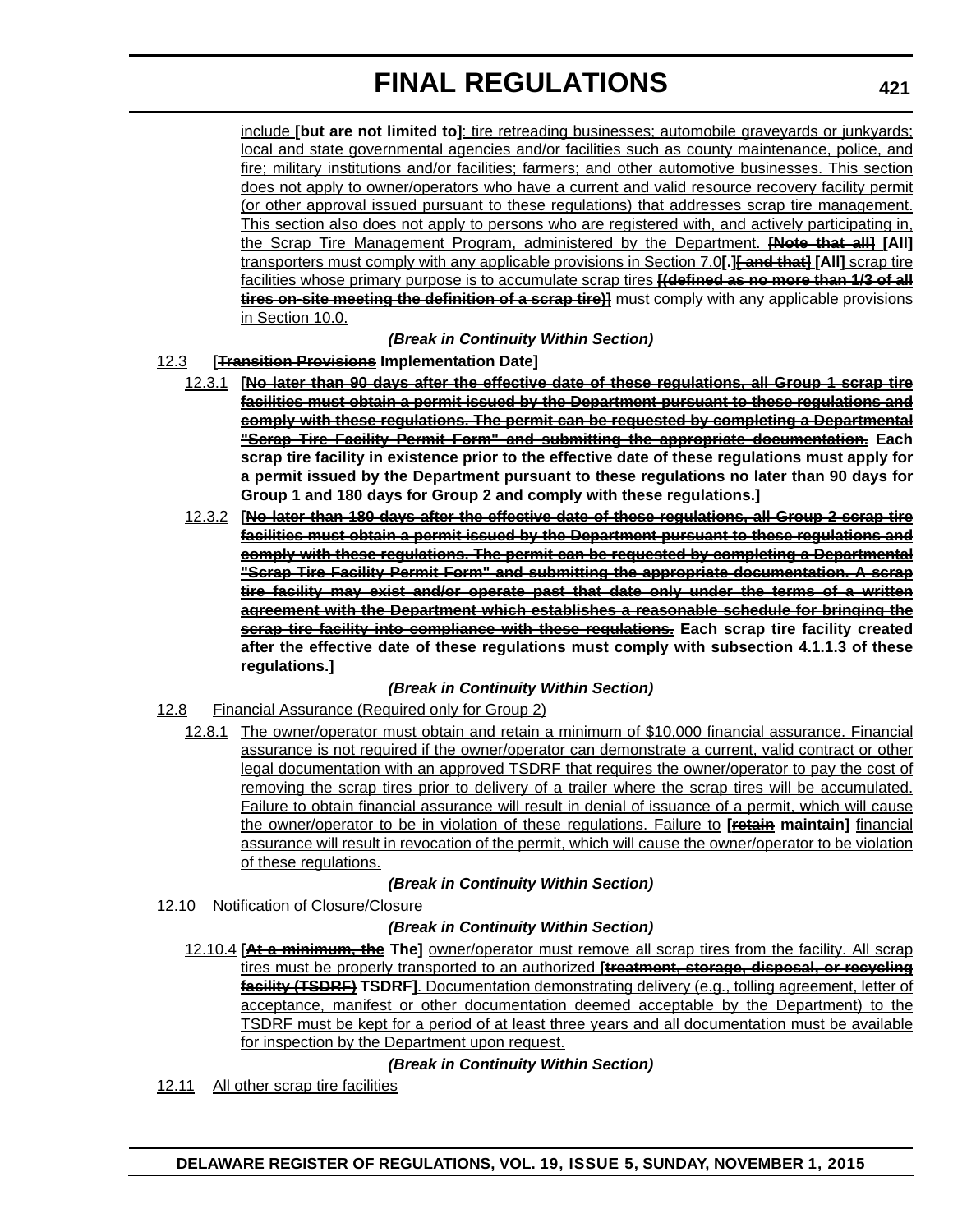include **[but are not limited to]**: tire retreading businesses; automobile graveyards or junkyards; local and state governmental agencies and/or facilities such as county maintenance, police, and fire; military institutions and/or facilities; farmers; and other automotive businesses. This section does not apply to owner/operators who have a current and valid resource recovery facility permit (or other approval issued pursuant to these regulations) that addresses scrap tire management. This section also does not apply to persons who are registered with, and actively participating in, the Scrap Tire Management Program, administered by the Department. **[~~Note that all~~] [All]** transporters must comply with any applicable provisions in Section 7.0**[.][~~, and that~~] [All]** scrap tire facilities whose primary purpose is to accumulate scrap tires **[~~(defined as no more than 1/3 of all tires on-site meeting the definition of a scrap tire)~~]** must comply with any applicable provisions in Section 10.0.

***(Break in Continuity Within Section)***

12.3 **[~~Transition Provisions~~ Implementation Date]**

12.3.1 **[~~No later than 90 days after the effective date of these regulations, all Group 1 scrap tire facilities must obtain a permit issued by the Department pursuant to these regulations and comply with these regulations. The permit can be requested by completing a Departmental "Scrap Tire Facility Permit Form" and submitting the appropriate documentation.~~ Each scrap tire facility in existence prior to the effective date of these regulations must apply for a permit issued by the Department pursuant to these regulations no later than 90 days for Group 1 and 180 days for Group 2 and comply with these regulations.]**

12.3.2 **[~~No later than 180 days after the effective date of these regulations, all Group 2 scrap tire facilities must obtain a permit issued by the Department pursuant to these regulations and comply with these regulations. The permit can be requested by completing a Departmental "Scrap Tire Facility Permit Form" and submitting the appropriate documentation. A scrap tire facility may exist and/or operate past that date only under the terms of a written agreement with the Department which establishes a reasonable schedule for bringing the scrap tire facility into compliance with these regulations.~~ Each scrap tire facility created after the effective date of these regulations must comply with subsection 4.1.1.3 of these regulations.]**

***(Break in Continuity Within Section)***

12.8 Financial Assurance (Required only for Group 2)

12.8.1 The owner/operator must obtain and retain a minimum of $10,000 financial assurance. Financial assurance is not required if the owner/operator can demonstrate a current, valid contract or other legal documentation with an approved TSDRF that requires the owner/operator to pay the cost of removing the scrap tires prior to delivery of a trailer where the scrap tires will be accumulated. Failure to obtain financial assurance will result in denial of issuance of a permit, which will cause the owner/operator to be in violation of these regulations. Failure to **[~~retain~~ maintain]** financial assurance will result in revocation of the permit, which will cause the owner/operator to be violation of these regulations.

***(Break in Continuity Within Section)***

12.10 Notification of Closure/Closure

***(Break in Continuity Within Section)***

12.10.4 **[~~At a minimum, the~~ The]** owner/operator must remove all scrap tires from the facility. All scrap tires must be properly transported to an authorized **[~~treatment, storage, disposal, or recycling facility (TSDRF)~~ TSDRF]**. Documentation demonstrating delivery (e.g., tolling agreement, letter of acceptance, manifest or other documentation deemed acceptable by the Department) to the TSDRF must be kept for a period of at least three years and all documentation must be available for inspection by the Department upon request.

***(Break in Continuity Within Section)***

12.11 All other scrap tire facilities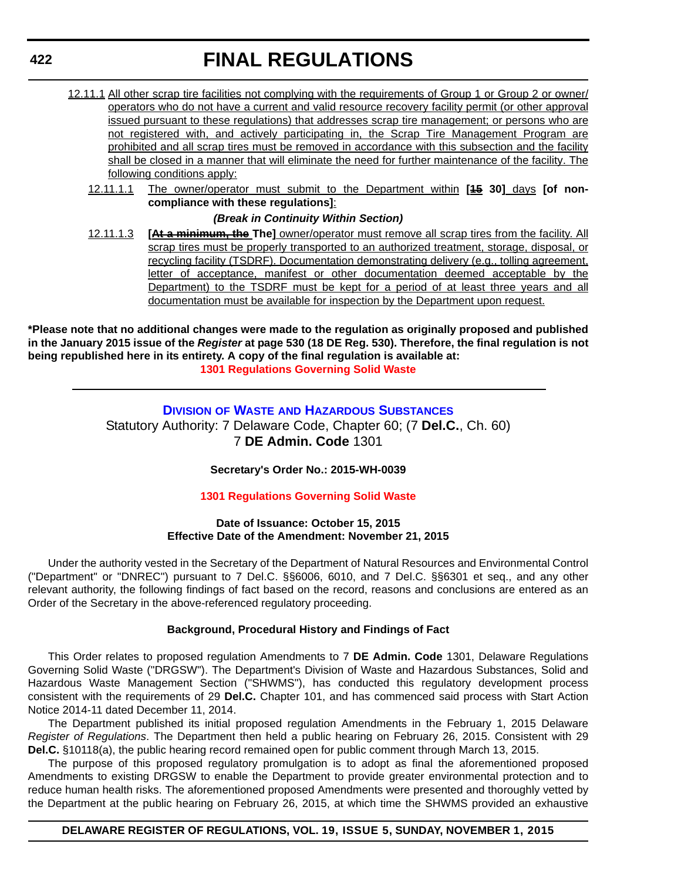12.11.1 All other scrap tire facilities not complying with the requirements of Group 1 or Group 2 or owner/operators who do not have a current and valid resource recovery facility permit (or other approval issued pursuant to these regulations) that addresses scrap tire management; or persons who are not registered with, and actively participating in, the Scrap Tire Management Program are prohibited and all scrap tires must be removed in accordance with this subsection and the facility shall be closed in a manner that will eliminate the need for further maintenance of the facility. The following conditions apply:

12.11.1.1 The owner/operator must submit to the Department within **[~~15~~ 30]** days **[of non-compliance with these regulations]**:

***(Break in Continuity Within Section)***

12.11.1.3 **[~~At a minimum, the~~ The]** owner/operator must remove all scrap tires from the facility. All scrap tires must be properly transported to an authorized treatment, storage, disposal, or recycling facility (TSDRF). Documentation demonstrating delivery (e.g., tolling agreement, letter of acceptance, manifest or other documentation deemed acceptable by the Department) to the TSDRF must be kept for a period of at least three years and all documentation must be available for inspection by the Department upon request.

**\*Please note that no additional changes were made to the regulation as originally proposed and published in the January 2015 issue of the *Register* at page 530 (18 DE Reg. 530). Therefore, the final regulation is not being republished here in its entirety. A copy of the final regulation is available at:**

**1301 Regulations Governing Solid Waste**

---

## DIVISION OF WASTE AND HAZARDOUS SUBSTANCES

Statutory Authority: 7 Delaware Code, Chapter 60; (7 **Del.C.**, Ch. 60)
7 **DE Admin. Code** 1301

**Secretary's Order No.: 2015-WH-0039**

**1301 Regulations Governing Solid Waste**

**Date of Issuance: October 15, 2015**
**Effective Date of the Amendment: November 21, 2015**

Under the authority vested in the Secretary of the Department of Natural Resources and Environmental Control ("Department" or "DNREC") pursuant to 7 Del.C. §§6006, 6010, and 7 Del.C. §§6301 et seq., and any other relevant authority, the following findings of fact based on the record, reasons and conclusions are entered as an Order of the Secretary in the above-referenced regulatory proceeding.

**Background, Procedural History and Findings of Fact**

This Order relates to proposed regulation Amendments to 7 **DE Admin. Code** 1301, Delaware Regulations Governing Solid Waste ("DRGSW"). The Department's Division of Waste and Hazardous Substances, Solid and Hazardous Waste Management Section ("SHWMS"), has conducted this regulatory development process consistent with the requirements of 29 **Del.C.** Chapter 101, and has commenced said process with Start Action Notice 2014-11 dated December 11, 2014.

The Department published its initial proposed regulation Amendments in the February 1, 2015 Delaware *Register of Regulations*. The Department then held a public hearing on February 26, 2015. Consistent with 29 **Del.C.** §10118(a), the public hearing record remained open for public comment through March 13, 2015.

The purpose of this proposed regulatory promulgation is to adopt as final the aforementioned proposed Amendments to existing DRGSW to enable the Department to provide greater environmental protection and to reduce human health risks. The aforementioned proposed Amendments were presented and thoroughly vetted by the Department at the public hearing on February 26, 2015, at which time the SHWMS provided an exhaustive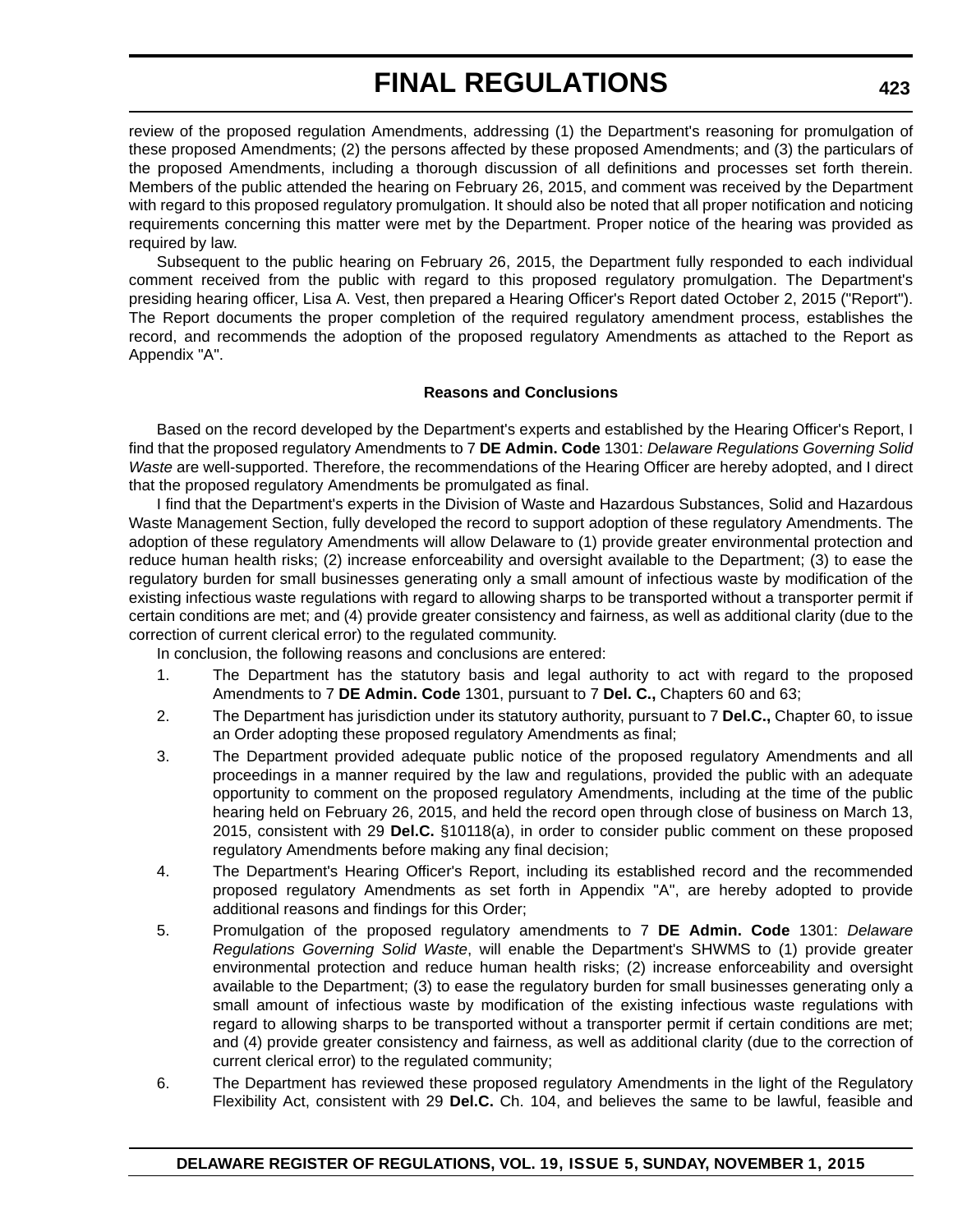review of the proposed regulation Amendments, addressing (1) the Department's reasoning for promulgation of these proposed Amendments; (2) the persons affected by these proposed Amendments; and (3) the particulars of the proposed Amendments, including a thorough discussion of all definitions and processes set forth therein. Members of the public attended the hearing on February 26, 2015, and comment was received by the Department with regard to this proposed regulatory promulgation. It should also be noted that all proper notification and noticing requirements concerning this matter were met by the Department. Proper notice of the hearing was provided as required by law.

Subsequent to the public hearing on February 26, 2015, the Department fully responded to each individual comment received from the public with regard to this proposed regulatory promulgation. The Department's presiding hearing officer, Lisa A. Vest, then prepared a Hearing Officer's Report dated October 2, 2015 ("Report"). The Report documents the proper completion of the required regulatory amendment process, establishes the record, and recommends the adoption of the proposed regulatory Amendments as attached to the Report as Appendix "A".

**Reasons and Conclusions**

Based on the record developed by the Department's experts and established by the Hearing Officer's Report, I find that the proposed regulatory Amendments to 7 **DE Admin. Code** 1301: *Delaware Regulations Governing Solid Waste* are well-supported. Therefore, the recommendations of the Hearing Officer are hereby adopted, and I direct that the proposed regulatory Amendments be promulgated as final.

I find that the Department's experts in the Division of Waste and Hazardous Substances, Solid and Hazardous Waste Management Section, fully developed the record to support adoption of these regulatory Amendments. The adoption of these regulatory Amendments will allow Delaware to (1) provide greater environmental protection and reduce human health risks; (2) increase enforceability and oversight available to the Department; (3) to ease the regulatory burden for small businesses generating only a small amount of infectious waste by modification of the existing infectious waste regulations with regard to allowing sharps to be transported without a transporter permit if certain conditions are met; and (4) provide greater consistency and fairness, as well as additional clarity (due to the correction of current clerical error) to the regulated community.

In conclusion, the following reasons and conclusions are entered:

1. The Department has the statutory basis and legal authority to act with regard to the proposed Amendments to 7 **DE Admin. Code** 1301, pursuant to 7 **Del. C.,** Chapters 60 and 63;
2. The Department has jurisdiction under its statutory authority, pursuant to 7 **Del.C.,** Chapter 60, to issue an Order adopting these proposed regulatory Amendments as final;
3. The Department provided adequate public notice of the proposed regulatory Amendments and all proceedings in a manner required by the law and regulations, provided the public with an adequate opportunity to comment on the proposed regulatory Amendments, including at the time of the public hearing held on February 26, 2015, and held the record open through close of business on March 13, 2015, consistent with 29 **Del.C.** §10118(a), in order to consider public comment on these proposed regulatory Amendments before making any final decision;
4. The Department's Hearing Officer's Report, including its established record and the recommended proposed regulatory Amendments as set forth in Appendix "A", are hereby adopted to provide additional reasons and findings for this Order;
5. Promulgation of the proposed regulatory amendments to 7 **DE Admin. Code** 1301: *Delaware Regulations Governing Solid Waste*, will enable the Department's SHWMS to (1) provide greater environmental protection and reduce human health risks; (2) increase enforceability and oversight available to the Department; (3) to ease the regulatory burden for small businesses generating only a small amount of infectious waste by modification of the existing infectious waste regulations with regard to allowing sharps to be transported without a transporter permit if certain conditions are met; and (4) provide greater consistency and fairness, as well as additional clarity (due to the correction of current clerical error) to the regulated community;
6. The Department has reviewed these proposed regulatory Amendments in the light of the Regulatory Flexibility Act, consistent with 29 **Del.C.** Ch. 104, and believes the same to be lawful, feasible and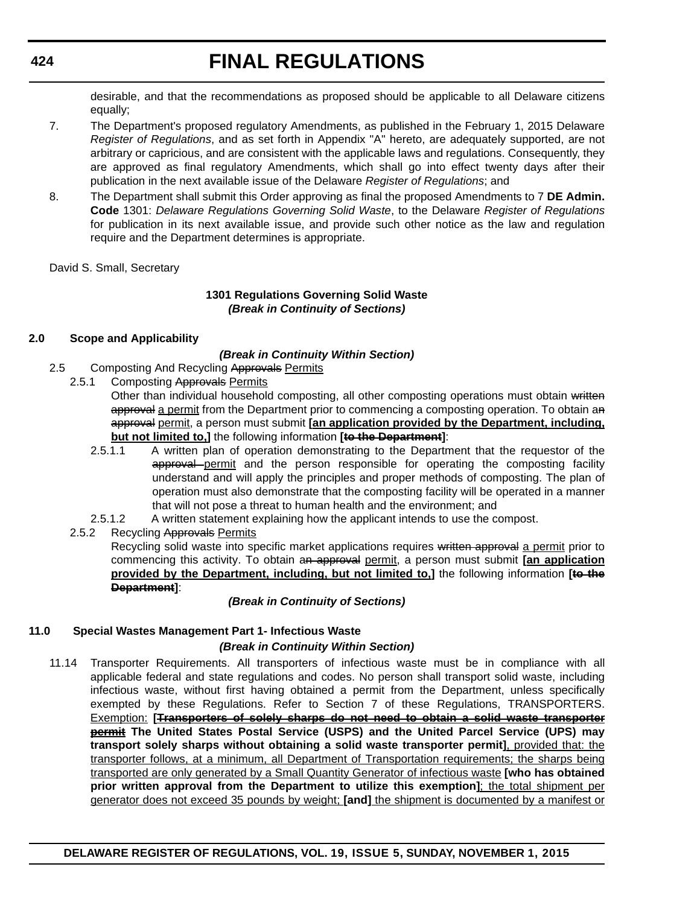desirable, and that the recommendations as proposed should be applicable to all Delaware citizens equally;

7. The Department's proposed regulatory Amendments, as published in the February 1, 2015 Delaware *Register of Regulations*, and as set forth in Appendix "A" hereto, are adequately supported, are not arbitrary or capricious, and are consistent with the applicable laws and regulations. Consequently, they are approved as final regulatory Amendments, which shall go into effect twenty days after their publication in the next available issue of the Delaware *Register of Regulations*; and
8. The Department shall submit this Order approving as final the proposed Amendments to 7 **DE Admin. Code** 1301: *Delaware Regulations Governing Solid Waste*, to the Delaware *Register of Regulations* for publication in its next available issue, and provide such other notice as the law and regulation require and the Department determines is appropriate.

David S. Small, Secretary

**1301 Regulations Governing Solid Waste**
***(Break in Continuity of Sections)***

**2.0 Scope and Applicability**

***(Break in Continuity Within Section)***

2.5 Composting And Recycling ~~Approvals~~ <u>Permits</u>

2.5.1 Composting ~~Approvals~~ <u>Permits</u>

Other than individual household composting, all other composting operations must obtain ~~written approval~~ <u>a permit</u> from the Department prior to commencing a composting operation. To obtain a~~n approval~~ <u>permit</u>, a person must submit **[<u>an application provided by the Department, including, but not limited to,</u>]** the following information **[~~to the Department~~]**:

2.5.1.1 A written plan of operation demonstrating to the Department that the requestor of the ~~approval~~ <u>permit</u> and the person responsible for operating the composting facility understand and will apply the principles and proper methods of composting. The plan of operation must also demonstrate that the composting facility will be operated in a manner that will not pose a threat to human health and the environment; and

2.5.1.2 A written statement explaining how the applicant intends to use the compost.

2.5.2 Recycling ~~Approvals~~ <u>Permits</u>

Recycling solid waste into specific market applications requires ~~written approval~~ <u>a permit</u> prior to commencing this activity. To obtain a~~n approval~~ <u>permit</u>, a person must submit **[<u>an application provided by the Department, including, but not limited to,</u>]** the following information **[~~to the Department~~]**:

***(Break in Continuity of Sections)***

**11.0 Special Wastes Management Part 1- Infectious Waste**

***(Break in Continuity Within Section)***

11.14 Transporter Requirements. All transporters of infectious waste must be in compliance with all applicable federal and state regulations and codes. No person shall transport solid waste, including infectious waste, without first having obtained a permit from the Department, unless specifically exempted by these Regulations. Refer to Section 7 of these Regulations, TRANSPORTERS. <u>Exemption:</u> **[<u>~~Transporters of solely sharps do not need to obtain a solid waste transporter permit~~</u> The United States Postal Service (USPS) and the United Parcel Service (UPS) may transport solely sharps without obtaining a solid waste transporter permit]**<u>, provided that: the transporter follows, at a minimum, all Department of Transportation requirements; the sharps being transported are only generated by a Small Quantity Generator of infectious waste</u> **[who has obtained prior written approval from the Department to utilize this exemption]**<u>; the total shipment per generator does not exceed 35 pounds by weight;</u> **[and]** <u>the shipment is documented by a manifest or</u>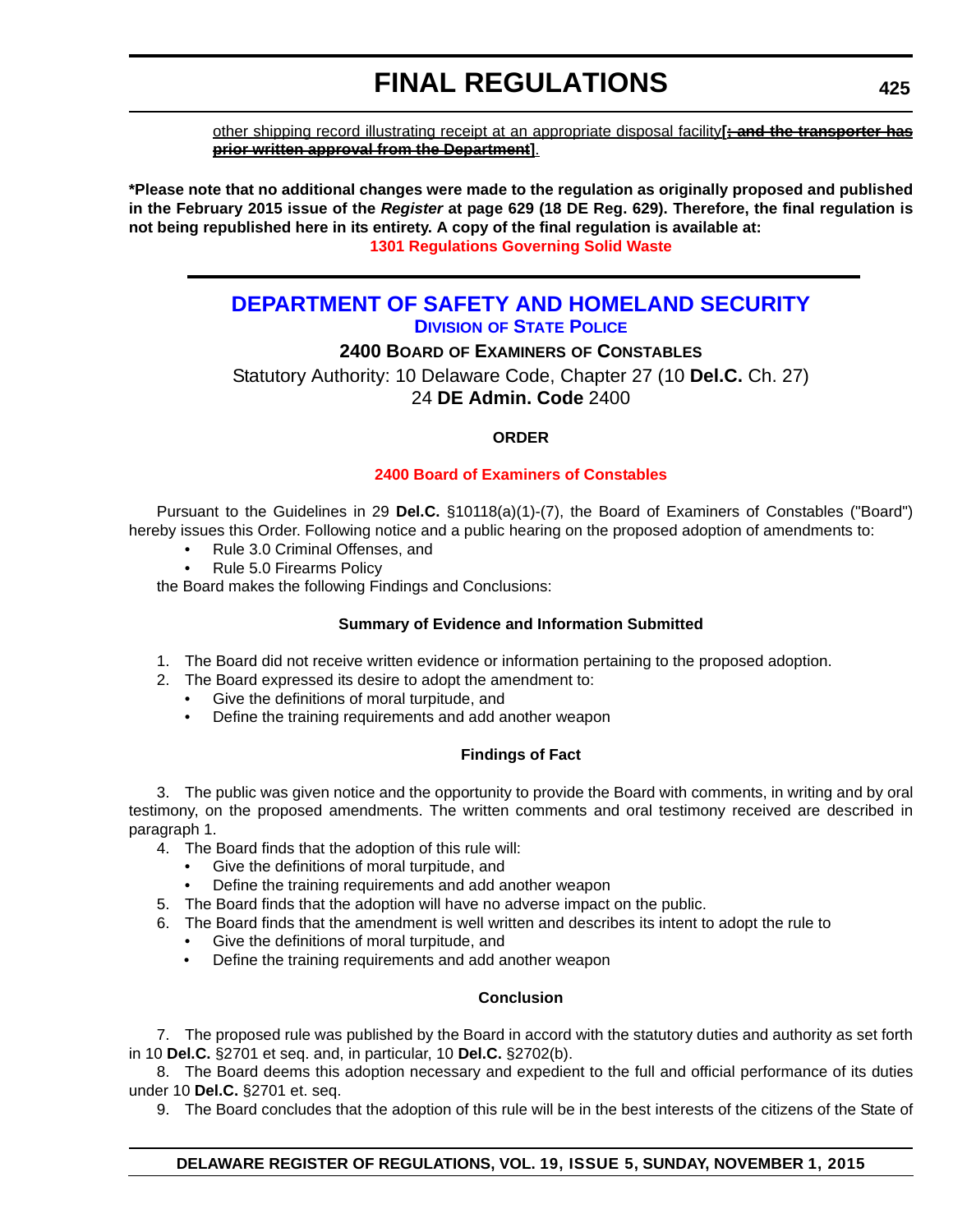other shipping record illustrating receipt at an appropriate disposal facility**[~~; and the transporter has prior written approval from the Department~~]**.

**\*Please note that no additional changes were made to the regulation as originally proposed and published in the February 2015 issue of the *Register* at page 629 (18 DE Reg. 629). Therefore, the final regulation is not being republished here in its entirety. A copy of the final regulation is available at:**

**1301 Regulations Governing Solid Waste**

---

# DEPARTMENT OF SAFETY AND HOMELAND SECURITY

## DIVISION OF STATE POLICE

### 2400 BOARD OF EXAMINERS OF CONSTABLES

Statutory Authority: 10 Delaware Code, Chapter 27 (10 **Del.C.** Ch. 27)
24 **DE Admin. Code** 2400

**ORDER**

**2400 Board of Examiners of Constables**

Pursuant to the Guidelines in 29 **Del.C.** §10118(a)(1)-(7), the Board of Examiners of Constables ("Board") hereby issues this Order. Following notice and a public hearing on the proposed adoption of amendments to:

- Rule 3.0 Criminal Offenses, and
- Rule 5.0 Firearms Policy

the Board makes the following Findings and Conclusions:

**Summary of Evidence and Information Submitted**

1. The Board did not receive written evidence or information pertaining to the proposed adoption.
2. The Board expressed its desire to adopt the amendment to:
   - Give the definitions of moral turpitude, and
   - Define the training requirements and add another weapon

**Findings of Fact**

3. The public was given notice and the opportunity to provide the Board with comments, in writing and by oral testimony, on the proposed amendments. The written comments and oral testimony received are described in paragraph 1.
4. The Board finds that the adoption of this rule will:
   - Give the definitions of moral turpitude, and
   - Define the training requirements and add another weapon
5. The Board finds that the adoption will have no adverse impact on the public.
6. The Board finds that the amendment is well written and describes its intent to adopt the rule to
   - Give the definitions of moral turpitude, and
   - Define the training requirements and add another weapon

**Conclusion**

7. The proposed rule was published by the Board in accord with the statutory duties and authority as set forth in 10 **Del.C.** §2701 et seq. and, in particular, 10 **Del.C.** §2702(b).
8. The Board deems this adoption necessary and expedient to the full and official performance of its duties under 10 **Del.C.** §2701 et. seq.
9. The Board concludes that the adoption of this rule will be in the best interests of the citizens of the State of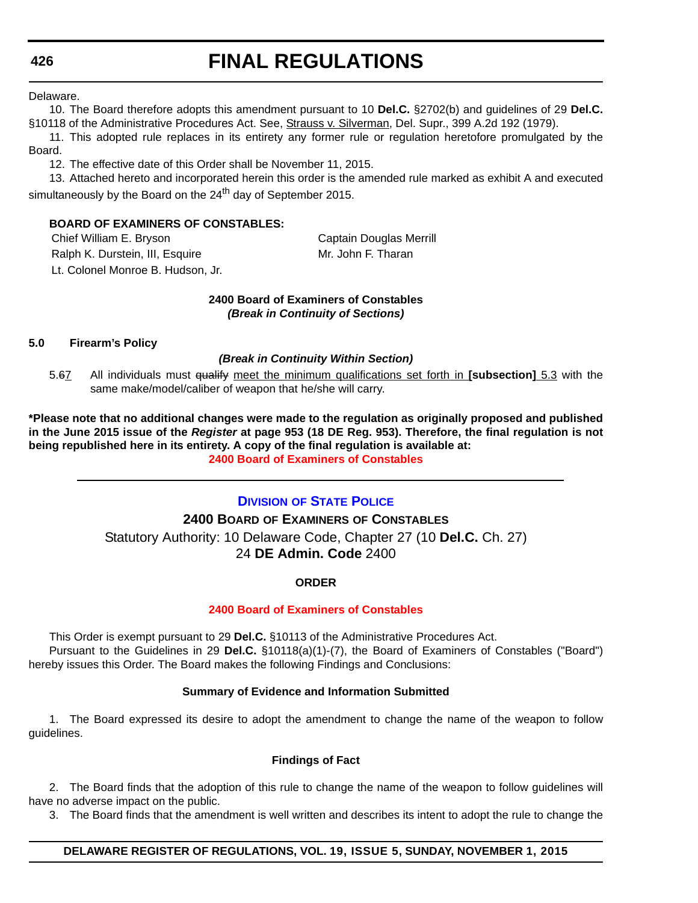Delaware.

10. The Board therefore adopts this amendment pursuant to 10 **Del.C.** §2702(b) and guidelines of 29 **Del.C.** §10118 of the Administrative Procedures Act. See, Strauss v. Silverman, Del. Supr., 399 A.2d 192 (1979).

11. This adopted rule replaces in its entirety any former rule or regulation heretofore promulgated by the Board.

12. The effective date of this Order shall be November 11, 2015.

13. Attached hereto and incorporated herein this order is the amended rule marked as exhibit A and executed simultaneously by the Board on the 24th day of September 2015.

**BOARD OF EXAMINERS OF CONSTABLES:**

Chief William E. Bryson
Ralph K. Durstein, III, Esquire
Lt. Colonel Monroe B. Hudson, Jr.
Captain Douglas Merrill
Mr. John F. Tharan

**2400 Board of Examiners of Constables**
***(Break in Continuity of Sections)***

**5.0 Firearm's Policy**

***(Break in Continuity Within Section)***

5.~~6~~7 All individuals must ~~qualify~~ meet the minimum qualifications set forth in **[subsection]** 5.3 with the same make/model/caliber of weapon that he/she will carry.

**\*Please note that no additional changes were made to the regulation as originally proposed and published in the June 2015 issue of the *Register* at page 953 (18 DE Reg. 953). Therefore, the final regulation is not being republished here in its entirety. A copy of the final regulation is available at:**

**2400 Board of Examiners of Constables**

---

## Division of State Police

### 2400 Board of Examiners of Constables

Statutory Authority: 10 Delaware Code, Chapter 27 (10 **Del.C.** Ch. 27)
24 **DE Admin. Code** 2400

**ORDER**

**2400 Board of Examiners of Constables**

This Order is exempt pursuant to 29 **Del.C.** §10113 of the Administrative Procedures Act.

Pursuant to the Guidelines in 29 **Del.C.** §10118(a)(1)-(7), the Board of Examiners of Constables ("Board") hereby issues this Order. The Board makes the following Findings and Conclusions:

**Summary of Evidence and Information Submitted**

1. The Board expressed its desire to adopt the amendment to change the name of the weapon to follow guidelines.

**Findings of Fact**

2. The Board finds that the adoption of this rule to change the name of the weapon to follow guidelines will have no adverse impact on the public.

3. The Board finds that the amendment is well written and describes its intent to adopt the rule to change the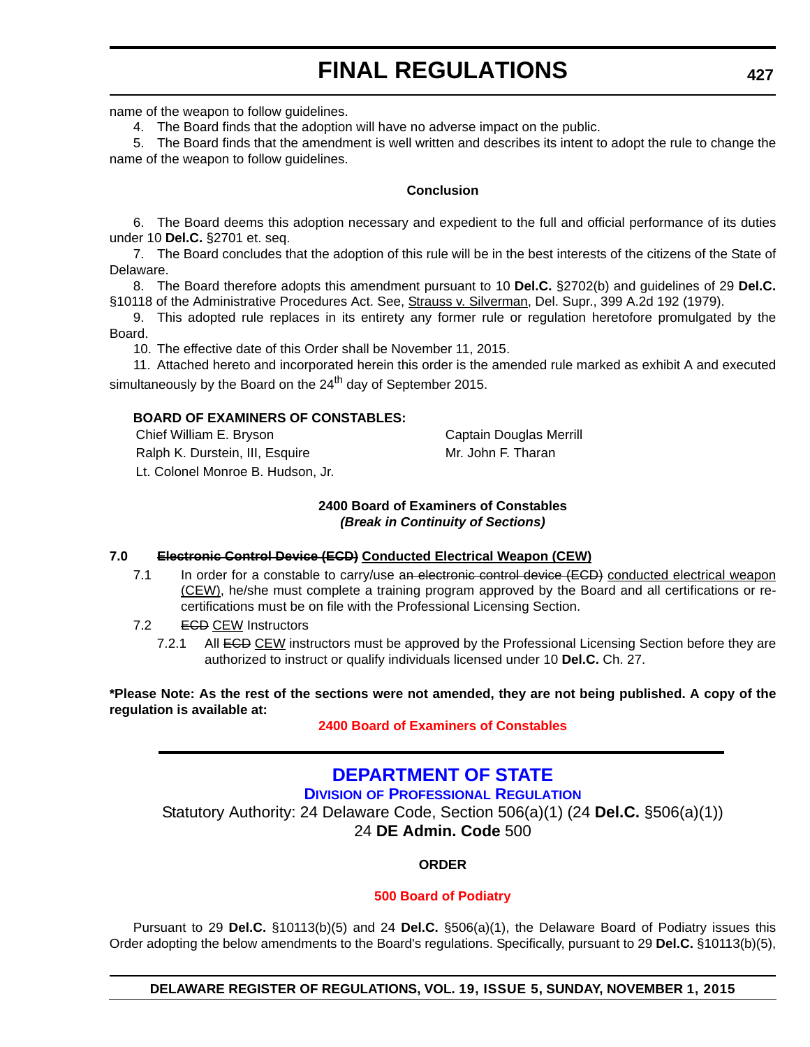name of the weapon to follow guidelines.

4. The Board finds that the adoption will have no adverse impact on the public.

5. The Board finds that the amendment is well written and describes its intent to adopt the rule to change the name of the weapon to follow guidelines.

**Conclusion**

6. The Board deems this adoption necessary and expedient to the full and official performance of its duties under 10 **Del.C.** §2701 et. seq.

7. The Board concludes that the adoption of this rule will be in the best interests of the citizens of the State of Delaware.

8. The Board therefore adopts this amendment pursuant to 10 **Del.C.** §2702(b) and guidelines of 29 **Del.C.** §10118 of the Administrative Procedures Act. See, Strauss v. Silverman, Del. Supr., 399 A.2d 192 (1979).

9. This adopted rule replaces in its entirety any former rule or regulation heretofore promulgated by the Board.

10. The effective date of this Order shall be November 11, 2015.

11. Attached hereto and incorporated herein this order is the amended rule marked as exhibit A and executed simultaneously by the Board on the 24th day of September 2015.

**BOARD OF EXAMINERS OF CONSTABLES:**

Chief William E. Bryson
Ralph K. Durstein, III, Esquire
Lt. Colonel Monroe B. Hudson, Jr.
Captain Douglas Merrill
Mr. John F. Tharan

**2400 Board of Examiners of Constables**
***(Break in Continuity of Sections)***

**7.0 ~~Electronic Control Device (ECD)~~ Conducted Electrical Weapon (CEW)**

7.1 In order for a constable to carry/use a~~n electronic control device (ECD)~~ conducted electrical weapon (CEW), he/she must complete a training program approved by the Board and all certifications or re-certifications must be on file with the Professional Licensing Section.

7.2 ~~ECD~~ CEW Instructors

7.2.1 All ~~ECD~~ CEW instructors must be approved by the Professional Licensing Section before they are authorized to instruct or qualify individuals licensed under 10 **Del.C.** Ch. 27.

**\*Please Note: As the rest of the sections were not amended, they are not being published. A copy of the regulation is available at:**

**2400 Board of Examiners of Constables**

## DEPARTMENT OF STATE

### DIVISION OF PROFESSIONAL REGULATION

Statutory Authority: 24 Delaware Code, Section 506(a)(1) (24 **Del.C.** §506(a)(1))
24 **DE Admin. Code** 500

**ORDER**

**500 Board of Podiatry**

Pursuant to 29 **Del.C.** §10113(b)(5) and 24 **Del.C.** §506(a)(1), the Delaware Board of Podiatry issues this Order adopting the below amendments to the Board's regulations. Specifically, pursuant to 29 **Del.C.** §10113(b)(5),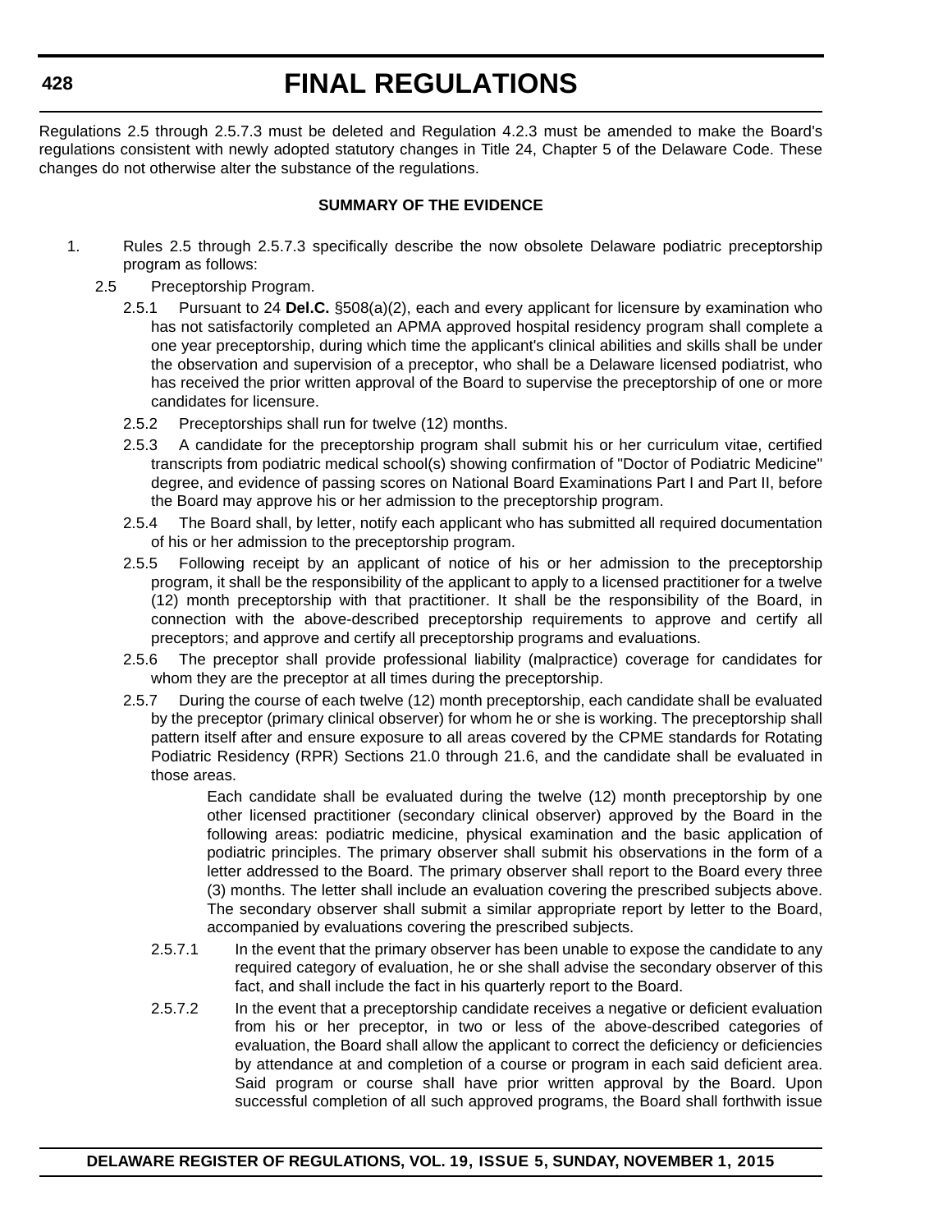Regulations 2.5 through 2.5.7.3 must be deleted and Regulation 4.2.3 must be amended to make the Board's regulations consistent with newly adopted statutory changes in Title 24, Chapter 5 of the Delaware Code. These changes do not otherwise alter the substance of the regulations.

**SUMMARY OF THE EVIDENCE**

1. Rules 2.5 through 2.5.7.3 specifically describe the now obsolete Delaware podiatric preceptorship program as follows:

2.5 Preceptorship Program.

2.5.1 Pursuant to 24 **Del.C.** §508(a)(2), each and every applicant for licensure by examination who has not satisfactorily completed an APMA approved hospital residency program shall complete a one year preceptorship, during which time the applicant's clinical abilities and skills shall be under the observation and supervision of a preceptor, who shall be a Delaware licensed podiatrist, who has received the prior written approval of the Board to supervise the preceptorship of one or more candidates for licensure.

2.5.2 Preceptorships shall run for twelve (12) months.

2.5.3 A candidate for the preceptorship program shall submit his or her curriculum vitae, certified transcripts from podiatric medical school(s) showing confirmation of "Doctor of Podiatric Medicine" degree, and evidence of passing scores on National Board Examinations Part I and Part II, before the Board may approve his or her admission to the preceptorship program.

2.5.4 The Board shall, by letter, notify each applicant who has submitted all required documentation of his or her admission to the preceptorship program.

2.5.5 Following receipt by an applicant of notice of his or her admission to the preceptorship program, it shall be the responsibility of the applicant to apply to a licensed practitioner for a twelve (12) month preceptorship with that practitioner. It shall be the responsibility of the Board, in connection with the above-described preceptorship requirements to approve and certify all preceptors; and approve and certify all preceptorship programs and evaluations.

2.5.6 The preceptor shall provide professional liability (malpractice) coverage for candidates for whom they are the preceptor at all times during the preceptorship.

2.5.7 During the course of each twelve (12) month preceptorship, each candidate shall be evaluated by the preceptor (primary clinical observer) for whom he or she is working. The preceptorship shall pattern itself after and ensure exposure to all areas covered by the CPME standards for Rotating Podiatric Residency (RPR) Sections 21.0 through 21.6, and the candidate shall be evaluated in those areas.

Each candidate shall be evaluated during the twelve (12) month preceptorship by one other licensed practitioner (secondary clinical observer) approved by the Board in the following areas: podiatric medicine, physical examination and the basic application of podiatric principles. The primary observer shall submit his observations in the form of a letter addressed to the Board. The primary observer shall report to the Board every three (3) months. The letter shall include an evaluation covering the prescribed subjects above. The secondary observer shall submit a similar appropriate report by letter to the Board, accompanied by evaluations covering the prescribed subjects.

2.5.7.1 In the event that the primary observer has been unable to expose the candidate to any required category of evaluation, he or she shall advise the secondary observer of this fact, and shall include the fact in his quarterly report to the Board.

2.5.7.2 In the event that a preceptorship candidate receives a negative or deficient evaluation from his or her preceptor, in two or less of the above-described categories of evaluation, the Board shall allow the applicant to correct the deficiency or deficiencies by attendance at and completion of a course or program in each said deficient area. Said program or course shall have prior written approval by the Board. Upon successful completion of all such approved programs, the Board shall forthwith issue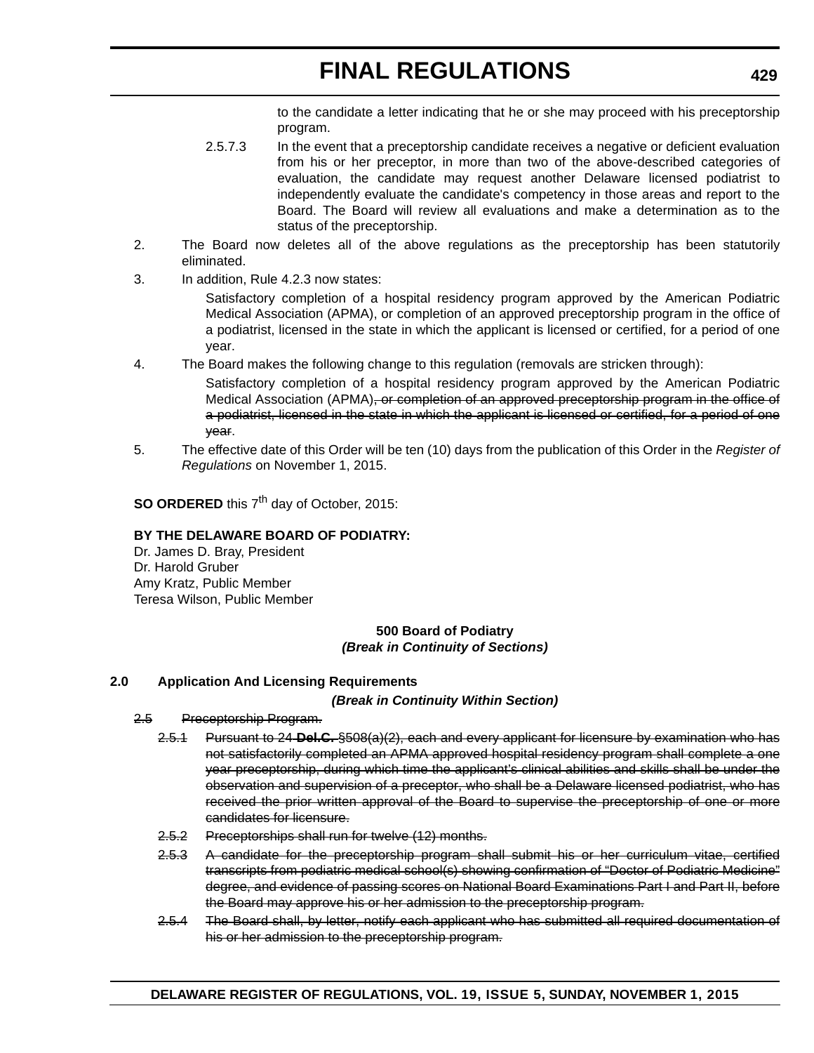to the candidate a letter indicating that he or she may proceed with his preceptorship program.

2.5.7.3 In the event that a preceptorship candidate receives a negative or deficient evaluation from his or her preceptor, in more than two of the above-described categories of evaluation, the candidate may request another Delaware licensed podiatrist to independently evaluate the candidate's competency in those areas and report to the Board. The Board will review all evaluations and make a determination as to the status of the preceptorship.

2. The Board now deletes all of the above regulations as the preceptorship has been statutorily eliminated.

3. In addition, Rule 4.2.3 now states:

   Satisfactory completion of a hospital residency program approved by the American Podiatric Medical Association (APMA), or completion of an approved preceptorship program in the office of a podiatrist, licensed in the state in which the applicant is licensed or certified, for a period of one year.

4. The Board makes the following change to this regulation (removals are stricken through):

   Satisfactory completion of a hospital residency program approved by the American Podiatric Medical Association (APMA)~~, or completion of an approved preceptorship program in the office of a podiatrist, licensed in the state in which the applicant is licensed or certified, for a period of one year~~.

5. The effective date of this Order will be ten (10) days from the publication of this Order in the *Register of Regulations* on November 1, 2015.

**SO ORDERED** this 7th day of October, 2015:

**BY THE DELAWARE BOARD OF PODIATRY:**
Dr. James D. Bray, President
Dr. Harold Gruber
Amy Kratz, Public Member
Teresa Wilson, Public Member

**500 Board of Podiatry**
***(Break in Continuity of Sections)***

**2.0 Application And Licensing Requirements**

***(Break in Continuity Within Section)***

~~2.5 Preceptorship Program.~~

~~2.5.1 Pursuant to 24 **Del.C.** §508(a)(2), each and every applicant for licensure by examination who has not satisfactorily completed an APMA approved hospital residency program shall complete a one year preceptorship, during which time the applicant's clinical abilities and skills shall be under the observation and supervision of a preceptor, who shall be a Delaware licensed podiatrist, who has received the prior written approval of the Board to supervise the preceptorship of one or more candidates for licensure.~~

~~2.5.2 Preceptorships shall run for twelve (12) months.~~

~~2.5.3 A candidate for the preceptorship program shall submit his or her curriculum vitae, certified transcripts from podiatric medical school(s) showing confirmation of "Doctor of Podiatric Medicine" degree, and evidence of passing scores on National Board Examinations Part I and Part II, before the Board may approve his or her admission to the preceptorship program.~~

~~2.5.4 The Board shall, by letter, notify each applicant who has submitted all required documentation of his or her admission to the preceptorship program.~~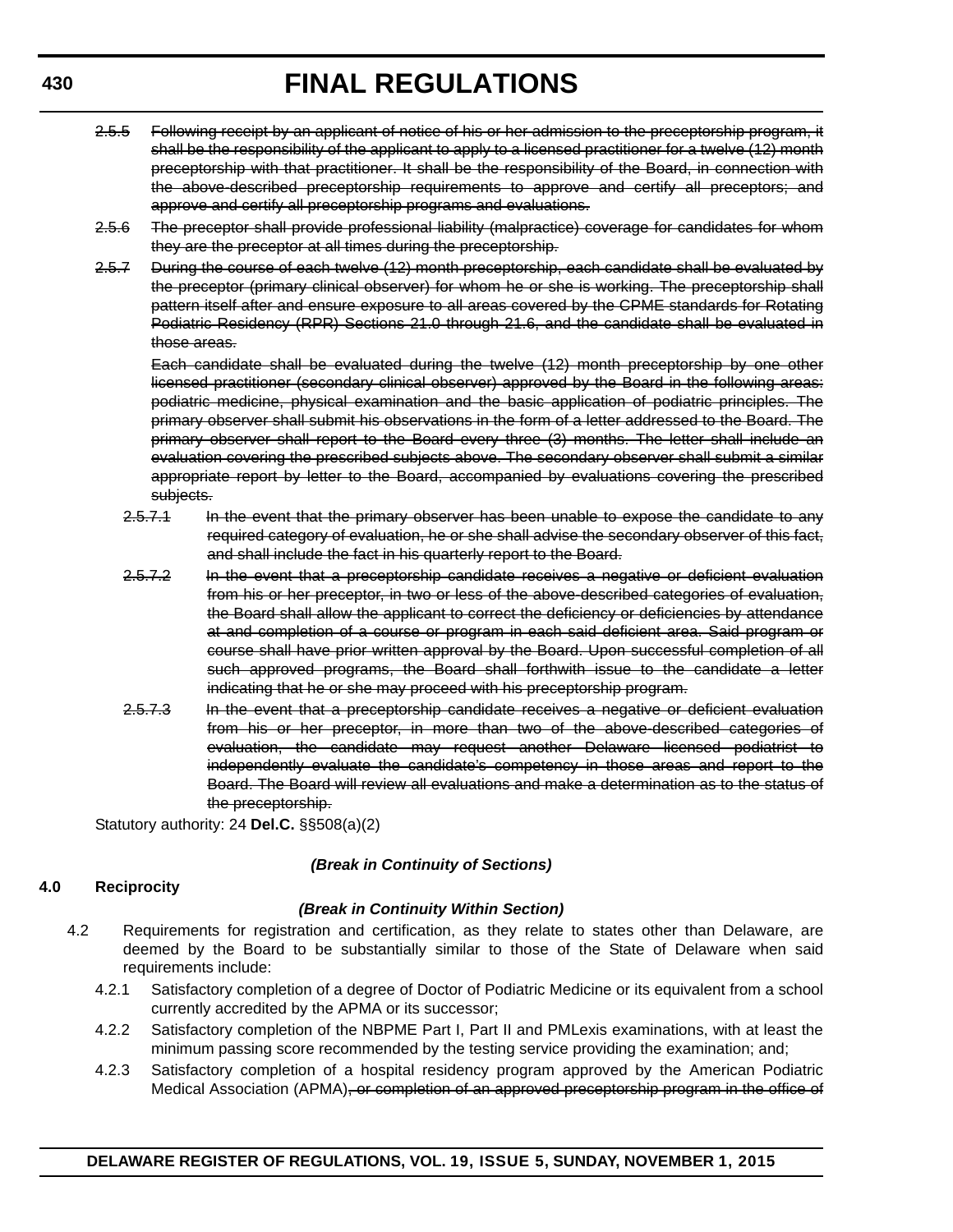~~2.5.5 Following receipt by an applicant of notice of his or her admission to the preceptorship program, it shall be the responsibility of the applicant to apply to a licensed practitioner for a twelve (12) month preceptorship with that practitioner. It shall be the responsibility of the Board, in connection with the above-described preceptorship requirements to approve and certify all preceptors; and approve and certify all preceptorship programs and evaluations.~~

~~2.5.6 The preceptor shall provide professional liability (malpractice) coverage for candidates for whom they are the preceptor at all times during the preceptorship.~~

~~2.5.7 During the course of each twelve (12) month preceptorship, each candidate shall be evaluated by the preceptor (primary clinical observer) for whom he or she is working. The preceptorship shall pattern itself after and ensure exposure to all areas covered by the CPME standards for Rotating Podiatric Residency (RPR) Sections 21.0 through 21.6, and the candidate shall be evaluated in those areas.~~

~~Each candidate shall be evaluated during the twelve (12) month preceptorship by one other licensed practitioner (secondary clinical observer) approved by the Board in the following areas: podiatric medicine, physical examination and the basic application of podiatric principles. The primary observer shall submit his observations in the form of a letter addressed to the Board. The primary observer shall report to the Board every three (3) months. The letter shall include an evaluation covering the prescribed subjects above. The secondary observer shall submit a similar appropriate report by letter to the Board, accompanied by evaluations covering the prescribed subjects.~~

~~2.5.7.1 In the event that the primary observer has been unable to expose the candidate to any required category of evaluation, he or she shall advise the secondary observer of this fact, and shall include the fact in his quarterly report to the Board.~~

~~2.5.7.2 In the event that a preceptorship candidate receives a negative or deficient evaluation from his or her preceptor, in two or less of the above-described categories of evaluation, the Board shall allow the applicant to correct the deficiency or deficiencies by attendance at and completion of a course or program in each said deficient area. Said program or course shall have prior written approval by the Board. Upon successful completion of all such approved programs, the Board shall forthwith issue to the candidate a letter indicating that he or she may proceed with his preceptorship program.~~

~~2.5.7.3 In the event that a preceptorship candidate receives a negative or deficient evaluation from his or her preceptor, in more than two of the above-described categories of evaluation, the candidate may request another Delaware licensed podiatrist to independently evaluate the candidate's competency in those areas and report to the Board. The Board will review all evaluations and make a determination as to the status of the preceptorship.~~

Statutory authority: 24 **Del.C.** §§508(a)(2)

***(Break in Continuity of Sections)***

**4.0 Reciprocity**

***(Break in Continuity Within Section)***

4.2 Requirements for registration and certification, as they relate to states other than Delaware, are deemed by the Board to be substantially similar to those of the State of Delaware when said requirements include:

4.2.1 Satisfactory completion of a degree of Doctor of Podiatric Medicine or its equivalent from a school currently accredited by the APMA or its successor;

4.2.2 Satisfactory completion of the NBPME Part I, Part II and PMLexis examinations, with at least the minimum passing score recommended by the testing service providing the examination; and;

4.2.3 Satisfactory completion of a hospital residency program approved by the American Podiatric Medical Association (APMA)~~, or completion of an approved preceptorship program in the office of~~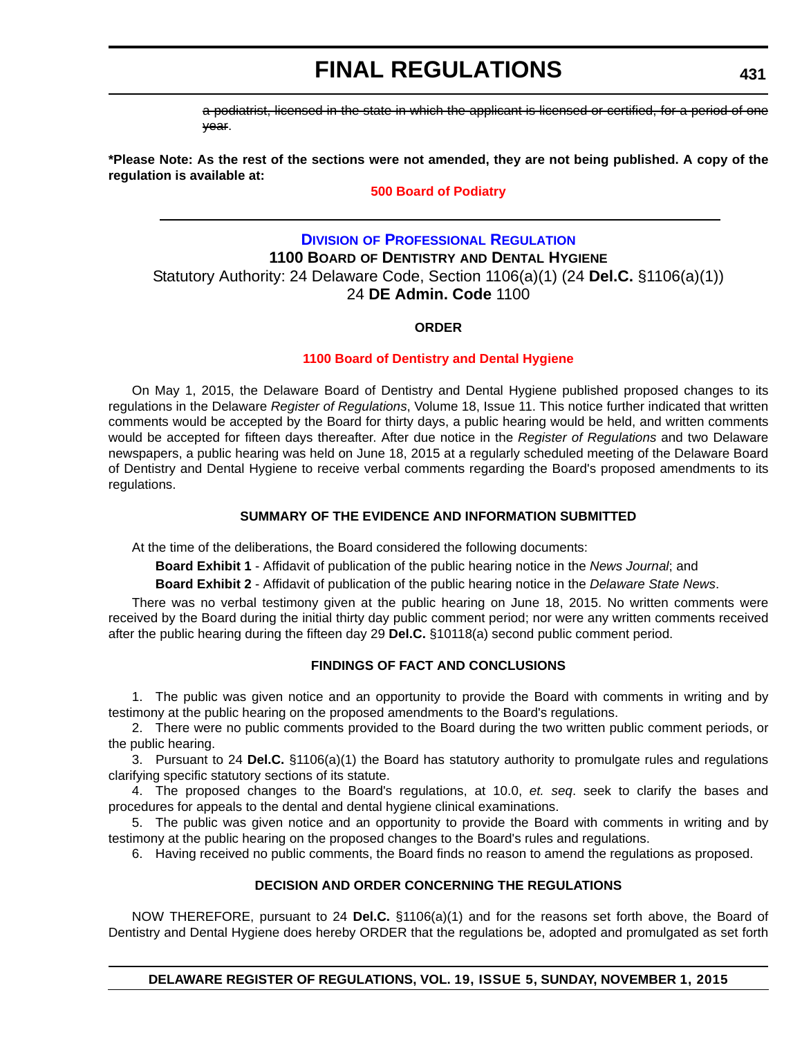~~a podiatrist, licensed in the state in which the applicant is licensed or certified, for a period of one year~~.

**\*Please Note: As the rest of the sections were not amended, they are not being published. A copy of the regulation is available at:**

**500 Board of Podiatry**

---

### DIVISION OF PROFESSIONAL REGULATION

### 1100 BOARD OF DENTISTRY AND DENTAL HYGIENE

Statutory Authority: 24 Delaware Code, Section 1106(a)(1) (24 **Del.C.** §1106(a)(1))
24 **DE Admin. Code** 1100

**ORDER**

**1100 Board of Dentistry and Dental Hygiene**

On May 1, 2015, the Delaware Board of Dentistry and Dental Hygiene published proposed changes to its regulations in the Delaware *Register of Regulations*, Volume 18, Issue 11. This notice further indicated that written comments would be accepted by the Board for thirty days, a public hearing would be held, and written comments would be accepted for fifteen days thereafter. After due notice in the *Register of Regulations* and two Delaware newspapers, a public hearing was held on June 18, 2015 at a regularly scheduled meeting of the Delaware Board of Dentistry and Dental Hygiene to receive verbal comments regarding the Board's proposed amendments to its regulations.

**SUMMARY OF THE EVIDENCE AND INFORMATION SUBMITTED**

At the time of the deliberations, the Board considered the following documents:

**Board Exhibit 1** - Affidavit of publication of the public hearing notice in the *News Journal*; and

**Board Exhibit 2** - Affidavit of publication of the public hearing notice in the *Delaware State News*.

There was no verbal testimony given at the public hearing on June 18, 2015. No written comments were received by the Board during the initial thirty day public comment period; nor were any written comments received after the public hearing during the fifteen day 29 **Del.C.** §10118(a) second public comment period.

**FINDINGS OF FACT AND CONCLUSIONS**

1. The public was given notice and an opportunity to provide the Board with comments in writing and by testimony at the public hearing on the proposed amendments to the Board's regulations.
2. There were no public comments provided to the Board during the two written public comment periods, or the public hearing.
3. Pursuant to 24 **Del.C.** §1106(a)(1) the Board has statutory authority to promulgate rules and regulations clarifying specific statutory sections of its statute.
4. The proposed changes to the Board's regulations, at 10.0, *et. seq*. seek to clarify the bases and procedures for appeals to the dental and dental hygiene clinical examinations.
5. The public was given notice and an opportunity to provide the Board with comments in writing and by testimony at the public hearing on the proposed changes to the Board's rules and regulations.
6. Having received no public comments, the Board finds no reason to amend the regulations as proposed.

**DECISION AND ORDER CONCERNING THE REGULATIONS**

NOW THEREFORE, pursuant to 24 **Del.C.** §1106(a)(1) and for the reasons set forth above, the Board of Dentistry and Dental Hygiene does hereby ORDER that the regulations be, adopted and promulgated as set forth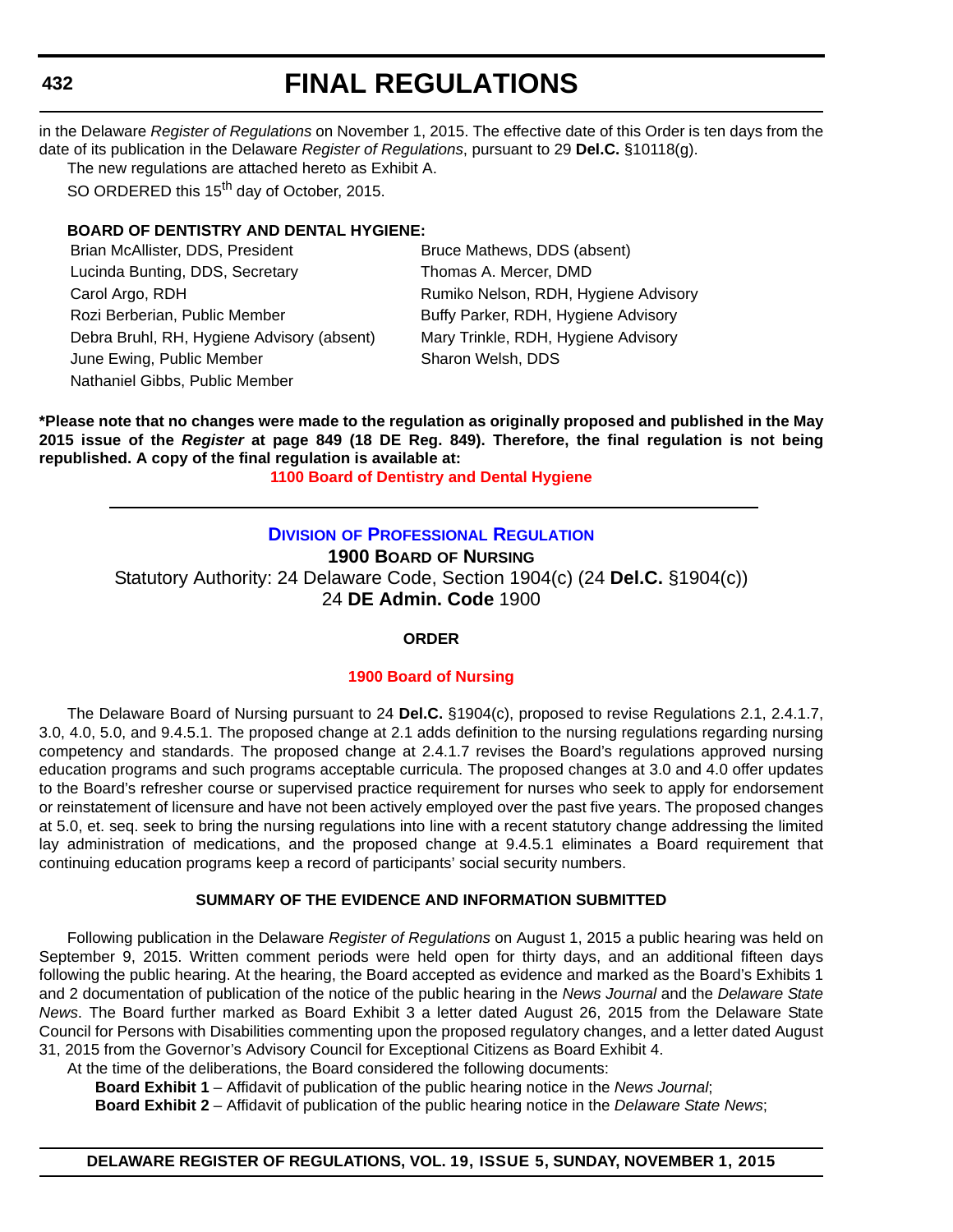in the Delaware *Register of Regulations* on November 1, 2015. The effective date of this Order is ten days from the date of its publication in the Delaware *Register of Regulations*, pursuant to 29 **Del.C.** §10118(g).

The new regulations are attached hereto as Exhibit A.

SO ORDERED this 15th day of October, 2015.

**BOARD OF DENTISTRY AND DENTAL HYGIENE:**

Brian McAllister, DDS, President
Lucinda Bunting, DDS, Secretary
Carol Argo, RDH
Rozi Berberian, Public Member
Debra Bruhl, RH, Hygiene Advisory (absent)
June Ewing, Public Member
Nathaniel Gibbs, Public Member
Bruce Mathews, DDS (absent)
Thomas A. Mercer, DMD
Rumiko Nelson, RDH, Hygiene Advisory
Buffy Parker, RDH, Hygiene Advisory
Mary Trinkle, RDH, Hygiene Advisory
Sharon Welsh, DDS

**\*Please note that no changes were made to the regulation as originally proposed and published in the May 2015 issue of the *Register* at page 849 (18 DE Reg. 849). Therefore, the final regulation is not being republished. A copy of the final regulation is available at:**

**1100 Board of Dentistry and Dental Hygiene**

---

## Division of Professional Regulation

### 1900 Board of Nursing

Statutory Authority: 24 Delaware Code, Section 1904(c) (24 **Del.C.** §1904(c))
24 **DE Admin. Code** 1900

**ORDER**

**1900 Board of Nursing**

The Delaware Board of Nursing pursuant to 24 **Del.C.** §1904(c), proposed to revise Regulations 2.1, 2.4.1.7, 3.0, 4.0, 5.0, and 9.4.5.1. The proposed change at 2.1 adds definition to the nursing regulations regarding nursing competency and standards. The proposed change at 2.4.1.7 revises the Board's regulations approved nursing education programs and such programs acceptable curricula. The proposed changes at 3.0 and 4.0 offer updates to the Board's refresher course or supervised practice requirement for nurses who seek to apply for endorsement or reinstatement of licensure and have not been actively employed over the past five years. The proposed changes at 5.0, et. seq. seek to bring the nursing regulations into line with a recent statutory change addressing the limited lay administration of medications, and the proposed change at 9.4.5.1 eliminates a Board requirement that continuing education programs keep a record of participants' social security numbers.

**SUMMARY OF THE EVIDENCE AND INFORMATION SUBMITTED**

Following publication in the Delaware *Register of Regulations* on August 1, 2015 a public hearing was held on September 9, 2015. Written comment periods were held open for thirty days, and an additional fifteen days following the public hearing. At the hearing, the Board accepted as evidence and marked as the Board's Exhibits 1 and 2 documentation of publication of the notice of the public hearing in the *News Journal* and the *Delaware State News*. The Board further marked as Board Exhibit 3 a letter dated August 26, 2015 from the Delaware State Council for Persons with Disabilities commenting upon the proposed regulatory changes, and a letter dated August 31, 2015 from the Governor's Advisory Council for Exceptional Citizens as Board Exhibit 4.

At the time of the deliberations, the Board considered the following documents:

**Board Exhibit 1** – Affidavit of publication of the public hearing notice in the *News Journal*;

**Board Exhibit 2** – Affidavit of publication of the public hearing notice in the *Delaware State News*;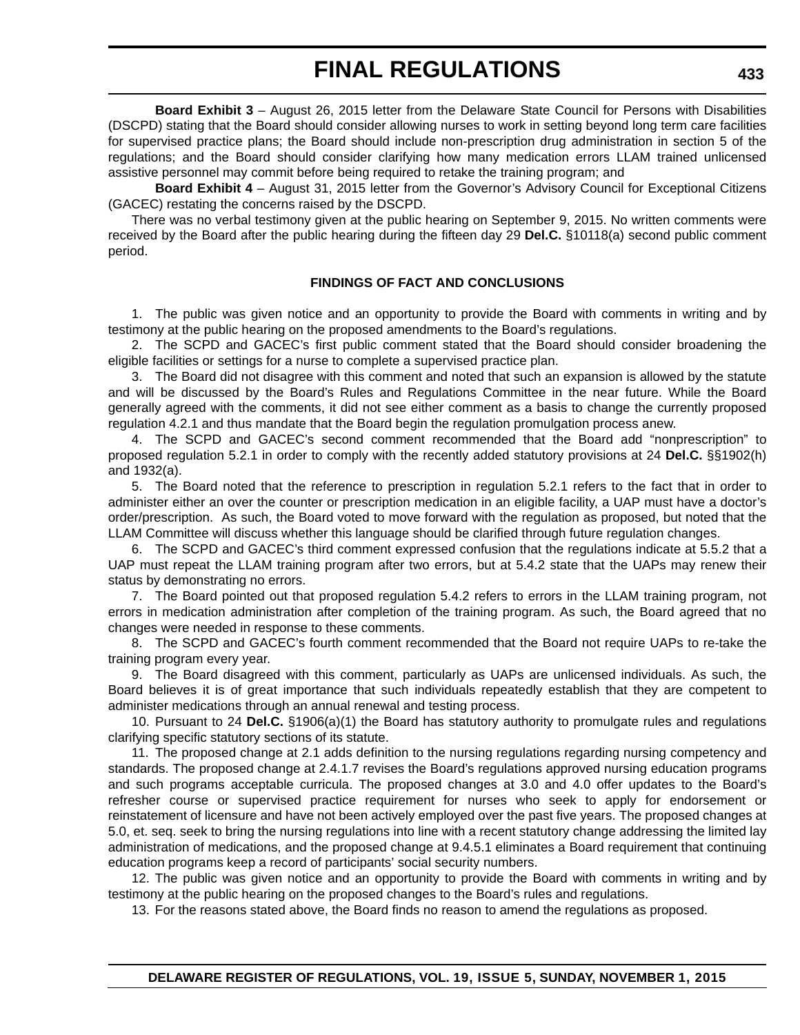**Board Exhibit 3** – August 26, 2015 letter from the Delaware State Council for Persons with Disabilities (DSCPD) stating that the Board should consider allowing nurses to work in setting beyond long term care facilities for supervised practice plans; the Board should include non-prescription drug administration in section 5 of the regulations; and the Board should consider clarifying how many medication errors LLAM trained unlicensed assistive personnel may commit before being required to retake the training program; and

**Board Exhibit 4** – August 31, 2015 letter from the Governor's Advisory Council for Exceptional Citizens (GACEC) restating the concerns raised by the DSCPD.

There was no verbal testimony given at the public hearing on September 9, 2015. No written comments were received by the Board after the public hearing during the fifteen day 29 **Del.C.** §10118(a) second public comment period.

**FINDINGS OF FACT AND CONCLUSIONS**

1. The public was given notice and an opportunity to provide the Board with comments in writing and by testimony at the public hearing on the proposed amendments to the Board's regulations.

2. The SCPD and GACEC's first public comment stated that the Board should consider broadening the eligible facilities or settings for a nurse to complete a supervised practice plan.

3. The Board did not disagree with this comment and noted that such an expansion is allowed by the statute and will be discussed by the Board's Rules and Regulations Committee in the near future. While the Board generally agreed with the comments, it did not see either comment as a basis to change the currently proposed regulation 4.2.1 and thus mandate that the Board begin the regulation promulgation process anew.

4. The SCPD and GACEC's second comment recommended that the Board add "nonprescription" to proposed regulation 5.2.1 in order to comply with the recently added statutory provisions at 24 **Del.C.** §§1902(h) and 1932(a).

5. The Board noted that the reference to prescription in regulation 5.2.1 refers to the fact that in order to administer either an over the counter or prescription medication in an eligible facility, a UAP must have a doctor's order/prescription. As such, the Board voted to move forward with the regulation as proposed, but noted that the LLAM Committee will discuss whether this language should be clarified through future regulation changes.

6. The SCPD and GACEC's third comment expressed confusion that the regulations indicate at 5.5.2 that a UAP must repeat the LLAM training program after two errors, but at 5.4.2 state that the UAPs may renew their status by demonstrating no errors.

7. The Board pointed out that proposed regulation 5.4.2 refers to errors in the LLAM training program, not errors in medication administration after completion of the training program. As such, the Board agreed that no changes were needed in response to these comments.

8. The SCPD and GACEC's fourth comment recommended that the Board not require UAPs to re-take the training program every year.

9. The Board disagreed with this comment, particularly as UAPs are unlicensed individuals. As such, the Board believes it is of great importance that such individuals repeatedly establish that they are competent to administer medications through an annual renewal and testing process.

10. Pursuant to 24 **Del.C.** §1906(a)(1) the Board has statutory authority to promulgate rules and regulations clarifying specific statutory sections of its statute.

11. The proposed change at 2.1 adds definition to the nursing regulations regarding nursing competency and standards. The proposed change at 2.4.1.7 revises the Board's regulations approved nursing education programs and such programs acceptable curricula. The proposed changes at 3.0 and 4.0 offer updates to the Board's refresher course or supervised practice requirement for nurses who seek to apply for endorsement or reinstatement of licensure and have not been actively employed over the past five years. The proposed changes at 5.0, et. seq. seek to bring the nursing regulations into line with a recent statutory change addressing the limited lay administration of medications, and the proposed change at 9.4.5.1 eliminates a Board requirement that continuing education programs keep a record of participants' social security numbers.

12. The public was given notice and an opportunity to provide the Board with comments in writing and by testimony at the public hearing on the proposed changes to the Board's rules and regulations.

13. For the reasons stated above, the Board finds no reason to amend the regulations as proposed.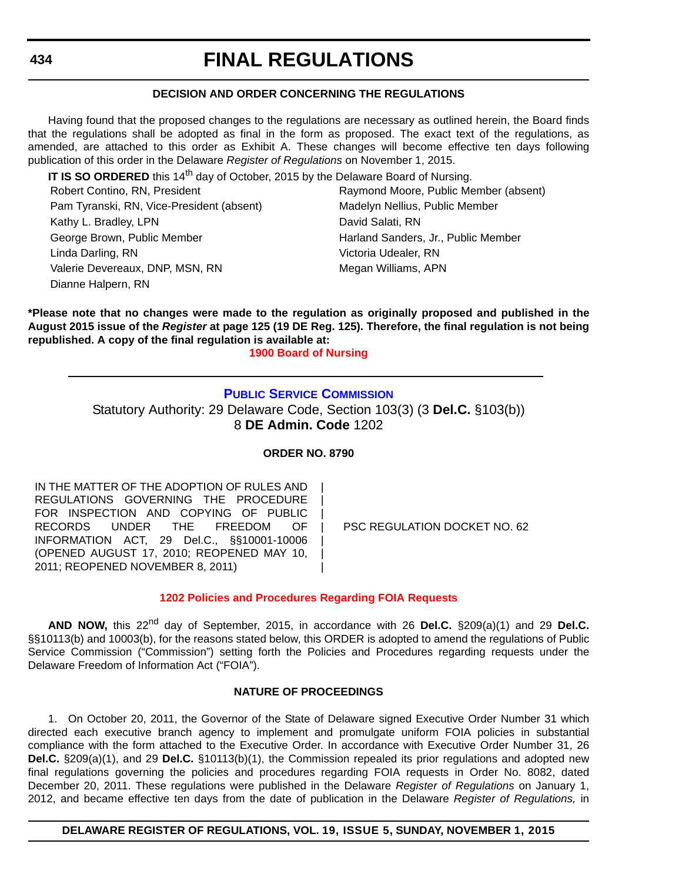## DECISION AND ORDER CONCERNING THE REGULATIONS

Having found that the proposed changes to the regulations are necessary as outlined herein, the Board finds that the regulations shall be adopted as final in the form as proposed. The exact text of the regulations, as amended, are attached to this order as Exhibit A. These changes will become effective ten days following publication of this order in the Delaware *Register of Regulations* on November 1, 2015.

**IT IS SO ORDERED** this 14th day of October, 2015 by the Delaware Board of Nursing.

Robert Contino, RN, President
Pam Tyranski, RN, Vice-President (absent)
Kathy L. Bradley, LPN
George Brown, Public Member
Linda Darling, RN
Valerie Devereaux, DNP, MSN, RN
Dianne Halpern, RN
Raymond Moore, Public Member (absent)
Madelyn Nellius, Public Member
David Salati, RN
Harland Sanders, Jr., Public Member
Victoria Udealer, RN
Megan Williams, APN

**\*Please note that no changes were made to the regulation as originally proposed and published in the August 2015 issue of the *Register* at page 125 (19 DE Reg. 125). Therefore, the final regulation is not being republished. A copy of the final regulation is available at:**

**1900 Board of Nursing**

---

## PUBLIC SERVICE COMMISSION

Statutory Authority: 29 Delaware Code, Section 103(3) (3 **Del.C.** §103(b))
8 **DE Admin. Code** 1202

### ORDER NO. 8790

| IN THE MATTER OF THE ADOPTION OF RULES AND REGULATIONS GOVERNING THE PROCEDURE FOR INSPECTION AND COPYING OF PUBLIC RECORDS UNDER THE FREEDOM OF INFORMATION ACT, 29 Del.C., §§10001-10006 (OPENED AUGUST 17, 2010; REOPENED MAY 10, 2011; REOPENED NOVEMBER 8, 2011) | PSC REGULATION DOCKET NO. 62 |
|---|---|

**1202 Policies and Procedures Regarding FOIA Requests**

**AND NOW,** this 22nd day of September, 2015, in accordance with 26 **Del.C.** §209(a)(1) and 29 **Del.C.** §§10113(b) and 10003(b), for the reasons stated below, this ORDER is adopted to amend the regulations of Public Service Commission ("Commission") setting forth the Policies and Procedures regarding requests under the Delaware Freedom of Information Act ("FOIA").

### NATURE OF PROCEEDINGS

1. On October 20, 2011, the Governor of the State of Delaware signed Executive Order Number 31 which directed each executive branch agency to implement and promulgate uniform FOIA policies in substantial compliance with the form attached to the Executive Order. In accordance with Executive Order Number 31, 26 **Del.C.** §209(a)(1), and 29 **Del.C.** §10113(b)(1), the Commission repealed its prior regulations and adopted new final regulations governing the policies and procedures regarding FOIA requests in Order No. 8082, dated December 20, 2011. These regulations were published in the Delaware *Register of Regulations* on January 1, 2012, and became effective ten days from the date of publication in the Delaware *Register of Regulations,* in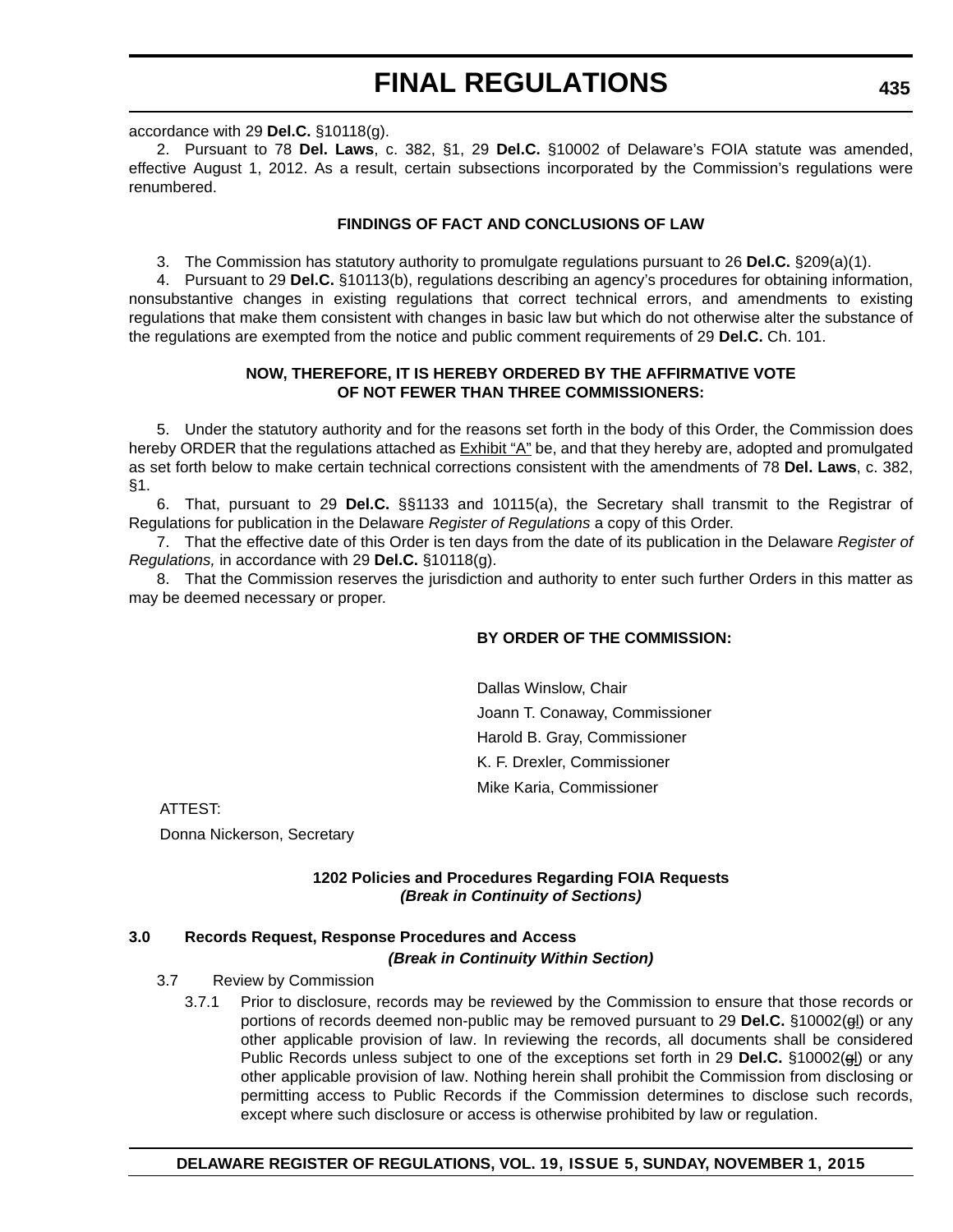accordance with 29 **Del.C.** §10118(g).

2. Pursuant to 78 **Del. Laws**, c. 382, §1, 29 **Del.C.** §10002 of Delaware's FOIA statute was amended, effective August 1, 2012. As a result, certain subsections incorporated by the Commission's regulations were renumbered.

**FINDINGS OF FACT AND CONCLUSIONS OF LAW**

3. The Commission has statutory authority to promulgate regulations pursuant to 26 **Del.C.** §209(a)(1).

4. Pursuant to 29 **Del.C.** §10113(b), regulations describing an agency's procedures for obtaining information, nonsubstantive changes in existing regulations that correct technical errors, and amendments to existing regulations that make them consistent with changes in basic law but which do not otherwise alter the substance of the regulations are exempted from the notice and public comment requirements of 29 **Del.C.** Ch. 101.

**NOW, THEREFORE, IT IS HEREBY ORDERED BY THE AFFIRMATIVE VOTE OF NOT FEWER THAN THREE COMMISSIONERS:**

5. Under the statutory authority and for the reasons set forth in the body of this Order, the Commission does hereby ORDER that the regulations attached as <u>Exhibit "A"</u> be, and that they hereby are, adopted and promulgated as set forth below to make certain technical corrections consistent with the amendments of 78 **Del. Laws**, c. 382, §1.

6. That, pursuant to 29 **Del.C.** §§1133 and 10115(a), the Secretary shall transmit to the Registrar of Regulations for publication in the Delaware *Register of Regulations* a copy of this Order.

7. That the effective date of this Order is ten days from the date of its publication in the Delaware *Register of Regulations,* in accordance with 29 **Del.C.** §10118(g).

8. That the Commission reserves the jurisdiction and authority to enter such further Orders in this matter as may be deemed necessary or proper.

**BY ORDER OF THE COMMISSION:**

Dallas Winslow, Chair

Joann T. Conaway, Commissioner

Harold B. Gray, Commissioner

K. F. Drexler, Commissioner

Mike Karia, Commissioner

ATTEST:

Donna Nickerson, Secretary

**1202 Policies and Procedures Regarding FOIA Requests**
***(Break in Continuity of Sections)***

**3.0 Records Request, Response Procedures and Access**

***(Break in Continuity Within Section)***

3.7 Review by Commission

3.7.1 Prior to disclosure, records may be reviewed by the Commission to ensure that those records or portions of records deemed non-public may be removed pursuant to 29 **Del.C.** §10002(~~g~~<u>l</u>) or any other applicable provision of law. In reviewing the records, all documents shall be considered Public Records unless subject to one of the exceptions set forth in 29 **Del.C.** §10002(~~g~~<u>l</u>) or any other applicable provision of law. Nothing herein shall prohibit the Commission from disclosing or permitting access to Public Records if the Commission determines to disclose such records, except where such disclosure or access is otherwise prohibited by law or regulation.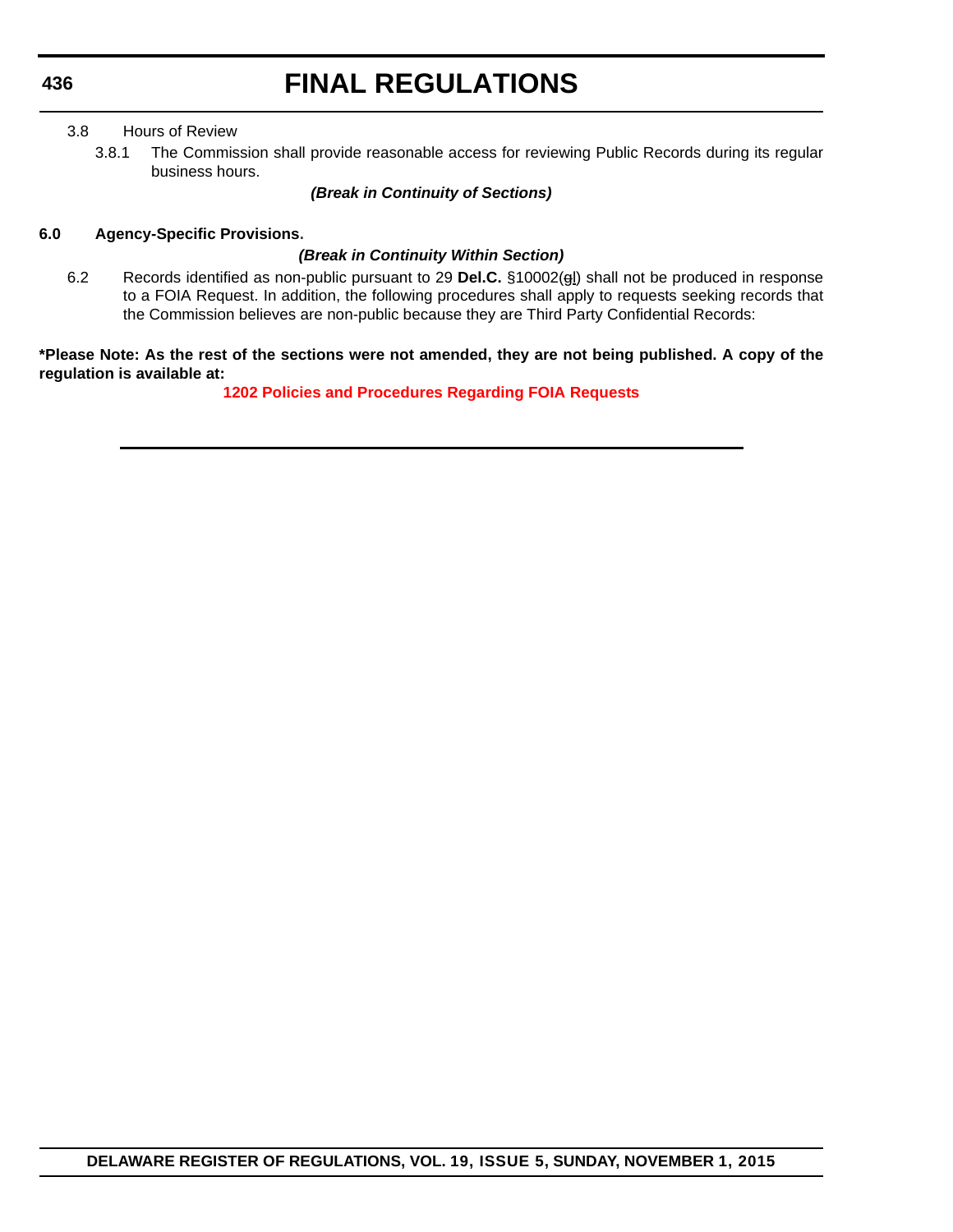3.8 Hours of Review

3.8.1 The Commission shall provide reasonable access for reviewing Public Records during its regular business hours.

***(Break in Continuity of Sections)***

**6.0 Agency-Specific Provisions.**

***(Break in Continuity Within Section)***

6.2 Records identified as non-public pursuant to 29 **Del.C.** §10002(~~g~~l) shall not be produced in response to a FOIA Request. In addition, the following procedures shall apply to requests seeking records that the Commission believes are non-public because they are Third Party Confidential Records:

**\*Please Note: As the rest of the sections were not amended, they are not being published. A copy of the regulation is available at:**

**1202 Policies and Procedures Regarding FOIA Requests**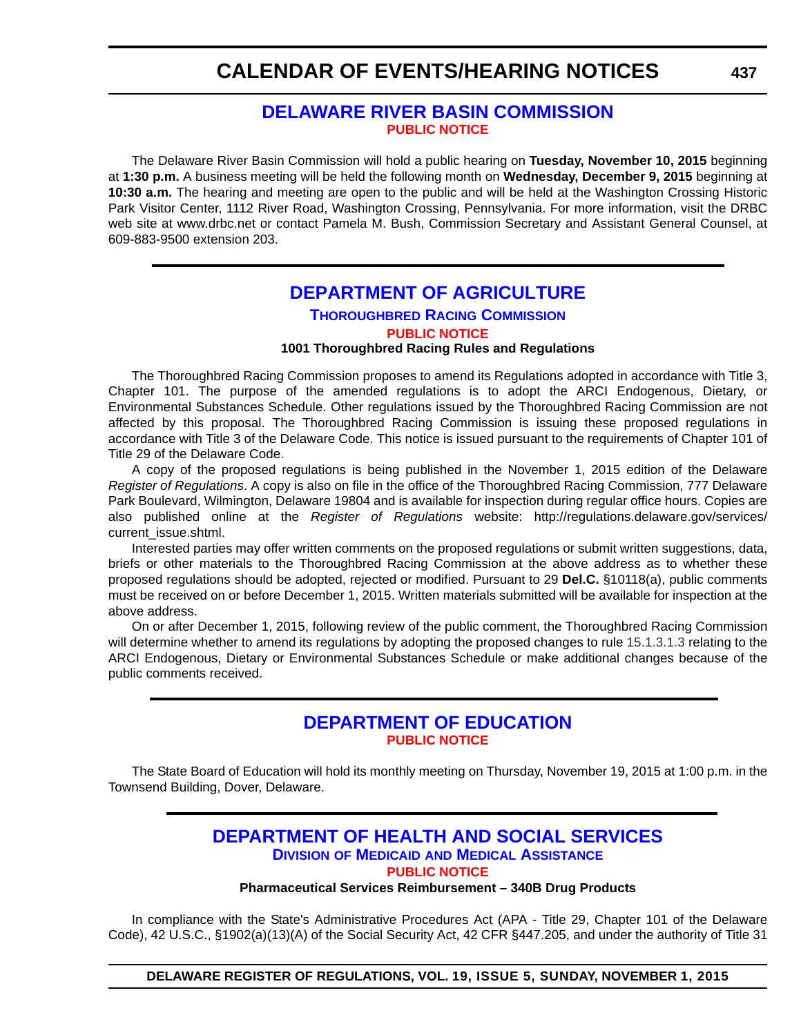# CALENDAR OF EVENTS/HEARING NOTICES

## DELAWARE RIVER BASIN COMMISSION

**PUBLIC NOTICE**

The Delaware River Basin Commission will hold a public hearing on **Tuesday, November 10, 2015** beginning at **1:30 p.m.** A business meeting will be held the following month on **Wednesday, December 9, 2015** beginning at **10:30 a.m.** The hearing and meeting are open to the public and will be held at the Washington Crossing Historic Park Visitor Center, 1112 River Road, Washington Crossing, Pennsylvania. For more information, visit the DRBC web site at www.drbc.net or contact Pamela M. Bush, Commission Secretary and Assistant General Counsel, at 609-883-9500 extension 203.

## DEPARTMENT OF AGRICULTURE

### Thoroughbred Racing Commission

**PUBLIC NOTICE**

**1001 Thoroughbred Racing Rules and Regulations**

The Thoroughbred Racing Commission proposes to amend its Regulations adopted in accordance with Title 3, Chapter 101. The purpose of the amended regulations is to adopt the ARCI Endogenous, Dietary, or Environmental Substances Schedule. Other regulations issued by the Thoroughbred Racing Commission are not affected by this proposal. The Thoroughbred Racing Commission is issuing these proposed regulations in accordance with Title 3 of the Delaware Code. This notice is issued pursuant to the requirements of Chapter 101 of Title 29 of the Delaware Code.

A copy of the proposed regulations is being published in the November 1, 2015 edition of the Delaware *Register of Regulations*. A copy is also on file in the office of the Thoroughbred Racing Commission, 777 Delaware Park Boulevard, Wilmington, Delaware 19804 and is available for inspection during regular office hours. Copies are also published online at the *Register of Regulations* website: http://regulations.delaware.gov/services/current_issue.shtml.

Interested parties may offer written comments on the proposed regulations or submit written suggestions, data, briefs or other materials to the Thoroughbred Racing Commission at the above address as to whether these proposed regulations should be adopted, rejected or modified. Pursuant to 29 **Del.C.** §10118(a), public comments must be received on or before December 1, 2015. Written materials submitted will be available for inspection at the above address.

On or after December 1, 2015, following review of the public comment, the Thoroughbred Racing Commission will determine whether to amend its regulations by adopting the proposed changes to rule 15.1.3.1.3 relating to the ARCI Endogenous, Dietary or Environmental Substances Schedule or make additional changes because of the public comments received.

## DEPARTMENT OF EDUCATION

**PUBLIC NOTICE**

The State Board of Education will hold its monthly meeting on Thursday, November 19, 2015 at 1:00 p.m. in the Townsend Building, Dover, Delaware.

## DEPARTMENT OF HEALTH AND SOCIAL SERVICES

### Division of Medicaid and Medical Assistance

**PUBLIC NOTICE**

**Pharmaceutical Services Reimbursement – 340B Drug Products**

In compliance with the State's Administrative Procedures Act (APA - Title 29, Chapter 101 of the Delaware Code), 42 U.S.C., §1902(a)(13)(A) of the Social Security Act, 42 CFR §447.205, and under the authority of Title 31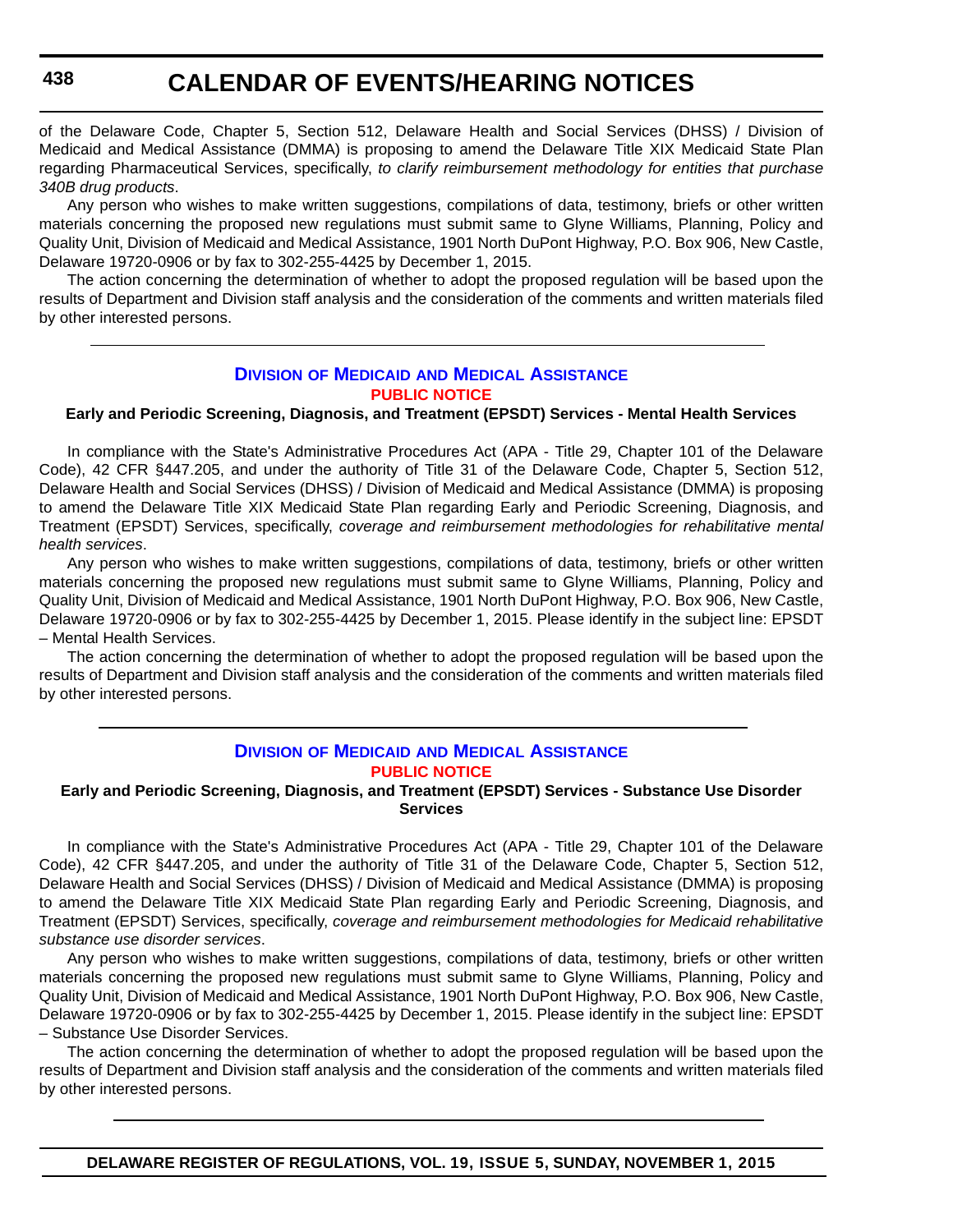of the Delaware Code, Chapter 5, Section 512, Delaware Health and Social Services (DHSS) / Division of Medicaid and Medical Assistance (DMMA) is proposing to amend the Delaware Title XIX Medicaid State Plan regarding Pharmaceutical Services, specifically, *to clarify reimbursement methodology for entities that purchase 340B drug products*.

Any person who wishes to make written suggestions, compilations of data, testimony, briefs or other written materials concerning the proposed new regulations must submit same to Glyne Williams, Planning, Policy and Quality Unit, Division of Medicaid and Medical Assistance, 1901 North DuPont Highway, P.O. Box 906, New Castle, Delaware 19720-0906 or by fax to 302-255-4425 by December 1, 2015.

The action concerning the determination of whether to adopt the proposed regulation will be based upon the results of Department and Division staff analysis and the consideration of the comments and written materials filed by other interested persons.

---

## Division of Medicaid and Medical Assistance

### Public Notice

**Early and Periodic Screening, Diagnosis, and Treatment (EPSDT) Services - Mental Health Services**

In compliance with the State's Administrative Procedures Act (APA - Title 29, Chapter 101 of the Delaware Code), 42 CFR §447.205, and under the authority of Title 31 of the Delaware Code, Chapter 5, Section 512, Delaware Health and Social Services (DHSS) / Division of Medicaid and Medical Assistance (DMMA) is proposing to amend the Delaware Title XIX Medicaid State Plan regarding Early and Periodic Screening, Diagnosis, and Treatment (EPSDT) Services, specifically, *coverage and reimbursement methodologies for rehabilitative mental health services*.

Any person who wishes to make written suggestions, compilations of data, testimony, briefs or other written materials concerning the proposed new regulations must submit same to Glyne Williams, Planning, Policy and Quality Unit, Division of Medicaid and Medical Assistance, 1901 North DuPont Highway, P.O. Box 906, New Castle, Delaware 19720-0906 or by fax to 302-255-4425 by December 1, 2015. Please identify in the subject line: EPSDT – Mental Health Services.

The action concerning the determination of whether to adopt the proposed regulation will be based upon the results of Department and Division staff analysis and the consideration of the comments and written materials filed by other interested persons.

---

## Division of Medicaid and Medical Assistance

### Public Notice

**Early and Periodic Screening, Diagnosis, and Treatment (EPSDT) Services - Substance Use Disorder Services**

In compliance with the State's Administrative Procedures Act (APA - Title 29, Chapter 101 of the Delaware Code), 42 CFR §447.205, and under the authority of Title 31 of the Delaware Code, Chapter 5, Section 512, Delaware Health and Social Services (DHSS) / Division of Medicaid and Medical Assistance (DMMA) is proposing to amend the Delaware Title XIX Medicaid State Plan regarding Early and Periodic Screening, Diagnosis, and Treatment (EPSDT) Services, specifically, *coverage and reimbursement methodologies for Medicaid rehabilitative substance use disorder services*.

Any person who wishes to make written suggestions, compilations of data, testimony, briefs or other written materials concerning the proposed new regulations must submit same to Glyne Williams, Planning, Policy and Quality Unit, Division of Medicaid and Medical Assistance, 1901 North DuPont Highway, P.O. Box 906, New Castle, Delaware 19720-0906 or by fax to 302-255-4425 by December 1, 2015. Please identify in the subject line: EPSDT – Substance Use Disorder Services.

The action concerning the determination of whether to adopt the proposed regulation will be based upon the results of Department and Division staff analysis and the consideration of the comments and written materials filed by other interested persons.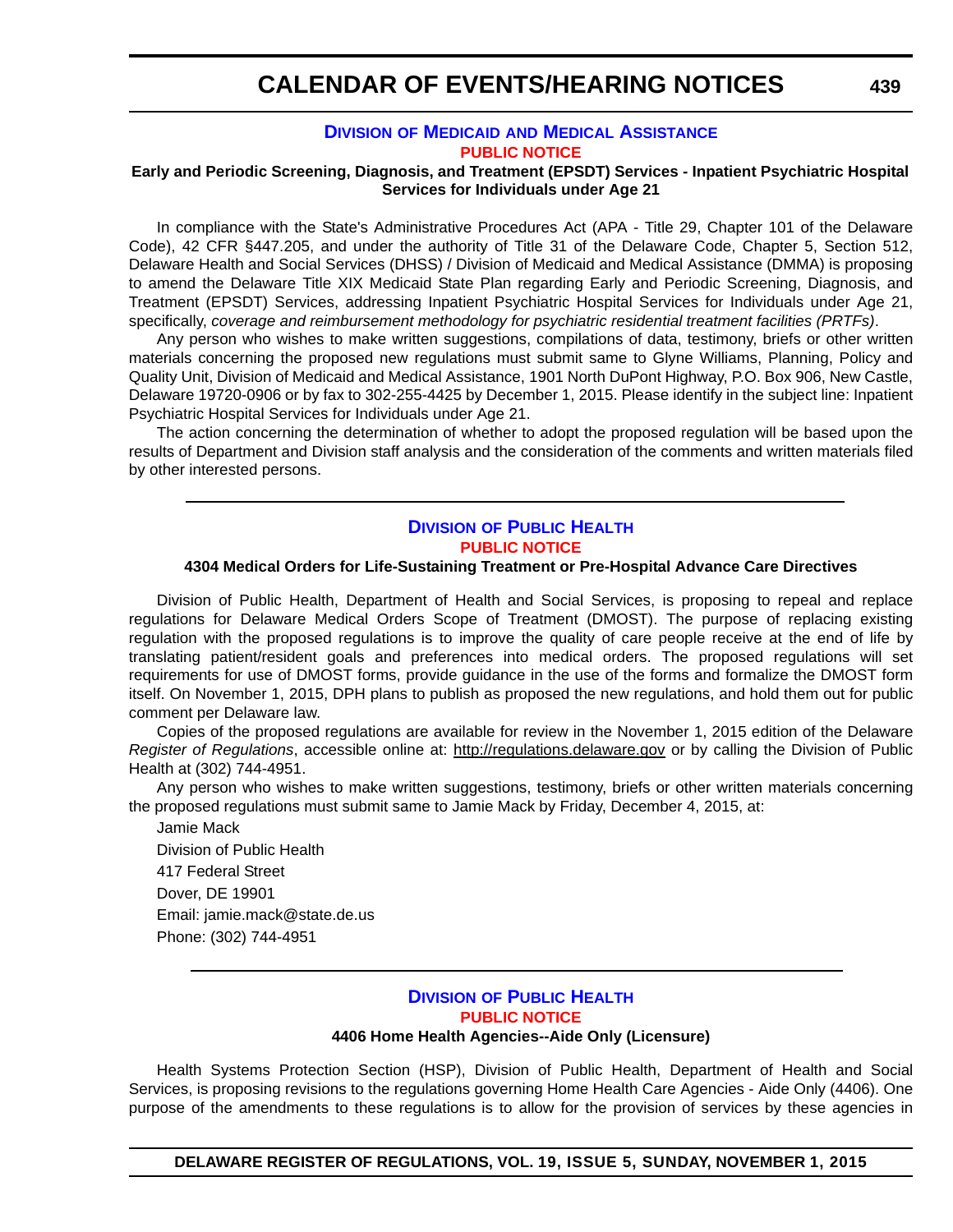# CALENDAR OF EVENTS/HEARING NOTICES

## Division of Medicaid and Medical Assistance

**PUBLIC NOTICE**

**Early and Periodic Screening, Diagnosis, and Treatment (EPSDT) Services - Inpatient Psychiatric Hospital Services for Individuals under Age 21**

In compliance with the State's Administrative Procedures Act (APA - Title 29, Chapter 101 of the Delaware Code), 42 CFR §447.205, and under the authority of Title 31 of the Delaware Code, Chapter 5, Section 512, Delaware Health and Social Services (DHSS) / Division of Medicaid and Medical Assistance (DMMA) is proposing to amend the Delaware Title XIX Medicaid State Plan regarding Early and Periodic Screening, Diagnosis, and Treatment (EPSDT) Services, addressing Inpatient Psychiatric Hospital Services for Individuals under Age 21, specifically, *coverage and reimbursement methodology for psychiatric residential treatment facilities (PRTFs)*.

Any person who wishes to make written suggestions, compilations of data, testimony, briefs or other written materials concerning the proposed new regulations must submit same to Glyne Williams, Planning, Policy and Quality Unit, Division of Medicaid and Medical Assistance, 1901 North DuPont Highway, P.O. Box 906, New Castle, Delaware 19720-0906 or by fax to 302-255-4425 by December 1, 2015. Please identify in the subject line: Inpatient Psychiatric Hospital Services for Individuals under Age 21.

The action concerning the determination of whether to adopt the proposed regulation will be based upon the results of Department and Division staff analysis and the consideration of the comments and written materials filed by other interested persons.

---

## Division of Public Health

**PUBLIC NOTICE**

**4304 Medical Orders for Life-Sustaining Treatment or Pre-Hospital Advance Care Directives**

Division of Public Health, Department of Health and Social Services, is proposing to repeal and replace regulations for Delaware Medical Orders Scope of Treatment (DMOST). The purpose of replacing existing regulation with the proposed regulations is to improve the quality of care people receive at the end of life by translating patient/resident goals and preferences into medical orders. The proposed regulations will set requirements for use of DMOST forms, provide guidance in the use of the forms and formalize the DMOST form itself. On November 1, 2015, DPH plans to publish as proposed the new regulations, and hold them out for public comment per Delaware law.

Copies of the proposed regulations are available for review in the November 1, 2015 edition of the Delaware *Register of Regulations*, accessible online at: http://regulations.delaware.gov or by calling the Division of Public Health at (302) 744-4951.

Any person who wishes to make written suggestions, testimony, briefs or other written materials concerning the proposed regulations must submit same to Jamie Mack by Friday, December 4, 2015, at:

Jamie Mack
Division of Public Health
417 Federal Street
Dover, DE 19901
Email: jamie.mack@state.de.us
Phone: (302) 744-4951

---

## Division of Public Health

**PUBLIC NOTICE**

**4406 Home Health Agencies--Aide Only (Licensure)**

Health Systems Protection Section (HSP), Division of Public Health, Department of Health and Social Services, is proposing revisions to the regulations governing Home Health Care Agencies - Aide Only (4406). One purpose of the amendments to these regulations is to allow for the provision of services by these agencies in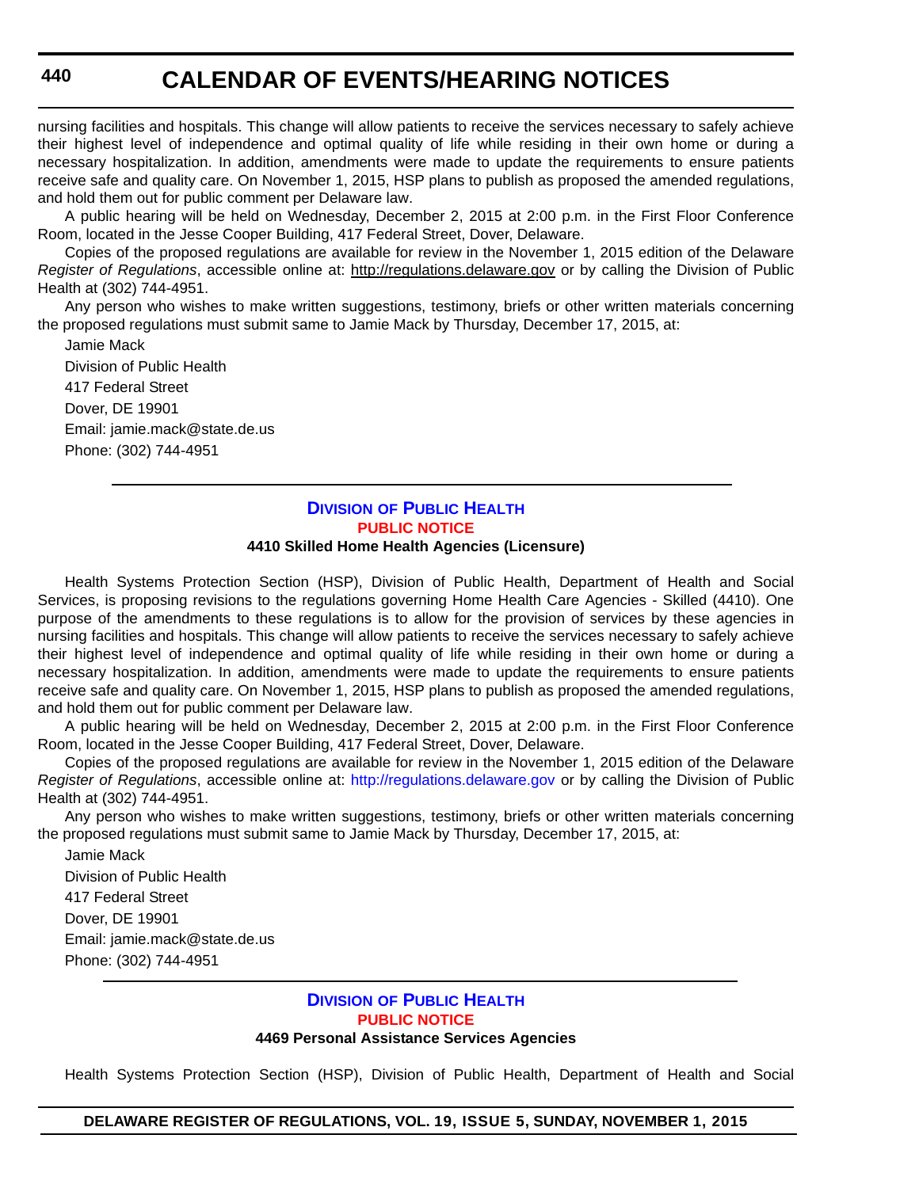nursing facilities and hospitals. This change will allow patients to receive the services necessary to safely achieve their highest level of independence and optimal quality of life while residing in their own home or during a necessary hospitalization. In addition, amendments were made to update the requirements to ensure patients receive safe and quality care. On November 1, 2015, HSP plans to publish as proposed the amended regulations, and hold them out for public comment per Delaware law.

A public hearing will be held on Wednesday, December 2, 2015 at 2:00 p.m. in the First Floor Conference Room, located in the Jesse Cooper Building, 417 Federal Street, Dover, Delaware.

Copies of the proposed regulations are available for review in the November 1, 2015 edition of the Delaware *Register of Regulations*, accessible online at: http://regulations.delaware.gov or by calling the Division of Public Health at (302) 744-4951.

Any person who wishes to make written suggestions, testimony, briefs or other written materials concerning the proposed regulations must submit same to Jamie Mack by Thursday, December 17, 2015, at:

Jamie Mack
Division of Public Health
417 Federal Street
Dover, DE 19901
Email: jamie.mack@state.de.us
Phone: (302) 744-4951

---

## Division of Public Health

### Public Notice

#### 4410 Skilled Home Health Agencies (Licensure)

Health Systems Protection Section (HSP), Division of Public Health, Department of Health and Social Services, is proposing revisions to the regulations governing Home Health Care Agencies - Skilled (4410). One purpose of the amendments to these regulations is to allow for the provision of services by these agencies in nursing facilities and hospitals. This change will allow patients to receive the services necessary to safely achieve their highest level of independence and optimal quality of life while residing in their own home or during a necessary hospitalization. In addition, amendments were made to update the requirements to ensure patients receive safe and quality care. On November 1, 2015, HSP plans to publish as proposed the amended regulations, and hold them out for public comment per Delaware law.

A public hearing will be held on Wednesday, December 2, 2015 at 2:00 p.m. in the First Floor Conference Room, located in the Jesse Cooper Building, 417 Federal Street, Dover, Delaware.

Copies of the proposed regulations are available for review in the November 1, 2015 edition of the Delaware *Register of Regulations*, accessible online at: http://regulations.delaware.gov or by calling the Division of Public Health at (302) 744-4951.

Any person who wishes to make written suggestions, testimony, briefs or other written materials concerning the proposed regulations must submit same to Jamie Mack by Thursday, December 17, 2015, at:

Jamie Mack
Division of Public Health
417 Federal Street
Dover, DE 19901
Email: jamie.mack@state.de.us
Phone: (302) 744-4951

---

## Division of Public Health

### Public Notice

#### 4469 Personal Assistance Services Agencies

Health Systems Protection Section (HSP), Division of Public Health, Department of Health and Social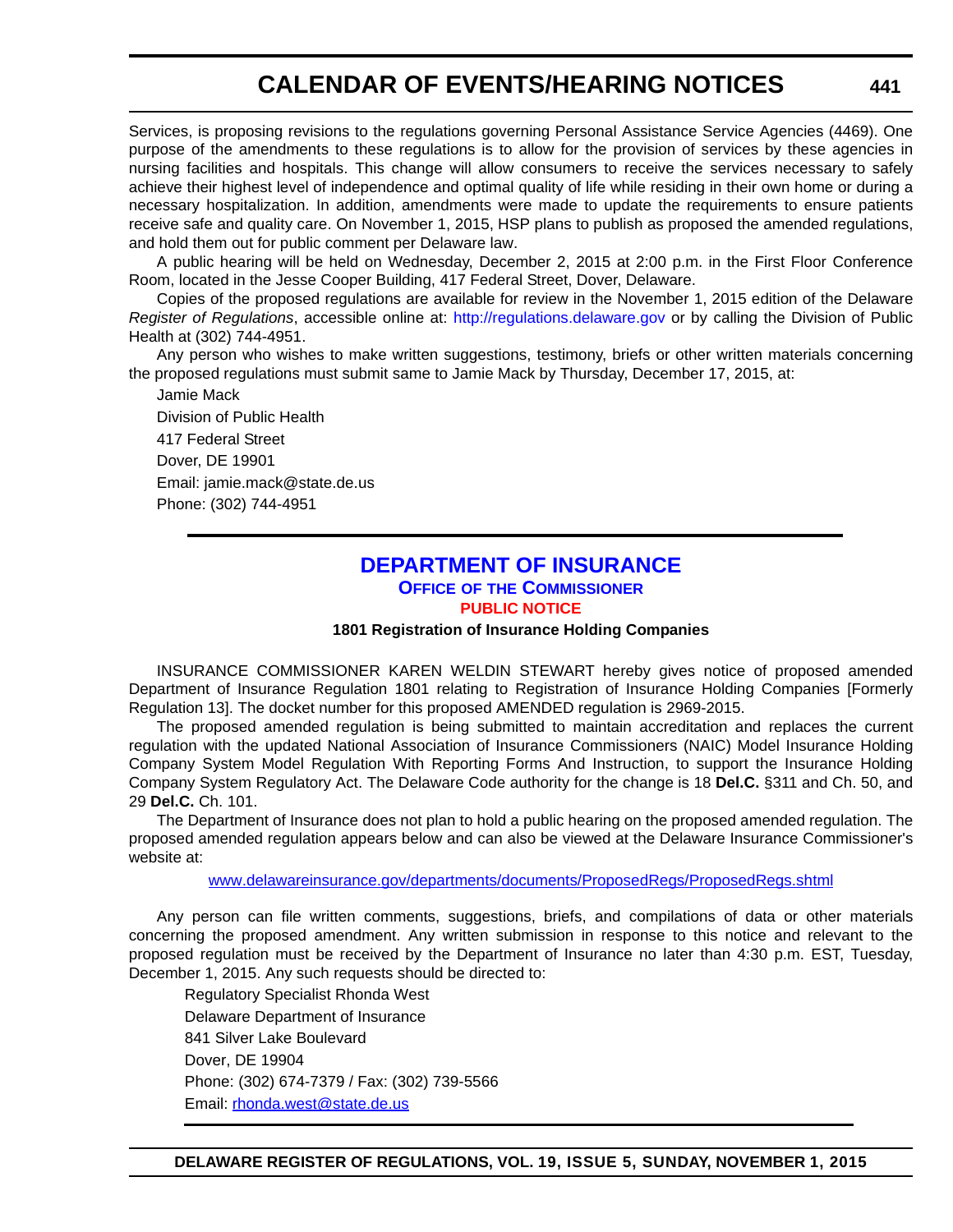Services, is proposing revisions to the regulations governing Personal Assistance Service Agencies (4469). One purpose of the amendments to these regulations is to allow for the provision of services by these agencies in nursing facilities and hospitals. This change will allow consumers to receive the services necessary to safely achieve their highest level of independence and optimal quality of life while residing in their own home or during a necessary hospitalization. In addition, amendments were made to update the requirements to ensure patients receive safe and quality care. On November 1, 2015, HSP plans to publish as proposed the amended regulations, and hold them out for public comment per Delaware law.

A public hearing will be held on Wednesday, December 2, 2015 at 2:00 p.m. in the First Floor Conference Room, located in the Jesse Cooper Building, 417 Federal Street, Dover, Delaware.

Copies of the proposed regulations are available for review in the November 1, 2015 edition of the Delaware *Register of Regulations*, accessible online at: http://regulations.delaware.gov or by calling the Division of Public Health at (302) 744-4951.

Any person who wishes to make written suggestions, testimony, briefs or other written materials concerning the proposed regulations must submit same to Jamie Mack by Thursday, December 17, 2015, at:

Jamie Mack
Division of Public Health
417 Federal Street
Dover, DE 19901
Email: jamie.mack@state.de.us
Phone: (302) 744-4951

---

## DEPARTMENT OF INSURANCE

### OFFICE OF THE COMMISSIONER

### PUBLIC NOTICE

**1801 Registration of Insurance Holding Companies**

INSURANCE COMMISSIONER KAREN WELDIN STEWART hereby gives notice of proposed amended Department of Insurance Regulation 1801 relating to Registration of Insurance Holding Companies [Formerly Regulation 13]. The docket number for this proposed AMENDED regulation is 2969-2015.

The proposed amended regulation is being submitted to maintain accreditation and replaces the current regulation with the updated National Association of Insurance Commissioners (NAIC) Model Insurance Holding Company System Model Regulation With Reporting Forms And Instruction, to support the Insurance Holding Company System Regulatory Act. The Delaware Code authority for the change is 18 **Del.C.** §311 and Ch. 50, and 29 **Del.C.** Ch. 101.

The Department of Insurance does not plan to hold a public hearing on the proposed amended regulation. The proposed amended regulation appears below and can also be viewed at the Delaware Insurance Commissioner's website at:

www.delawareinsurance.gov/departments/documents/ProposedRegs/ProposedRegs.shtml

Any person can file written comments, suggestions, briefs, and compilations of data or other materials concerning the proposed amendment. Any written submission in response to this notice and relevant to the proposed regulation must be received by the Department of Insurance no later than 4:30 p.m. EST, Tuesday, December 1, 2015. Any such requests should be directed to:

Regulatory Specialist Rhonda West
Delaware Department of Insurance
841 Silver Lake Boulevard
Dover, DE 19904
Phone: (302) 674-7379 / Fax: (302) 739-5566
Email: rhonda.west@state.de.us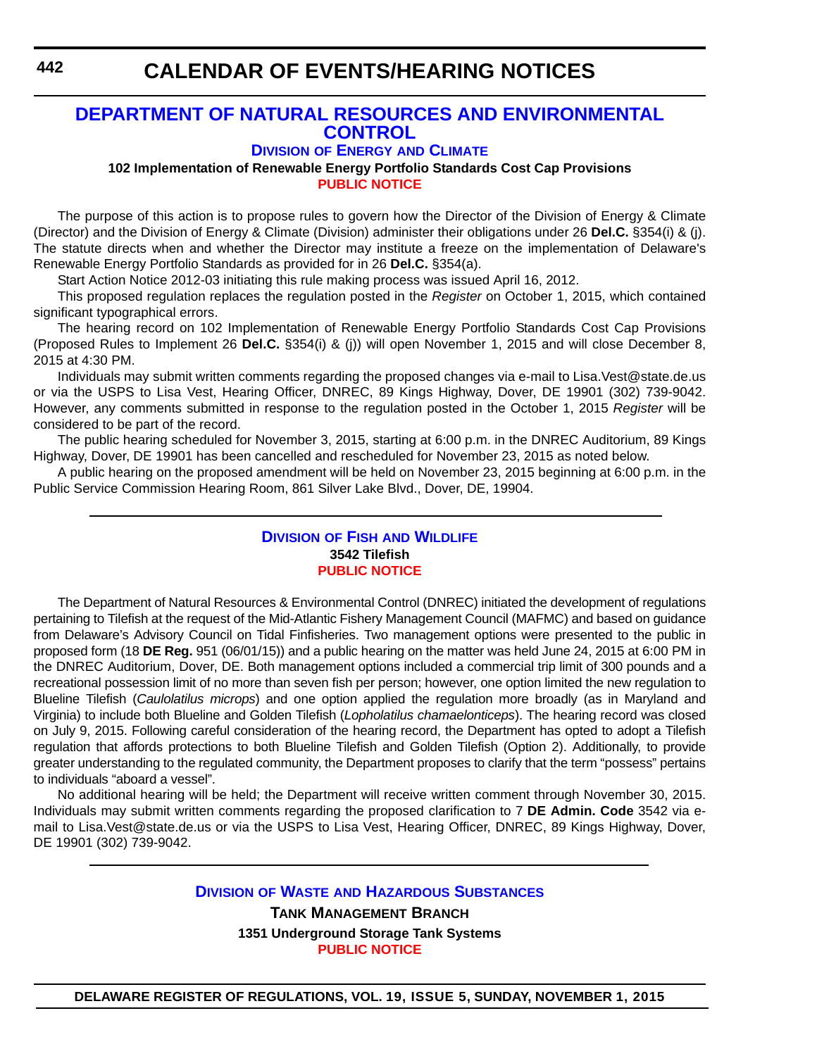# CALENDAR OF EVENTS/HEARING NOTICES

## DEPARTMENT OF NATURAL RESOURCES AND ENVIRONMENTAL CONTROL

### Division of Energy and Climate

**102 Implementation of Renewable Energy Portfolio Standards Cost Cap Provisions**

**PUBLIC NOTICE**

The purpose of this action is to propose rules to govern how the Director of the Division of Energy & Climate (Director) and the Division of Energy & Climate (Division) administer their obligations under 26 **Del.C.** §354(i) & (j). The statute directs when and whether the Director may institute a freeze on the implementation of Delaware's Renewable Energy Portfolio Standards as provided for in 26 **Del.C.** §354(a).

Start Action Notice 2012-03 initiating this rule making process was issued April 16, 2012.

This proposed regulation replaces the regulation posted in the *Register* on October 1, 2015, which contained significant typographical errors.

The hearing record on 102 Implementation of Renewable Energy Portfolio Standards Cost Cap Provisions (Proposed Rules to Implement 26 **Del.C.** §354(i) & (j)) will open November 1, 2015 and will close December 8, 2015 at 4:30 PM.

Individuals may submit written comments regarding the proposed changes via e-mail to Lisa.Vest@state.de.us or via the USPS to Lisa Vest, Hearing Officer, DNREC, 89 Kings Highway, Dover, DE 19901 (302) 739-9042. However, any comments submitted in response to the regulation posted in the October 1, 2015 *Register* will be considered to be part of the record.

The public hearing scheduled for November 3, 2015, starting at 6:00 p.m. in the DNREC Auditorium, 89 Kings Highway, Dover, DE 19901 has been cancelled and rescheduled for November 23, 2015 as noted below.

A public hearing on the proposed amendment will be held on November 23, 2015 beginning at 6:00 p.m. in the Public Service Commission Hearing Room, 861 Silver Lake Blvd., Dover, DE, 19904.

---

### Division of Fish and Wildlife

**3542 Tilefish**

**PUBLIC NOTICE**

The Department of Natural Resources & Environmental Control (DNREC) initiated the development of regulations pertaining to Tilefish at the request of the Mid-Atlantic Fishery Management Council (MAFMC) and based on guidance from Delaware's Advisory Council on Tidal Finfisheries. Two management options were presented to the public in proposed form (18 **DE Reg.** 951 (06/01/15)) and a public hearing on the matter was held June 24, 2015 at 6:00 PM in the DNREC Auditorium, Dover, DE. Both management options included a commercial trip limit of 300 pounds and a recreational possession limit of no more than seven fish per person; however, one option limited the new regulation to Blueline Tilefish (*Caulolatilus microps*) and one option applied the regulation more broadly (as in Maryland and Virginia) to include both Blueline and Golden Tilefish (*Lopholatilus chamaelonticeps*). The hearing record was closed on July 9, 2015. Following careful consideration of the hearing record, the Department has opted to adopt a Tilefish regulation that affords protections to both Blueline Tilefish and Golden Tilefish (Option 2). Additionally, to provide greater understanding to the regulated community, the Department proposes to clarify that the term "possess" pertains to individuals "aboard a vessel".

No additional hearing will be held; the Department will receive written comment through November 30, 2015. Individuals may submit written comments regarding the proposed clarification to 7 **DE Admin. Code** 3542 via e-mail to Lisa.Vest@state.de.us or via the USPS to Lisa Vest, Hearing Officer, DNREC, 89 Kings Highway, Dover, DE 19901 (302) 739-9042.

---

### Division of Waste and Hazardous Substances

**Tank Management Branch**

**1351 Underground Storage Tank Systems**

**PUBLIC NOTICE**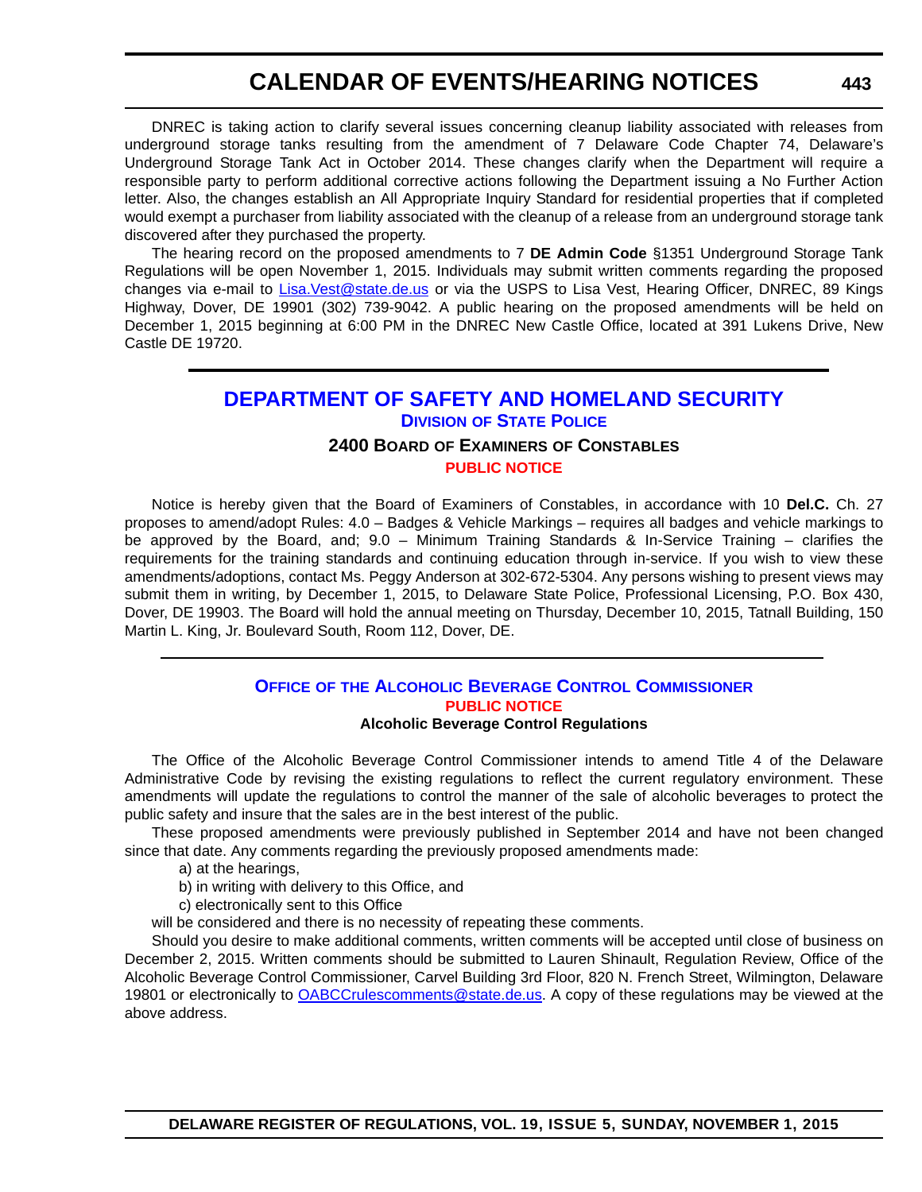DNREC is taking action to clarify several issues concerning cleanup liability associated with releases from underground storage tanks resulting from the amendment of 7 Delaware Code Chapter 74, Delaware's Underground Storage Tank Act in October 2014. These changes clarify when the Department will require a responsible party to perform additional corrective actions following the Department issuing a No Further Action letter. Also, the changes establish an All Appropriate Inquiry Standard for residential properties that if completed would exempt a purchaser from liability associated with the cleanup of a release from an underground storage tank discovered after they purchased the property.

The hearing record on the proposed amendments to 7 **DE Admin Code** §1351 Underground Storage Tank Regulations will be open November 1, 2015. Individuals may submit written comments regarding the proposed changes via e-mail to Lisa.Vest@state.de.us or via the USPS to Lisa Vest, Hearing Officer, DNREC, 89 Kings Highway, Dover, DE 19901 (302) 739-9042. A public hearing on the proposed amendments will be held on December 1, 2015 beginning at 6:00 PM in the DNREC New Castle Office, located at 391 Lukens Drive, New Castle DE 19720.

## DEPARTMENT OF SAFETY AND HOMELAND SECURITY

### DIVISION OF STATE POLICE

### 2400 BOARD OF EXAMINERS OF CONSTABLES

**PUBLIC NOTICE**

Notice is hereby given that the Board of Examiners of Constables, in accordance with 10 **Del.C.** Ch. 27 proposes to amend/adopt Rules: 4.0 – Badges & Vehicle Markings – requires all badges and vehicle markings to be approved by the Board, and; 9.0 – Minimum Training Standards & In-Service Training – clarifies the requirements for the training standards and continuing education through in-service. If you wish to view these amendments/adoptions, contact Ms. Peggy Anderson at 302-672-5304. Any persons wishing to present views may submit them in writing, by December 1, 2015, to Delaware State Police, Professional Licensing, P.O. Box 430, Dover, DE 19903. The Board will hold the annual meeting on Thursday, December 10, 2015, Tatnall Building, 150 Martin L. King, Jr. Boulevard South, Room 112, Dover, DE.

## OFFICE OF THE ALCOHOLIC BEVERAGE CONTROL COMMISSIONER

**PUBLIC NOTICE**

**Alcoholic Beverage Control Regulations**

The Office of the Alcoholic Beverage Control Commissioner intends to amend Title 4 of the Delaware Administrative Code by revising the existing regulations to reflect the current regulatory environment. These amendments will update the regulations to control the manner of the sale of alcoholic beverages to protect the public safety and insure that the sales are in the best interest of the public.

These proposed amendments were previously published in September 2014 and have not been changed since that date. Any comments regarding the previously proposed amendments made:

a) at the hearings,

b) in writing with delivery to this Office, and

c) electronically sent to this Office

will be considered and there is no necessity of repeating these comments.

Should you desire to make additional comments, written comments will be accepted until close of business on December 2, 2015. Written comments should be submitted to Lauren Shinault, Regulation Review, Office of the Alcoholic Beverage Control Commissioner, Carvel Building 3rd Floor, 820 N. French Street, Wilmington, Delaware 19801 or electronically to OABCCrulescomments@state.de.us. A copy of these regulations may be viewed at the above address.